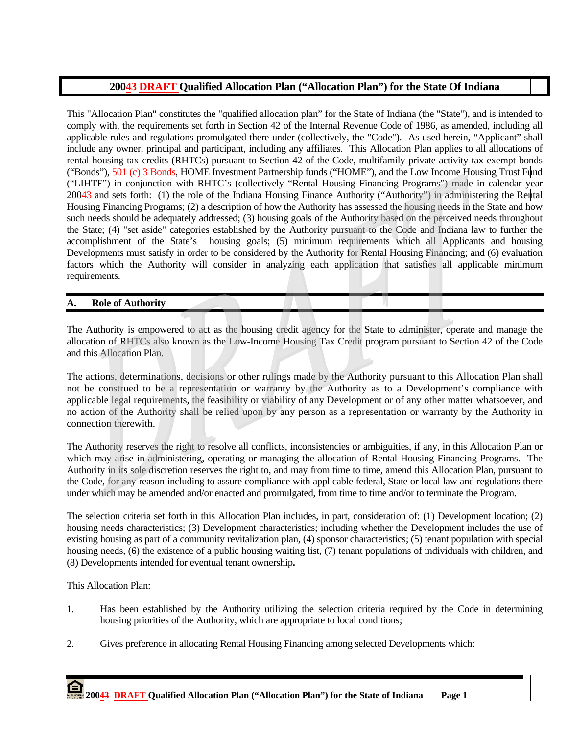# 20043 DRAFT Qualified Allocation Plan ("Allocation Plan") for the State Of Indiana

This "Allocation Plan" constitutes the "qualified allocation plan" for the State of Indiana (the "State"), and is intended to comply with, the requirements set forth in Section 42 of the Internal Revenue Code of 1986, as amended, including all applicable rules and regulations promulgated there under (collectively, the "Code"). As used herein, "Applicant" shall include any owner, principal and participant, including any affiliates. This Allocation Plan applies to all allocations of rental housing tax credits (RHTCs) pursuant to Section 42 of the Code, multifamily private activity tax-exempt bonds ("Bonds"), ~~501 (c) 3 Bonds~~, HOME Investment Partnership funds ("HOME"), and the Low Income Housing Trust Fund ("LIHTF") in conjunction with RHTC's (collectively "Rental Housing Financing Programs") made in calendar year 20043 and sets forth: (1) the role of the Indiana Housing Finance Authority ("Authority") in administering the Rental Housing Financing Programs; (2) a description of how the Authority has assessed the housing needs in the State and how such needs should be adequately addressed; (3) housing goals of the Authority based on the perceived needs throughout the State; (4) "set aside" categories established by the Authority pursuant to the Code and Indiana law to further the accomplishment of the State's housing goals; (5) minimum requirements which all Applicants and housing Developments must satisfy in order to be considered by the Authority for Rental Housing Financing; and (6) evaluation factors which the Authority will consider in analyzing each application that satisfies all applicable minimum requirements.

## A. Role of Authority

The Authority is empowered to act as the housing credit agency for the State to administer, operate and manage the allocation of RHTCs also known as the Low-Income Housing Tax Credit program pursuant to Section 42 of the Code and this Allocation Plan.

The actions, determinations, decisions or other rulings made by the Authority pursuant to this Allocation Plan shall not be construed to be a representation or warranty by the Authority as to a Development's compliance with applicable legal requirements, the feasibility or viability of any Development or of any other matter whatsoever, and no action of the Authority shall be relied upon by any person as a representation or warranty by the Authority in connection therewith.

The Authority reserves the right to resolve all conflicts, inconsistencies or ambiguities, if any, in this Allocation Plan or which may arise in administering, operating or managing the allocation of Rental Housing Financing Programs. The Authority in its sole discretion reserves the right to, and may from time to time, amend this Allocation Plan, pursuant to the Code, for any reason including to assure compliance with applicable federal, State or local law and regulations there under which may be amended and/or enacted and promulgated, from time to time and/or to terminate the Program.

The selection criteria set forth in this Allocation Plan includes, in part, consideration of: (1) Development location; (2) housing needs characteristics; (3) Development characteristics; including whether the Development includes the use of existing housing as part of a community revitalization plan, (4) sponsor characteristics; (5) tenant population with special housing needs, (6) the existence of a public housing waiting list, (7) tenant populations of individuals with children, and (8) Developments intended for eventual tenant ownership.

This Allocation Plan:

1. Has been established by the Authority utilizing the selection criteria required by the Code in determining housing priorities of the Authority, which are appropriate to local conditions;

2. Gives preference in allocating Rental Housing Financing among selected Developments which: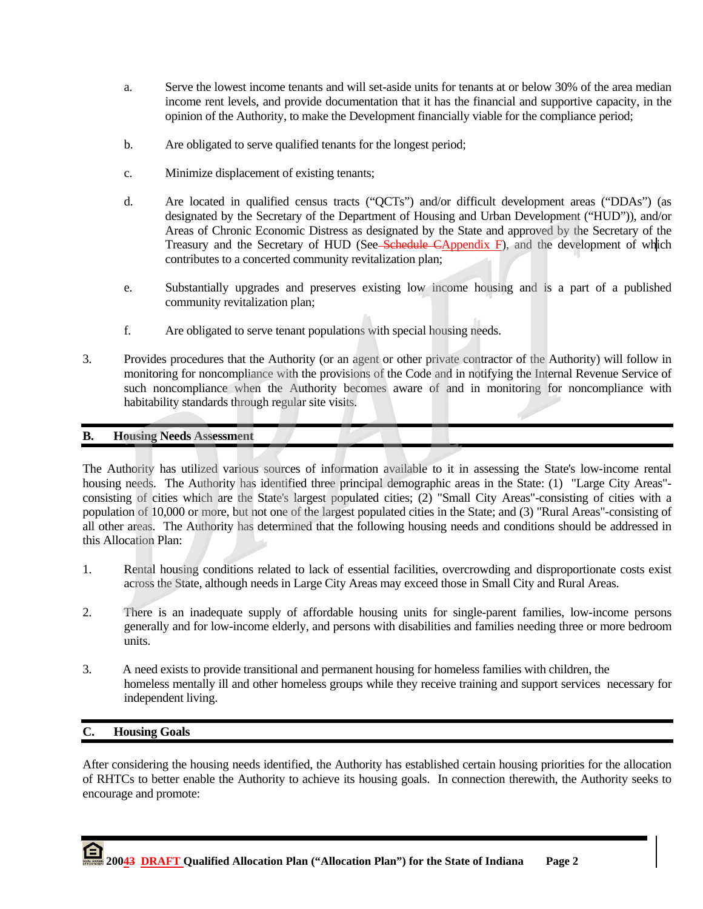a. Serve the lowest income tenants and will set-aside units for tenants at or below 30% of the area median income rent levels, and provide documentation that it has the financial and supportive capacity, in the opinion of the Authority, to make the Development financially viable for the compliance period;

b. Are obligated to serve qualified tenants for the longest period;

c. Minimize displacement of existing tenants;

d. Are located in qualified census tracts ("QCTs") and/or difficult development areas ("DDAs") (as designated by the Secretary of the Department of Housing and Urban Development ("HUD")), and/or Areas of Chronic Economic Distress as designated by the State and approved by the Secretary of the Treasury and the Secretary of HUD (See ~~Schedule C~~Appendix F), and the development of which contributes to a concerted community revitalization plan;

e. Substantially upgrades and preserves existing low income housing and is a part of a published community revitalization plan;

f. Are obligated to serve tenant populations with special housing needs.

3. Provides procedures that the Authority (or an agent or other private contractor of the Authority) will follow in monitoring for noncompliance with the provisions of the Code and in notifying the Internal Revenue Service of such noncompliance when the Authority becomes aware of and in monitoring for noncompliance with habitability standards through regular site visits.

## B. Housing Needs Assessment

The Authority has utilized various sources of information available to it in assessing the State's low-income rental housing needs. The Authority has identified three principal demographic areas in the State: (1) "Large City Areas"-consisting of cities which are the State's largest populated cities; (2) "Small City Areas"-consisting of cities with a population of 10,000 or more, but not one of the largest populated cities in the State; and (3) "Rural Areas"-consisting of all other areas. The Authority has determined that the following housing needs and conditions should be addressed in this Allocation Plan:

1. Rental housing conditions related to lack of essential facilities, overcrowding and disproportionate costs exist across the State, although needs in Large City Areas may exceed those in Small City and Rural Areas.

2. There is an inadequate supply of affordable housing units for single-parent families, low-income persons generally and for low-income elderly, and persons with disabilities and families needing three or more bedroom units.

3. A need exists to provide transitional and permanent housing for homeless families with children, the homeless mentally ill and other homeless groups while they receive training and support services necessary for independent living.

## C. Housing Goals

After considering the housing needs identified, the Authority has established certain housing priorities for the allocation of RHTCs to better enable the Authority to achieve its housing goals. In connection therewith, the Authority seeks to encourage and promote: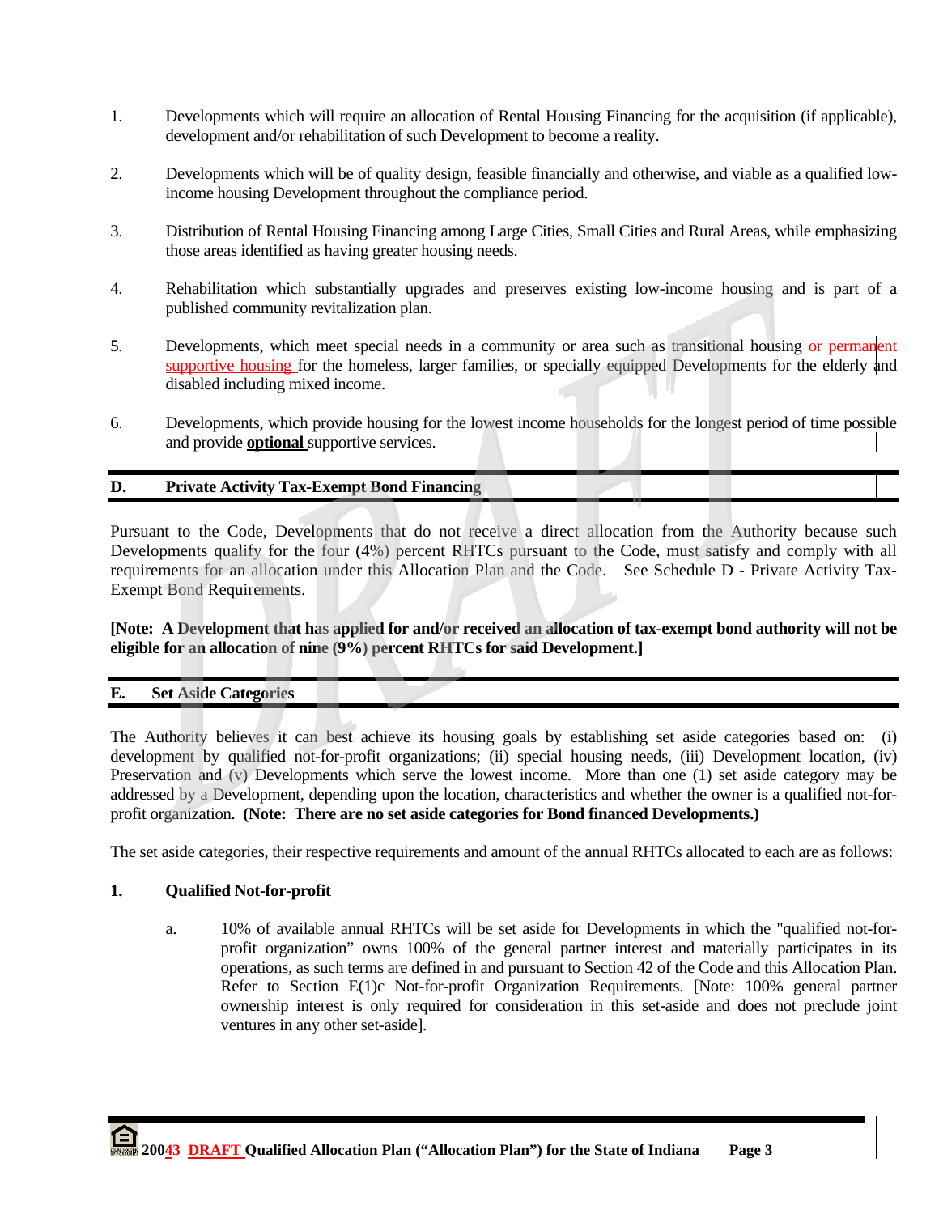1. Developments which will require an allocation of Rental Housing Financing for the acquisition (if applicable), development and/or rehabilitation of such Development to become a reality.

2. Developments which will be of quality design, feasible financially and otherwise, and viable as a qualified low-income housing Development throughout the compliance period.

3. Distribution of Rental Housing Financing among Large Cities, Small Cities and Rural Areas, while emphasizing those areas identified as having greater housing needs.

4. Rehabilitation which substantially upgrades and preserves existing low-income housing and is part of a published community revitalization plan.

5. Developments, which meet special needs in a community or area such as transitional housing or permanent supportive housing for the homeless, larger families, or specially equipped Developments for the elderly and disabled including mixed income.

6. Developments, which provide housing for the lowest income households for the longest period of time possible and provide **optional** supportive services.

## D. Private Activity Tax-Exempt Bond Financing

Pursuant to the Code, Developments that do not receive a direct allocation from the Authority because such Developments qualify for the four (4%) percent RHTCs pursuant to the Code, must satisfy and comply with all requirements for an allocation under this Allocation Plan and the Code. See Schedule D - Private Activity Tax-Exempt Bond Requirements.

**[Note: A Development that has applied for and/or received an allocation of tax-exempt bond authority will not be eligible for an allocation of nine (9%) percent RHTCs for said Development.]**

## E. Set Aside Categories

The Authority believes it can best achieve its housing goals by establishing set aside categories based on: (i) development by qualified not-for-profit organizations; (ii) special housing needs, (iii) Development location, (iv) Preservation and (v) Developments which serve the lowest income. More than one (1) set aside category may be addressed by a Development, depending upon the location, characteristics and whether the owner is a qualified not-for-profit organization. **(Note: There are no set aside categories for Bond financed Developments.)**

The set aside categories, their respective requirements and amount of the annual RHTCs allocated to each are as follows:

### 1. Qualified Not-for-profit

a. 10% of available annual RHTCs will be set aside for Developments in which the "qualified not-for-profit organization" owns 100% of the general partner interest and materially participates in its operations, as such terms are defined in and pursuant to Section 42 of the Code and this Allocation Plan. Refer to Section E(1)c Not-for-profit Organization Requirements. [Note: 100% general partner ownership interest is only required for consideration in this set-aside and does not preclude joint ventures in any other set-aside].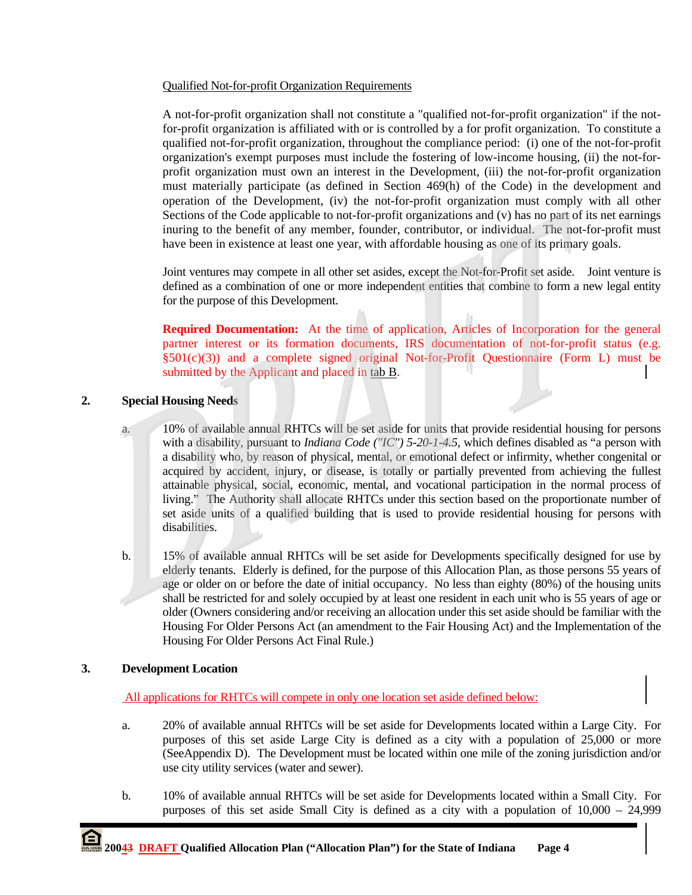Qualified Not-for-profit Organization Requirements

A not-for-profit organization shall not constitute a "qualified not-for-profit organization" if the not-for-profit organization is affiliated with or is controlled by a for profit organization. To constitute a qualified not-for-profit organization, throughout the compliance period: (i) one of the not-for-profit organization's exempt purposes must include the fostering of low-income housing, (ii) the not-for-profit organization must own an interest in the Development, (iii) the not-for-profit organization must materially participate (as defined in Section 469(h) of the Code) in the development and operation of the Development, (iv) the not-for-profit organization must comply with all other Sections of the Code applicable to not-for-profit organizations and (v) has no part of its net earnings inuring to the benefit of any member, founder, contributor, or individual. The not-for-profit must have been in existence at least one year, with affordable housing as one of its primary goals.

Joint ventures may compete in all other set asides, except the Not-for-Profit set aside. Joint venture is defined as a combination of one or more independent entities that combine to form a new legal entity for the purpose of this Development.

**Required Documentation:** At the time of application, Articles of Incorporation for the general partner interest or its formation documents, IRS documentation of not-for-profit status (e.g. §501(c)(3)) and a complete signed original Not-for-Profit Questionnaire (Form L) must be submitted by the Applicant and placed in tab B.

## 2. Special Housing Needs

a. 10% of available annual RHTCs will be set aside for units that provide residential housing for persons with a disability, pursuant to *Indiana Code ("IC") 5-20-1-4.5*, which defines disabled as "a person with a disability who, by reason of physical, mental, or emotional defect or infirmity, whether congenital or acquired by accident, injury, or disease, is totally or partially prevented from achieving the fullest attainable physical, social, economic, mental, and vocational participation in the normal process of living." The Authority shall allocate RHTCs under this section based on the proportionate number of set aside units of a qualified building that is used to provide residential housing for persons with disabilities.

b. 15% of available annual RHTCs will be set aside for Developments specifically designed for use by elderly tenants. Elderly is defined, for the purpose of this Allocation Plan, as those persons 55 years of age or older on or before the date of initial occupancy. No less than eighty (80%) of the housing units shall be restricted for and solely occupied by at least one resident in each unit who is 55 years of age or older (Owners considering and/or receiving an allocation under this set aside should be familiar with the Housing For Older Persons Act (an amendment to the Fair Housing Act) and the Implementation of the Housing For Older Persons Act Final Rule.)

## 3. Development Location

All applications for RHTCs will compete in only one location set aside defined below:

a. 20% of available annual RHTCs will be set aside for Developments located within a Large City. For purposes of this set aside Large City is defined as a city with a population of 25,000 or more (SeeAppendix D). The Development must be located within one mile of the zoning jurisdiction and/or use city utility services (water and sewer).

b. 10% of available annual RHTCs will be set aside for Developments located within a Small City. For purposes of this set aside Small City is defined as a city with a population of 10,000 – 24,999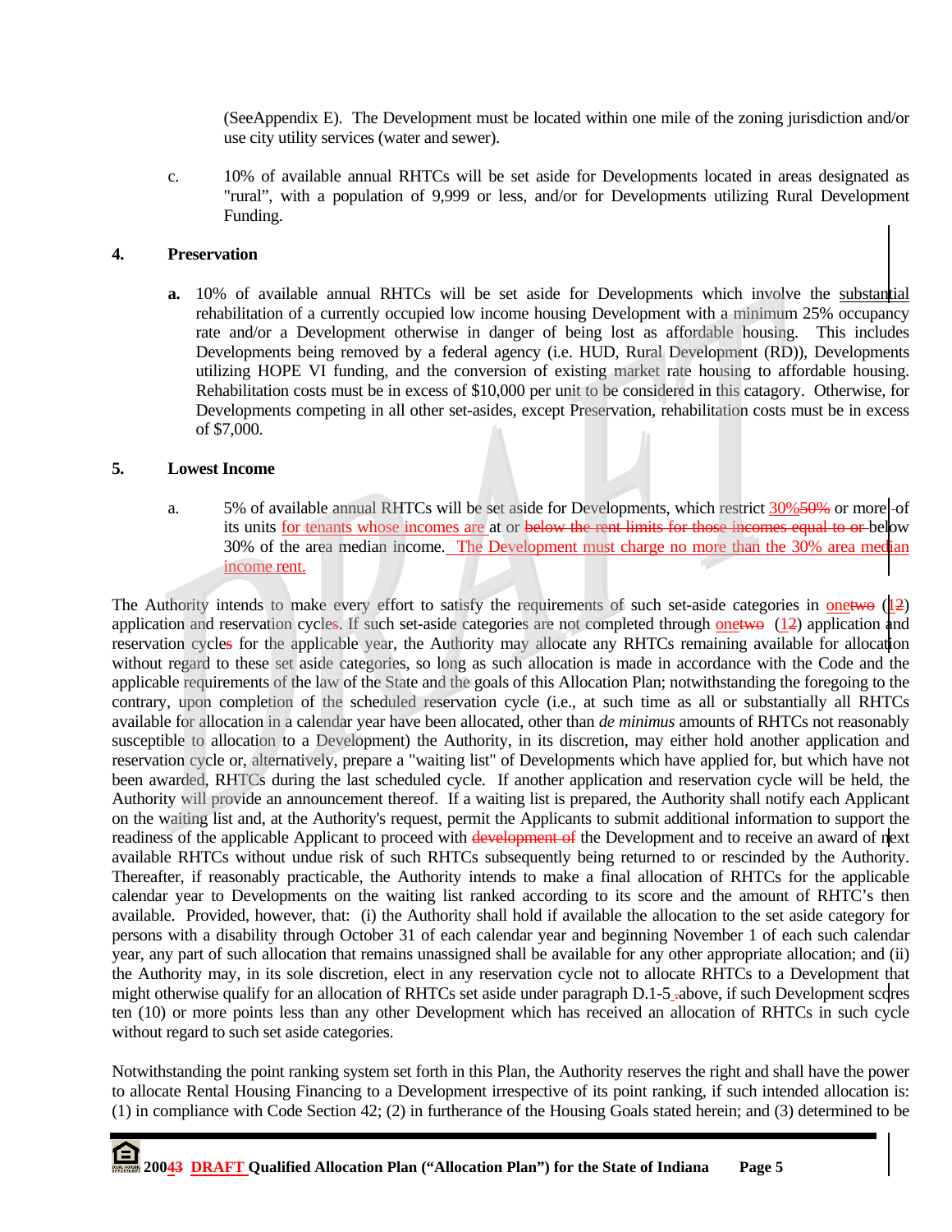(SeeAppendix E). The Development must be located within one mile of the zoning jurisdiction and/or use city utility services (water and sewer).

c. 10% of available annual RHTCs will be set aside for Developments located in areas designated as "rural", with a population of 9,999 or less, and/or for Developments utilizing Rural Development Funding.

**4. Preservation**

**a.** 10% of available annual RHTCs will be set aside for Developments which involve the substantial rehabilitation of a currently occupied low income housing Development with a minimum 25% occupancy rate and/or a Development otherwise in danger of being lost as affordable housing. This includes Developments being removed by a federal agency (i.e. HUD, Rural Development (RD)), Developments utilizing HOPE VI funding, and the conversion of existing market rate housing to affordable housing. Rehabilitation costs must be in excess of $10,000 per unit to be considered in this catagory. Otherwise, for Developments competing in all other set-asides, except Preservation, rehabilitation costs must be in excess of $7,000.

**5. Lowest Income**

a. 5% of available annual RHTCs will be set aside for Developments, which restrict 30%~~50%~~ or more ~~-~~of its units for tenants whose incomes are at or ~~below the rent limits for those incomes equal to or~~ below 30% of the area median income. The Development must charge no more than the 30% area median income rent.

The Authority intends to make every effort to satisfy the requirements of such set-aside categories in one~~two~~ (1~~2~~) application and reservation cycle~~s~~. If such set-aside categories are not completed through one~~two~~ (1~~2~~) application and reservation cycle~~s~~ for the applicable year, the Authority may allocate any RHTCs remaining available for allocation without regard to these set aside categories, so long as such allocation is made in accordance with the Code and the applicable requirements of the law of the State and the goals of this Allocation Plan; notwithstanding the foregoing to the contrary, upon completion of the scheduled reservation cycle (i.e., at such time as all or substantially all RHTCs available for allocation in a calendar year have been allocated, other than *de minimus* amounts of RHTCs not reasonably susceptible to allocation to a Development) the Authority, in its discretion, may either hold another application and reservation cycle or, alternatively, prepare a "waiting list" of Developments which have applied for, but which have not been awarded, RHTCs during the last scheduled cycle. If another application and reservation cycle will be held, the Authority will provide an announcement thereof. If a waiting list is prepared, the Authority shall notify each Applicant on the waiting list and, at the Authority's request, permit the Applicants to submit additional information to support the readiness of the applicable Applicant to proceed with ~~development of~~ the Development and to receive an award of next available RHTCs without undue risk of such RHTCs subsequently being returned to or rescinded by the Authority. Thereafter, if reasonably practicable, the Authority intends to make a final allocation of RHTCs for the applicable calendar year to Developments on the waiting list ranked according to its score and the amount of RHTC's then available. Provided, however, that: (i) the Authority shall hold if available the allocation to the set aside category for persons with a disability through October 31 of each calendar year and beginning November 1 of each such calendar year, any part of such allocation that remains unassigned shall be available for any other appropriate allocation; and (ii) the Authority may, in its sole discretion, elect in any reservation cycle not to allocate RHTCs to a Development that might otherwise qualify for an allocation of RHTCs set aside under paragraph D.1-5 ~~.~~above, if such Development scores ten (10) or more points less than any other Development which has received an allocation of RHTCs in such cycle without regard to such set aside categories.

Notwithstanding the point ranking system set forth in this Plan, the Authority reserves the right and shall have the power to allocate Rental Housing Financing to a Development irrespective of its point ranking, if such intended allocation is: (1) in compliance with Code Section 42; (2) in furtherance of the Housing Goals stated herein; and (3) determined to be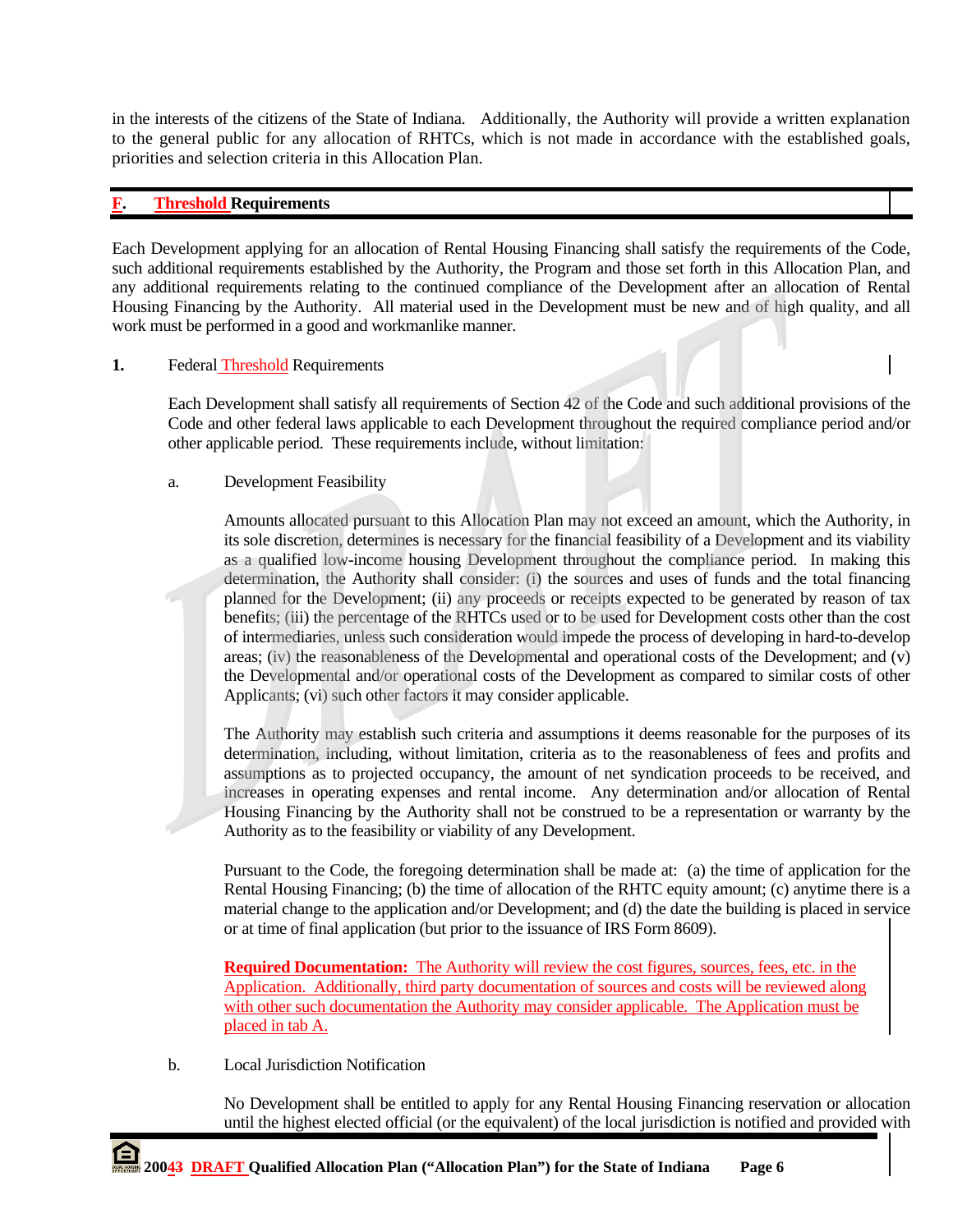in the interests of the citizens of the State of Indiana. Additionally, the Authority will provide a written explanation to the general public for any allocation of RHTCs, which is not made in accordance with the established goals, priorities and selection criteria in this Allocation Plan.

## F. Threshold Requirements

Each Development applying for an allocation of Rental Housing Financing shall satisfy the requirements of the Code, such additional requirements established by the Authority, the Program and those set forth in this Allocation Plan, and any additional requirements relating to the continued compliance of the Development after an allocation of Rental Housing Financing by the Authority. All material used in the Development must be new and of high quality, and all work must be performed in a good and workmanlike manner.

### 1. Federal Threshold Requirements

Each Development shall satisfy all requirements of Section 42 of the Code and such additional provisions of the Code and other federal laws applicable to each Development throughout the required compliance period and/or other applicable period. These requirements include, without limitation:

#### a. Development Feasibility

Amounts allocated pursuant to this Allocation Plan may not exceed an amount, which the Authority, in its sole discretion, determines is necessary for the financial feasibility of a Development and its viability as a qualified low-income housing Development throughout the compliance period. In making this determination, the Authority shall consider: (i) the sources and uses of funds and the total financing planned for the Development; (ii) any proceeds or receipts expected to be generated by reason of tax benefits; (iii) the percentage of the RHTCs used or to be used for Development costs other than the cost of intermediaries, unless such consideration would impede the process of developing in hard-to-develop areas; (iv) the reasonableness of the Developmental and operational costs of the Development; and (v) the Developmental and/or operational costs of the Development as compared to similar costs of other Applicants; (vi) such other factors it may consider applicable.

The Authority may establish such criteria and assumptions it deems reasonable for the purposes of its determination, including, without limitation, criteria as to the reasonableness of fees and profits and assumptions as to projected occupancy, the amount of net syndication proceeds to be received, and increases in operating expenses and rental income. Any determination and/or allocation of Rental Housing Financing by the Authority shall not be construed to be a representation or warranty by the Authority as to the feasibility or viability of any Development.

Pursuant to the Code, the foregoing determination shall be made at: (a) the time of application for the Rental Housing Financing; (b) the time of allocation of the RHTC equity amount; (c) anytime there is a material change to the application and/or Development; and (d) the date the building is placed in service or at time of final application (but prior to the issuance of IRS Form 8609).

**Required Documentation:** The Authority will review the cost figures, sources, fees, etc. in the Application. Additionally, third party documentation of sources and costs will be reviewed along with other such documentation the Authority may consider applicable. The Application must be placed in tab A.

#### b. Local Jurisdiction Notification

No Development shall be entitled to apply for any Rental Housing Financing reservation or allocation until the highest elected official (or the equivalent) of the local jurisdiction is notified and provided with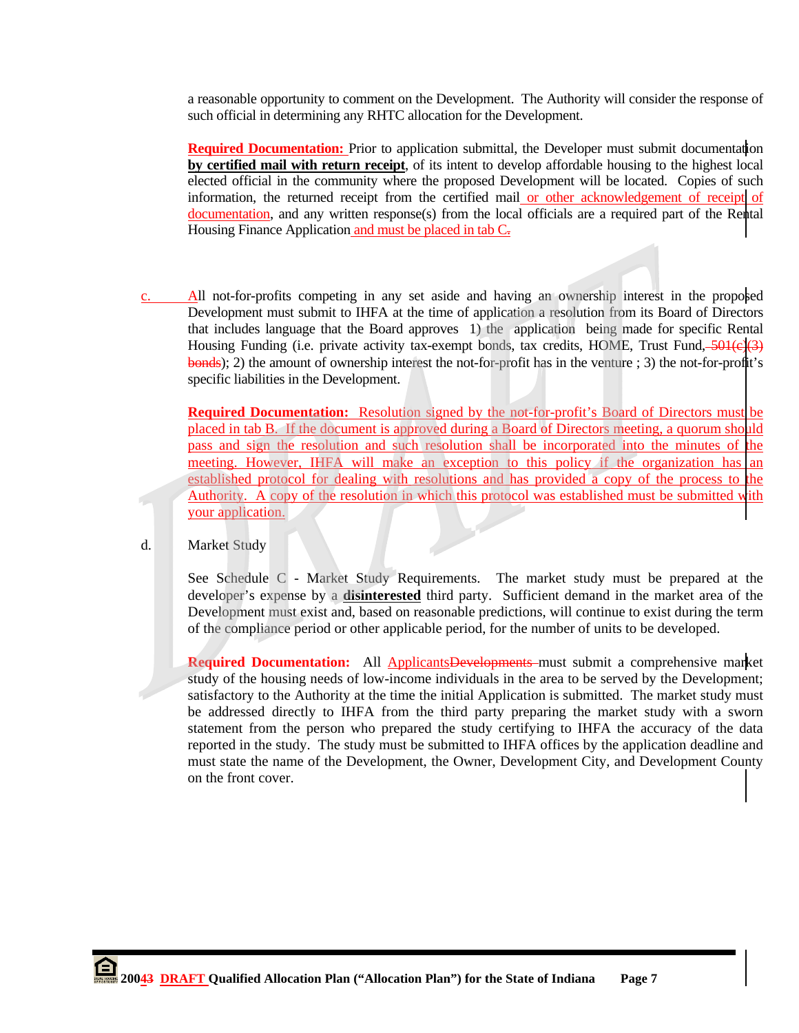a reasonable opportunity to comment on the Development. The Authority will consider the response of such official in determining any RHTC allocation for the Development.

**Required Documentation:** Prior to application submittal, the Developer must submit documentation **by certified mail with return receipt**, of its intent to develop affordable housing to the highest local elected official in the community where the proposed Development will be located. Copies of such information, the returned receipt from the certified mail or other acknowledgement of receipt of documentation, and any written response(s) from the local officials are a required part of the Rental Housing Finance Application and must be placed in tab C.

c. All not-for-profits competing in any set aside and having an ownership interest in the proposed Development must submit to IHFA at the time of application a resolution from its Board of Directors that includes language that the Board approves 1) the application being made for specific Rental Housing Funding (i.e. private activity tax-exempt bonds, tax credits, HOME, Trust Fund, ~~501(c)(3) bonds~~); 2) the amount of ownership interest the not-for-profit has in the venture ; 3) the not-for-profit's specific liabilities in the Development.

**Required Documentation:** Resolution signed by the not-for-profit's Board of Directors must be placed in tab B. If the document is approved during a Board of Directors meeting, a quorum should pass and sign the resolution and such resolution shall be incorporated into the minutes of the meeting. However, IHFA will make an exception to this policy if the organization has an established protocol for dealing with resolutions and has provided a copy of the process to the Authority. A copy of the resolution in which this protocol was established must be submitted with your application.

d. Market Study

See Schedule C - Market Study Requirements. The market study must be prepared at the developer's expense by a **disinterested** third party. Sufficient demand in the market area of the Development must exist and, based on reasonable predictions, will continue to exist during the term of the compliance period or other applicable period, for the number of units to be developed.

**Required Documentation:** All Applicants~~Developments~~ must submit a comprehensive market study of the housing needs of low-income individuals in the area to be served by the Development; satisfactory to the Authority at the time the initial Application is submitted. The market study must be addressed directly to IHFA from the third party preparing the market study with a sworn statement from the person who prepared the study certifying to IHFA the accuracy of the data reported in the study. The study must be submitted to IHFA offices by the application deadline and must state the name of the Development, the Owner, Development City, and Development County on the front cover.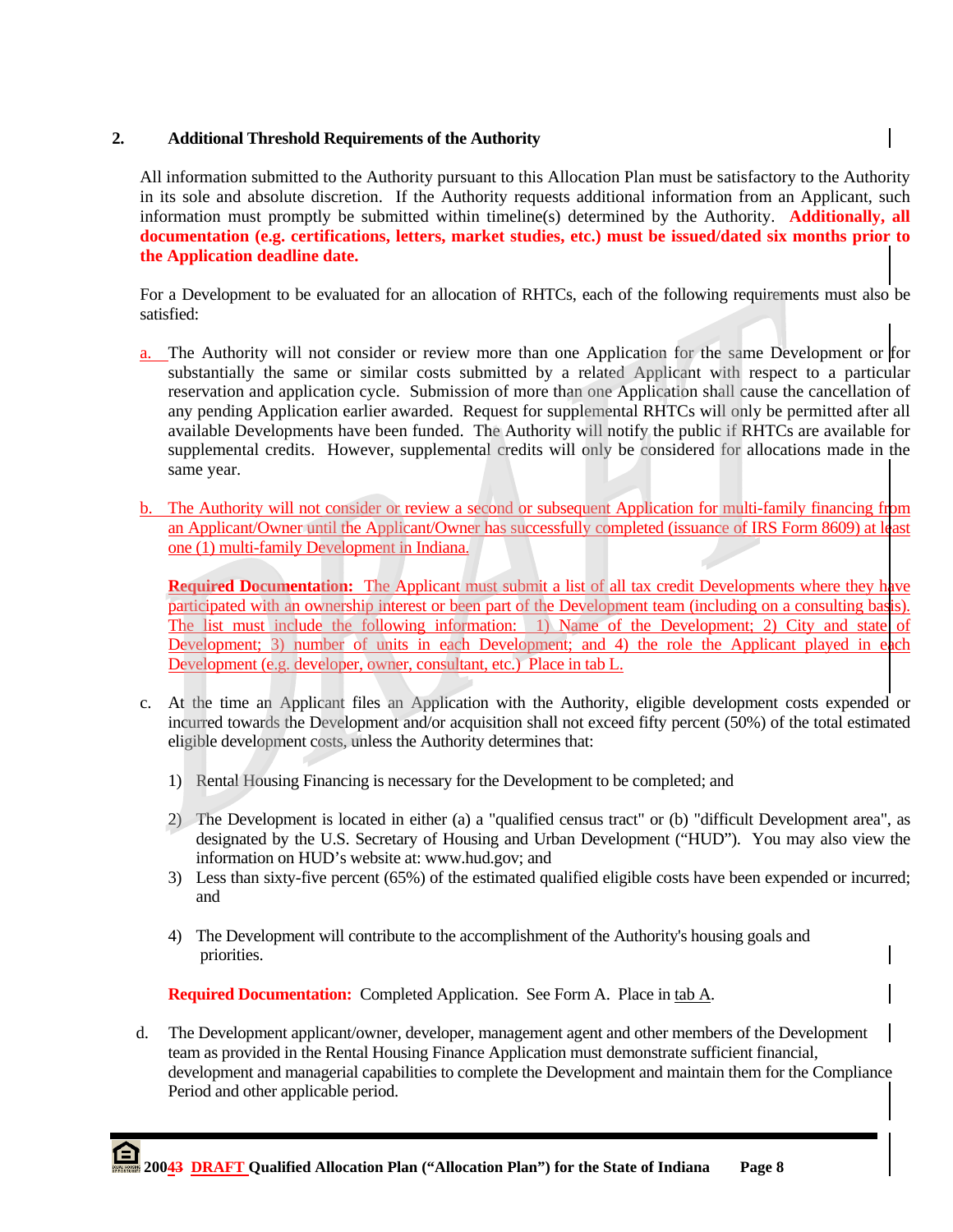## 2. Additional Threshold Requirements of the Authority

All information submitted to the Authority pursuant to this Allocation Plan must be satisfactory to the Authority in its sole and absolute discretion. If the Authority requests additional information from an Applicant, such information must promptly be submitted within timeline(s) determined by the Authority. **Additionally, all documentation (e.g. certifications, letters, market studies, etc.) must be issued/dated six months prior to the Application deadline date.**

For a Development to be evaluated for an allocation of RHTCs, each of the following requirements must also be satisfied:

a. The Authority will not consider or review more than one Application for the same Development or for substantially the same or similar costs submitted by a related Applicant with respect to a particular reservation and application cycle. Submission of more than one Application shall cause the cancellation of any pending Application earlier awarded. Request for supplemental RHTCs will only be permitted after all available Developments have been funded. The Authority will notify the public if RHTCs are available for supplemental credits. However, supplemental credits will only be considered for allocations made in the same year.

b. The Authority will not consider or review a second or subsequent Application for multi-family financing from an Applicant/Owner until the Applicant/Owner has successfully completed (issuance of IRS Form 8609) at least one (1) multi-family Development in Indiana.

   **Required Documentation:** The Applicant must submit a list of all tax credit Developments where they have participated with an ownership interest or been part of the Development team (including on a consulting basis). The list must include the following information: 1) Name of the Development; 2) City and state of Development; 3) number of units in each Development; and 4) the role the Applicant played in each Development (e.g. developer, owner, consultant, etc.) Place in tab L.

c. At the time an Applicant files an Application with the Authority, eligible development costs expended or incurred towards the Development and/or acquisition shall not exceed fifty percent (50%) of the total estimated eligible development costs, unless the Authority determines that:

   1) Rental Housing Financing is necessary for the Development to be completed; and

   2) The Development is located in either (a) a "qualified census tract" or (b) "difficult Development area", as designated by the U.S. Secretary of Housing and Urban Development ("HUD"). You may also view the information on HUD's website at: www.hud.gov; and

   3) Less than sixty-five percent (65%) of the estimated qualified eligible costs have been expended or incurred; and

   4) The Development will contribute to the accomplishment of the Authority's housing goals and priorities.

   **Required Documentation:** Completed Application. See Form A. Place in tab A.

d. The Development applicant/owner, developer, management agent and other members of the Development team as provided in the Rental Housing Finance Application must demonstrate sufficient financial, development and managerial capabilities to complete the Development and maintain them for the Compliance Period and other applicable period.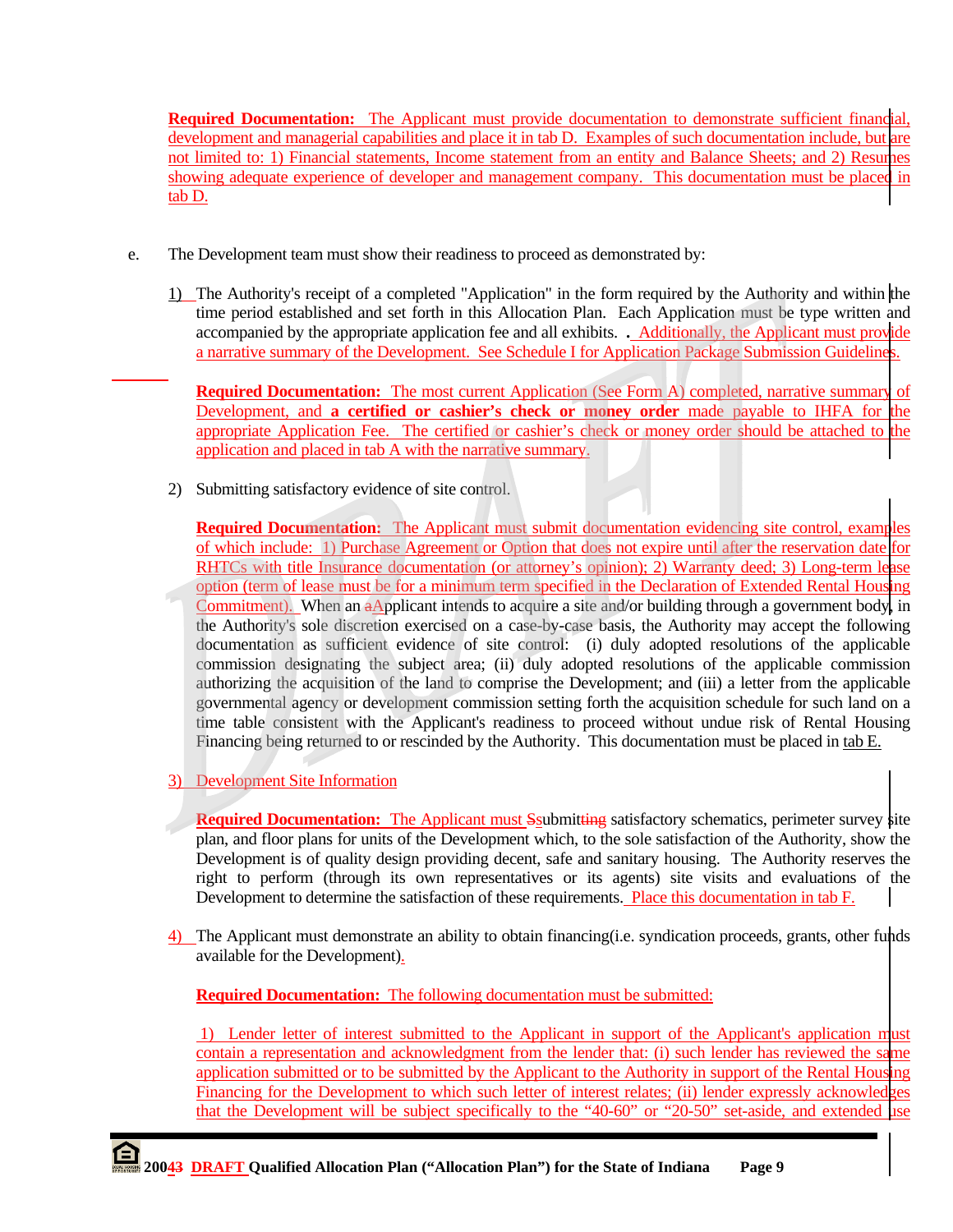**Required Documentation:** The Applicant must provide documentation to demonstrate sufficient financial, development and managerial capabilities and place it in tab D. Examples of such documentation include, but are not limited to: 1) Financial statements, Income statement from an entity and Balance Sheets; and 2) Resumes showing adequate experience of developer and management company. This documentation must be placed in tab D.

e. The Development team must show their readiness to proceed as demonstrated by:

1) The Authority's receipt of a completed "Application" in the form required by the Authority and within the time period established and set forth in this Allocation Plan. Each Application must be type written and accompanied by the appropriate application fee and all exhibits. . Additionally, the Applicant must provide a narrative summary of the Development. See Schedule I for Application Package Submission Guidelines.

**Required Documentation:** The most current Application (See Form A) completed, narrative summary of Development, and **a certified or cashier's check or money order** made payable to IHFA for the appropriate Application Fee. The certified or cashier's check or money order should be attached to the application and placed in tab A with the narrative summary.

2) Submitting satisfactory evidence of site control.

**Required Documentation:** The Applicant must submit documentation evidencing site control, examples of which include: 1) Purchase Agreement or Option that does not expire until after the reservation date for RHTCs with title Insurance documentation (or attorney's opinion); 2) Warranty deed; 3) Long-term lease option (term of lease must be for a minimum term specified in the Declaration of Extended Rental Housing Commitment). When an aApplicant intends to acquire a site and/or building through a government body, in the Authority's sole discretion exercised on a case-by-case basis, the Authority may accept the following documentation as sufficient evidence of site control: (i) duly adopted resolutions of the applicable commission designating the subject area; (ii) duly adopted resolutions of the applicable commission authorizing the acquisition of the land to comprise the Development; and (iii) a letter from the applicable governmental agency or development commission setting forth the acquisition schedule for such land on a time table consistent with the Applicant's readiness to proceed without undue risk of Rental Housing Financing being returned to or rescinded by the Authority. This documentation must be placed in tab E.

3) Development Site Information

**Required Documentation:** The Applicant must Ssubmitting satisfactory schematics, perimeter survey site plan, and floor plans for units of the Development which, to the sole satisfaction of the Authority, show the Development is of quality design providing decent, safe and sanitary housing. The Authority reserves the right to perform (through its own representatives or its agents) site visits and evaluations of the Development to determine the satisfaction of these requirements. Place this documentation in tab F.

4) The Applicant must demonstrate an ability to obtain financing(i.e. syndication proceeds, grants, other funds available for the Development).

**Required Documentation:** The following documentation must be submitted:

1) Lender letter of interest submitted to the Applicant in support of the Applicant's application must contain a representation and acknowledgment from the lender that: (i) such lender has reviewed the same application submitted or to be submitted by the Applicant to the Authority in support of the Rental Housing Financing for the Development to which such letter of interest relates; (ii) lender expressly acknowledges that the Development will be subject specifically to the "40-60" or "20-50" set-aside, and extended use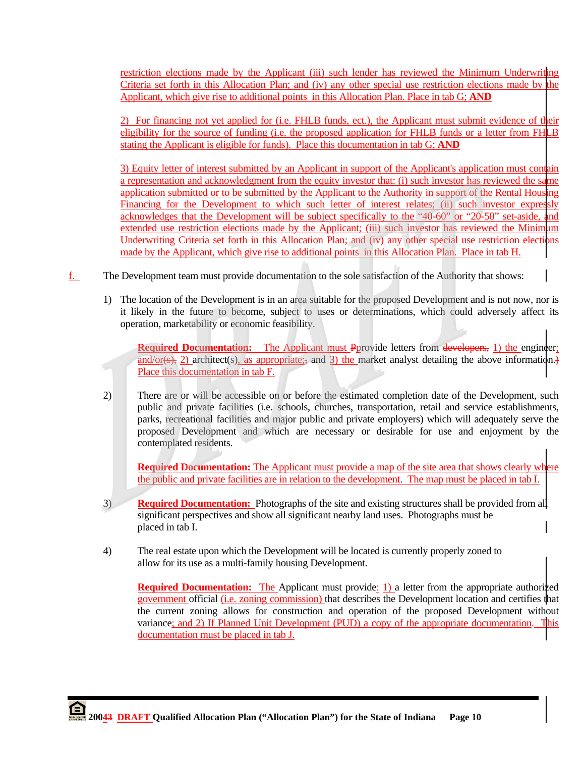restriction elections made by the Applicant (iii) such lender has reviewed the Minimum Underwriting Criteria set forth in this Allocation Plan; and (iv) any other special use restriction elections made by the Applicant, which give rise to additional points in this Allocation Plan. Place in tab G; **AND**

2) For financing not yet applied for (i.e. FHLB funds, ect.), the Applicant must submit evidence of their eligibility for the source of funding (i.e. the proposed application for FHLB funds or a letter from FHLB stating the Applicant is eligible for funds). Place this documentation in tab G; **AND**

3) Equity letter of interest submitted by an Applicant in support of the Applicant's application must contain a representation and acknowledgment from the equity investor that: (i) such investor has reviewed the same application submitted or to be submitted by the Applicant to the Authority in support of the Rental Housing Financing for the Development to which such letter of interest relates; (ii) such investor expressly acknowledges that the Development will be subject specifically to the "40-60" or "20-50" set-aside, and extended use restriction elections made by the Applicant; (iii) such investor has reviewed the Minimum Underwriting Criteria set forth in this Allocation Plan; and (iv) any other special use restriction elections made by the Applicant, which give rise to additional points in this Allocation Plan. Place in tab H.

f. The Development team must provide documentation to the sole satisfaction of the Authority that shows:

1) The location of the Development is in an area suitable for the proposed Development and is not now, nor is it likely in the future to become, subject to uses or determinations, which could adversely affect its operation, marketability or economic feasibility.

**Required Documentation:** The Applicant must Pprovide letters from developers, 1) the engineer; and/or(s), 2) architect(s), as appropriate;, and 3) the market analyst detailing the above information.) Place this documentation in tab F.

2) There are or will be accessible on or before the estimated completion date of the Development, such public and private facilities (i.e. schools, churches, transportation, retail and service establishments, parks, recreational facilities and major public and private employers) which will adequately serve the proposed Development and which are necessary or desirable for use and enjoyment by the contemplated residents.

**Required Documentation:** The Applicant must provide a map of the site area that shows clearly where the public and private facilities are in relation to the development. The map must be placed in tab I.

3) **Required Documentation:** Photographs of the site and existing structures shall be provided from all significant perspectives and show all significant nearby land uses. Photographs must be placed in tab I.

4) The real estate upon which the Development will be located is currently properly zoned to allow for its use as a multi-family housing Development.

**Required Documentation:** The Applicant must provide: 1) a letter from the appropriate authorized government official (i.e. zoning commission) that describes the Development location and certifies that the current zoning allows for construction and operation of the proposed Development without variance; and 2) If Planned Unit Development (PUD) a copy of the appropriate documentation. This documentation must be placed in tab J.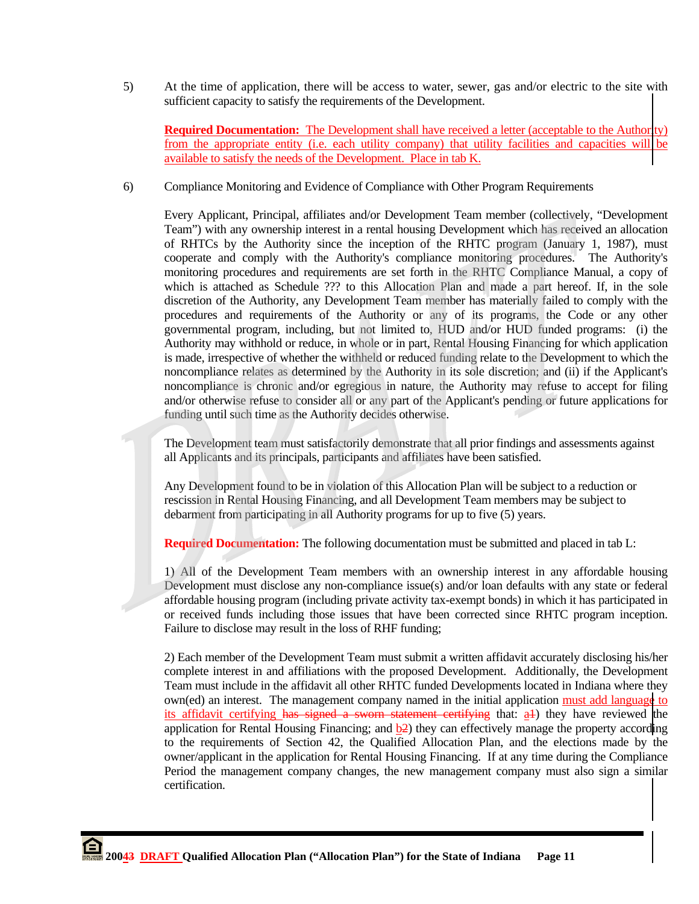5) At the time of application, there will be access to water, sewer, gas and/or electric to the site with sufficient capacity to satisfy the requirements of the Development.

**Required Documentation:** The Development shall have received a letter (acceptable to the Authority) from the appropriate entity (i.e. each utility company) that utility facilities and capacities will be available to satisfy the needs of the Development. Place in tab K.

6) Compliance Monitoring and Evidence of Compliance with Other Program Requirements

Every Applicant, Principal, affiliates and/or Development Team member (collectively, "Development Team") with any ownership interest in a rental housing Development which has received an allocation of RHTCs by the Authority since the inception of the RHTC program (January 1, 1987), must cooperate and comply with the Authority's compliance monitoring procedures. The Authority's monitoring procedures and requirements are set forth in the RHTC Compliance Manual, a copy of which is attached as Schedule ??? to this Allocation Plan and made a part hereof. If, in the sole discretion of the Authority, any Development Team member has materially failed to comply with the procedures and requirements of the Authority or any of its programs, the Code or any other governmental program, including, but not limited to, HUD and/or HUD funded programs: (i) the Authority may withhold or reduce, in whole or in part, Rental Housing Financing for which application is made, irrespective of whether the withheld or reduced funding relate to the Development to which the noncompliance relates as determined by the Authority in its sole discretion; and (ii) if the Applicant's noncompliance is chronic and/or egregious in nature, the Authority may refuse to accept for filing and/or otherwise refuse to consider all or any part of the Applicant's pending or future applications for funding until such time as the Authority decides otherwise.

The Development team must satisfactorily demonstrate that all prior findings and assessments against all Applicants and its principals, participants and affiliates have been satisfied.

Any Development found to be in violation of this Allocation Plan will be subject to a reduction or rescission in Rental Housing Financing, and all Development Team members may be subject to debarment from participating in all Authority programs for up to five (5) years.

**Required Documentation:** The following documentation must be submitted and placed in tab L:

1) All of the Development Team members with an ownership interest in any affordable housing Development must disclose any non-compliance issue(s) and/or loan defaults with any state or federal affordable housing program (including private activity tax-exempt bonds) in which it has participated in or received funds including those issues that have been corrected since RHTC program inception. Failure to disclose may result in the loss of RHF funding;

2) Each member of the Development Team must submit a written affidavit accurately disclosing his/her complete interest in and affiliations with the proposed Development. Additionally, the Development Team must include in the affidavit all other RHTC funded Developments located in Indiana where they own(ed) an interest. The management company named in the initial application must add language to its affidavit certifying ~~has signed a sworn statement certifying~~ that: a~~1~~) they have reviewed the application for Rental Housing Financing; and b~~2~~) they can effectively manage the property according to the requirements of Section 42, the Qualified Allocation Plan, and the elections made by the owner/applicant in the application for Rental Housing Financing. If at any time during the Compliance Period the management company changes, the new management company must also sign a similar certification.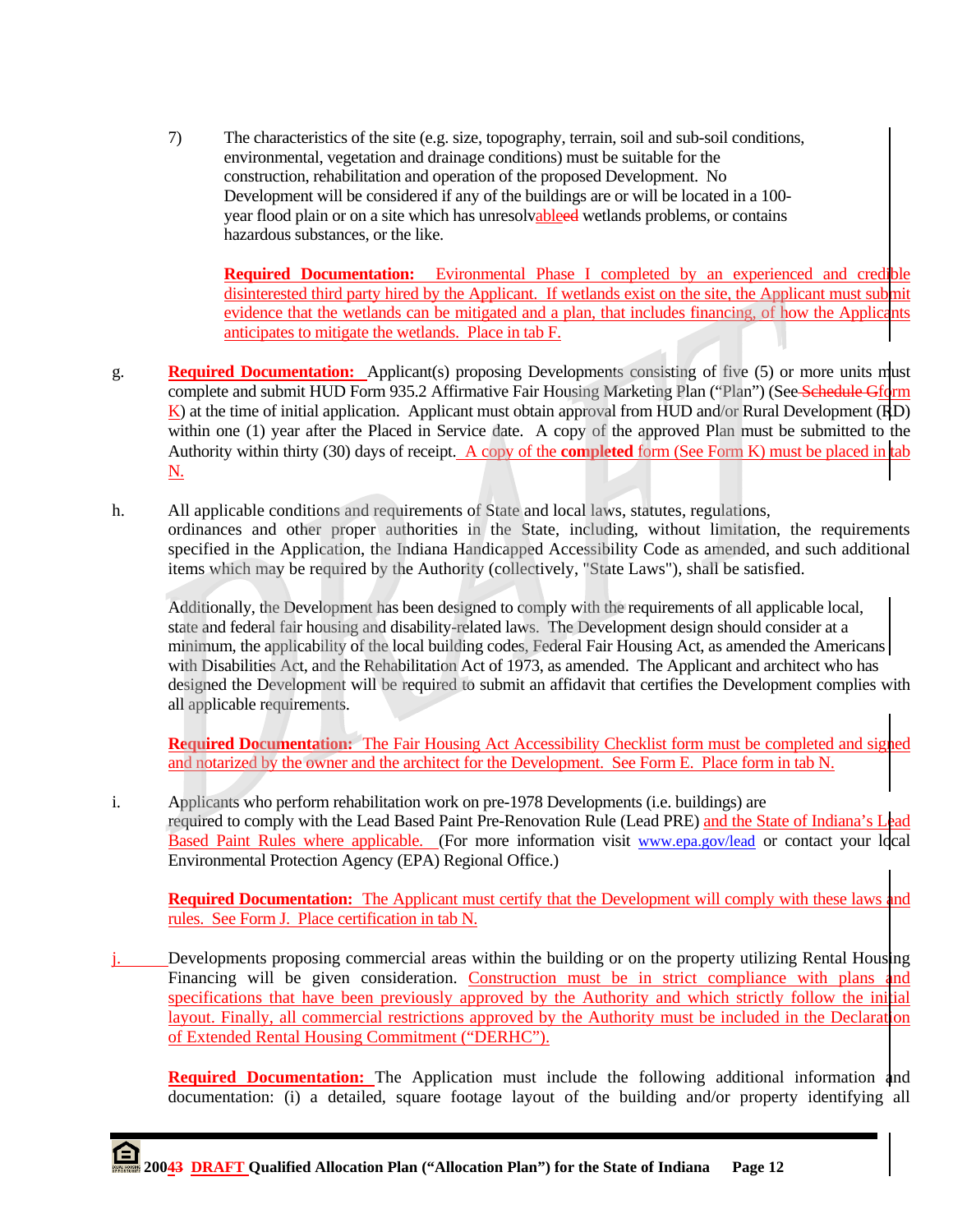7) The characteristics of the site (e.g. size, topography, terrain, soil and sub-soil conditions, environmental, vegetation and drainage conditions) must be suitable for the construction, rehabilitation and operation of the proposed Development. No Development will be considered if any of the buildings are or will be located in a 100-year flood plain or on a site which has unresolvableed wetlands problems, or contains hazardous substances, or the like.

**Required Documentation:** Evironmental Phase I completed by an experienced and credible disinterested third party hired by the Applicant. If wetlands exist on the site, the Applicant must submit evidence that the wetlands can be mitigated and a plan, that includes financing, of how the Applicants anticipates to mitigate the wetlands. Place in tab F.

g. **Required Documentation:** Applicant(s) proposing Developments consisting of five (5) or more units must complete and submit HUD Form 935.2 Affirmative Fair Housing Marketing Plan ("Plan") (See Schedule Gform K) at the time of initial application. Applicant must obtain approval from HUD and/or Rural Development (RD) within one (1) year after the Placed in Service date. A copy of the approved Plan must be submitted to the Authority within thirty (30) days of receipt. A copy of the **completed** form (See Form K) must be placed in tab N.

h. All applicable conditions and requirements of State and local laws, statutes, regulations, ordinances and other proper authorities in the State, including, without limitation, the requirements specified in the Application, the Indiana Handicapped Accessibility Code as amended, and such additional items which may be required by the Authority (collectively, "State Laws"), shall be satisfied.

Additionally, the Development has been designed to comply with the requirements of all applicable local, state and federal fair housing and disability-related laws. The Development design should consider at a minimum, the applicability of the local building codes, Federal Fair Housing Act, as amended the Americans with Disabilities Act, and the Rehabilitation Act of 1973, as amended. The Applicant and architect who has designed the Development will be required to submit an affidavit that certifies the Development complies with all applicable requirements.

**Required Documentation:** The Fair Housing Act Accessibility Checklist form must be completed and signed and notarized by the owner and the architect for the Development. See Form E. Place form in tab N.

i. Applicants who perform rehabilitation work on pre-1978 Developments (i.e. buildings) are required to comply with the Lead Based Paint Pre-Renovation Rule (Lead PRE) and the State of Indiana's Lead Based Paint Rules where applicable. (For more information visit www.epa.gov/lead or contact your local Environmental Protection Agency (EPA) Regional Office.)

**Required Documentation:** The Applicant must certify that the Development will comply with these laws and rules. See Form J. Place certification in tab N.

j. Developments proposing commercial areas within the building or on the property utilizing Rental Housing Financing will be given consideration. Construction must be in strict compliance with plans and specifications that have been previously approved by the Authority and which strictly follow the initial layout. Finally, all commercial restrictions approved by the Authority must be included in the Declaration of Extended Rental Housing Commitment ("DERHC").

**Required Documentation:** The Application must include the following additional information and documentation: (i) a detailed, square footage layout of the building and/or property identifying all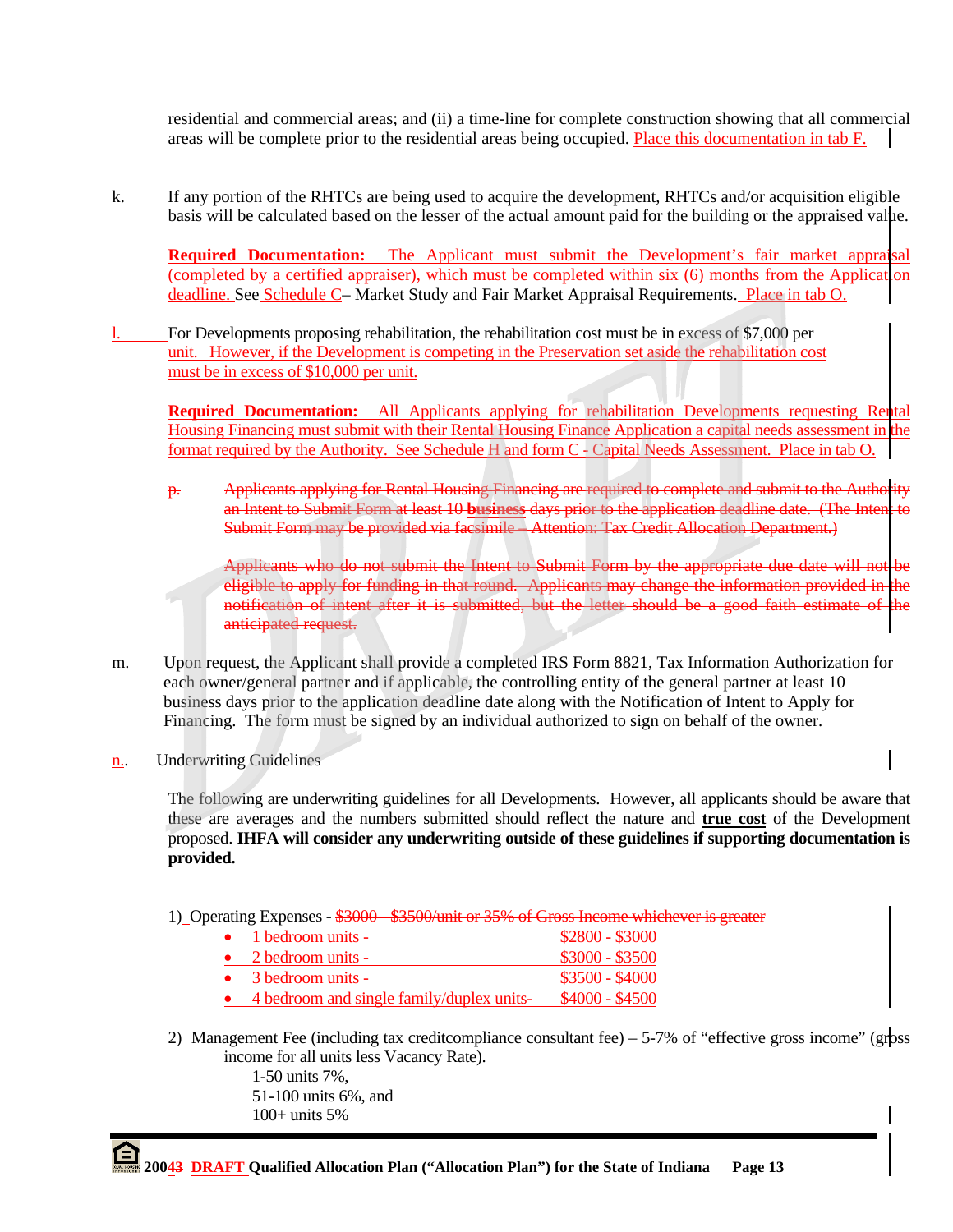residential and commercial areas; and (ii) a time-line for complete construction showing that all commercial areas will be complete prior to the residential areas being occupied. Place this documentation in tab F.

k. If any portion of the RHTCs are being used to acquire the development, RHTCs and/or acquisition eligible basis will be calculated based on the lesser of the actual amount paid for the building or the appraised value.

**Required Documentation:** The Applicant must submit the Development's fair market appraisal (completed by a certified appraiser), which must be completed within six (6) months from the Application deadline. See Schedule C– Market Study and Fair Market Appraisal Requirements. Place in tab O.

l. For Developments proposing rehabilitation, the rehabilitation cost must be in excess of $7,000 per unit. However, if the Development is competing in the Preservation set aside the rehabilitation cost must be in excess of $10,000 per unit.

**Required Documentation:** All Applicants applying for rehabilitation Developments requesting Rental Housing Financing must submit with their Rental Housing Finance Application a capital needs assessment in the format required by the Authority. See Schedule H and form C - Capital Needs Assessment. Place in tab O.

~~p. Applicants applying for Rental Housing Financing are required to complete and submit to the Authority an Intent to Submit Form at least 10 **business** days prior to the application deadline date. (The Intent to Submit Form may be provided via facsimile – Attention: Tax Credit Allocation Department.)~~

~~Applicants who do not submit the Intent to Submit Form by the appropriate due date will not be eligible to apply for funding in that round. Applicants may change the information provided in the notification of intent after it is submitted, but the letter should be a good faith estimate of the anticipated request.~~

m. Upon request, the Applicant shall provide a completed IRS Form 8821, Tax Information Authorization for each owner/general partner and if applicable, the controlling entity of the general partner at least 10 business days prior to the application deadline date along with the Notification of Intent to Apply for Financing. The form must be signed by an individual authorized to sign on behalf of the owner.

n.. Underwriting Guidelines

The following are underwriting guidelines for all Developments. However, all applicants should be aware that these are averages and the numbers submitted should reflect the nature and **true cost** of the Development proposed. **IHFA will consider any underwriting outside of these guidelines if supporting documentation is provided.**

1) Operating Expenses - ~~$3000 - $3500/unit or 35% of Gross Income whichever is greater~~

- 1 bedroom units - $2800 - $3000
- 2 bedroom units - $3000 - $3500
- 3 bedroom units - $3500 - $4000
- 4 bedroom and single family/duplex units- $4000 - $4500

2) Management Fee (including tax creditcompliance consultant fee) – 5-7% of "effective gross income" (gross income for all units less Vacancy Rate).

1-50 units 7%,
51-100 units 6%, and
100+ units 5%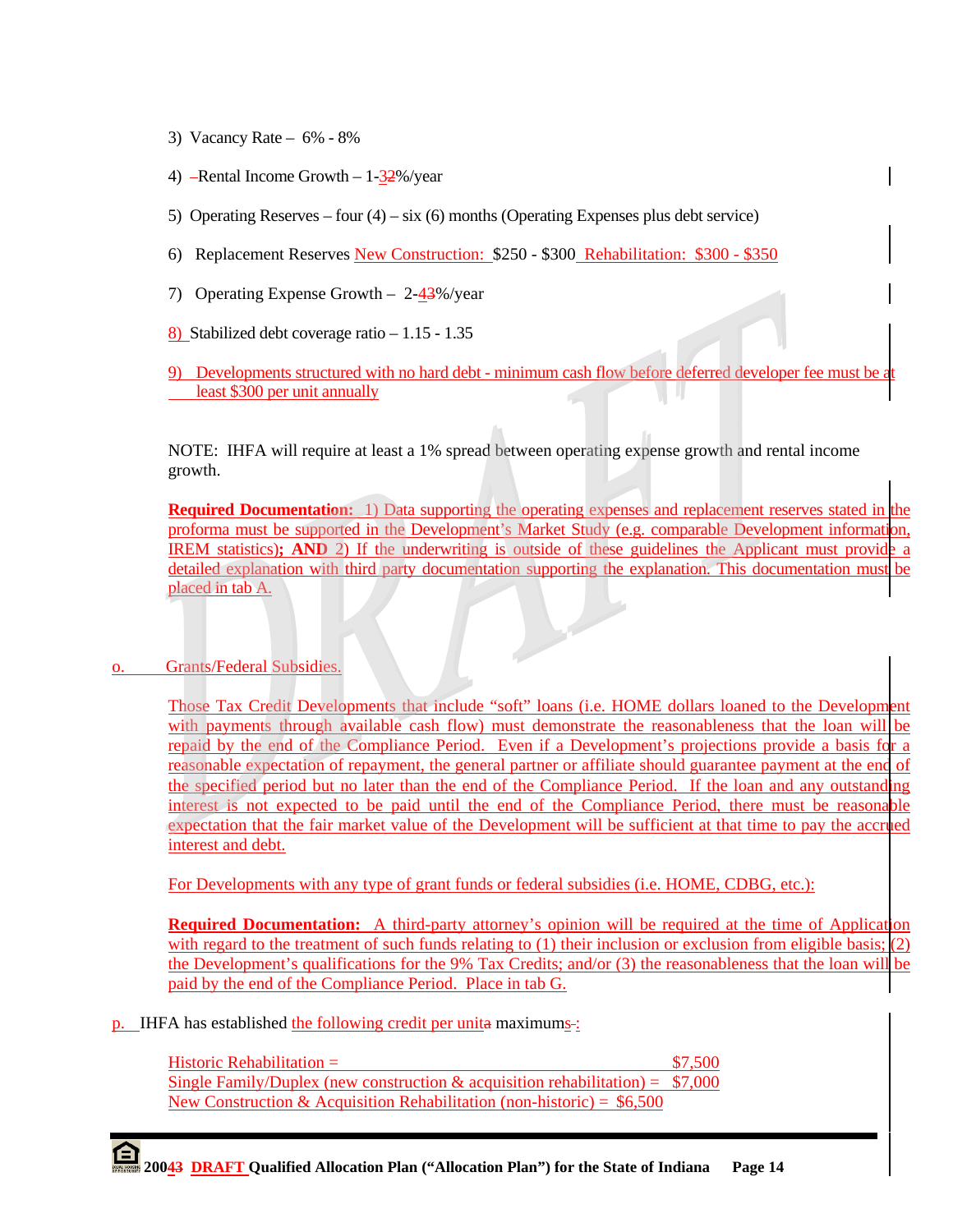3) Vacancy Rate – 6% - 8%

4) –Rental Income Growth – 1-32%/year

5) Operating Reserves – four (4) – six (6) months (Operating Expenses plus debt service)

6) Replacement Reserves New Construction: $250 - $300 Rehabilitation: $300 - $350

7) Operating Expense Growth – 2-43%/year

8) Stabilized debt coverage ratio – 1.15 - 1.35

9) Developments structured with no hard debt - minimum cash flow before deferred developer fee must be at least $300 per unit annually

NOTE: IHFA will require at least a 1% spread between operating expense growth and rental income growth.

**Required Documentation:** 1) Data supporting the operating expenses and replacement reserves stated in the proforma must be supported in the Development's Market Study (e.g. comparable Development information, IREM statistics)**; AND** 2) If the underwriting is outside of these guidelines the Applicant must provide a detailed explanation with third party documentation supporting the explanation. This documentation must be placed in tab A.

o. Grants/Federal Subsidies.

Those Tax Credit Developments that include "soft" loans (i.e. HOME dollars loaned to the Development with payments through available cash flow) must demonstrate the reasonableness that the loan will be repaid by the end of the Compliance Period. Even if a Development's projections provide a basis for a reasonable expectation of repayment, the general partner or affiliate should guarantee payment at the end of the specified period but no later than the end of the Compliance Period. If the loan and any outstanding interest is not expected to be paid until the end of the Compliance Period, there must be reasonable expectation that the fair market value of the Development will be sufficient at that time to pay the accrued interest and debt.

For Developments with any type of grant funds or federal subsidies (i.e. HOME, CDBG, etc.):

**Required Documentation:** A third-party attorney's opinion will be required at the time of Application with regard to the treatment of such funds relating to (1) their inclusion or exclusion from eligible basis; (2) the Development's qualifications for the 9% Tax Credits; and/or (3) the reasonableness that the loan will be paid by the end of the Compliance Period. Place in tab G.

p. IHFA has established the following credit per unita maximums.:

| | |
|---|---|
| Historic Rehabilitation = | $7,500 |
| Single Family/Duplex (new construction & acquisition rehabilitation) = | $7,000 |
| New Construction & Acquisition Rehabilitation (non-historic) = | $6,500 |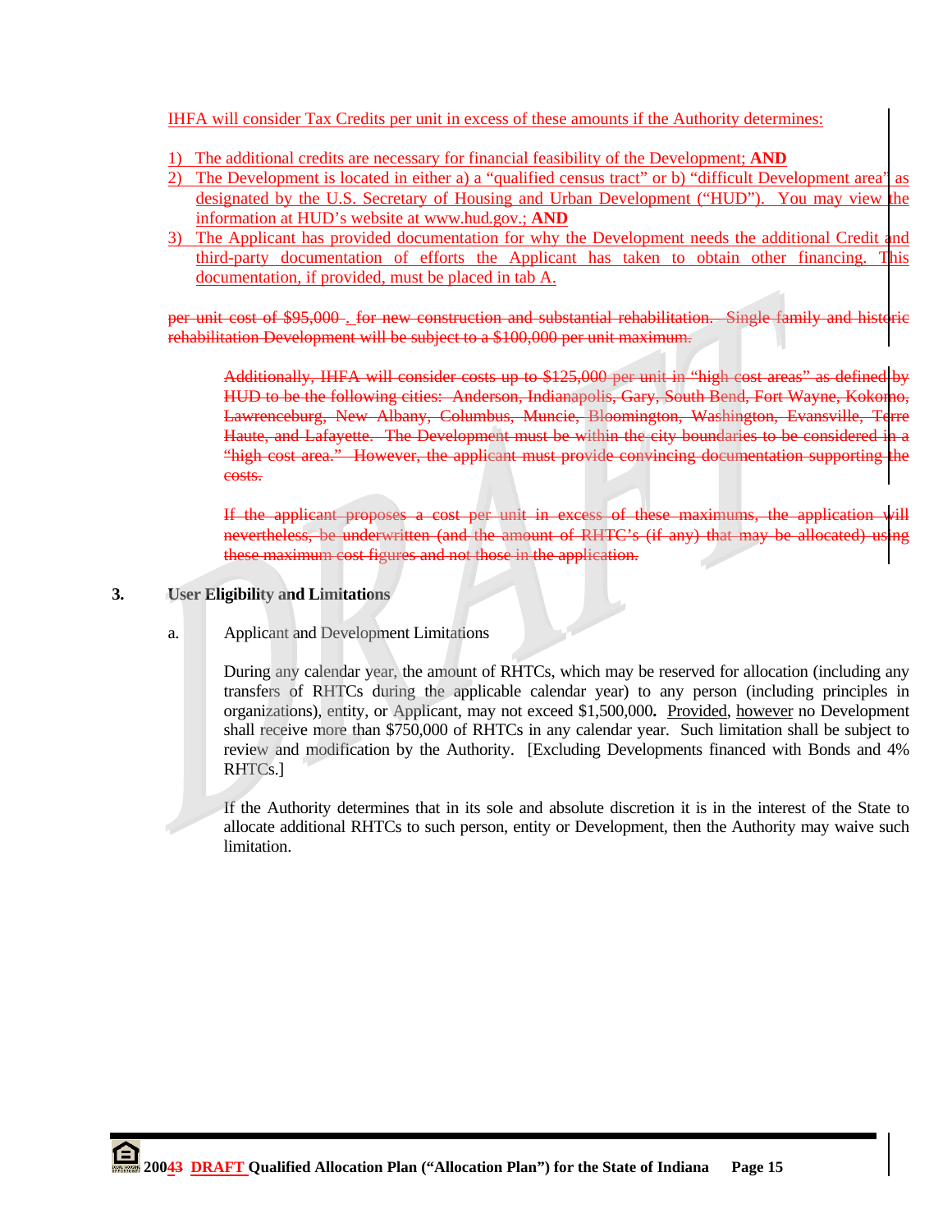IHFA will consider Tax Credits per unit in excess of these amounts if the Authority determines:

1) The additional credits are necessary for financial feasibility of the Development; **AND**
2) The Development is located in either a) a "qualified census tract" or b) "difficult Development area" as designated by the U.S. Secretary of Housing and Urban Development ("HUD"). You may view the information at HUD's website at www.hud.gov.; **AND**
3) The Applicant has provided documentation for why the Development needs the additional Credit and third-party documentation of efforts the Applicant has taken to obtain other financing. This documentation, if provided, must be placed in tab A.

~~per unit cost of $95,000~~. ~~for new construction and substantial rehabilitation. Single family and historic rehabilitation Development will be subject to a $100,000 per unit maximum.~~

~~Additionally, IHFA will consider costs up to $125,000 per unit in "high cost areas" as defined by HUD to be the following cities: Anderson, Indianapolis, Gary, South Bend, Fort Wayne, Kokomo, Lawrenceburg, New Albany, Columbus, Muncie, Bloomington, Washington, Evansville, Terre Haute, and Lafayette. The Development must be within the city boundaries to be considered in a "high cost area." However, the applicant must provide convincing documentation supporting the costs.~~

~~If the applicant proposes a cost per unit in excess of these maximums, the application will nevertheless, be underwritten (and the amount of RHTC's (if any) that may be allocated) using these maximum cost figures and not those in the application.~~

## 3. User Eligibility and Limitations

a. Applicant and Development Limitations

During any calendar year, the amount of RHTCs, which may be reserved for allocation (including any transfers of RHTCs during the applicable calendar year) to any person (including principles in organizations), entity, or Applicant, may not exceed $1,500,000**.** Provided, however no Development shall receive more than $750,000 of RHTCs in any calendar year. Such limitation shall be subject to review and modification by the Authority. [Excluding Developments financed with Bonds and 4% RHTCs.]

If the Authority determines that in its sole and absolute discretion it is in the interest of the State to allocate additional RHTCs to such person, entity or Development, then the Authority may waive such limitation.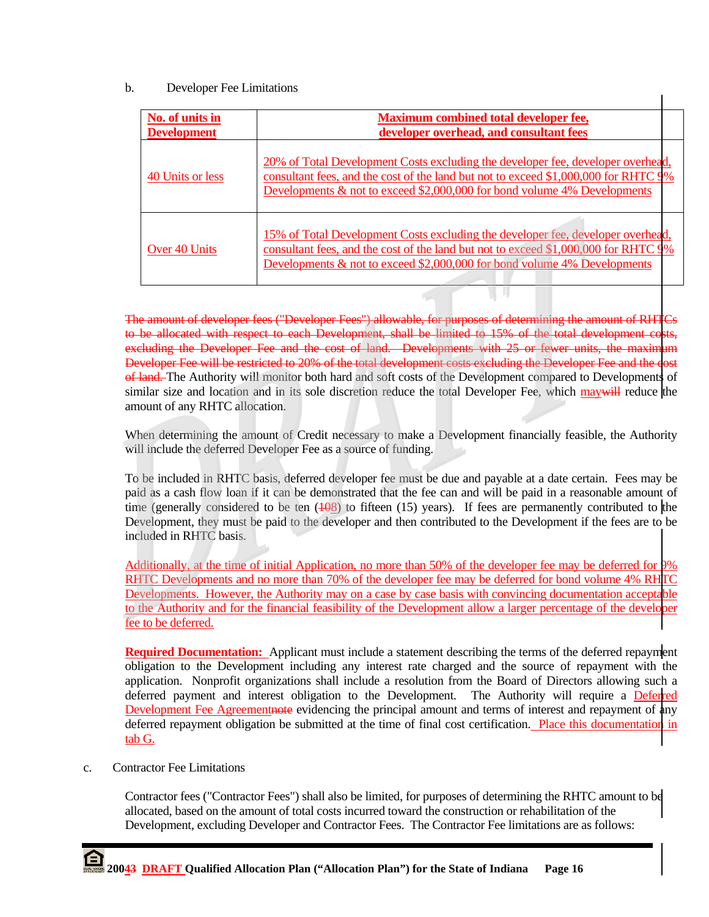b. Developer Fee Limitations

| No. of units in Development | Maximum combined total developer fee, developer overhead, and consultant fees |
| --- | --- |
| 40 Units or less | 20% of Total Development Costs excluding the developer fee, developer overhead, consultant fees, and the cost of the land but not to exceed $1,000,000 for RHTC 9% Developments & not to exceed $2,000,000 for bond volume 4% Developments |
| Over 40 Units | 15% of Total Development Costs excluding the developer fee, developer overhead, consultant fees, and the cost of the land but not to exceed $1,000,000 for RHTC 9% Developments & not to exceed $2,000,000 for bond volume 4% Developments |

~~The amount of developer fees ("Developer Fees") allowable, for purposes of determining the amount of RHTCs to be allocated with respect to each Development, shall be limited to 15% of the total development costs, excluding the Developer Fee and the cost of land. Developments with 25 or fewer units, the maximum Developer Fee will be restricted to 20% of the total development costs excluding the Developer Fee and the cost of land.~~ The Authority will monitor both hard and soft costs of the Development compared to Developments of similar size and location and in its sole discretion reduce the total Developer Fee, which may~~will~~ reduce the amount of any RHTC allocation.

When determining the amount of Credit necessary to make a Development financially feasible, the Authority will include the deferred Developer Fee as a source of funding.

To be included in RHTC basis, deferred developer fee must be due and payable at a date certain. Fees may be paid as a cash flow loan if it can be demonstrated that the fee can and will be paid in a reasonable amount of time (generally considered to be ten (~~1~~08) to fifteen (15) years). If fees are permanently contributed to the Development, they must be paid to the developer and then contributed to the Development if the fees are to be included in RHTC basis.

Additionally, at the time of initial Application, no more than 50% of the developer fee may be deferred for 9% RHTC Developments and no more than 70% of the developer fee may be deferred for bond volume 4% RHTC Developments. However, the Authority may on a case by case basis with convincing documentation acceptable to the Authority and for the financial feasibility of the Development allow a larger percentage of the developer fee to be deferred.

**Required Documentation:** Applicant must include a statement describing the terms of the deferred repayment obligation to the Development including any interest rate charged and the source of repayment with the application. Nonprofit organizations shall include a resolution from the Board of Directors allowing such a deferred payment and interest obligation to the Development. The Authority will require a Deferred Development Fee Agreement~~note~~ evidencing the principal amount and terms of interest and repayment of any deferred repayment obligation be submitted at the time of final cost certification. Place this documentation in tab G.

c. Contractor Fee Limitations

Contractor fees ("Contractor Fees") shall also be limited, for purposes of determining the RHTC amount to be allocated, based on the amount of total costs incurred toward the construction or rehabilitation of the Development, excluding Developer and Contractor Fees. The Contractor Fee limitations are as follows: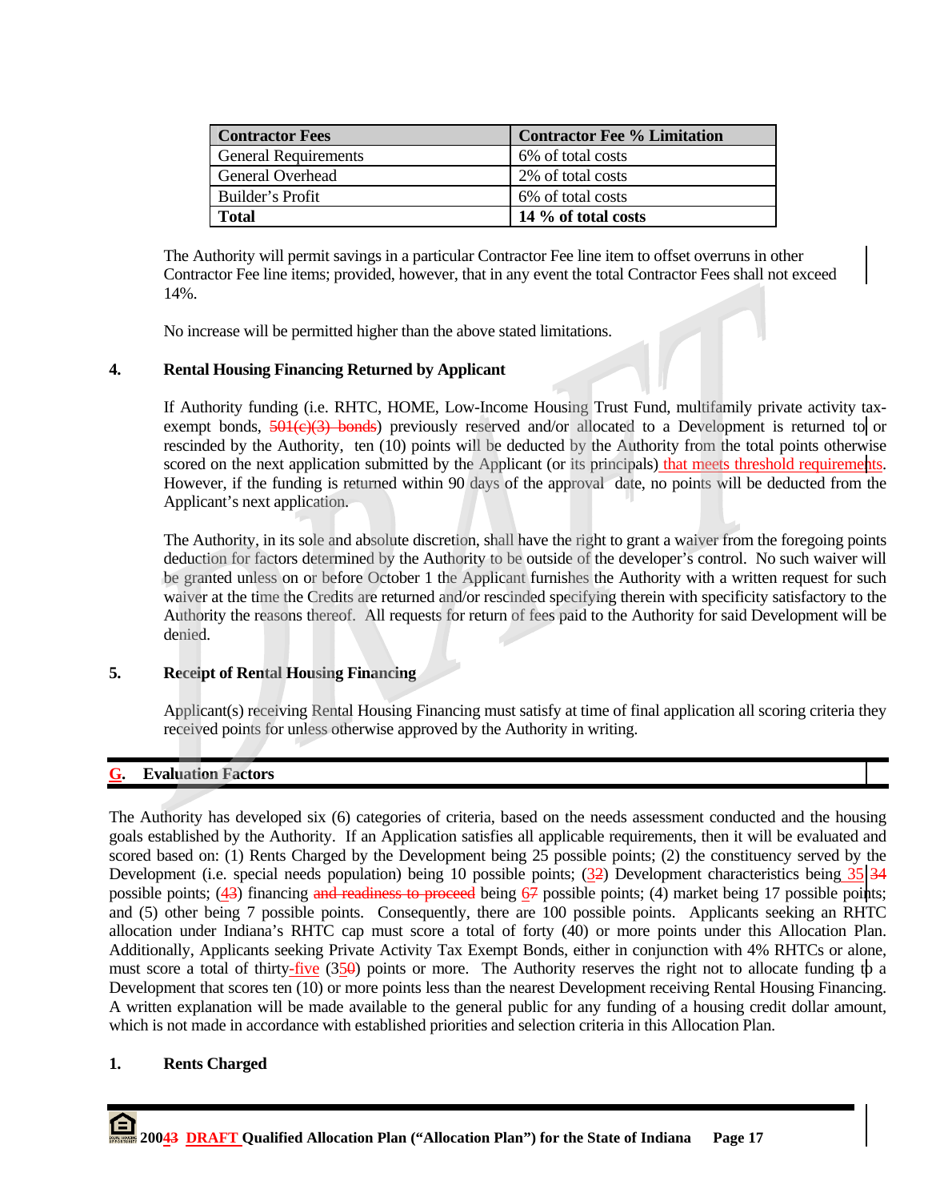| Contractor Fees | Contractor Fee % Limitation |
| --- | --- |
| General Requirements | 6% of total costs |
| General Overhead | 2% of total costs |
| Builder's Profit | 6% of total costs |
| **Total** | **14 % of total costs** |

The Authority will permit savings in a particular Contractor Fee line item to offset overruns in other Contractor Fee line items; provided, however, that in any event the total Contractor Fees shall not exceed 14%.

No increase will be permitted higher than the above stated limitations.

**4. Rental Housing Financing Returned by Applicant**

If Authority funding (i.e. RHTC, HOME, Low-Income Housing Trust Fund, multifamily private activity tax-exempt bonds, ~~501(c)(3) bonds~~) previously reserved and/or allocated to a Development is returned to or rescinded by the Authority, ten (10) points will be deducted by the Authority from the total points otherwise scored on the next application submitted by the Applicant (or its principals) that meets threshold requirements. However, if the funding is returned within 90 days of the approval date, no points will be deducted from the Applicant's next application.

The Authority, in its sole and absolute discretion, shall have the right to grant a waiver from the foregoing points deduction for factors determined by the Authority to be outside of the developer's control. No such waiver will be granted unless on or before October 1 the Applicant furnishes the Authority with a written request for such waiver at the time the Credits are returned and/or rescinded specifying therein with specificity satisfactory to the Authority the reasons thereof. All requests for return of fees paid to the Authority for said Development will be denied.

**5. Receipt of Rental Housing Financing**

Applicant(s) receiving Rental Housing Financing must satisfy at time of final application all scoring criteria they received points for unless otherwise approved by the Authority in writing.

## G. Evaluation Factors

The Authority has developed six (6) categories of criteria, based on the needs assessment conducted and the housing goals established by the Authority. If an Application satisfies all applicable requirements, then it will be evaluated and scored based on: (1) Rents Charged by the Development being 25 possible points; (2) the constituency served by the Development (i.e. special needs population) being 10 possible points; (3~~2~~) Development characteristics being 35 ~~34~~ possible points; (4~~3~~) financing ~~and readiness to proceed~~ being 6~~7~~ possible points; (4) market being 17 possible points; and (5) other being 7 possible points. Consequently, there are 100 possible points. Applicants seeking an RHTC allocation under Indiana's RHTC cap must score a total of forty (40) or more points under this Allocation Plan. Additionally, Applicants seeking Private Activity Tax Exempt Bonds, either in conjunction with 4% RHTCs or alone, must score a total of thirty-five (35~~0~~) points or more. The Authority reserves the right not to allocate funding to a Development that scores ten (10) or more points less than the nearest Development receiving Rental Housing Financing. A written explanation will be made available to the general public for any funding of a housing credit dollar amount, which is not made in accordance with established priorities and selection criteria in this Allocation Plan.

**1. Rents Charged**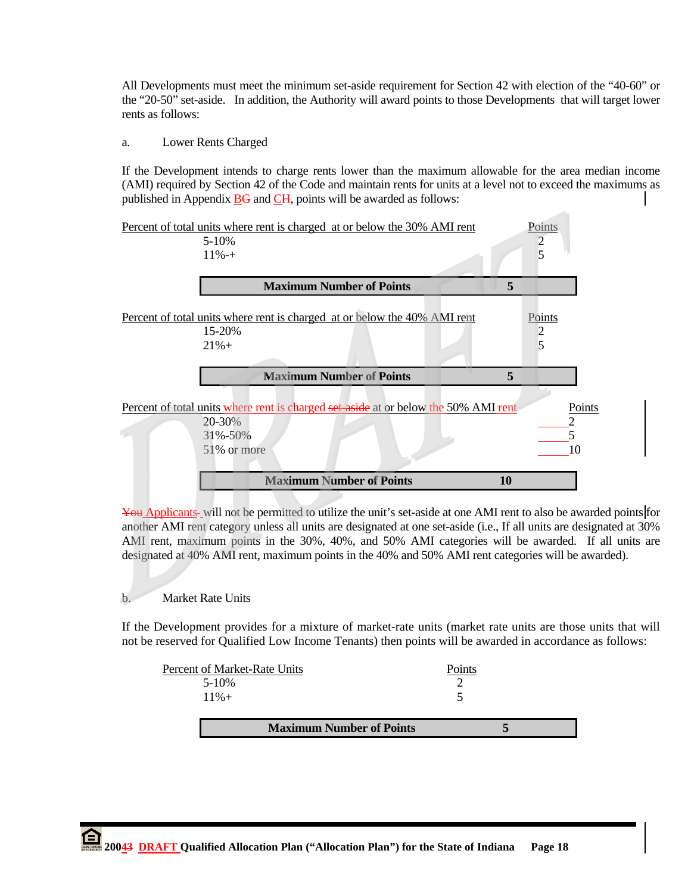All Developments must meet the minimum set-aside requirement for Section 42 with election of the "40-60" or the "20-50" set-aside. In addition, the Authority will award points to those Developments that will target lower rents as follows:

a. Lower Rents Charged

If the Development intends to charge rents lower than the maximum allowable for the area median income (AMI) required by Section 42 of the Code and maintain rents for units at a level not to exceed the maximums as published in Appendix BG and CH, points will be awarded as follows:

| Percent of total units where rent is charged at or below the 30% AMI rent | Points |
|---|---|
| 5-10% | 2 |
| 11%-+ | 5 |
| **Maximum Number of Points** | **5** |

| Percent of total units where rent is charged at or below the 40% AMI rent | Points |
|---|---|
| 15-20% | 2 |
| 21%+ | 5 |
| **Maximum Number of Points** | **5** |

| Percent of total units where rent is charged set-aside at or below the 50% AMI rent | Points |
|---|---|
| 20-30% | 2 |
| 31%-50% | 5 |
| 51% or more | 10 |
| **Maximum Number of Points** | **10** |

You Applicants will not be permitted to utilize the unit's set-aside at one AMI rent to also be awarded points for another AMI rent category unless all units are designated at one set-aside (i.e., If all units are designated at 30% AMI rent, maximum points in the 30%, 40%, and 50% AMI categories will be awarded. If all units are designated at 40% AMI rent, maximum points in the 40% and 50% AMI rent categories will be awarded).

b. Market Rate Units

If the Development provides for a mixture of market-rate units (market rate units are those units that will not be reserved for Qualified Low Income Tenants) then points will be awarded in accordance as follows:

| Percent of Market-Rate Units | Points |
|---|---|
| 5-10% | 2 |
| 11%+ | 5 |
| **Maximum Number of Points** | **5** |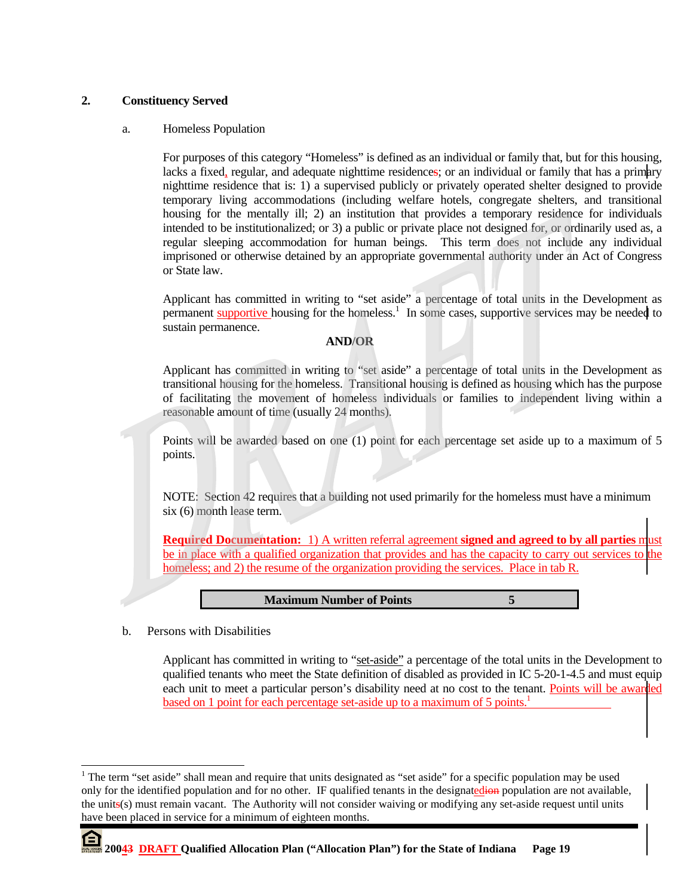## 2. Constituency Served

### a. Homeless Population

For purposes of this category "Homeless" is defined as an individual or family that, but for this housing, lacks a fixed, regular, and adequate nighttime residences; or an individual or family that has a primary nighttime residence that is: 1) a supervised publicly or privately operated shelter designed to provide temporary living accommodations (including welfare hotels, congregate shelters, and transitional housing for the mentally ill; 2) an institution that provides a temporary residence for individuals intended to be institutionalized; or 3) a public or private place not designed for, or ordinarily used as, a regular sleeping accommodation for human beings. This term does not include any individual imprisoned or otherwise detained by an appropriate governmental authority under an Act of Congress or State law.

Applicant has committed in writing to "set aside" a percentage of total units in the Development as permanent supportive housing for the homeless.[1] In some cases, supportive services may be needed to sustain permanence.

**AND/OR**

Applicant has committed in writing to "set aside" a percentage of total units in the Development as transitional housing for the homeless. Transitional housing is defined as housing which has the purpose of facilitating the movement of homeless individuals or families to independent living within a reasonable amount of time (usually 24 months).

Points will be awarded based on one (1) point for each percentage set aside up to a maximum of 5 points.

NOTE: Section 42 requires that a building not used primarily for the homeless must have a minimum six (6) month lease term.

**Required Documentation:** 1) A written referral agreement **signed and agreed to by all parties** must be in place with a qualified organization that provides and has the capacity to carry out services to the homeless; and 2) the resume of the organization providing the services. Place in tab R.

| Maximum Number of Points | 5 |
|---|---|

### b. Persons with Disabilities

Applicant has committed in writing to "set-aside" a percentage of the total units in the Development to qualified tenants who meet the State definition of disabled as provided in IC 5-20-1-4.5 and must equip each unit to meet a particular person's disability need at no cost to the tenant. Points will be awarded based on 1 point for each percentage set-aside up to a maximum of 5 points.[1]

---

[1] The term "set aside" shall mean and require that units designated as "set aside" for a specific population may be used only for the identified population and for no other. IF qualified tenants in the designated population are not available, the units(s) must remain vacant. The Authority will not consider waiving or modifying any set-aside request until units have been placed in service for a minimum of eighteen months.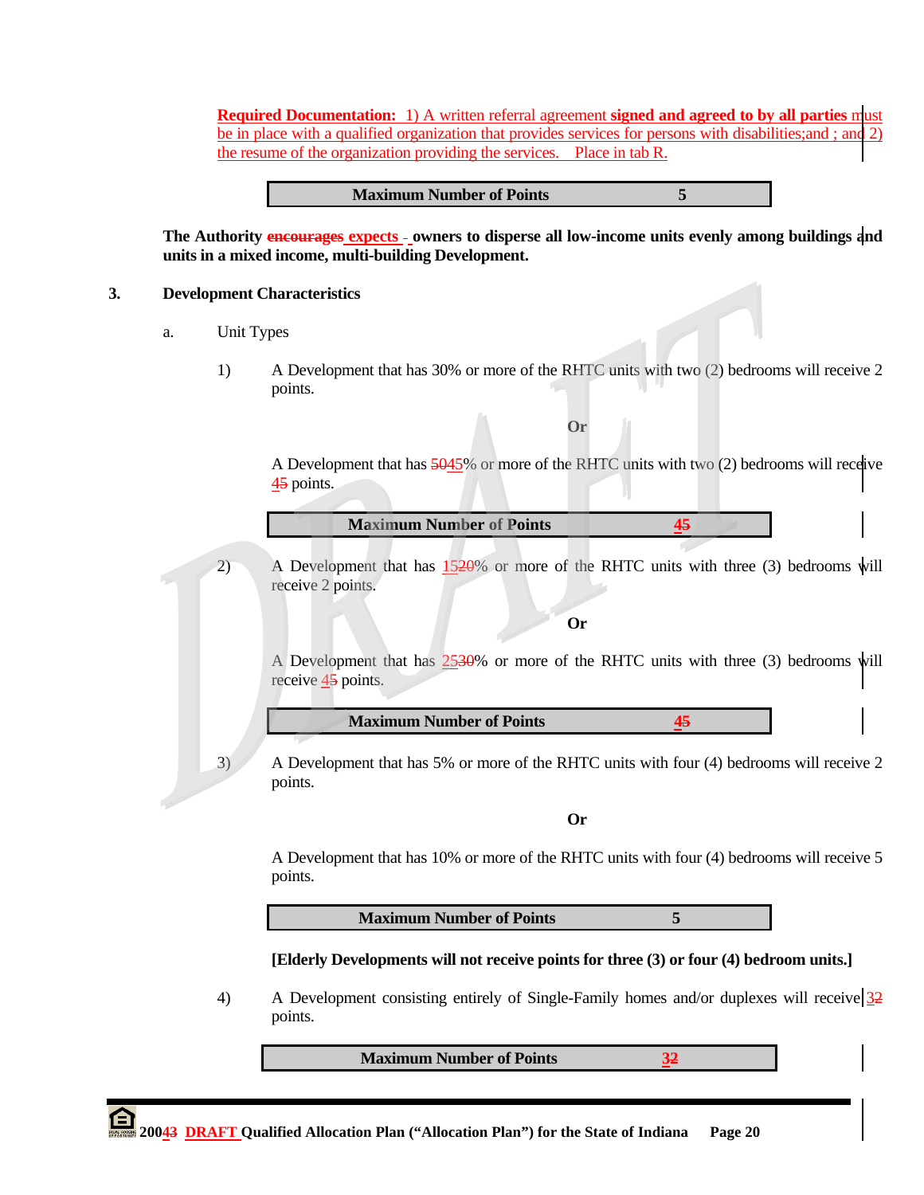**Required Documentation:** 1) A written referral agreement **signed and agreed to by all parties** must be in place with a qualified organization that provides services for persons with disabilities;and ; and 2) the resume of the organization providing the services. Place in tab R.

| Maximum Number of Points | 5 |
|---|---|

**The Authority encourages expects owners to disperse all low-income units evenly among buildings and units in a mixed income, multi-building Development.**

## 3. Development Characteristics

a. Unit Types

1) A Development that has 30% or more of the RHTC units with two (2) bedrooms will receive 2 points.

**Or**

A Development that has 5045% or more of the RHTC units with two (2) bedrooms will receive 45 points.

| Maximum Number of Points | 45 |
|---|---|

2) A Development that has 1520% or more of the RHTC units with three (3) bedrooms will receive 2 points.

**Or**

A Development that has 2530% or more of the RHTC units with three (3) bedrooms will receive 45 points.

| Maximum Number of Points | 45 |
|---|---|

3) A Development that has 5% or more of the RHTC units with four (4) bedrooms will receive 2 points.

**Or**

A Development that has 10% or more of the RHTC units with four (4) bedrooms will receive 5 points.

| Maximum Number of Points | 5 |
|---|---|

**[Elderly Developments will not receive points for three (3) or four (4) bedroom units.]**

4) A Development consisting entirely of Single-Family homes and/or duplexes will receive 32 points.

| Maximum Number of Points | 32 |
|---|---|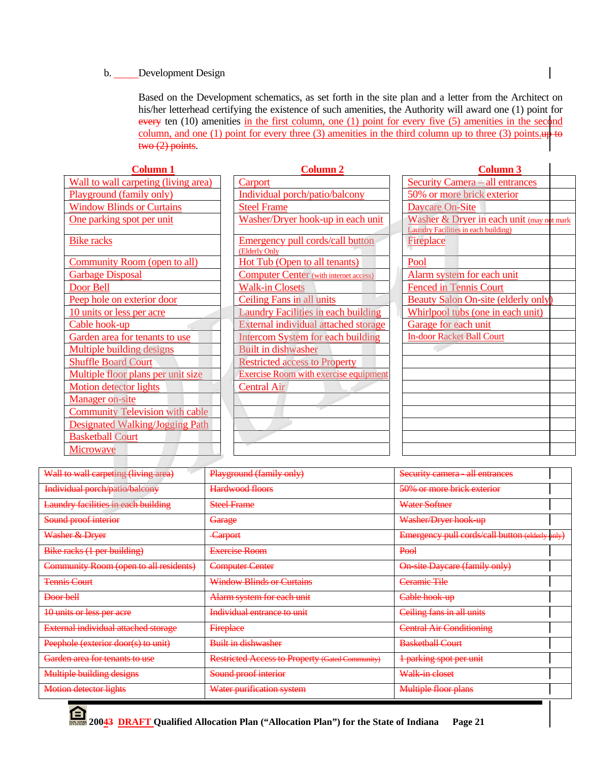b. _____Development Design

Based on the Development schematics, as set forth in the site plan and a letter from the Architect on his/her letterhead certifying the existence of such amenities, the Authority will award one (1) point for every ten (10) amenities in the first column, one (1) point for every five (5) amenities in the second column, and one (1) point for every three (3) amenities in the third column up to three (3) points.up to two (2) points.

| Column 1 | Column 2 | Column 3 |
|---|---|---|
| Wall to wall carpeting (living area) | Carport | Security Camera – all entrances |
| Playground (family only) | Individual porch/patio/balcony | 50% or more brick exterior |
| Window Blinds or Curtains | Steel Frame | Daycare On-Site |
| One parking spot per unit | Washer/Dryer hook-up in each unit | Washer & Dryer in each unit (may not mark Laundry Facilities in each building) |
| Bike racks | Emergency pull cords/call button (Elderly Only | Fireplace |
| Community Room (open to all) | Hot Tub (Open to all tenants) | Pool |
| Garbage Disposal | Computer Center (with internet access) | Alarm system for each unit |
| Door Bell | Walk-in Closets | Fenced in Tennis Court |
| Peep hole on exterior door | Ceiling Fans in all units | Beauty Salon On-site (elderly only) |
| 10 units or less per acre | Laundry Facilities in each building | Whirlpool tubs (one in each unit) |
| Cable hook-up | External individual attached storage | Garage for each unit |
| Garden area for tenants to use | Intercom System for each building | In-door Racket Ball Court |
| Multiple building designs | Built in dishwasher | |
| Shuffle Board Court | Restricted access to Property | |
| Multiple floor plans per unit size | Exercise Room with exercise equipment | |
| Motion detector lights | Central Air | |
| Manager on-site | | |
| Community Television with cable | | |
| Designated Walking/Jogging Path | | |
| Basketball Court | | |
| Microwave | | |

| | | |
|---|---|---|
| Wall to wall carpeting (living area) | Playground (family only) | Security camera - all entrances |
| Individual porch/patio/balcony | Hardwood floors | 50% or more brick exterior |
| Laundry facilities in each building | Steel Frame | Water Softner |
| Sound proof interior | Garage | Washer/Dryer hook-up |
| Washer & Dryer | Carport | Emergency pull cords/call button (elderly only) |
| Bike racks (1 per building) | Exercise Room | Pool |
| Community Room (open to all residents) | Computer Center | On-site Daycare (family only) |
| Tennis Court | Window Blinds or Curtains | Ceramic Tile |
| Door bell | Alarm system for each unit | Cable hook-up |
| 10 units or less per acre | Individual entrance to unit | Ceiling fans in all units |
| External individual attached storage | Fireplace | Central Air Conditioning |
| Peephole (exterior door(s) to unit) | Built in dishwasher | Basketball Court |
| Garden area for tenants to use | Restricted Access to Property (Gated Community) | 1 parking spot per unit |
| Multiple building designs | Sound proof interior | Walk-in closet |
| Motion detector lights | Water purification system | Multiple floor plans |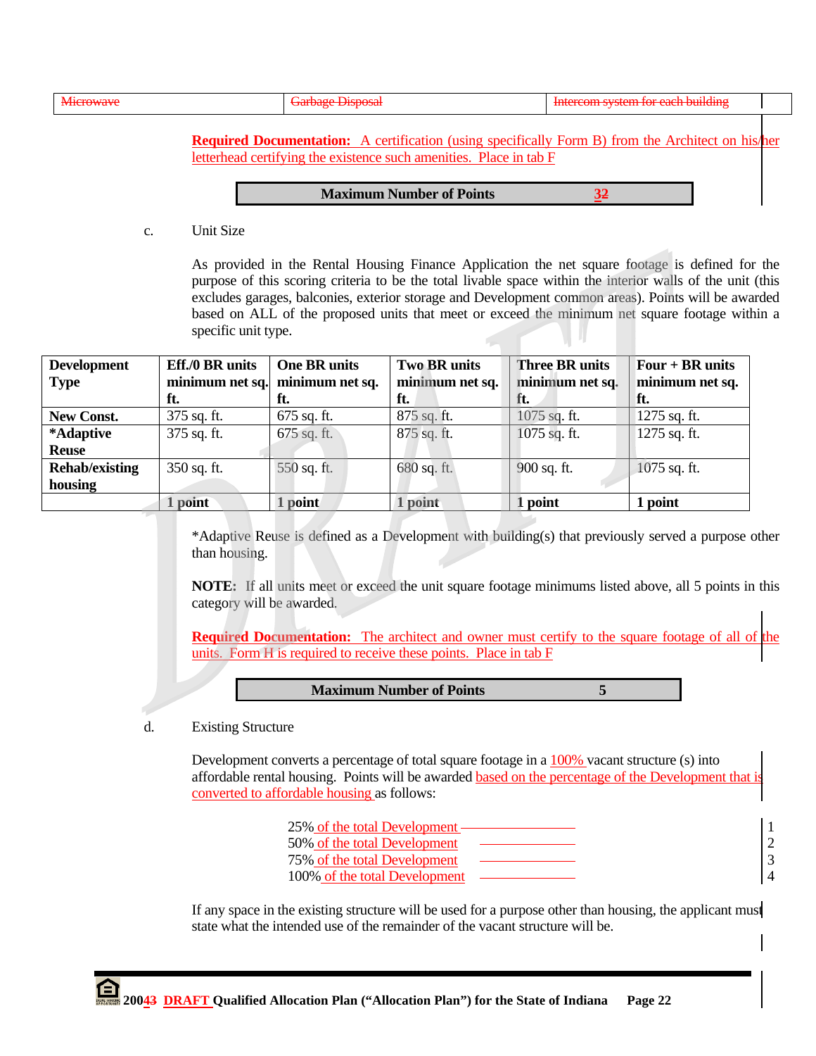| ~~Microwave~~ | ~~Garbage Disposal~~ | ~~Intercom system for each building~~ |
|---|---|---|

**Required Documentation:** A certification (using specifically Form B) from the Architect on his/her letterhead certifying the existence such amenities. Place in tab F

| **Maximum Number of Points** | **~~3~~2** |
|---|---|

c. Unit Size

As provided in the Rental Housing Finance Application the net square footage is defined for the purpose of this scoring criteria to be the total livable space within the interior walls of the unit (this excludes garages, balconies, exterior storage and Development common areas). Points will be awarded based on ALL of the proposed units that meet or exceed the minimum net square footage within a specific unit type.

| **Development Type** | **Eff./0 BR units minimum net sq. ft.** | **One BR units minimum net sq. ft.** | **Two BR units minimum net sq. ft.** | **Three BR units minimum net sq. ft.** | **Four + BR units minimum net sq. ft.** |
|---|---|---|---|---|---|
| **New Const.** | 375 sq. ft. | 675 sq. ft. | 875 sq. ft. | 1075 sq. ft. | 1275 sq. ft. |
| ***Adaptive Reuse** | 375 sq. ft. | 675 sq. ft. | 875 sq. ft. | 1075 sq. ft. | 1275 sq. ft. |
| **Rehab/existing housing** | 350 sq. ft. | 550 sq. ft. | 680 sq. ft. | 900 sq. ft. | 1075 sq. ft. |
| | **1 point** | **1 point** | **1 point** | **1 point** | **1 point** |

*Adaptive Reuse is defined as a Development with building(s) that previously served a purpose other than housing.

**NOTE:** If all units meet or exceed the unit square footage minimums listed above, all 5 points in this category will be awarded.

**Required Documentation:** The architect and owner must certify to the square footage of all of the units. Form H is required to receive these points. Place in tab F

| **Maximum Number of Points** | **5** |
|---|---|

d. Existing Structure

Development converts a percentage of total square footage in a 100% vacant structure (s) into affordable rental housing. Points will be awarded based on the percentage of the Development that is converted to affordable housing as follows:

| | |
|---|---|
| 25% of the total Development | 1 |
| 50% of the total Development | 2 |
| 75% of the total Development | 3 |
| 100% of the total Development | 4 |

If any space in the existing structure will be used for a purpose other than housing, the applicant must state what the intended use of the remainder of the vacant structure will be.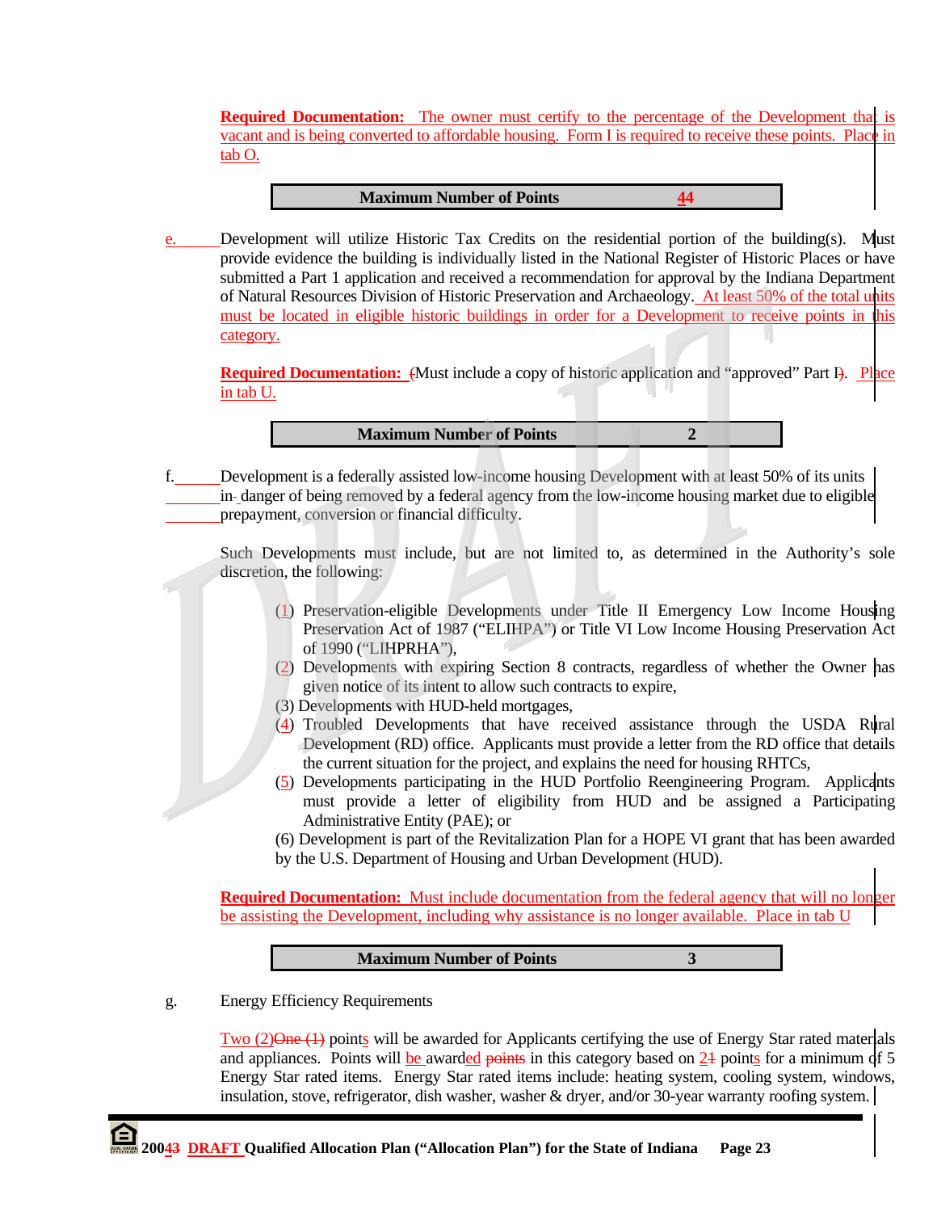**Required Documentation:** The owner must certify to the percentage of the Development that is vacant and is being converted to affordable housing. Form I is required to receive these points. Place in tab O.

| Maximum Number of Points | 44 |
|---|---|

e. Development will utilize Historic Tax Credits on the residential portion of the building(s). Must provide evidence the building is individually listed in the National Register of Historic Places or have submitted a Part 1 application and received a recommendation for approval by the Indiana Department of Natural Resources Division of Historic Preservation and Archaeology. At least 50% of the total units must be located in eligible historic buildings in order for a Development to receive points in this category.

**Required Documentation:** (Must include a copy of historic application and "approved" Part I). Place in tab U.

| Maximum Number of Points | 2 |
|---|---|

f. Development is a federally assisted low-income housing Development with at least 50% of its units in danger of being removed by a federal agency from the low-income housing market due to eligible prepayment, conversion or financial difficulty.

Such Developments must include, but are not limited to, as determined in the Authority's sole discretion, the following:

(1) Preservation-eligible Developments under Title II Emergency Low Income Housing Preservation Act of 1987 ("ELIHPA") or Title VI Low Income Housing Preservation Act of 1990 ("LIHPRHA"),
(2) Developments with expiring Section 8 contracts, regardless of whether the Owner has given notice of its intent to allow such contracts to expire,
(3) Developments with HUD-held mortgages,
(4) Troubled Developments that have received assistance through the USDA Rural Development (RD) office. Applicants must provide a letter from the RD office that details the current situation for the project, and explains the need for housing RHTCs,
(5) Developments participating in the HUD Portfolio Reengineering Program. Applicants must provide a letter of eligibility from HUD and be assigned a Participating Administrative Entity (PAE); or
(6) Development is part of the Revitalization Plan for a HOPE VI grant that has been awarded by the U.S. Department of Housing and Urban Development (HUD).

**Required Documentation:** Must include documentation from the federal agency that will no longer be assisting the Development, including why assistance is no longer available. Place in tab U

| Maximum Number of Points | 3 |
|---|---|

g. Energy Efficiency Requirements

Two (2)~~One (1)~~ points will be awarded for Applicants certifying the use of Energy Star rated materials and appliances. Points will be awarded ~~points~~ in this category based on 2~~1~~ points for a minimum of 5 Energy Star rated items. Energy Star rated items include: heating system, cooling system, windows, insulation, stove, refrigerator, dish washer, washer & dryer, and/or 30-year warranty roofing system.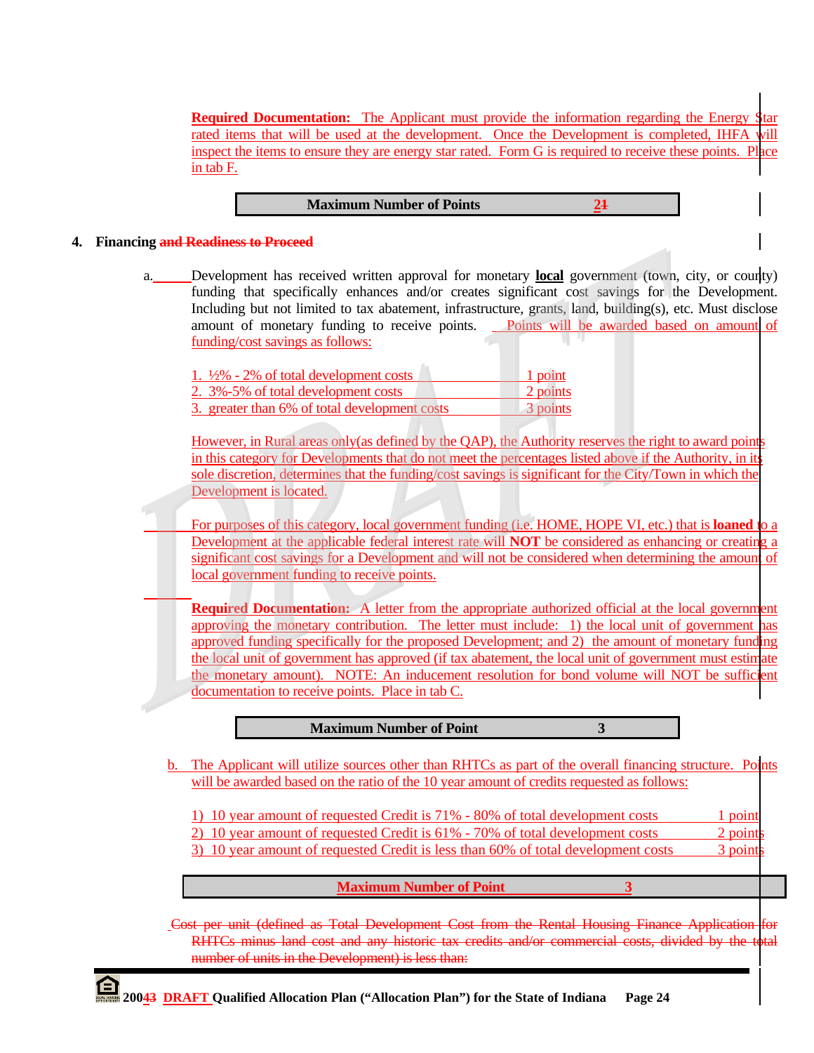**Required Documentation:** The Applicant must provide the information regarding the Energy Star rated items that will be used at the development. Once the Development is completed, IHFA will inspect the items to ensure they are energy star rated. Form G is required to receive these points. Place in tab F.

| Maximum Number of Points | 21 |
|---|---|

**4. Financing ~~and Readiness to Proceed~~**

a. Development has received written approval for monetary **local** government (town, city, or county) funding that specifically enhances and/or creates significant cost savings for the Development. Including but not limited to tax abatement, infrastructure, grants, land, building(s), etc. Must disclose amount of monetary funding to receive points. Points will be awarded based on amount of funding/cost savings as follows:

| | |
|---|---|
| 1. ½% - 2% of total development costs | 1 point |
| 2. 3%-5% of total development costs | 2 points |
| 3. greater than 6% of total development costs | 3 points |

However, in Rural areas only(as defined by the QAP), the Authority reserves the right to award points in this category for Developments that do not meet the percentages listed above if the Authority, in its sole discretion, determines that the funding/cost savings is significant for the City/Town in which the Development is located.

For purposes of this category, local government funding (i.e. HOME, HOPE VI, etc.) that is **loaned** to a Development at the applicable federal interest rate will **NOT** be considered as enhancing or creating a significant cost savings for a Development and will not be considered when determining the amount of local government funding to receive points.

**Required Documentation:** A letter from the appropriate authorized official at the local government approving the monetary contribution. The letter must include: 1) the local unit of government has approved funding specifically for the proposed Development; and 2) the amount of monetary funding the local unit of government has approved (if tax abatement, the local unit of government must estimate the monetary amount). NOTE: An inducement resolution for bond volume will NOT be sufficient documentation to receive points. Place in tab C.

| Maximum Number of Point | 3 |
|---|---|

b. The Applicant will utilize sources other than RHTCs as part of the overall financing structure. Points will be awarded based on the ratio of the 10 year amount of credits requested as follows:

| | |
|---|---|
| 1) 10 year amount of requested Credit is 71% - 80% of total development costs | 1 point |
| 2) 10 year amount of requested Credit is 61% - 70% of total development costs | 2 points |
| 3) 10 year amount of requested Credit is less than 60% of total development costs | 3 points |

| Maximum Number of Point | 3 |
|---|---|

~~Cost per unit (defined as Total Development Cost from the Rental Housing Finance Application for RHTCs minus land cost and any historic tax credits and/or commercial costs, divided by the total number of units in the Development) is less than:~~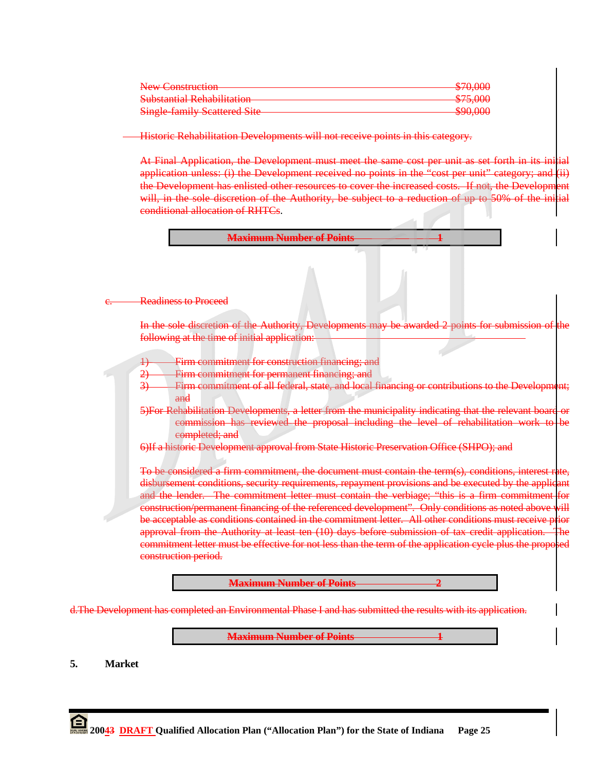| | |
|---|---|
| New Construction | $70,000 |
| Substantial Rehabilitation | $75,000 |
| Single-family Scattered Site | $90,000 |

Historic Rehabilitation Developments will not receive points in this category.

At Final Application, the Development must meet the same cost per unit as set forth in its initial application unless: (i) the Development received no points in the "cost per unit" category; and (ii) the Development has enlisted other resources to cover the increased costs. If not, the Development will, in the sole discretion of the Authority, be subject to a reduction of up to 50% of the initial conditional allocation of RHTCs.

| **Maximum Number of Points** | **1** |
|---|---|

c. Readiness to Proceed

In the sole discretion of the Authority, Developments may be awarded 2 points for submission of the following at the time of initial application:

1) Firm commitment for construction financing; and
2) Firm commitment for permanent financing; and
3) Firm commitment of all federal, state, and local financing or contributions to the Development; and
5) For Rehabilitation Developments, a letter from the municipality indicating that the relevant board or commission has reviewed the proposal including the level of rehabilitation work to be completed; and
6) If a historic Development approval from State Historic Preservation Office (SHPO); and

To be considered a firm commitment, the document must contain the term(s), conditions, interest rate, disbursement conditions, security requirements, repayment provisions and be executed by the applicant and the lender. The commitment letter must contain the verbiage; "this is a firm commitment for construction/permanent financing of the referenced development". Only conditions as noted above will be acceptable as conditions contained in the commitment letter. All other conditions must receive prior approval from the Authority at least ten (10) days before submission of tax credit application. The commitment letter must be effective for not less than the term of the application cycle plus the proposed construction period.

| **Maximum Number of Points** | **2** |
|---|---|

d. The Development has completed an Environmental Phase I and has submitted the results with its application.

| **Maximum Number of Points** | **1** |
|---|---|

**5. Market**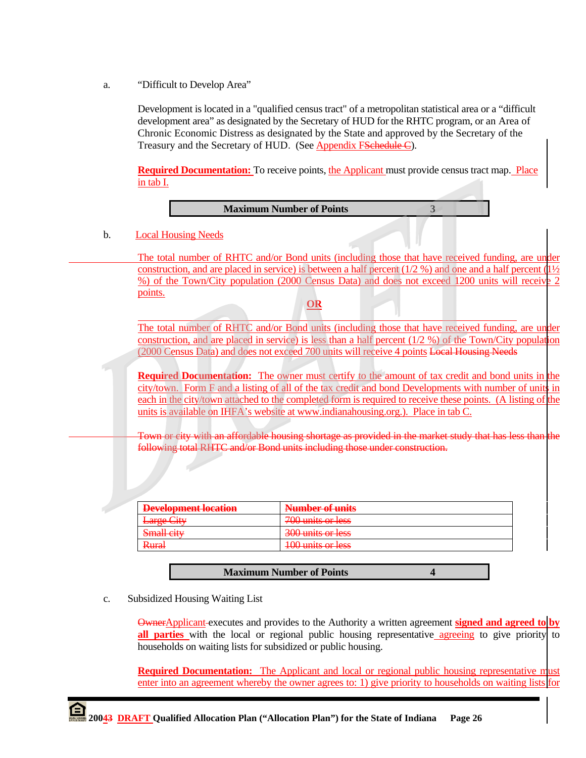a. "Difficult to Develop Area"

Development is located in a "qualified census tract" of a metropolitan statistical area or a "difficult development area" as designated by the Secretary of HUD for the RHTC program, or an Area of Chronic Economic Distress as designated by the State and approved by the Secretary of the Treasury and the Secretary of HUD. (See Appendix FSchedule C).

**Required Documentation:** To receive points, the Applicant must provide census tract map. Place in tab I.

| **Maximum Number of Points** | **3** |
|---|---|

b. Local Housing Needs

The total number of RHTC and/or Bond units (including those that have received funding, are under construction, and are placed in service) is between a half percent (1/2 %) and one and a half percent (1½ %) of the Town/City population (2000 Census Data) and does not exceed 1200 units will receive 2 points.

**OR**

The total number of RHTC and/or Bond units (including those that have received funding, are under construction, and are placed in service) is less than a half percent (1/2 %) of the Town/City population (2000 Census Data) and does not exceed 700 units will receive 4 points Local Housing Needs

**Required Documentation:** The owner must certify to the amount of tax credit and bond units in the city/town. Form F and a listing of all of the tax credit and bond Developments with number of units in each in the city/town attached to the completed form is required to receive these points. (A listing of the units is available on IHFA's website at www.indianahousing.org.). Place in tab C.

~~Town or city with an affordable housing shortage as provided in the market study that has less than the following total RHTC and/or Bond units including those under construction.~~

| ~~**Development location**~~ | ~~**Number of units**~~ |
|---|---|
| ~~Large City~~ | ~~700 units or less~~ |
| ~~Small city~~ | ~~300 units or less~~ |
| ~~Rural~~ | ~~100 units or less~~ |

| **Maximum Number of Points** | **4** |
|---|---|

c. Subsidized Housing Waiting List

~~Owner~~Applicant executes and provides to the Authority a written agreement **signed and agreed to by all parties** with the local or regional public housing representative agreeing to give priority to households on waiting lists for subsidized or public housing.

**Required Documentation:** The Applicant and local or regional public housing representative must enter into an agreement whereby the owner agrees to: 1) give priority to households on waiting lists for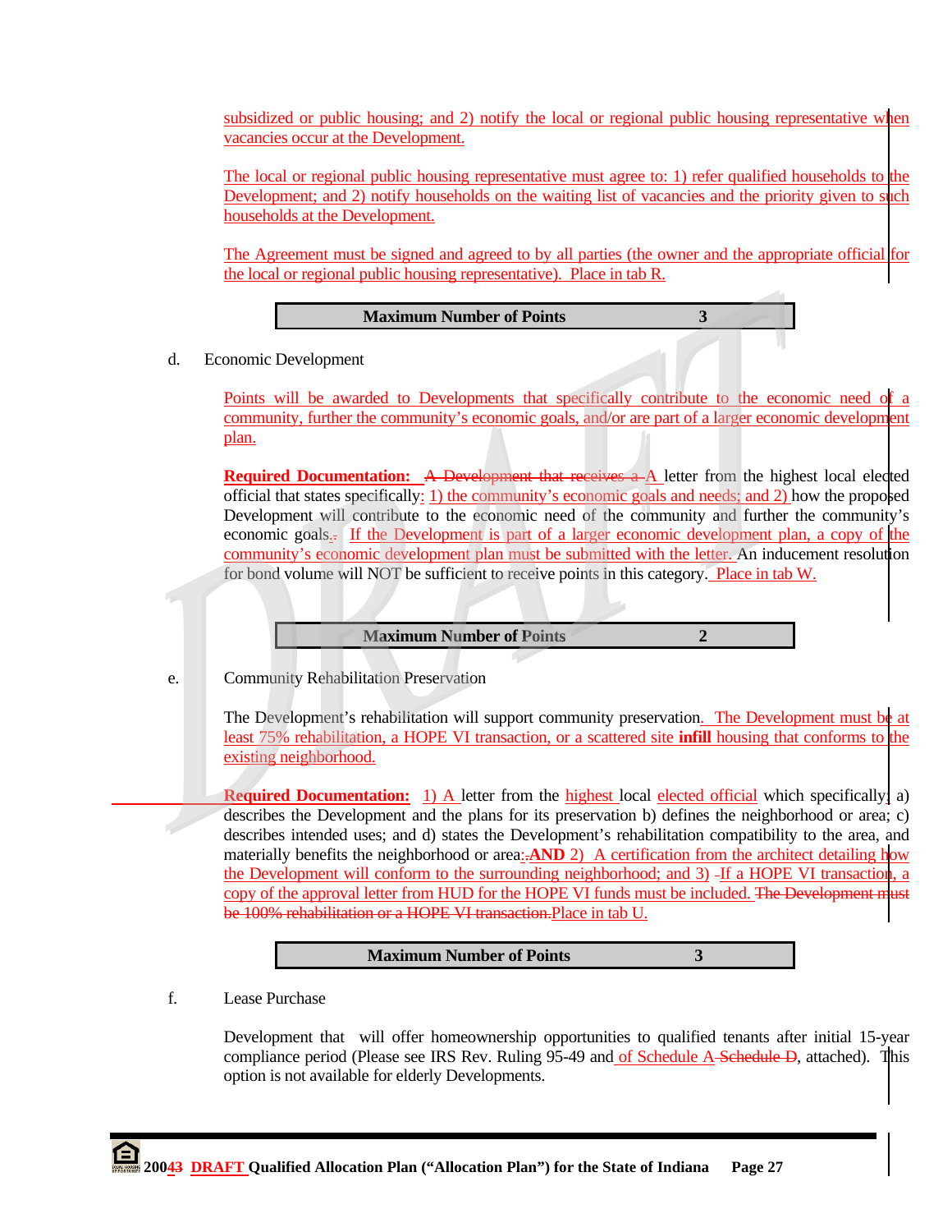subsidized or public housing; and 2) notify the local or regional public housing representative when vacancies occur at the Development.

The local or regional public housing representative must agree to: 1) refer qualified households to the Development; and 2) notify households on the waiting list of vacancies and the priority given to such households at the Development.

The Agreement must be signed and agreed to by all parties (the owner and the appropriate official for the local or regional public housing representative). Place in tab R.

| **Maximum Number of Points** | **3** |
|---|---|

d. Economic Development

Points will be awarded to Developments that specifically contribute to the economic need of a community, further the community's economic goals, and/or are part of a larger economic development plan.

**Required Documentation:** A Development that receives a A letter from the highest local elected official that states specifically: 1) the community's economic goals and needs; and 2) how the proposed Development will contribute to the economic need of the community and further the community's economic goals.. If the Development is part of a larger economic development plan, a copy of the community's economic development plan must be submitted with the letter. An inducement resolution for bond volume will NOT be sufficient to receive points in this category. Place in tab W.

| **Maximum Number of Points** | **2** |
|---|---|

e. Community Rehabilitation Preservation

The Development's rehabilitation will support community preservation. The Development must be at least 75% rehabilitation, a HOPE VI transaction, or a scattered site **infill** housing that conforms to the existing neighborhood.

**Required Documentation:** 1) A letter from the highest local elected official which specifically; a) describes the Development and the plans for its preservation b) defines the neighborhood or area; c) describes intended uses; and d) states the Development's rehabilitation compatibility to the area, and materially benefits the neighborhood or area:.**AND** 2) A certification from the architect detailing how the Development will conform to the surrounding neighborhood; and 3) -If a HOPE VI transaction, a copy of the approval letter from HUD for the HOPE VI funds must be included. The Development must be 100% rehabilitation or a HOPE VI transaction.Place in tab U.

| **Maximum Number of Points** | **3** |
|---|---|

f. Lease Purchase

Development that will offer homeownership opportunities to qualified tenants after initial 15-year compliance period (Please see IRS Rev. Ruling 95-49 and of Schedule A Schedule D, attached). This option is not available for elderly Developments.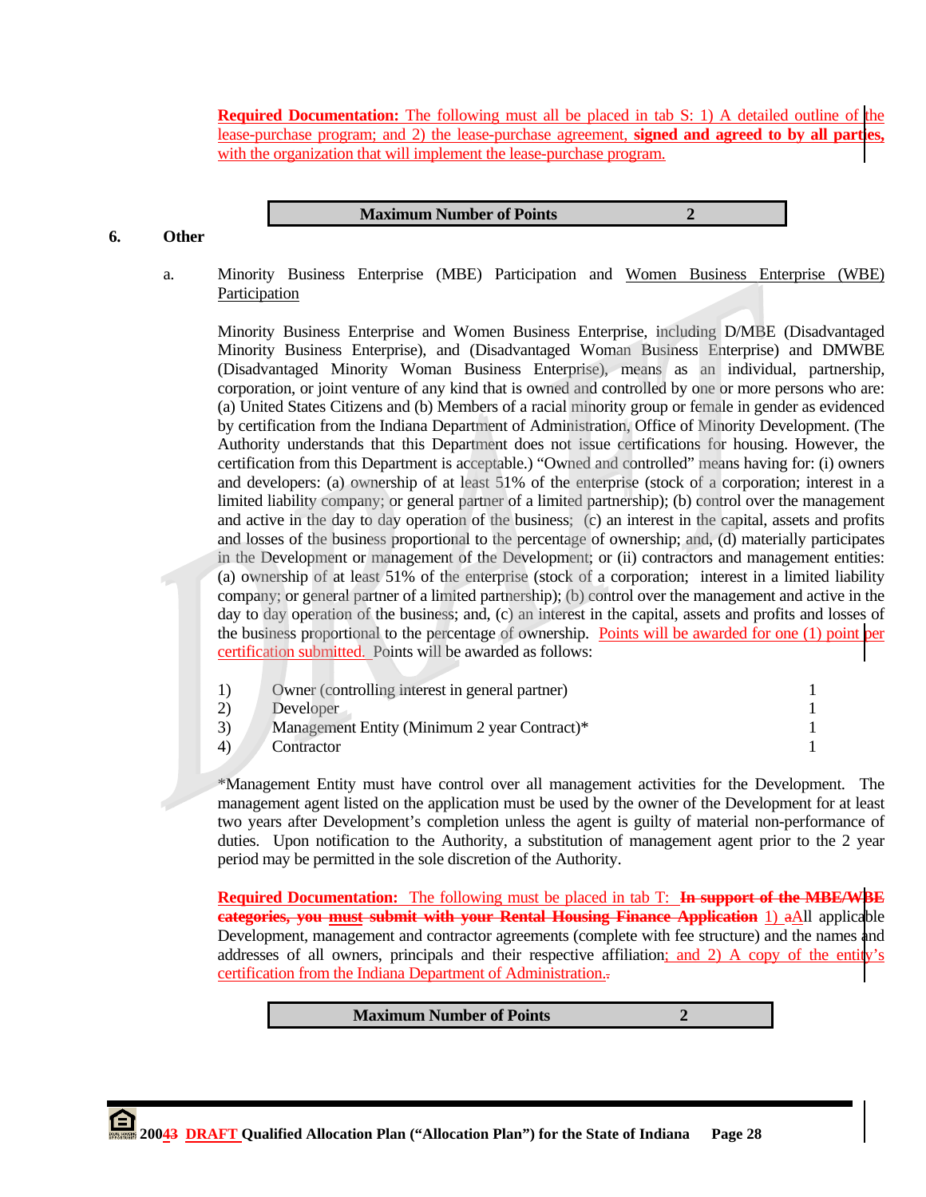Required Documentation: The following must all be placed in tab S: 1) A detailed outline of the lease-purchase program; and 2) the lease-purchase agreement, **signed and agreed to by all parties**, with the organization that will implement the lease-purchase program.

| Maximum Number of Points | 2 |
|---|---|

**6. Other**

a. Minority Business Enterprise (MBE) Participation and Women Business Enterprise (WBE) Participation

Minority Business Enterprise and Women Business Enterprise, including D/MBE (Disadvantaged Minority Business Enterprise), and (Disadvantaged Woman Business Enterprise) and DMWBE (Disadvantaged Minority Woman Business Enterprise), means as an individual, partnership, corporation, or joint venture of any kind that is owned and controlled by one or more persons who are: (a) United States Citizens and (b) Members of a racial minority group or female in gender as evidenced by certification from the Indiana Department of Administration, Office of Minority Development. (The Authority understands that this Department does not issue certifications for housing. However, the certification from this Department is acceptable.) "Owned and controlled" means having for: (i) owners and developers: (a) ownership of at least 51% of the enterprise (stock of a corporation; interest in a limited liability company; or general partner of a limited partnership); (b) control over the management and active in the day to day operation of the business; (c) an interest in the capital, assets and profits and losses of the business proportional to the percentage of ownership; and, (d) materially participates in the Development or management of the Development; or (ii) contractors and management entities: (a) ownership of at least 51% of the enterprise (stock of a corporation; interest in a limited liability company; or general partner of a limited partnership); (b) control over the management and active in the day to day operation of the business; and, (c) an interest in the capital, assets and profits and losses of the business proportional to the percentage of ownership. Points will be awarded for one (1) point per certification submitted. Points will be awarded as follows:

| | | |
|---|---|---|
| 1) | Owner (controlling interest in general partner) | 1 |
| 2) | Developer | 1 |
| 3) | Management Entity (Minimum 2 year Contract)* | 1 |
| 4) | Contractor | 1 |

*Management Entity must have control over all management activities for the Development. The management agent listed on the application must be used by the owner of the Development for at least two years after Development's completion unless the agent is guilty of material non-performance of duties. Upon notification to the Authority, a substitution of management agent prior to the 2 year period may be permitted in the sole discretion of the Authority.

**Required Documentation:** The following must be placed in tab T: ~~**In support of the MBE/WBE categories, you must submit with your Rental Housing Finance Application**~~ 1) ~~a~~All applicable Development, management and contractor agreements (complete with fee structure) and the names and addresses of all owners, principals and their respective affiliation; and 2) A copy of the entity's certification from the Indiana Department of Administration.~~.~~

| Maximum Number of Points | 2 |
|---|---|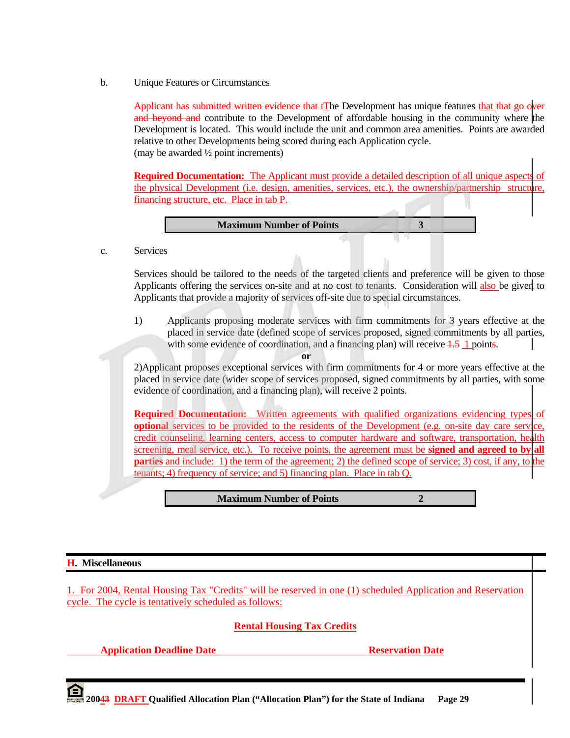b. Unique Features or Circumstances

Applicant has submitted written evidence that tThe Development has unique features that that go over and beyond and contribute to the Development of affordable housing in the community where the Development is located. This would include the unit and common area amenities. Points are awarded relative to other Developments being scored during each Application cycle.
(may be awarded ½ point increments)

**Required Documentation:** The Applicant must provide a detailed description of all unique aspects of the physical Development (i.e. design, amenities, services, etc.), the ownership/partnership structure, financing structure, etc. Place in tab P.

| **Maximum Number of Points** | **3** |
|---|---|

c. Services

Services should be tailored to the needs of the targeted clients and preference will be given to those Applicants offering the services on-site and at no cost to tenants. Consideration will also be given to Applicants that provide a majority of services off-site due to special circumstances.

1) Applicants proposing moderate services with firm commitments for 3 years effective at the placed in service date (defined scope of services proposed, signed commitments by all parties, with some evidence of coordination, and a financing plan) will receive 1.5 1 points.

**or**

2) Applicant proposes exceptional services with firm commitments for 4 or more years effective at the placed in service date (wider scope of services proposed, signed commitments by all parties, with some evidence of coordination, and a financing plan), will receive 2 points.

**Required Documentation:** Written agreements with qualified organizations evidencing types of **optional** services to be provided to the residents of the Development (e.g. on-site day care service, credit counseling, learning centers, access to computer hardware and software, transportation, health screening, meal service, etc.). To receive points, the agreement must be **signed and agreed to by all parties** and include: 1) the term of the agreement; 2) the defined scope of service; 3) cost, if any, to the tenants; 4) frequency of service; and 5) financing plan. Place in tab Q.

| **Maximum Number of Points** | **2** |
|---|---|

## H. Miscellaneous

1. For 2004, Rental Housing Tax "Credits" will be reserved in one (1) scheduled Application and Reservation cycle. The cycle is tentatively scheduled as follows:

**Rental Housing Tax Credits**

| **Application Deadline Date** | **Reservation Date** |
|---|---|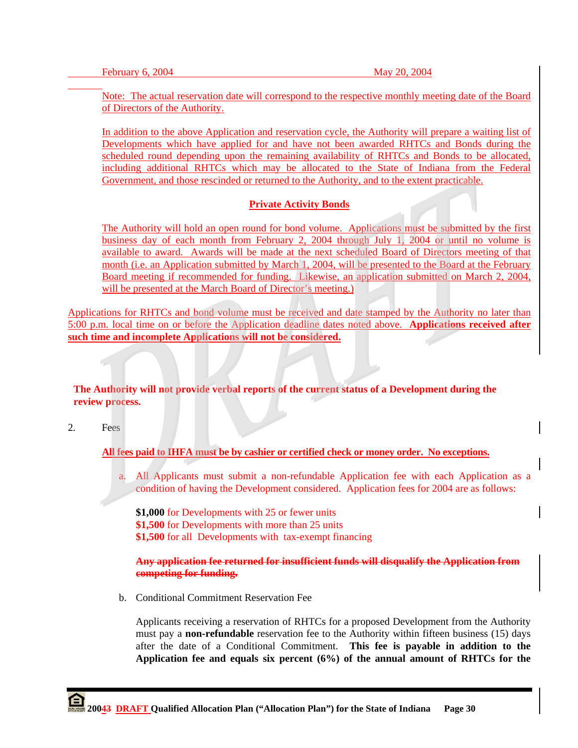February 6, 2004 May 20, 2004

Note: The actual reservation date will correspond to the respective monthly meeting date of the Board of Directors of the Authority.

In addition to the above Application and reservation cycle, the Authority will prepare a waiting list of Developments which have applied for and have not been awarded RHTCs and Bonds during the scheduled round depending upon the remaining availability of RHTCs and Bonds to be allocated, including additional RHTCs which may be allocated to the State of Indiana from the Federal Government, and those rescinded or returned to the Authority, and to the extent practicable.

**Private Activity Bonds**

The Authority will hold an open round for bond volume. Applications must be submitted by the first business day of each month from February 2, 2004 through July 1, 2004 or until no volume is available to award. Awards will be made at the next scheduled Board of Directors meeting of that month (i.e. an Application submitted by March 1, 2004, will be presented to the Board at the February Board meeting if recommended for funding. Likewise, an application submitted on March 2, 2004, will be presented at the March Board of Director's meeting.)

Applications for RHTCs and bond volume must be received and date stamped by the Authority no later than 5:00 p.m. local time on or before the Application deadline dates noted above. **Applications received after such time and incomplete Applications will not be considered.**

**The Authority will not provide verbal reports of the current status of a Development during the review process.**

2. Fees

**All fees paid to IHFA must be by cashier or certified check or money order. No exceptions.**

a. All Applicants must submit a non-refundable Application fee with each Application as a condition of having the Development considered. Application fees for 2004 are as follows:

**$1,000** for Developments with 25 or fewer units
**$1,500** for Developments with more than 25 units
**$1,500** for all Developments with tax-exempt financing

~~**Any application fee returned for insufficient funds will disqualify the Application from competing for funding.**~~

b. Conditional Commitment Reservation Fee

Applicants receiving a reservation of RHTCs for a proposed Development from the Authority must pay a **non-refundable** reservation fee to the Authority within fifteen business (15) days after the date of a Conditional Commitment. **This fee is payable in addition to the Application fee and equals six percent (6%) of the annual amount of RHTCs for the**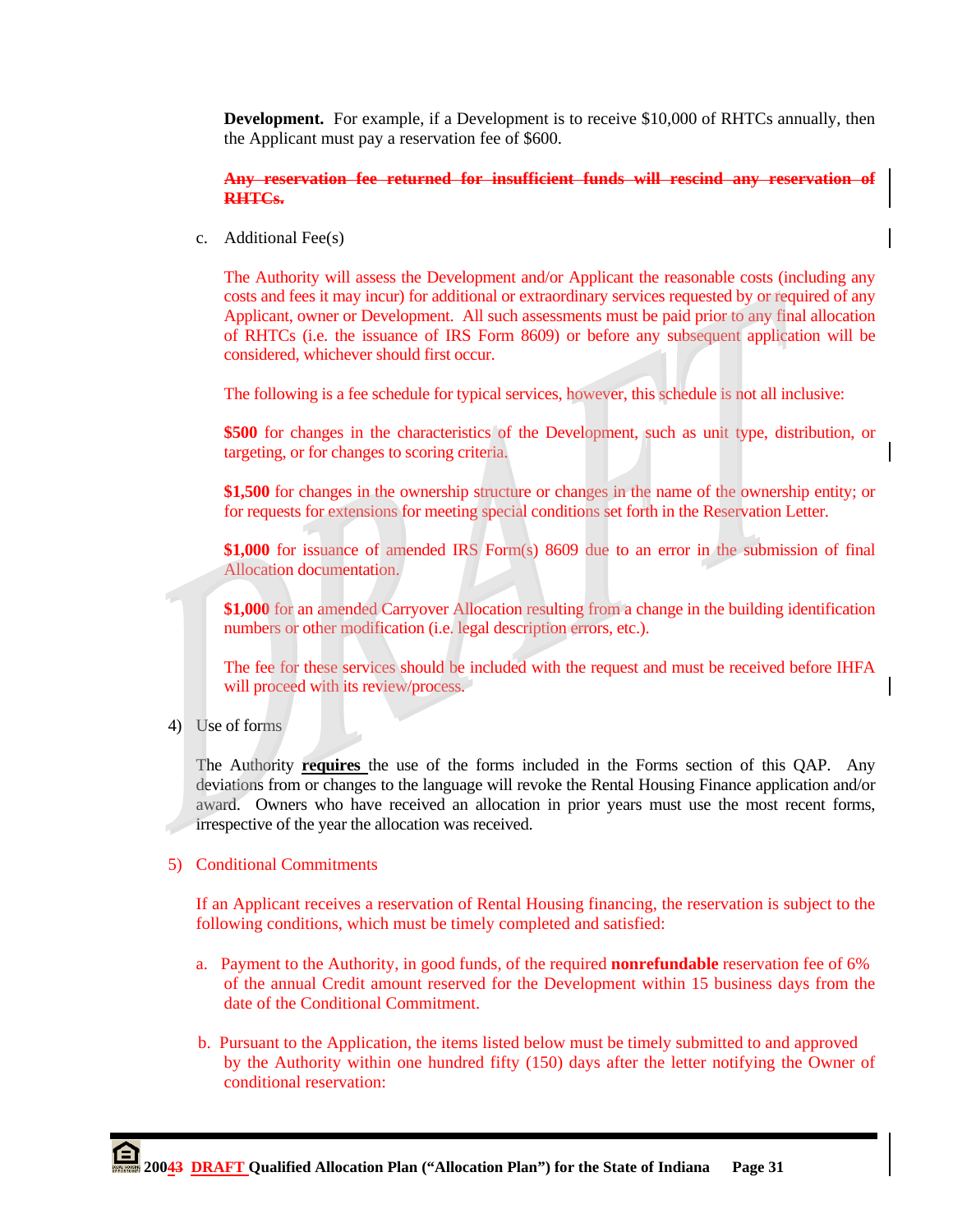**Development.** For example, if a Development is to receive $10,000 of RHTCs annually, then the Applicant must pay a reservation fee of $600.

~~**Any reservation fee returned for insufficient funds will rescind any reservation of RHTCs.**~~

c. Additional Fee(s)

The Authority will assess the Development and/or Applicant the reasonable costs (including any costs and fees it may incur) for additional or extraordinary services requested by or required of any Applicant, owner or Development. All such assessments must be paid prior to any final allocation of RHTCs (i.e. the issuance of IRS Form 8609) or before any subsequent application will be considered, whichever should first occur.

The following is a fee schedule for typical services, however, this schedule is not all inclusive:

**$500** for changes in the characteristics of the Development, such as unit type, distribution, or targeting, or for changes to scoring criteria.

**$1,500** for changes in the ownership structure or changes in the name of the ownership entity; or for requests for extensions for meeting special conditions set forth in the Reservation Letter.

**$1,000** for issuance of amended IRS Form(s) 8609 due to an error in the submission of final Allocation documentation.

**$1,000** for an amended Carryover Allocation resulting from a change in the building identification numbers or other modification (i.e. legal description errors, etc.).

The fee for these services should be included with the request and must be received before IHFA will proceed with its review/process.

4) Use of forms

The Authority **requires** the use of the forms included in the Forms section of this QAP. Any deviations from or changes to the language will revoke the Rental Housing Finance application and/or award. Owners who have received an allocation in prior years must use the most recent forms, irrespective of the year the allocation was received.

5) Conditional Commitments

If an Applicant receives a reservation of Rental Housing financing, the reservation is subject to the following conditions, which must be timely completed and satisfied:

a. Payment to the Authority, in good funds, of the required **nonrefundable** reservation fee of 6% of the annual Credit amount reserved for the Development within 15 business days from the date of the Conditional Commitment.

b. Pursuant to the Application, the items listed below must be timely submitted to and approved by the Authority within one hundred fifty (150) days after the letter notifying the Owner of conditional reservation: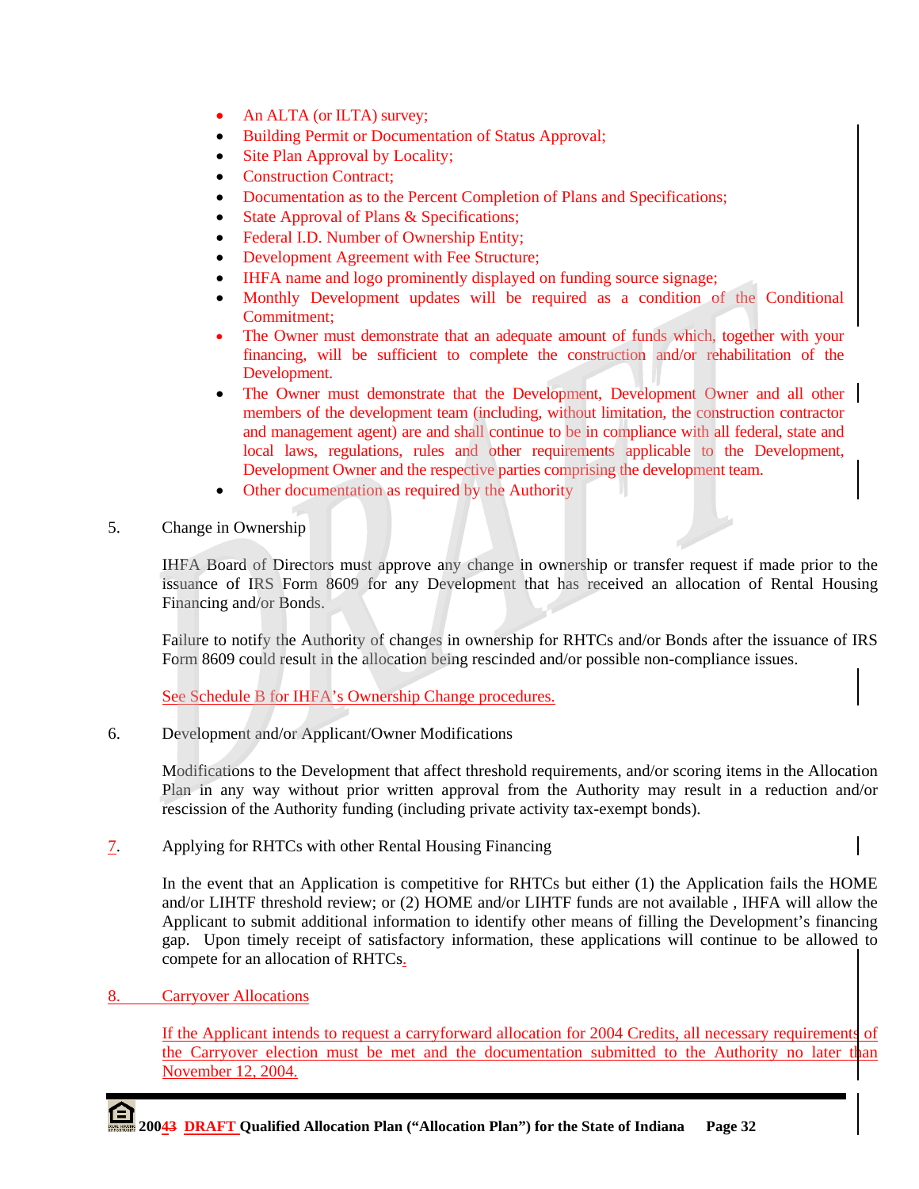- An ALTA (or ILTA) survey;
- Building Permit or Documentation of Status Approval;
- Site Plan Approval by Locality;
- Construction Contract;
- Documentation as to the Percent Completion of Plans and Specifications;
- State Approval of Plans & Specifications;
- Federal I.D. Number of Ownership Entity;
- Development Agreement with Fee Structure;
- IHFA name and logo prominently displayed on funding source signage;
- Monthly Development updates will be required as a condition of the Conditional Commitment;
- The Owner must demonstrate that an adequate amount of funds which, together with your financing, will be sufficient to complete the construction and/or rehabilitation of the Development.
- The Owner must demonstrate that the Development, Development Owner and all other members of the development team (including, without limitation, the construction contractor and management agent) are and shall continue to be in compliance with all federal, state and local laws, regulations, rules and other requirements applicable to the Development, Development Owner and the respective parties comprising the development team.
- Other documentation as required by the Authority

5. Change in Ownership

IHFA Board of Directors must approve any change in ownership or transfer request if made prior to the issuance of IRS Form 8609 for any Development that has received an allocation of Rental Housing Financing and/or Bonds.

Failure to notify the Authority of changes in ownership for RHTCs and/or Bonds after the issuance of IRS Form 8609 could result in the allocation being rescinded and/or possible non-compliance issues.

See Schedule B for IHFA's Ownership Change procedures.

6. Development and/or Applicant/Owner Modifications

Modifications to the Development that affect threshold requirements, and/or scoring items in the Allocation Plan in any way without prior written approval from the Authority may result in a reduction and/or rescission of the Authority funding (including private activity tax-exempt bonds).

7. Applying for RHTCs with other Rental Housing Financing

In the event that an Application is competitive for RHTCs but either (1) the Application fails the HOME and/or LIHTF threshold review; or (2) HOME and/or LIHTF funds are not available , IHFA will allow the Applicant to submit additional information to identify other means of filling the Development's financing gap. Upon timely receipt of satisfactory information, these applications will continue to be allowed to compete for an allocation of RHTCs.

8. Carryover Allocations

If the Applicant intends to request a carryforward allocation for 2004 Credits, all necessary requirements of the Carryover election must be met and the documentation submitted to the Authority no later than November 12, 2004.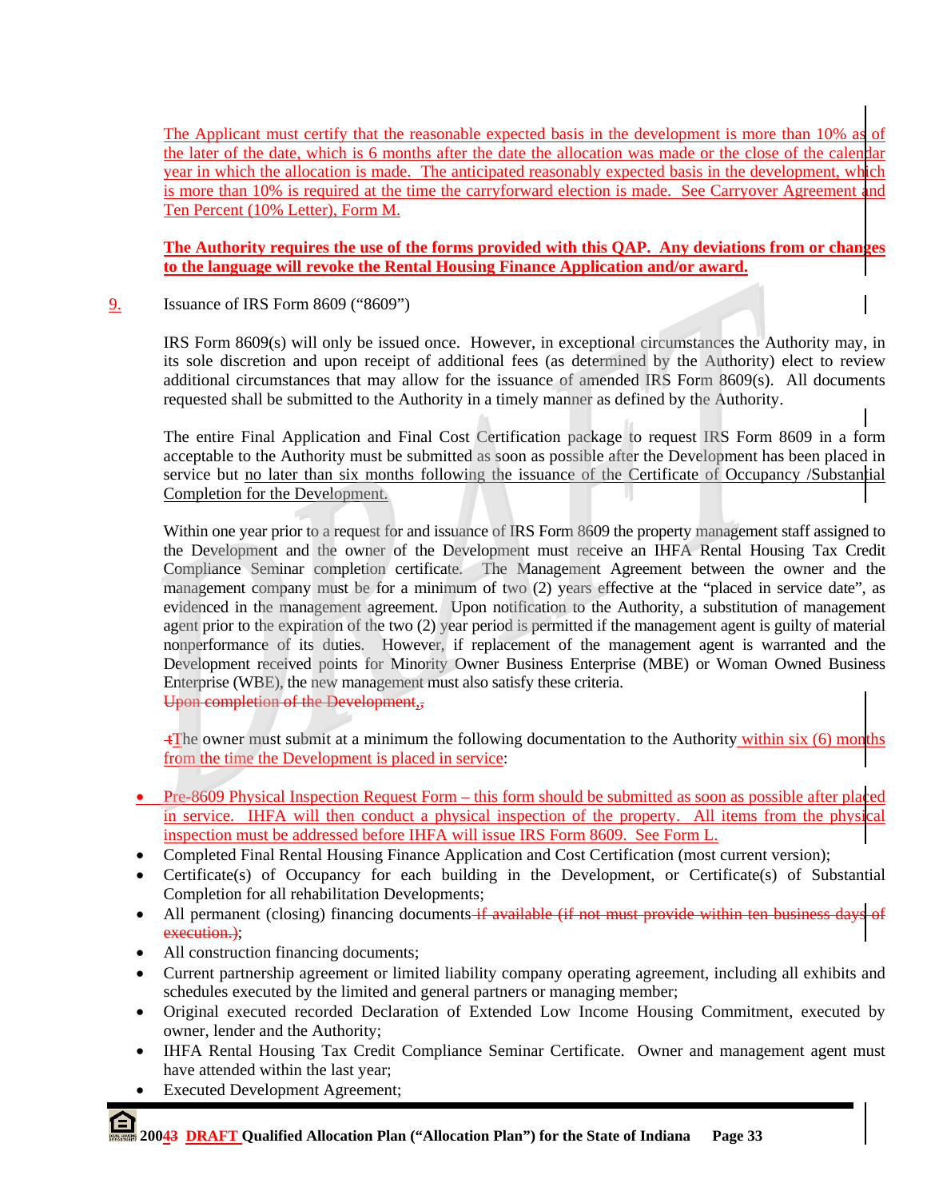The Applicant must certify that the reasonable expected basis in the development is more than 10% as of the later of the date, which is 6 months after the date the allocation was made or the close of the calendar year in which the allocation is made. The anticipated reasonably expected basis in the development, which is more than 10% is required at the time the carryforward election is made. See Carryover Agreement and Ten Percent (10% Letter), Form M.

**The Authority requires the use of the forms provided with this QAP. Any deviations from or changes to the language will revoke the Rental Housing Finance Application and/or award.**

9. Issuance of IRS Form 8609 ("8609")

IRS Form 8609(s) will only be issued once. However, in exceptional circumstances the Authority may, in its sole discretion and upon receipt of additional fees (as determined by the Authority) elect to review additional circumstances that may allow for the issuance of amended IRS Form 8609(s). All documents requested shall be submitted to the Authority in a timely manner as defined by the Authority.

The entire Final Application and Final Cost Certification package to request IRS Form 8609 in a form acceptable to the Authority must be submitted as soon as possible after the Development has been placed in service but no later than six months following the issuance of the Certificate of Occupancy /Substantial Completion for the Development.

Within one year prior to a request for and issuance of IRS Form 8609 the property management staff assigned to the Development and the owner of the Development must receive an IHFA Rental Housing Tax Credit Compliance Seminar completion certificate. The Management Agreement between the owner and the management company must be for a minimum of two (2) years effective at the "placed in service date", as evidenced in the management agreement. Upon notification to the Authority, a substitution of management agent prior to the expiration of the two (2) year period is permitted if the management agent is guilty of material nonperformance of its duties. However, if replacement of the management agent is warranted and the Development received points for Minority Owner Business Enterprise (MBE) or Woman Owned Business Enterprise (WBE), the new management must also satisfy these criteria.
~~Upon completion of the Development,,~~

~~t~~The owner must submit at a minimum the following documentation to the Authority within six (6) months from the time the Development is placed in service:

- Pre-8609 Physical Inspection Request Form – this form should be submitted as soon as possible after placed in service. IHFA will then conduct a physical inspection of the property. All items from the physical inspection must be addressed before IHFA will issue IRS Form 8609. See Form L.
- Completed Final Rental Housing Finance Application and Cost Certification (most current version);
- Certificate(s) of Occupancy for each building in the Development, or Certificate(s) of Substantial Completion for all rehabilitation Developments;
- All permanent (closing) financing documents ~~if available (if not must provide within ten business days of execution.)~~;
- All construction financing documents;
- Current partnership agreement or limited liability company operating agreement, including all exhibits and schedules executed by the limited and general partners or managing member;
- Original executed recorded Declaration of Extended Low Income Housing Commitment, executed by owner, lender and the Authority;
- IHFA Rental Housing Tax Credit Compliance Seminar Certificate. Owner and management agent must have attended within the last year;
- Executed Development Agreement;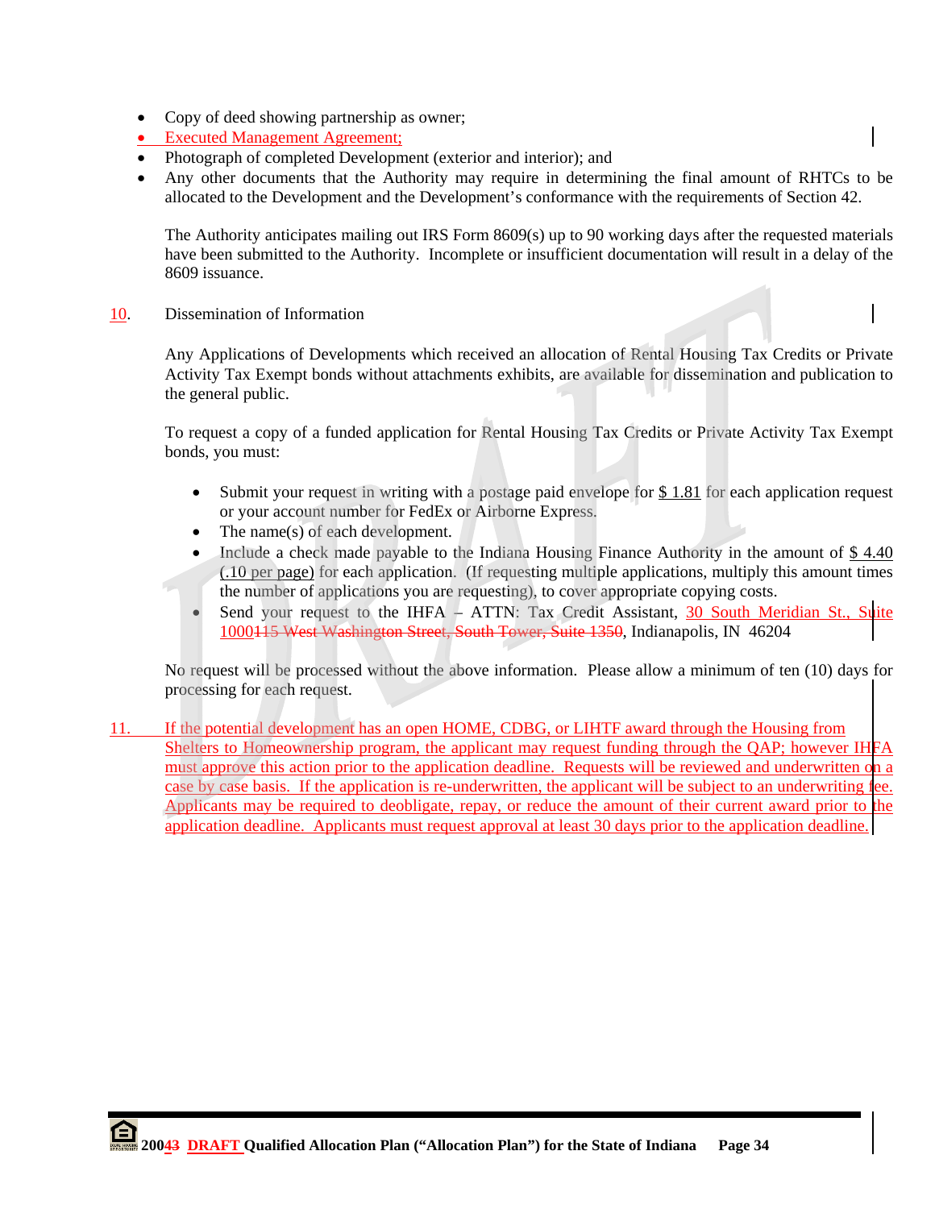- Copy of deed showing partnership as owner;
- Executed Management Agreement;
- Photograph of completed Development (exterior and interior); and
- Any other documents that the Authority may require in determining the final amount of RHTCs to be allocated to the Development and the Development's conformance with the requirements of Section 42.

The Authority anticipates mailing out IRS Form 8609(s) up to 90 working days after the requested materials have been submitted to the Authority. Incomplete or insufficient documentation will result in a delay of the 8609 issuance.

10. Dissemination of Information

Any Applications of Developments which received an allocation of Rental Housing Tax Credits or Private Activity Tax Exempt bonds without attachments exhibits, are available for dissemination and publication to the general public.

To request a copy of a funded application for Rental Housing Tax Credits or Private Activity Tax Exempt bonds, you must:

- Submit your request in writing with a postage paid envelope for $ 1.81 for each application request or your account number for FedEx or Airborne Express.
- The name(s) of each development.
- Include a check made payable to the Indiana Housing Finance Authority in the amount of $ 4.40 (.10 per page) for each application. (If requesting multiple applications, multiply this amount times the number of applications you are requesting), to cover appropriate copying costs.
- Send your request to the IHFA – ATTN: Tax Credit Assistant, 30 South Meridian St., Suite 1000~~115 West Washington Street, South Tower, Suite 1350~~, Indianapolis, IN 46204

No request will be processed without the above information. Please allow a minimum of ten (10) days for processing for each request.

11. If the potential development has an open HOME, CDBG, or LIHTF award through the Housing from Shelters to Homeownership program, the applicant may request funding through the QAP; however IHFA must approve this action prior to the application deadline. Requests will be reviewed and underwritten on a case by case basis. If the application is re-underwritten, the applicant will be subject to an underwriting fee. Applicants may be required to deobligate, repay, or reduce the amount of their current award prior to the application deadline. Applicants must request approval at least 30 days prior to the application deadline.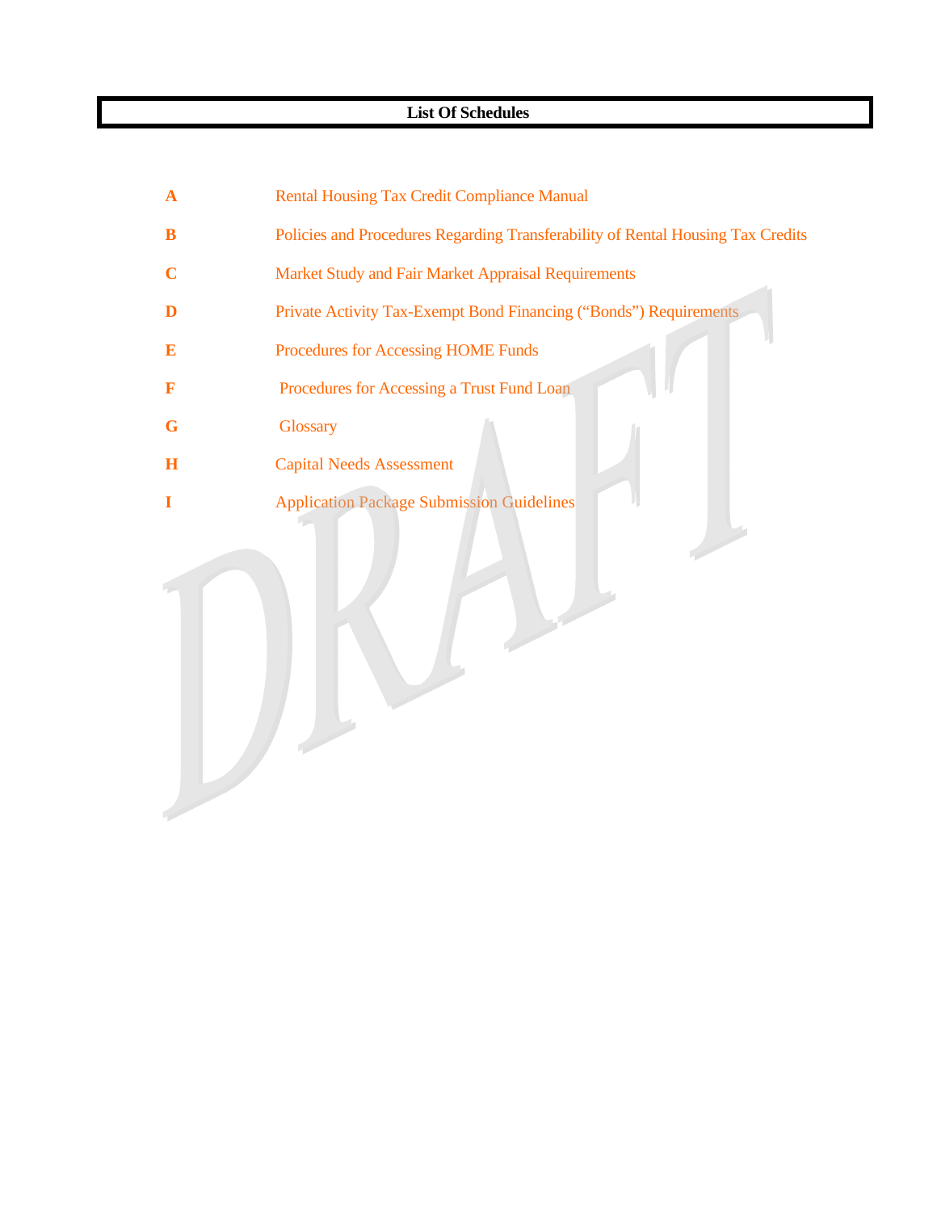# List Of Schedules

| | |
|---|---|
| **A** | Rental Housing Tax Credit Compliance Manual |
| **B** | Policies and Procedures Regarding Transferability of Rental Housing Tax Credits |
| **C** | Market Study and Fair Market Appraisal Requirements |
| **D** | Private Activity Tax-Exempt Bond Financing (“Bonds”) Requirements |
| **E** | Procedures for Accessing HOME Funds |
| **F** | Procedures for Accessing a Trust Fund Loan |
| **G** | Glossary |
| **H** | Capital Needs Assessment |
| **I** | Application Package Submission Guidelines |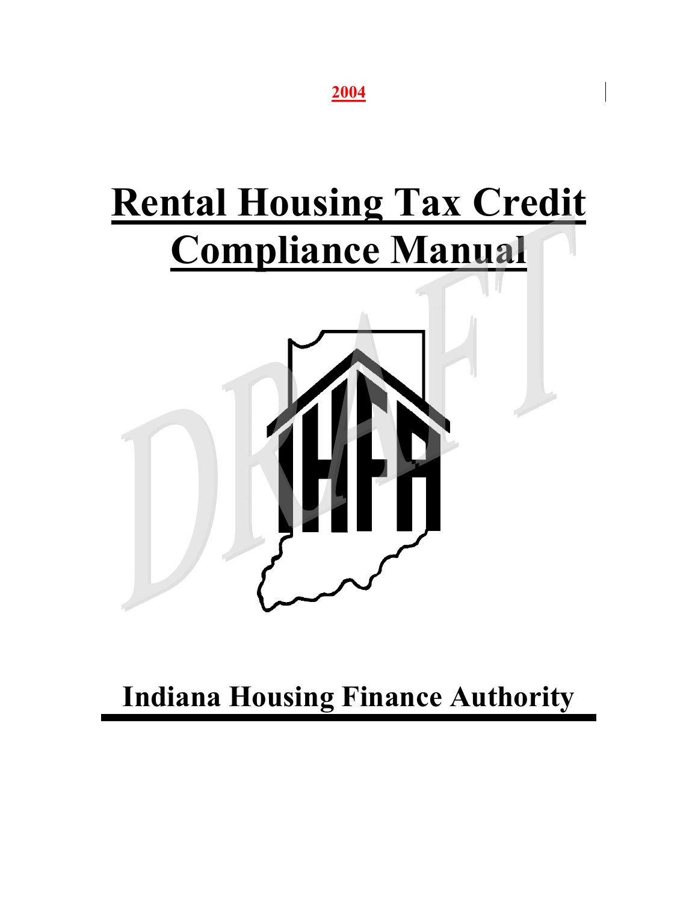2004

# Rental Housing Tax Credit Compliance Manual

# Indiana Housing Finance Authority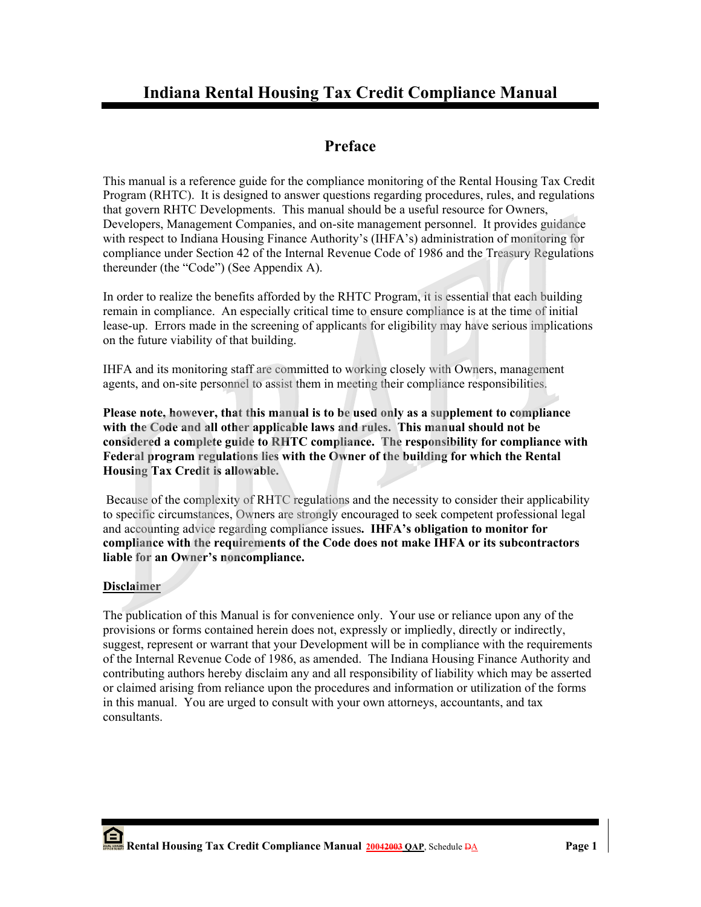# Indiana Rental Housing Tax Credit Compliance Manual

## Preface

This manual is a reference guide for the compliance monitoring of the Rental Housing Tax Credit Program (RHTC). It is designed to answer questions regarding procedures, rules, and regulations that govern RHTC Developments. This manual should be a useful resource for Owners, Developers, Management Companies, and on-site management personnel. It provides guidance with respect to Indiana Housing Finance Authority's (IHFA's) administration of monitoring for compliance under Section 42 of the Internal Revenue Code of 1986 and the Treasury Regulations thereunder (the "Code") (See Appendix A).

In order to realize the benefits afforded by the RHTC Program, it is essential that each building remain in compliance. An especially critical time to ensure compliance is at the time of initial lease-up. Errors made in the screening of applicants for eligibility may have serious implications on the future viability of that building.

IHFA and its monitoring staff are committed to working closely with Owners, management agents, and on-site personnel to assist them in meeting their compliance responsibilities.

**Please note, however, that this manual is to be used only as a supplement to compliance with the Code and all other applicable laws and rules. This manual should not be considered a complete guide to RHTC compliance. The responsibility for compliance with Federal program regulations lies with the Owner of the building for which the Rental Housing Tax Credit is allowable.**

Because of the complexity of RHTC regulations and the necessity to consider their applicability to specific circumstances, Owners are strongly encouraged to seek competent professional legal and accounting advice regarding compliance issues. **IHFA's obligation to monitor for compliance with the requirements of the Code does not make IHFA or its subcontractors liable for an Owner's noncompliance.**

**Disclaimer**

The publication of this Manual is for convenience only. Your use or reliance upon any of the provisions or forms contained herein does not, expressly or impliedly, directly or indirectly, suggest, represent or warrant that your Development will be in compliance with the requirements of the Internal Revenue Code of 1986, as amended. The Indiana Housing Finance Authority and contributing authors hereby disclaim any and all responsibility of liability which may be asserted or claimed arising from reliance upon the procedures and information or utilization of the forms in this manual. You are urged to consult with your own attorneys, accountants, and tax consultants.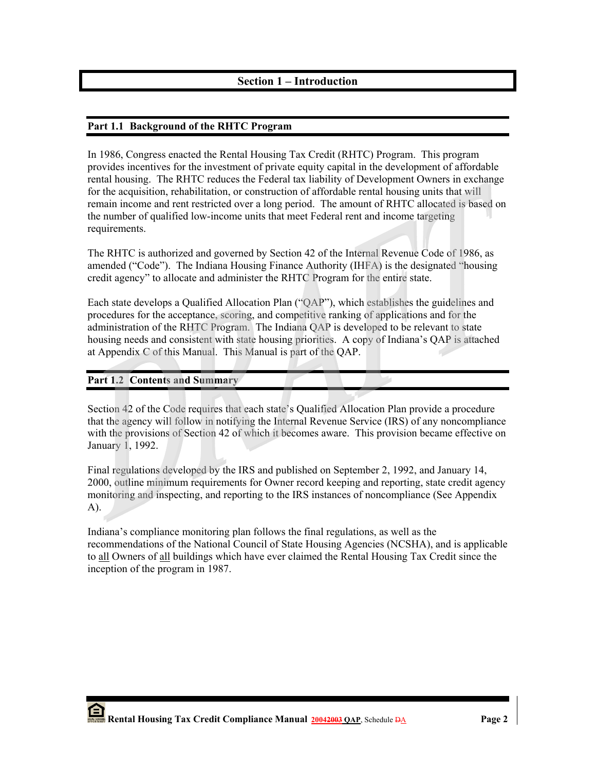# Section 1 – Introduction

## Part 1.1 Background of the RHTC Program

In 1986, Congress enacted the Rental Housing Tax Credit (RHTC) Program. This program provides incentives for the investment of private equity capital in the development of affordable rental housing. The RHTC reduces the Federal tax liability of Development Owners in exchange for the acquisition, rehabilitation, or construction of affordable rental housing units that will remain income and rent restricted over a long period. The amount of RHTC allocated is based on the number of qualified low-income units that meet Federal rent and income targeting requirements.

The RHTC is authorized and governed by Section 42 of the Internal Revenue Code of 1986, as amended ("Code"). The Indiana Housing Finance Authority (IHFA) is the designated "housing credit agency" to allocate and administer the RHTC Program for the entire state.

Each state develops a Qualified Allocation Plan ("QAP"), which establishes the guidelines and procedures for the acceptance, scoring, and competitive ranking of applications and for the administration of the RHTC Program. The Indiana QAP is developed to be relevant to state housing needs and consistent with state housing priorities. A copy of Indiana's QAP is attached at Appendix C of this Manual. This Manual is part of the QAP.

## Part 1.2 Contents and Summary

Section 42 of the Code requires that each state's Qualified Allocation Plan provide a procedure that the agency will follow in notifying the Internal Revenue Service (IRS) of any noncompliance with the provisions of Section 42 of which it becomes aware. This provision became effective on January 1, 1992.

Final regulations developed by the IRS and published on September 2, 1992, and January 14, 2000, outline minimum requirements for Owner record keeping and reporting, state credit agency monitoring and inspecting, and reporting to the IRS instances of noncompliance (See Appendix A).

Indiana's compliance monitoring plan follows the final regulations, as well as the recommendations of the National Council of State Housing Agencies (NCSHA), and is applicable to all Owners of all buildings which have ever claimed the Rental Housing Tax Credit since the inception of the program in 1987.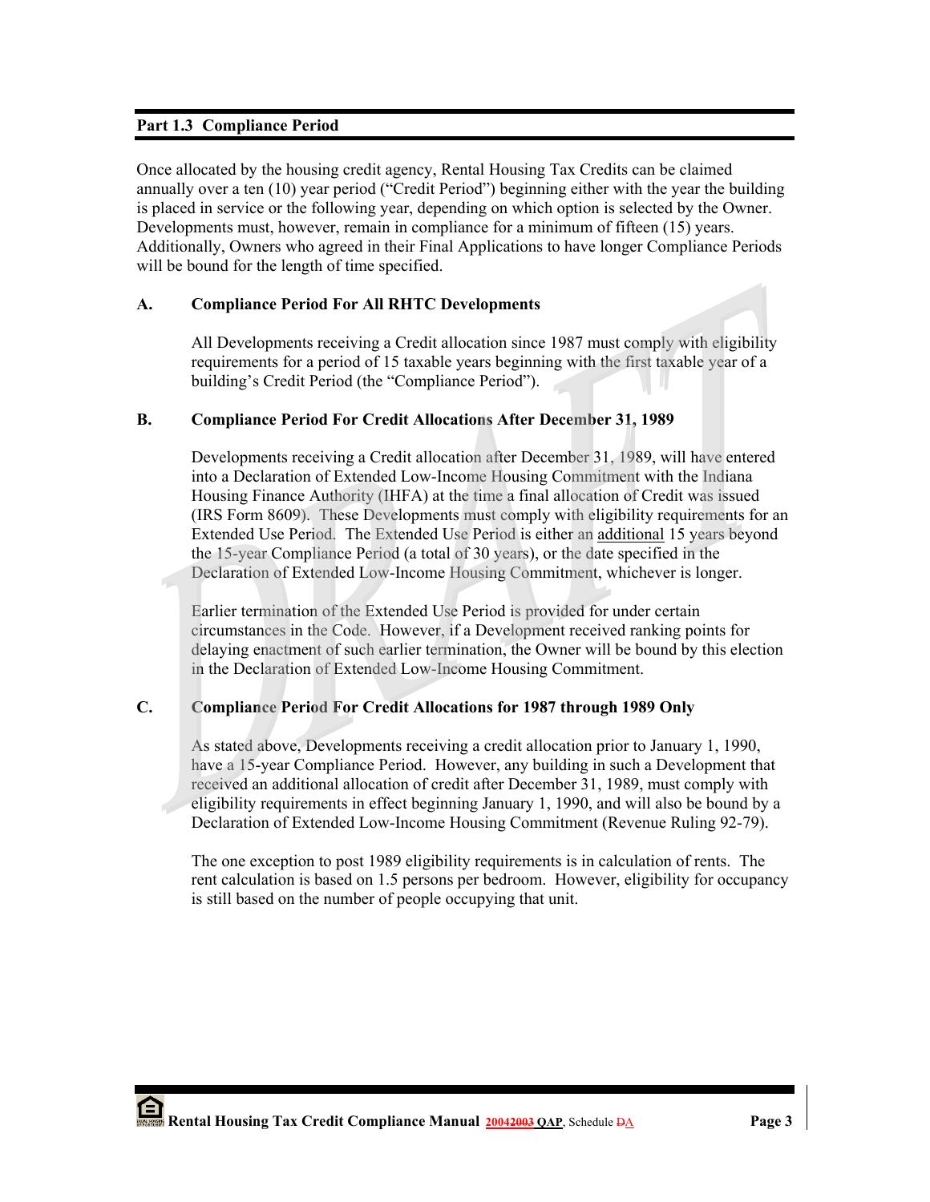## Part 1.3 Compliance Period

Once allocated by the housing credit agency, Rental Housing Tax Credits can be claimed annually over a ten (10) year period ("Credit Period") beginning either with the year the building is placed in service or the following year, depending on which option is selected by the Owner. Developments must, however, remain in compliance for a minimum of fifteen (15) years. Additionally, Owners who agreed in their Final Applications to have longer Compliance Periods will be bound for the length of time specified.

### A. Compliance Period For All RHTC Developments

All Developments receiving a Credit allocation since 1987 must comply with eligibility requirements for a period of 15 taxable years beginning with the first taxable year of a building's Credit Period (the "Compliance Period").

### B. Compliance Period For Credit Allocations After December 31, 1989

Developments receiving a Credit allocation after December 31, 1989, will have entered into a Declaration of Extended Low-Income Housing Commitment with the Indiana Housing Finance Authority (IHFA) at the time a final allocation of Credit was issued (IRS Form 8609). These Developments must comply with eligibility requirements for an Extended Use Period. The Extended Use Period is either an additional 15 years beyond the 15-year Compliance Period (a total of 30 years), or the date specified in the Declaration of Extended Low-Income Housing Commitment, whichever is longer.

Earlier termination of the Extended Use Period is provided for under certain circumstances in the Code. However, if a Development received ranking points for delaying enactment of such earlier termination, the Owner will be bound by this election in the Declaration of Extended Low-Income Housing Commitment.

### C. Compliance Period For Credit Allocations for 1987 through 1989 Only

As stated above, Developments receiving a credit allocation prior to January 1, 1990, have a 15-year Compliance Period. However, any building in such a Development that received an additional allocation of credit after December 31, 1989, must comply with eligibility requirements in effect beginning January 1, 1990, and will also be bound by a Declaration of Extended Low-Income Housing Commitment (Revenue Ruling 92-79).

The one exception to post 1989 eligibility requirements is in calculation of rents. The rent calculation is based on 1.5 persons per bedroom. However, eligibility for occupancy is still based on the number of people occupying that unit.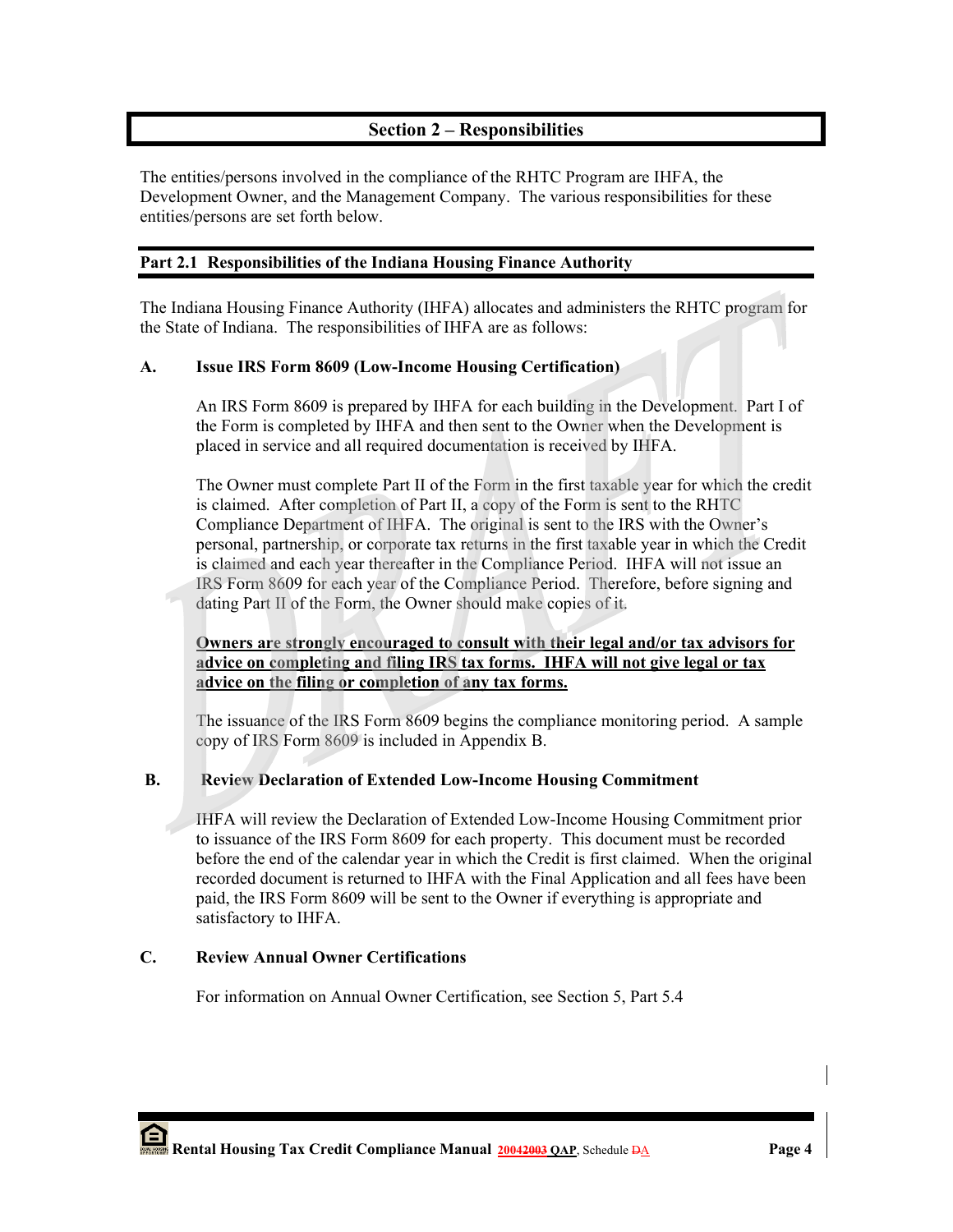## Section 2 – Responsibilities

The entities/persons involved in the compliance of the RHTC Program are IHFA, the Development Owner, and the Management Company. The various responsibilities for these entities/persons are set forth below.

### Part 2.1 Responsibilities of the Indiana Housing Finance Authority

The Indiana Housing Finance Authority (IHFA) allocates and administers the RHTC program for the State of Indiana. The responsibilities of IHFA are as follows:

**A. Issue IRS Form 8609 (Low-Income Housing Certification)**

An IRS Form 8609 is prepared by IHFA for each building in the Development. Part I of the Form is completed by IHFA and then sent to the Owner when the Development is placed in service and all required documentation is received by IHFA.

The Owner must complete Part II of the Form in the first taxable year for which the credit is claimed. After completion of Part II, a copy of the Form is sent to the RHTC Compliance Department of IHFA. The original is sent to the IRS with the Owner's personal, partnership, or corporate tax returns in the first taxable year in which the Credit is claimed and each year thereafter in the Compliance Period. IHFA will not issue an IRS Form 8609 for each year of the Compliance Period. Therefore, before signing and dating Part II of the Form, the Owner should make copies of it.

**Owners are strongly encouraged to consult with their legal and/or tax advisors for advice on completing and filing IRS tax forms. IHFA will not give legal or tax advice on the filing or completion of any tax forms.**

The issuance of the IRS Form 8609 begins the compliance monitoring period. A sample copy of IRS Form 8609 is included in Appendix B.

**B. Review Declaration of Extended Low-Income Housing Commitment**

IHFA will review the Declaration of Extended Low-Income Housing Commitment prior to issuance of the IRS Form 8609 for each property. This document must be recorded before the end of the calendar year in which the Credit is first claimed. When the original recorded document is returned to IHFA with the Final Application and all fees have been paid, the IRS Form 8609 will be sent to the Owner if everything is appropriate and satisfactory to IHFA.

**C. Review Annual Owner Certifications**

For information on Annual Owner Certification, see Section 5, Part 5.4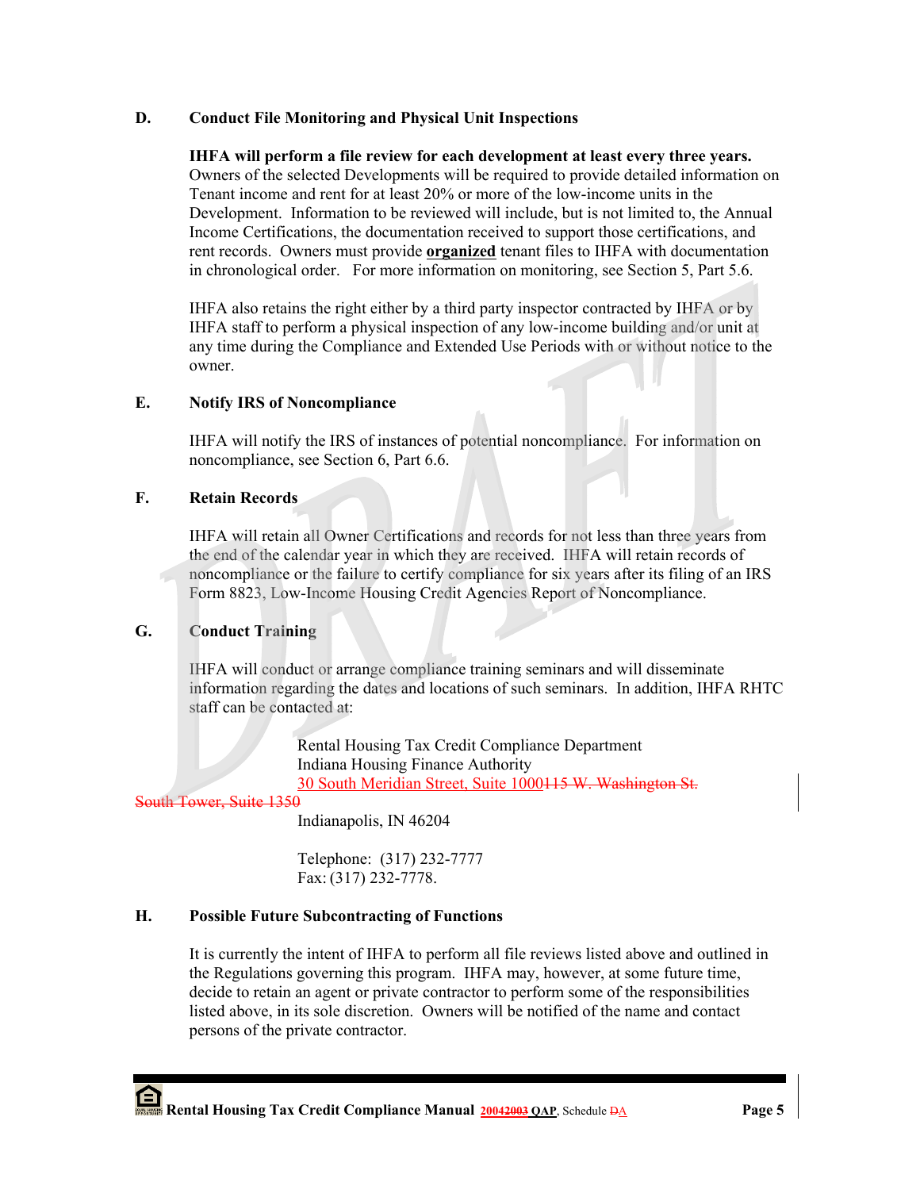### D. Conduct File Monitoring and Physical Unit Inspections

**IHFA will perform a file review for each development at least every three years.** Owners of the selected Developments will be required to provide detailed information on Tenant income and rent for at least 20% or more of the low-income units in the Development. Information to be reviewed will include, but is not limited to, the Annual Income Certifications, the documentation received to support those certifications, and rent records. Owners must provide **organized** tenant files to IHFA with documentation in chronological order. For more information on monitoring, see Section 5, Part 5.6.

IHFA also retains the right either by a third party inspector contracted by IHFA or by IHFA staff to perform a physical inspection of any low-income building and/or unit at any time during the Compliance and Extended Use Periods with or without notice to the owner.

### E. Notify IRS of Noncompliance

IHFA will notify the IRS of instances of potential noncompliance. For information on noncompliance, see Section 6, Part 6.6.

### F. Retain Records

IHFA will retain all Owner Certifications and records for not less than three years from the end of the calendar year in which they are received. IHFA will retain records of noncompliance or the failure to certify compliance for six years after its filing of an IRS Form 8823, Low-Income Housing Credit Agencies Report of Noncompliance.

### G. Conduct Training

IHFA will conduct or arrange compliance training seminars and will disseminate information regarding the dates and locations of such seminars. In addition, IHFA RHTC staff can be contacted at:

Rental Housing Tax Credit Compliance Department
Indiana Housing Finance Authority
30 South Meridian Street, Suite 1000~~115 W. Washington St. South Tower, Suite 1350~~
Indianapolis, IN 46204

Telephone: (317) 232-7777
Fax: (317) 232-7778.

### H. Possible Future Subcontracting of Functions

It is currently the intent of IHFA to perform all file reviews listed above and outlined in the Regulations governing this program. IHFA may, however, at some future time, decide to retain an agent or private contractor to perform some of the responsibilities listed above, in its sole discretion. Owners will be notified of the name and contact persons of the private contractor.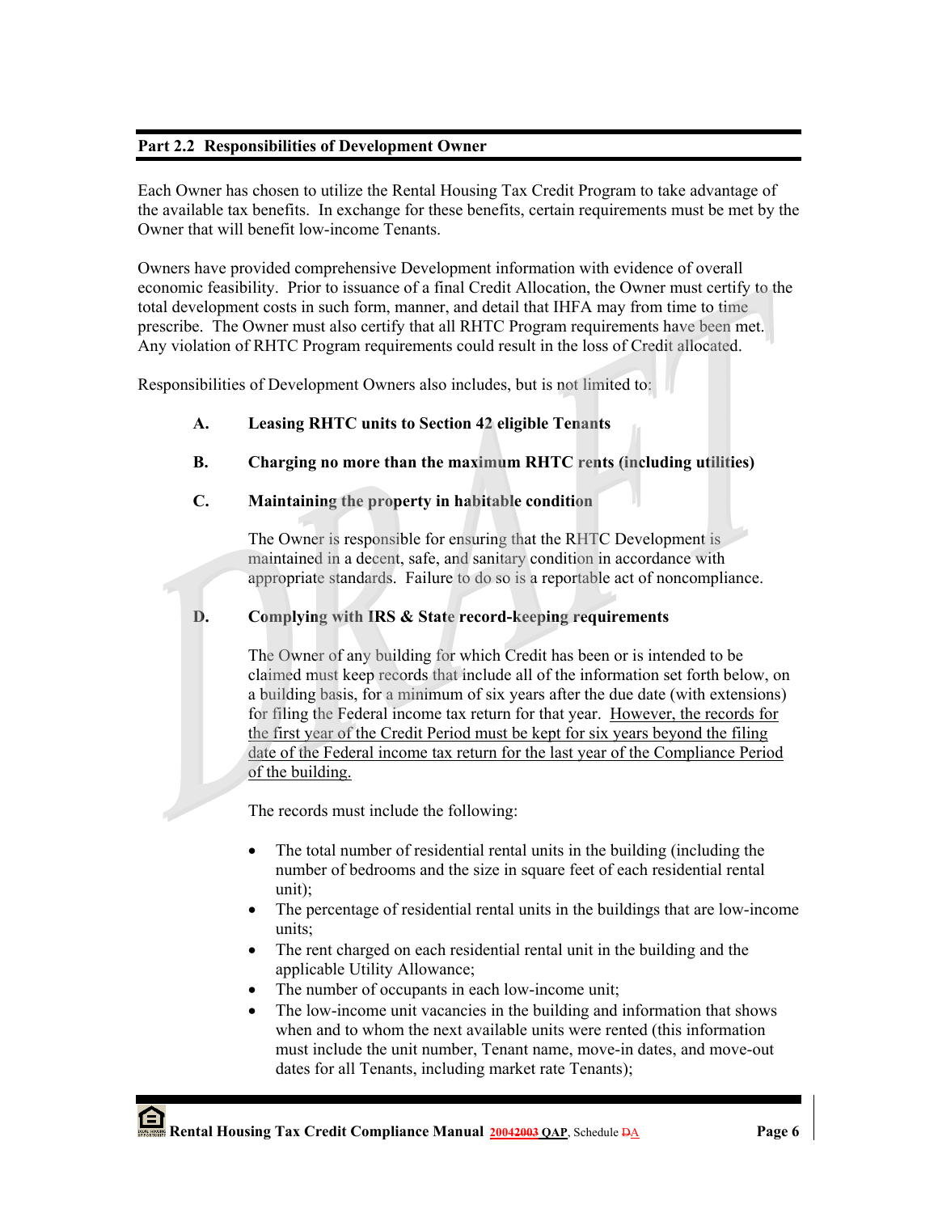## Part 2.2 Responsibilities of Development Owner

Each Owner has chosen to utilize the Rental Housing Tax Credit Program to take advantage of the available tax benefits. In exchange for these benefits, certain requirements must be met by the Owner that will benefit low-income Tenants.

Owners have provided comprehensive Development information with evidence of overall economic feasibility. Prior to issuance of a final Credit Allocation, the Owner must certify to the total development costs in such form, manner, and detail that IHFA may from time to time prescribe. The Owner must also certify that all RHTC Program requirements have been met. Any violation of RHTC Program requirements could result in the loss of Credit allocated.

Responsibilities of Development Owners also includes, but is not limited to:

**A. Leasing RHTC units to Section 42 eligible Tenants**

**B. Charging no more than the maximum RHTC rents (including utilities)**

**C. Maintaining the property in habitable condition**

The Owner is responsible for ensuring that the RHTC Development is maintained in a decent, safe, and sanitary condition in accordance with appropriate standards. Failure to do so is a reportable act of noncompliance.

**D. Complying with IRS & State record-keeping requirements**

The Owner of any building for which Credit has been or is intended to be claimed must keep records that include all of the information set forth below, on a building basis, for a minimum of six years after the due date (with extensions) for filing the Federal income tax return for that year. However, the records for the first year of the Credit Period must be kept for six years beyond the filing date of the Federal income tax return for the last year of the Compliance Period of the building.

The records must include the following:

- The total number of residential rental units in the building (including the number of bedrooms and the size in square feet of each residential rental unit);
- The percentage of residential rental units in the buildings that are low-income units;
- The rent charged on each residential rental unit in the building and the applicable Utility Allowance;
- The number of occupants in each low-income unit;
- The low-income unit vacancies in the building and information that shows when and to whom the next available units were rented (this information must include the unit number, Tenant name, move-in dates, and move-out dates for all Tenants, including market rate Tenants);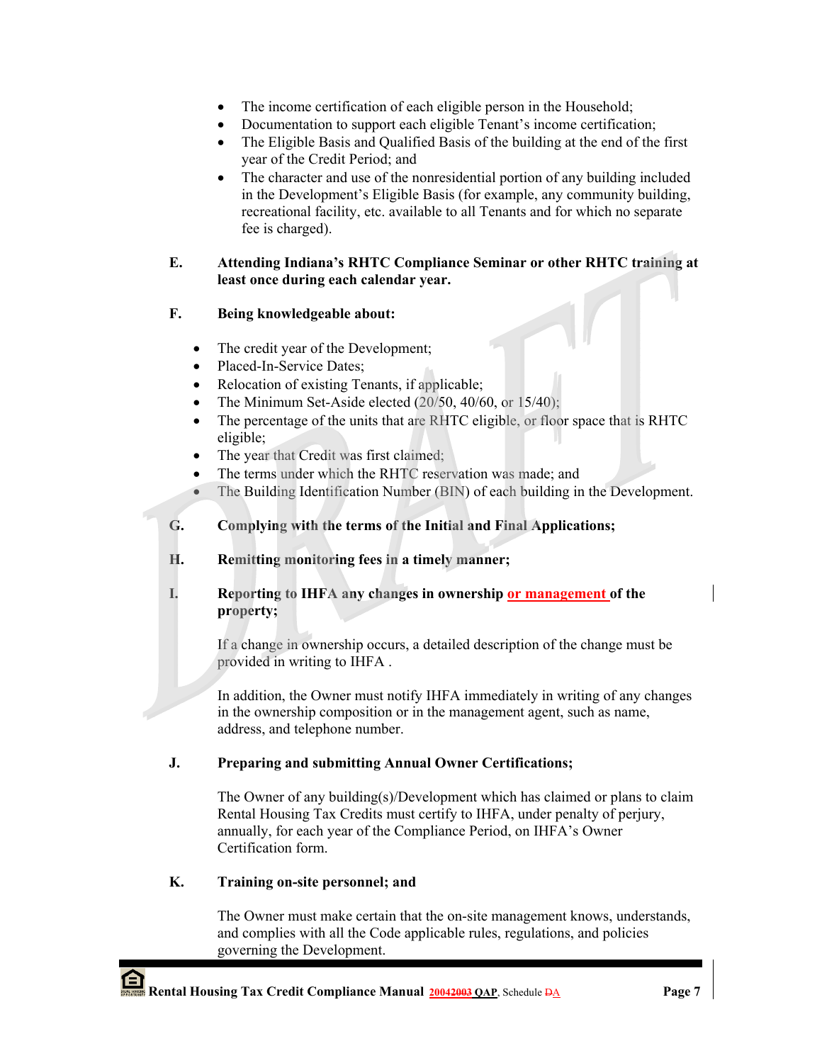- The income certification of each eligible person in the Household;
- Documentation to support each eligible Tenant's income certification;
- The Eligible Basis and Qualified Basis of the building at the end of the first year of the Credit Period; and
- The character and use of the nonresidential portion of any building included in the Development's Eligible Basis (for example, any community building, recreational facility, etc. available to all Tenants and for which no separate fee is charged).

**E. Attending Indiana's RHTC Compliance Seminar or other RHTC training at least once during each calendar year.**

**F. Being knowledgeable about:**

- The credit year of the Development;
- Placed-In-Service Dates;
- Relocation of existing Tenants, if applicable;
- The Minimum Set-Aside elected (20/50, 40/60, or 15/40);
- The percentage of the units that are RHTC eligible, or floor space that is RHTC eligible;
- The year that Credit was first claimed;
- The terms under which the RHTC reservation was made; and
- The Building Identification Number (BIN) of each building in the Development.

**G. Complying with the terms of the Initial and Final Applications;**

**H. Remitting monitoring fees in a timely manner;**

**I. Reporting to IHFA any changes in ownership or management of the property;**

If a change in ownership occurs, a detailed description of the change must be provided in writing to IHFA .

In addition, the Owner must notify IHFA immediately in writing of any changes in the ownership composition or in the management agent, such as name, address, and telephone number.

**J. Preparing and submitting Annual Owner Certifications;**

The Owner of any building(s)/Development which has claimed or plans to claim Rental Housing Tax Credits must certify to IHFA, under penalty of perjury, annually, for each year of the Compliance Period, on IHFA's Owner Certification form.

**K. Training on-site personnel; and**

The Owner must make certain that the on-site management knows, understands, and complies with all the Code applicable rules, regulations, and policies governing the Development.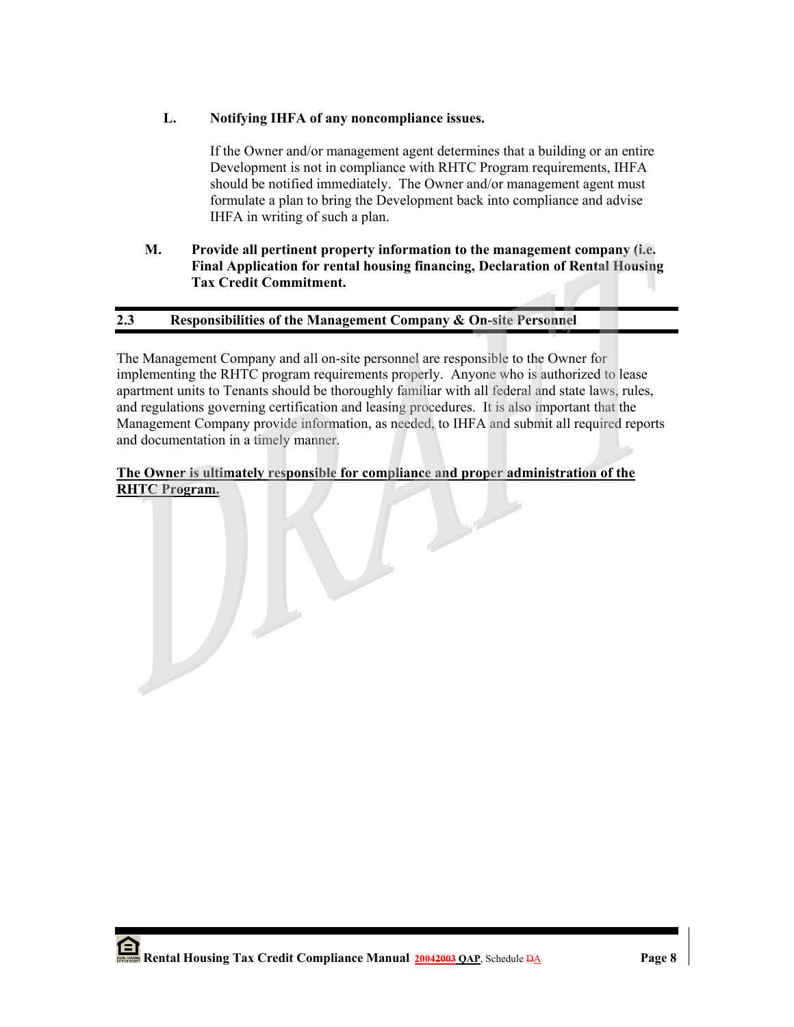**L. Notifying IHFA of any noncompliance issues.**

If the Owner and/or management agent determines that a building or an entire Development is not in compliance with RHTC Program requirements, IHFA should be notified immediately. The Owner and/or management agent must formulate a plan to bring the Development back into compliance and advise IHFA in writing of such a plan.

**M. Provide all pertinent property information to the management company (i.e. Final Application for rental housing financing, Declaration of Rental Housing Tax Credit Commitment.**

## 2.3 Responsibilities of the Management Company & On-site Personnel

The Management Company and all on-site personnel are responsible to the Owner for implementing the RHTC program requirements properly. Anyone who is authorized to lease apartment units to Tenants should be thoroughly familiar with all federal and state laws, rules, and regulations governing certification and leasing procedures. It is also important that the Management Company provide information, as needed, to IHFA and submit all required reports and documentation in a timely manner.

**The Owner is ultimately responsible for compliance and proper administration of the RHTC Program.**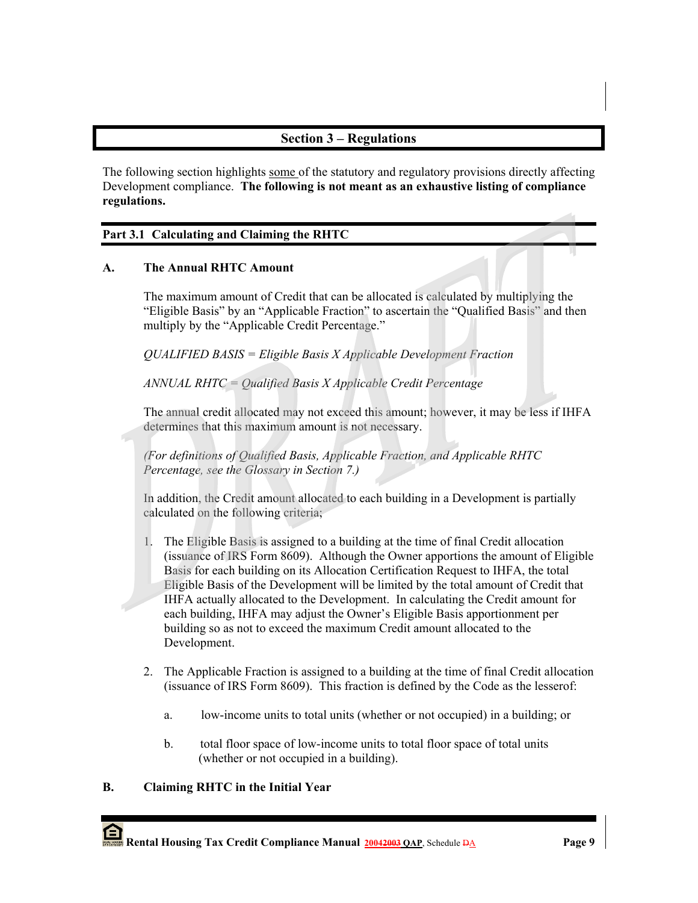## Section 3 – Regulations

The following section highlights some of the statutory and regulatory provisions directly affecting Development compliance. **The following is not meant as an exhaustive listing of compliance regulations.**

### Part 3.1 Calculating and Claiming the RHTC

#### A. The Annual RHTC Amount

The maximum amount of Credit that can be allocated is calculated by multiplying the "Eligible Basis" by an "Applicable Fraction" to ascertain the "Qualified Basis" and then multiply by the "Applicable Credit Percentage."

*QUALIFIED BASIS = Eligible Basis X Applicable Development Fraction*

*ANNUAL RHTC = Qualified Basis X Applicable Credit Percentage*

The annual credit allocated may not exceed this amount; however, it may be less if IHFA determines that this maximum amount is not necessary.

*(For definitions of Qualified Basis, Applicable Fraction, and Applicable RHTC Percentage, see the Glossary in Section 7.)*

In addition, the Credit amount allocated to each building in a Development is partially calculated on the following criteria;

1. The Eligible Basis is assigned to a building at the time of final Credit allocation (issuance of IRS Form 8609). Although the Owner apportions the amount of Eligible Basis for each building on its Allocation Certification Request to IHFA, the total Eligible Basis of the Development will be limited by the total amount of Credit that IHFA actually allocated to the Development. In calculating the Credit amount for each building, IHFA may adjust the Owner's Eligible Basis apportionment per building so as not to exceed the maximum Credit amount allocated to the Development.

2. The Applicable Fraction is assigned to a building at the time of final Credit allocation (issuance of IRS Form 8609). This fraction is defined by the Code as the lesserof:

   a. low-income units to total units (whether or not occupied) in a building; or

   b. total floor space of low-income units to total floor space of total units (whether or not occupied in a building).

#### B. Claiming RHTC in the Initial Year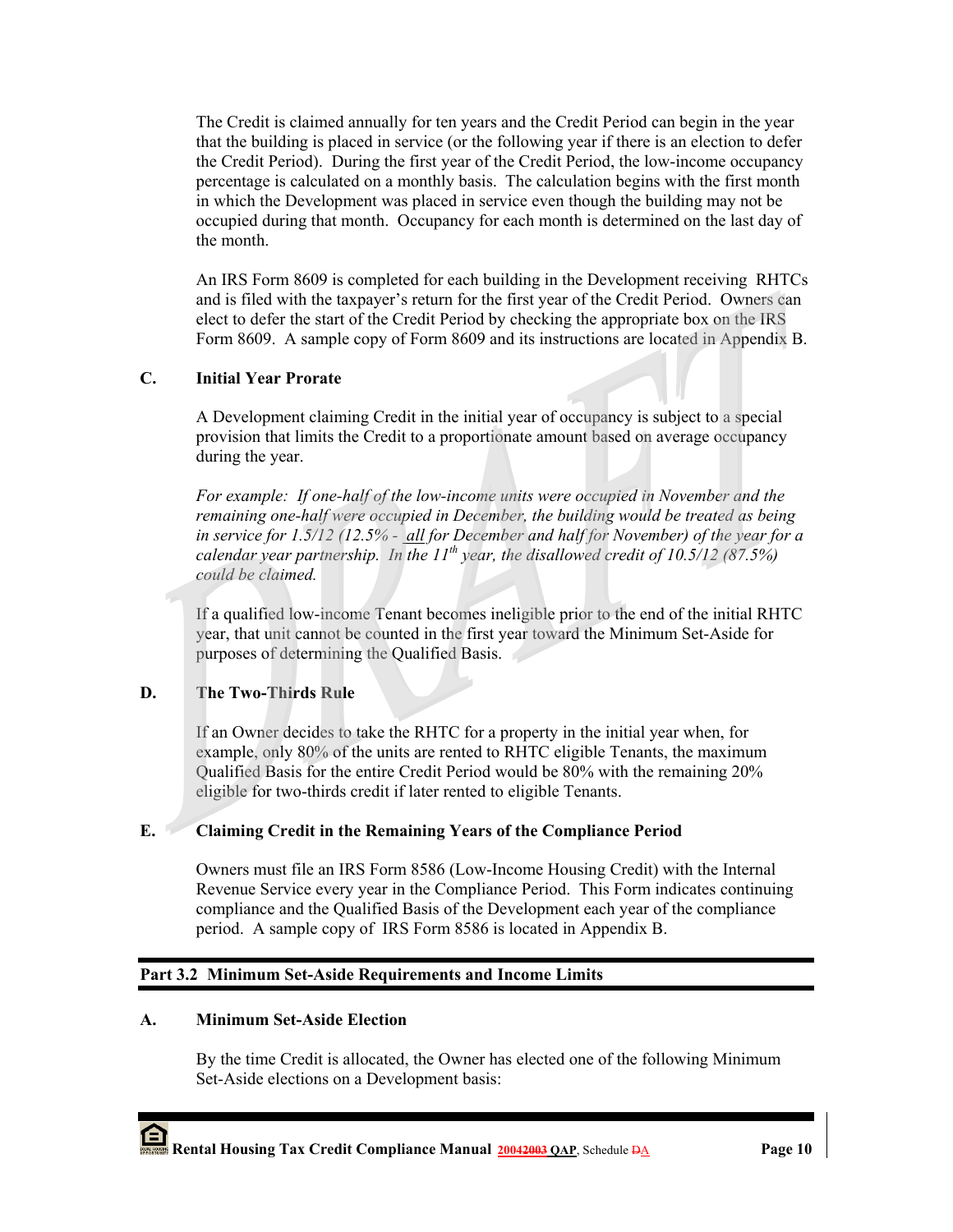The Credit is claimed annually for ten years and the Credit Period can begin in the year that the building is placed in service (or the following year if there is an election to defer the Credit Period). During the first year of the Credit Period, the low-income occupancy percentage is calculated on a monthly basis. The calculation begins with the first month in which the Development was placed in service even though the building may not be occupied during that month. Occupancy for each month is determined on the last day of the month.

An IRS Form 8609 is completed for each building in the Development receiving RHTCs and is filed with the taxpayer's return for the first year of the Credit Period. Owners can elect to defer the start of the Credit Period by checking the appropriate box on the IRS Form 8609. A sample copy of Form 8609 and its instructions are located in Appendix B.

### C. Initial Year Prorate

A Development claiming Credit in the initial year of occupancy is subject to a special provision that limits the Credit to a proportionate amount based on average occupancy during the year.

*For example: If one-half of the low-income units were occupied in November and the remaining one-half were occupied in December, the building would be treated as being in service for 1.5/12 (12.5% - all for December and half for November) of the year for a calendar year partnership. In the 11th year, the disallowed credit of 10.5/12 (87.5%) could be claimed.*

If a qualified low-income Tenant becomes ineligible prior to the end of the initial RHTC year, that unit cannot be counted in the first year toward the Minimum Set-Aside for purposes of determining the Qualified Basis.

### D. The Two-Thirds Rule

If an Owner decides to take the RHTC for a property in the initial year when, for example, only 80% of the units are rented to RHTC eligible Tenants, the maximum Qualified Basis for the entire Credit Period would be 80% with the remaining 20% eligible for two-thirds credit if later rented to eligible Tenants.

### E. Claiming Credit in the Remaining Years of the Compliance Period

Owners must file an IRS Form 8586 (Low-Income Housing Credit) with the Internal Revenue Service every year in the Compliance Period. This Form indicates continuing compliance and the Qualified Basis of the Development each year of the compliance period. A sample copy of IRS Form 8586 is located in Appendix B.

## Part 3.2 Minimum Set-Aside Requirements and Income Limits

### A. Minimum Set-Aside Election

By the time Credit is allocated, the Owner has elected one of the following Minimum Set-Aside elections on a Development basis: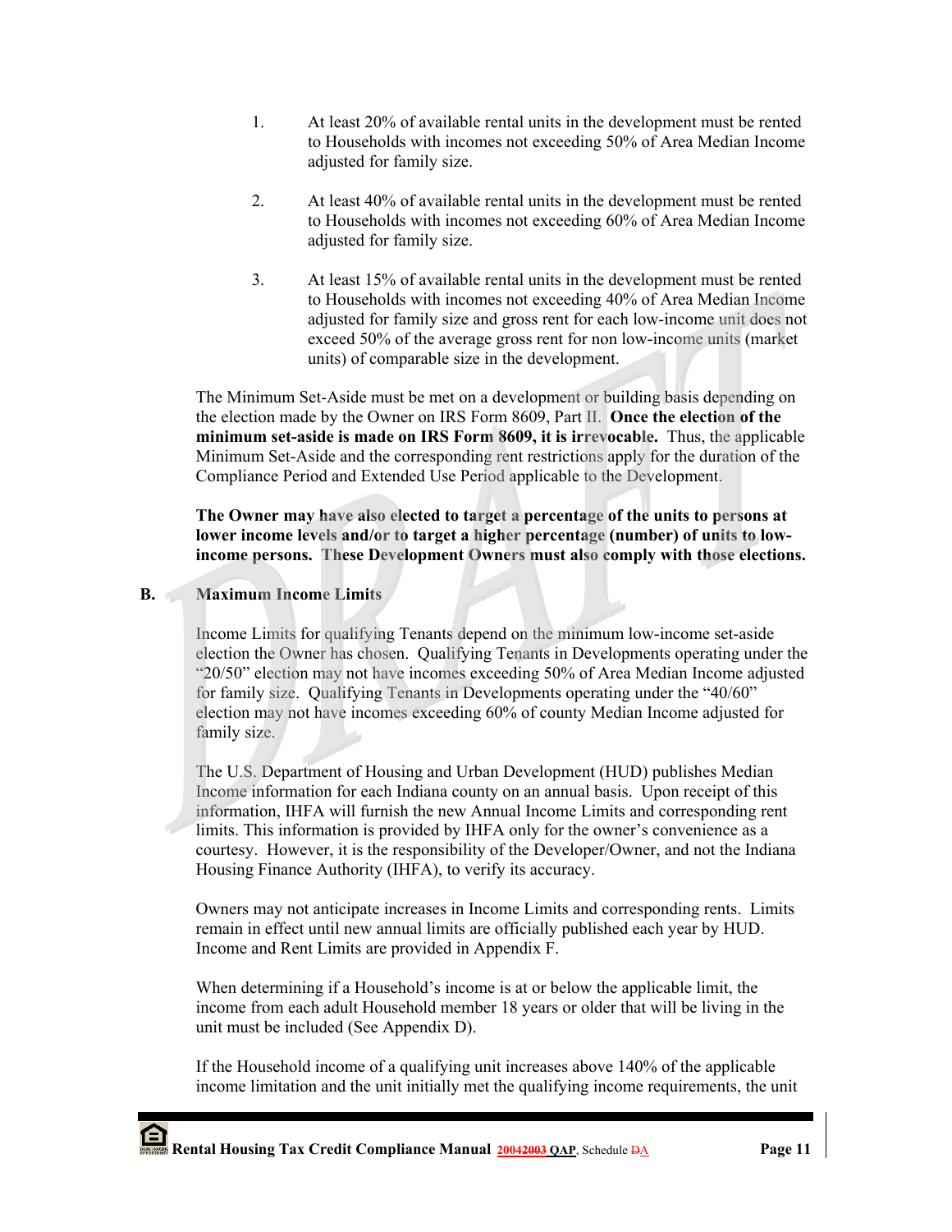1. At least 20% of available rental units in the development must be rented to Households with incomes not exceeding 50% of Area Median Income adjusted for family size.

2. At least 40% of available rental units in the development must be rented to Households with incomes not exceeding 60% of Area Median Income adjusted for family size.

3. At least 15% of available rental units in the development must be rented to Households with incomes not exceeding 40% of Area Median Income adjusted for family size and gross rent for each low-income unit does not exceed 50% of the average gross rent for non low-income units (market units) of comparable size in the development.

The Minimum Set-Aside must be met on a development or building basis depending on the election made by the Owner on IRS Form 8609, Part II. **Once the election of the minimum set-aside is made on IRS Form 8609, it is irrevocable.** Thus, the applicable Minimum Set-Aside and the corresponding rent restrictions apply for the duration of the Compliance Period and Extended Use Period applicable to the Development.

**The Owner may have also elected to target a percentage of the units to persons at lower income levels and/or to target a higher percentage (number) of units to low-income persons. These Development Owners must also comply with those elections.**

## B. Maximum Income Limits

Income Limits for qualifying Tenants depend on the minimum low-income set-aside election the Owner has chosen. Qualifying Tenants in Developments operating under the "20/50" election may not have incomes exceeding 50% of Area Median Income adjusted for family size. Qualifying Tenants in Developments operating under the "40/60" election may not have incomes exceeding 60% of county Median Income adjusted for family size.

The U.S. Department of Housing and Urban Development (HUD) publishes Median Income information for each Indiana county on an annual basis. Upon receipt of this information, IHFA will furnish the new Annual Income Limits and corresponding rent limits. This information is provided by IHFA only for the owner's convenience as a courtesy. However, it is the responsibility of the Developer/Owner, and not the Indiana Housing Finance Authority (IHFA), to verify its accuracy.

Owners may not anticipate increases in Income Limits and corresponding rents. Limits remain in effect until new annual limits are officially published each year by HUD. Income and Rent Limits are provided in Appendix F.

When determining if a Household's income is at or below the applicable limit, the income from each adult Household member 18 years or older that will be living in the unit must be included (See Appendix D).

If the Household income of a qualifying unit increases above 140% of the applicable income limitation and the unit initially met the qualifying income requirements, the unit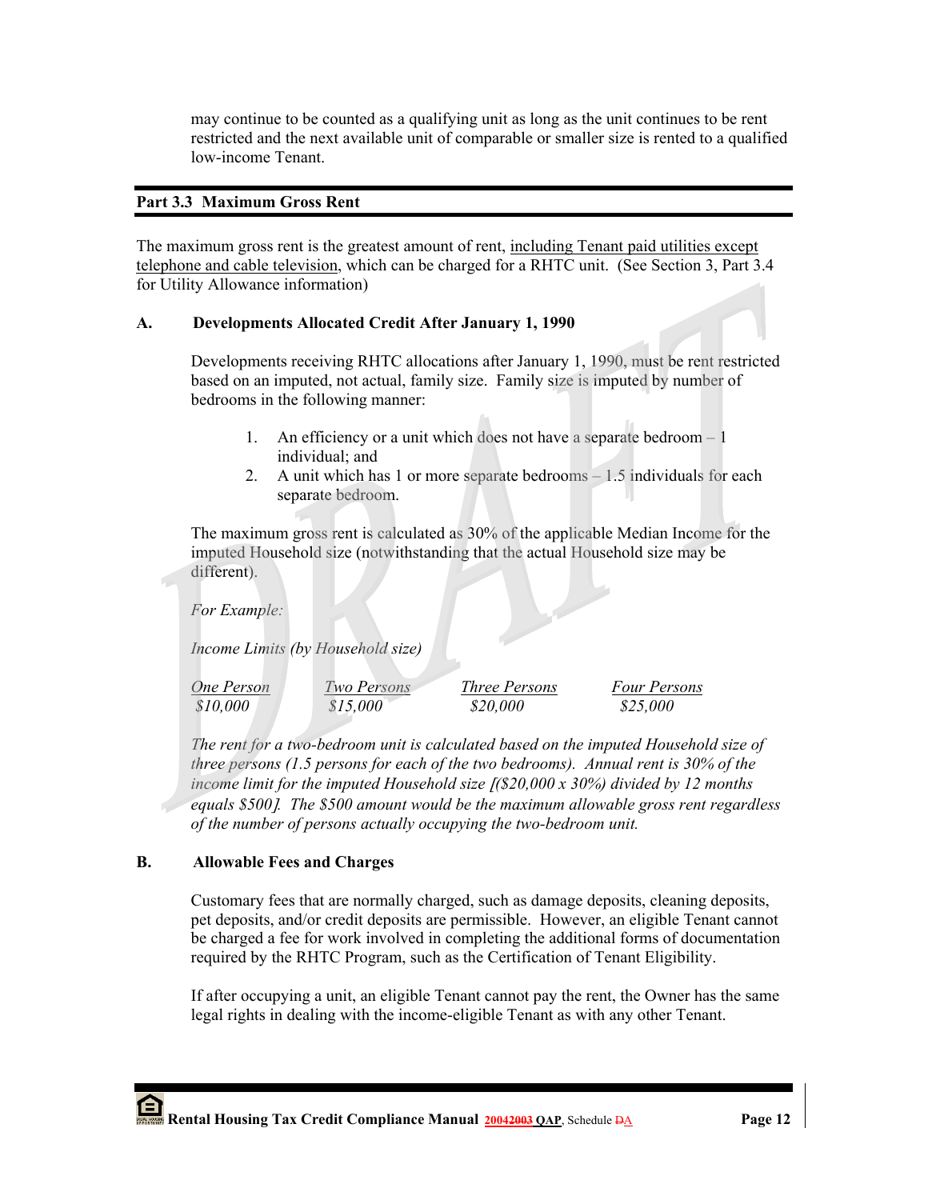may continue to be counted as a qualifying unit as long as the unit continues to be rent restricted and the next available unit of comparable or smaller size is rented to a qualified low-income Tenant.

## Part 3.3 Maximum Gross Rent

The maximum gross rent is the greatest amount of rent, including Tenant paid utilities except telephone and cable television, which can be charged for a RHTC unit. (See Section 3, Part 3.4 for Utility Allowance information)

### A. Developments Allocated Credit After January 1, 1990

Developments receiving RHTC allocations after January 1, 1990, must be rent restricted based on an imputed, not actual, family size. Family size is imputed by number of bedrooms in the following manner:

1. An efficiency or a unit which does not have a separate bedroom – 1 individual; and
2. A unit which has 1 or more separate bedrooms – 1.5 individuals for each separate bedroom.

The maximum gross rent is calculated as 30% of the applicable Median Income for the imputed Household size (notwithstanding that the actual Household size may be different).

*For Example:*

*Income Limits (by Household size)*

| *One Person* | *Two Persons* | *Three Persons* | *Four Persons* |
|---|---|---|---|
| *$10,000* | *$15,000* | *$20,000* | *$25,000* |

*The rent for a two-bedroom unit is calculated based on the imputed Household size of three persons (1.5 persons for each of the two bedrooms). Annual rent is 30% of the income limit for the imputed Household size [($20,000 x 30%) divided by 12 months equals $500]. The $500 amount would be the maximum allowable gross rent regardless of the number of persons actually occupying the two-bedroom unit.*

### B. Allowable Fees and Charges

Customary fees that are normally charged, such as damage deposits, cleaning deposits, pet deposits, and/or credit deposits are permissible. However, an eligible Tenant cannot be charged a fee for work involved in completing the additional forms of documentation required by the RHTC Program, such as the Certification of Tenant Eligibility.

If after occupying a unit, an eligible Tenant cannot pay the rent, the Owner has the same legal rights in dealing with the income-eligible Tenant as with any other Tenant.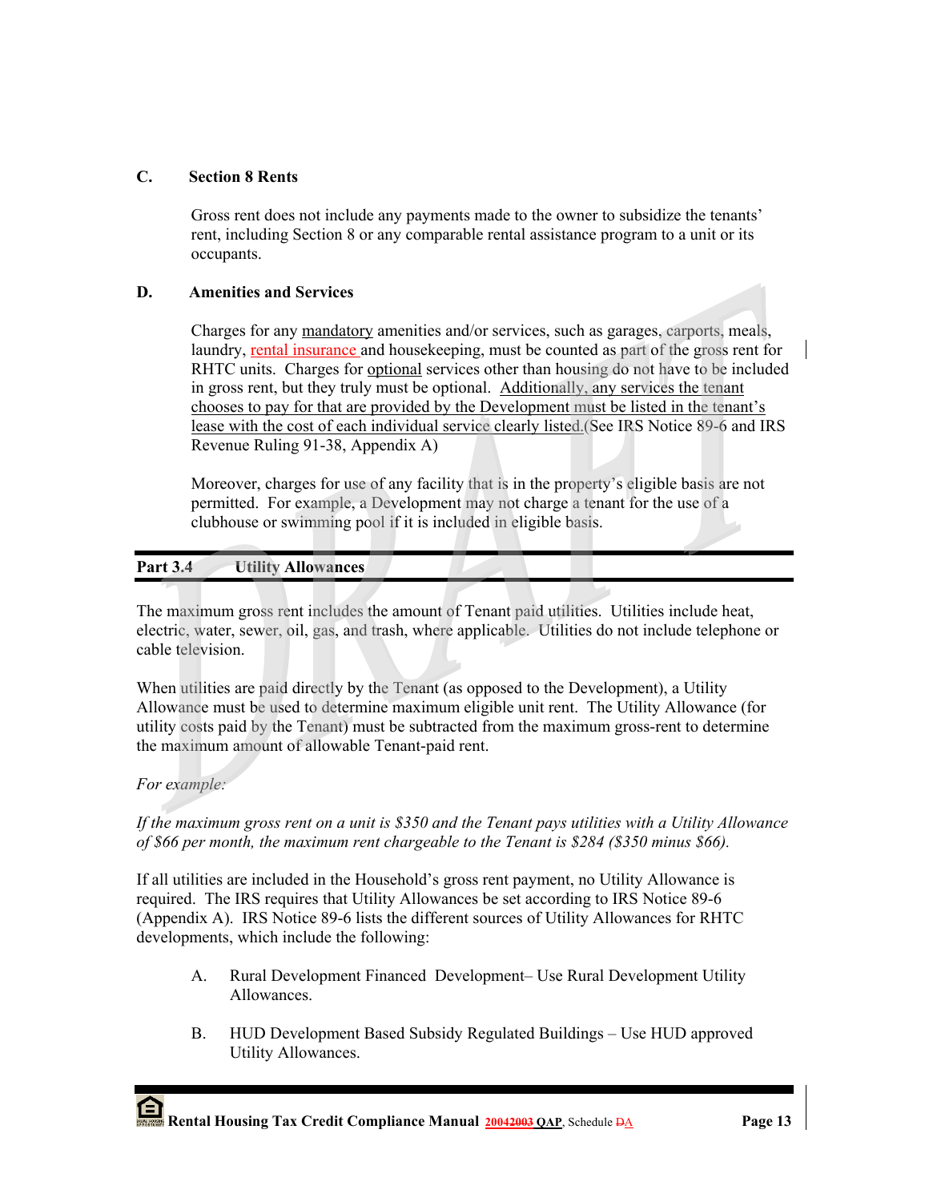### C. Section 8 Rents

Gross rent does not include any payments made to the owner to subsidize the tenants' rent, including Section 8 or any comparable rental assistance program to a unit or its occupants.

### D. Amenities and Services

Charges for any mandatory amenities and/or services, such as garages, carports, meals, laundry, rental insurance and housekeeping, must be counted as part of the gross rent for RHTC units. Charges for optional services other than housing do not have to be included in gross rent, but they truly must be optional. Additionally, any services the tenant chooses to pay for that are provided by the Development must be listed in the tenant's lease with the cost of each individual service clearly listed.(See IRS Notice 89-6 and IRS Revenue Ruling 91-38, Appendix A)

Moreover, charges for use of any facility that is in the property's eligible basis are not permitted. For example, a Development may not charge a tenant for the use of a clubhouse or swimming pool if it is included in eligible basis.

## Part 3.4 Utility Allowances

The maximum gross rent includes the amount of Tenant paid utilities. Utilities include heat, electric, water, sewer, oil, gas, and trash, where applicable. Utilities do not include telephone or cable television.

When utilities are paid directly by the Tenant (as opposed to the Development), a Utility Allowance must be used to determine maximum eligible unit rent. The Utility Allowance (for utility costs paid by the Tenant) must be subtracted from the maximum gross-rent to determine the maximum amount of allowable Tenant-paid rent.

*For example:*

*If the maximum gross rent on a unit is $350 and the Tenant pays utilities with a Utility Allowance of $66 per month, the maximum rent chargeable to the Tenant is $284 ($350 minus $66).*

If all utilities are included in the Household's gross rent payment, no Utility Allowance is required. The IRS requires that Utility Allowances be set according to IRS Notice 89-6 (Appendix A). IRS Notice 89-6 lists the different sources of Utility Allowances for RHTC developments, which include the following:

A. Rural Development Financed Development– Use Rural Development Utility Allowances.

B. HUD Development Based Subsidy Regulated Buildings – Use HUD approved Utility Allowances.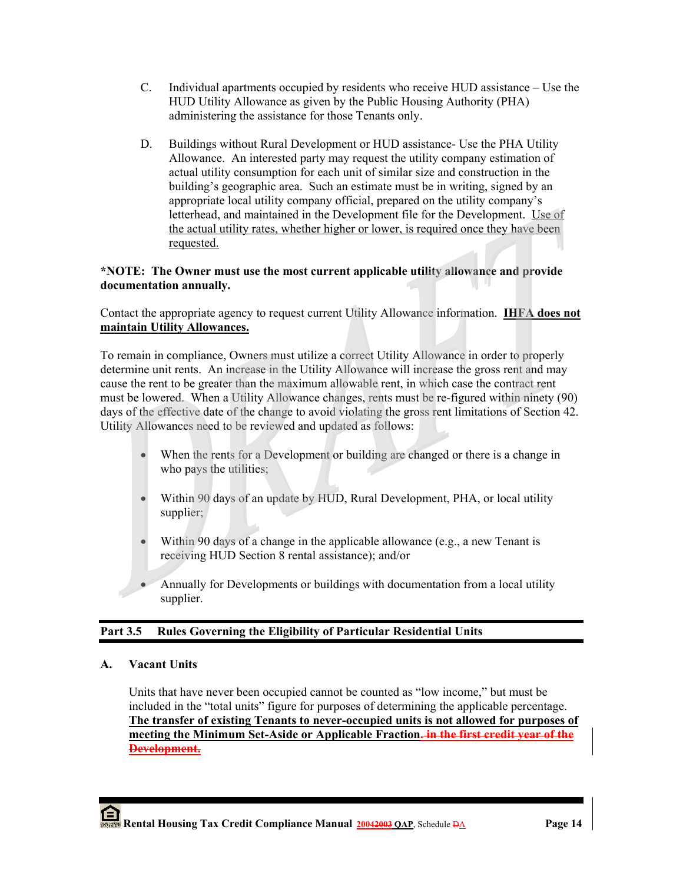C. Individual apartments occupied by residents who receive HUD assistance – Use the HUD Utility Allowance as given by the Public Housing Authority (PHA) administering the assistance for those Tenants only.

D. Buildings without Rural Development or HUD assistance- Use the PHA Utility Allowance. An interested party may request the utility company estimation of actual utility consumption for each unit of similar size and construction in the building's geographic area. Such an estimate must be in writing, signed by an appropriate local utility company official, prepared on the utility company's letterhead, and maintained in the Development file for the Development. Use of the actual utility rates, whether higher or lower, is required once they have been requested.

**\*NOTE: The Owner must use the most current applicable utility allowance and provide documentation annually.**

Contact the appropriate agency to request current Utility Allowance information. **IHFA does not maintain Utility Allowances.**

To remain in compliance, Owners must utilize a correct Utility Allowance in order to properly determine unit rents. An increase in the Utility Allowance will increase the gross rent and may cause the rent to be greater than the maximum allowable rent, in which case the contract rent must be lowered. When a Utility Allowance changes, rents must be re-figured within ninety (90) days of the effective date of the change to avoid violating the gross rent limitations of Section 42. Utility Allowances need to be reviewed and updated as follows:

- When the rents for a Development or building are changed or there is a change in who pays the utilities;
- Within 90 days of an update by HUD, Rural Development, PHA, or local utility supplier;
- Within 90 days of a change in the applicable allowance (e.g., a new Tenant is receiving HUD Section 8 rental assistance); and/or
- Annually for Developments or buildings with documentation from a local utility supplier.

## Part 3.5 Rules Governing the Eligibility of Particular Residential Units

### A. Vacant Units

Units that have never been occupied cannot be counted as "low income," but must be included in the "total units" figure for purposes of determining the applicable percentage. **The transfer of existing Tenants to never-occupied units is not allowed for purposes of meeting the Minimum Set-Aside or Applicable Fraction.** ~~in the first credit year of the Development.~~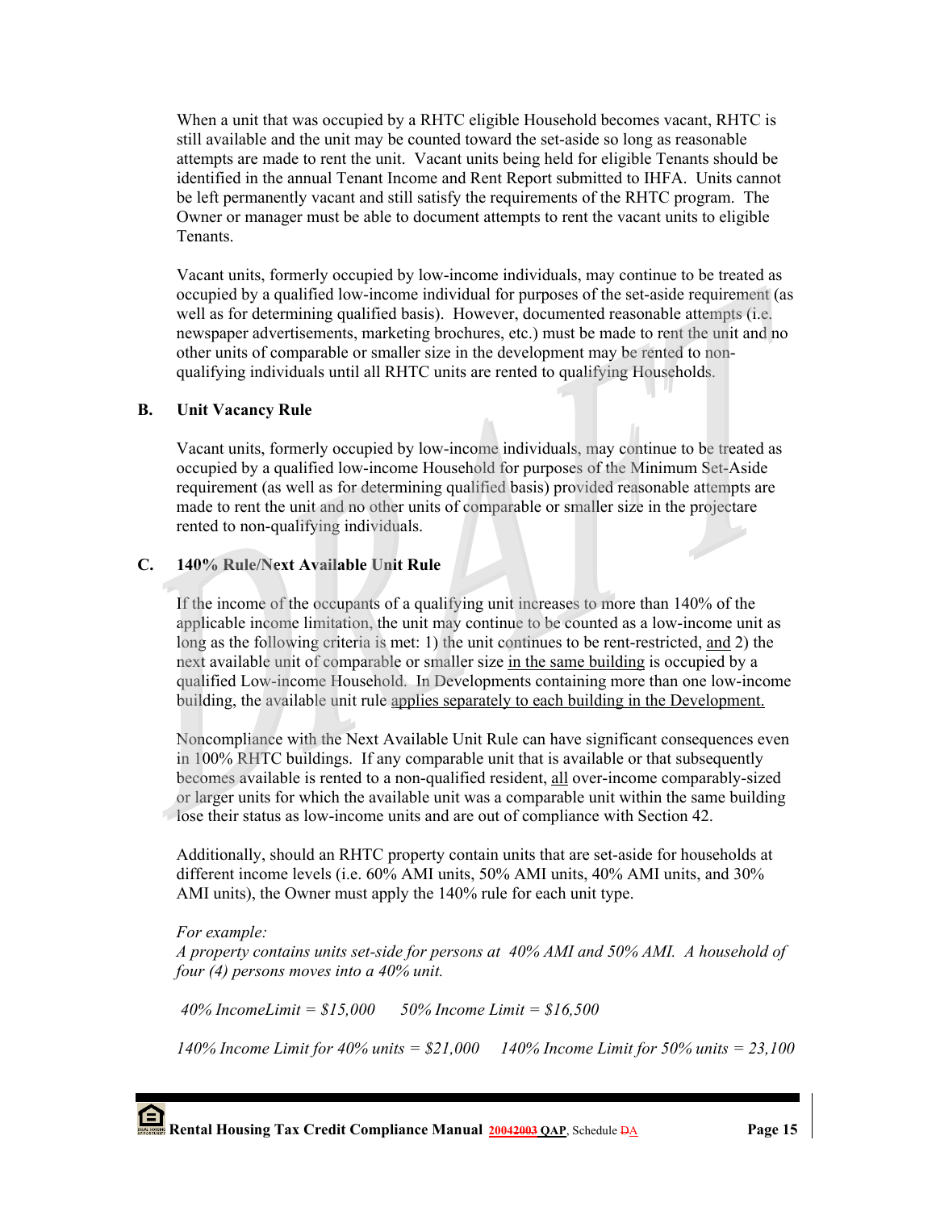When a unit that was occupied by a RHTC eligible Household becomes vacant, RHTC is still available and the unit may be counted toward the set-aside so long as reasonable attempts are made to rent the unit. Vacant units being held for eligible Tenants should be identified in the annual Tenant Income and Rent Report submitted to IHFA. Units cannot be left permanently vacant and still satisfy the requirements of the RHTC program. The Owner or manager must be able to document attempts to rent the vacant units to eligible Tenants.

Vacant units, formerly occupied by low-income individuals, may continue to be treated as occupied by a qualified low-income individual for purposes of the set-aside requirement (as well as for determining qualified basis). However, documented reasonable attempts (i.e. newspaper advertisements, marketing brochures, etc.) must be made to rent the unit and no other units of comparable or smaller size in the development may be rented to non-qualifying individuals until all RHTC units are rented to qualifying Households.

## B. Unit Vacancy Rule

Vacant units, formerly occupied by low-income individuals, may continue to be treated as occupied by a qualified low-income Household for purposes of the Minimum Set-Aside requirement (as well as for determining qualified basis) provided reasonable attempts are made to rent the unit and no other units of comparable or smaller size in the projectare rented to non-qualifying individuals.

## C. 140% Rule/Next Available Unit Rule

If the income of the occupants of a qualifying unit increases to more than 140% of the applicable income limitation, the unit may continue to be counted as a low-income unit as long as the following criteria is met: 1) the unit continues to be rent-restricted, <u>and</u> 2) the next available unit of comparable or smaller size <u>in the same building</u> is occupied by a qualified Low-income Household. In Developments containing more than one low-income building, the available unit rule <u>applies separately to each building in the Development.</u>

Noncompliance with the Next Available Unit Rule can have significant consequences even in 100% RHTC buildings. If any comparable unit that is available or that subsequently becomes available is rented to a non-qualified resident, <u>all</u> over-income comparably-sized or larger units for which the available unit was a comparable unit within the same building lose their status as low-income units and are out of compliance with Section 42.

Additionally, should an RHTC property contain units that are set-aside for households at different income levels (i.e. 60% AMI units, 50% AMI units, 40% AMI units, and 30% AMI units), the Owner must apply the 140% rule for each unit type.

*For example:*
*A property contains units set-side for persons at 40% AMI and 50% AMI. A household of four (4) persons moves into a 40% unit.*

*40% IncomeLimit = $15,000 50% Income Limit = $16,500*

*140% Income Limit for 40% units = $21,000 140% Income Limit for 50% units = 23,100*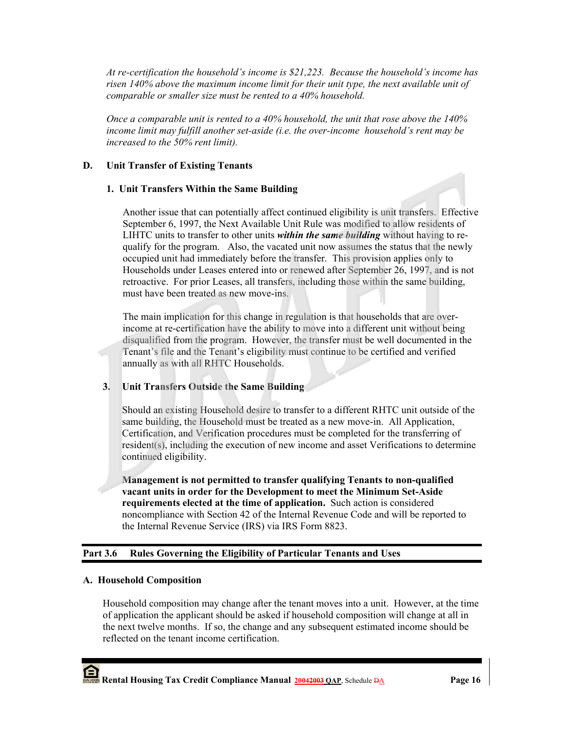*At re-certification the household's income is $21,223. Because the household's income has risen 140% above the maximum income limit for their unit type, the next available unit of comparable or smaller size must be rented to a 40% household.*

*Once a comparable unit is rented to a 40% household, the unit that rose above the 140% income limit may fulfill another set-aside (i.e. the over-income household's rent may be increased to the 50% rent limit).*

### D. Unit Transfer of Existing Tenants

#### 1. Unit Transfers Within the Same Building

Another issue that can potentially affect continued eligibility is unit transfers. Effective September 6, 1997, the Next Available Unit Rule was modified to allow residents of LIHTC units to transfer to other units ***within the same building*** without having to re-qualify for the program. Also, the vacated unit now assumes the status that the newly occupied unit had immediately before the transfer. This provision applies only to Households under Leases entered into or renewed after September 26, 1997, and is not retroactive. For prior Leases, all transfers, including those within the same building, must have been treated as new move-ins.

The main implication for this change in regulation is that households that are over-income at re-certification have the ability to move into a different unit without being disqualified from the program. However, the transfer must be well documented in the Tenant's file and the Tenant's eligibility must continue to be certified and verified annually as with all RHTC Households.

#### 3. Unit Transfers Outside the Same Building

Should an existing Household desire to transfer to a different RHTC unit outside of the same building, the Household must be treated as a new move-in. All Application, Certification, and Verification procedures must be completed for the transferring of resident(s), including the execution of new income and asset Verifications to determine continued eligibility.

**Management is not permitted to transfer qualifying Tenants to non-qualified vacant units in order for the Development to meet the Minimum Set-Aside requirements elected at the time of application.** Such action is considered noncompliance with Section 42 of the Internal Revenue Code and will be reported to the Internal Revenue Service (IRS) via IRS Form 8823.

## Part 3.6 Rules Governing the Eligibility of Particular Tenants and Uses

### A. Household Composition

Household composition may change after the tenant moves into a unit. However, at the time of application the applicant should be asked if household composition will change at all in the next twelve months. If so, the change and any subsequent estimated income should be reflected on the tenant income certification.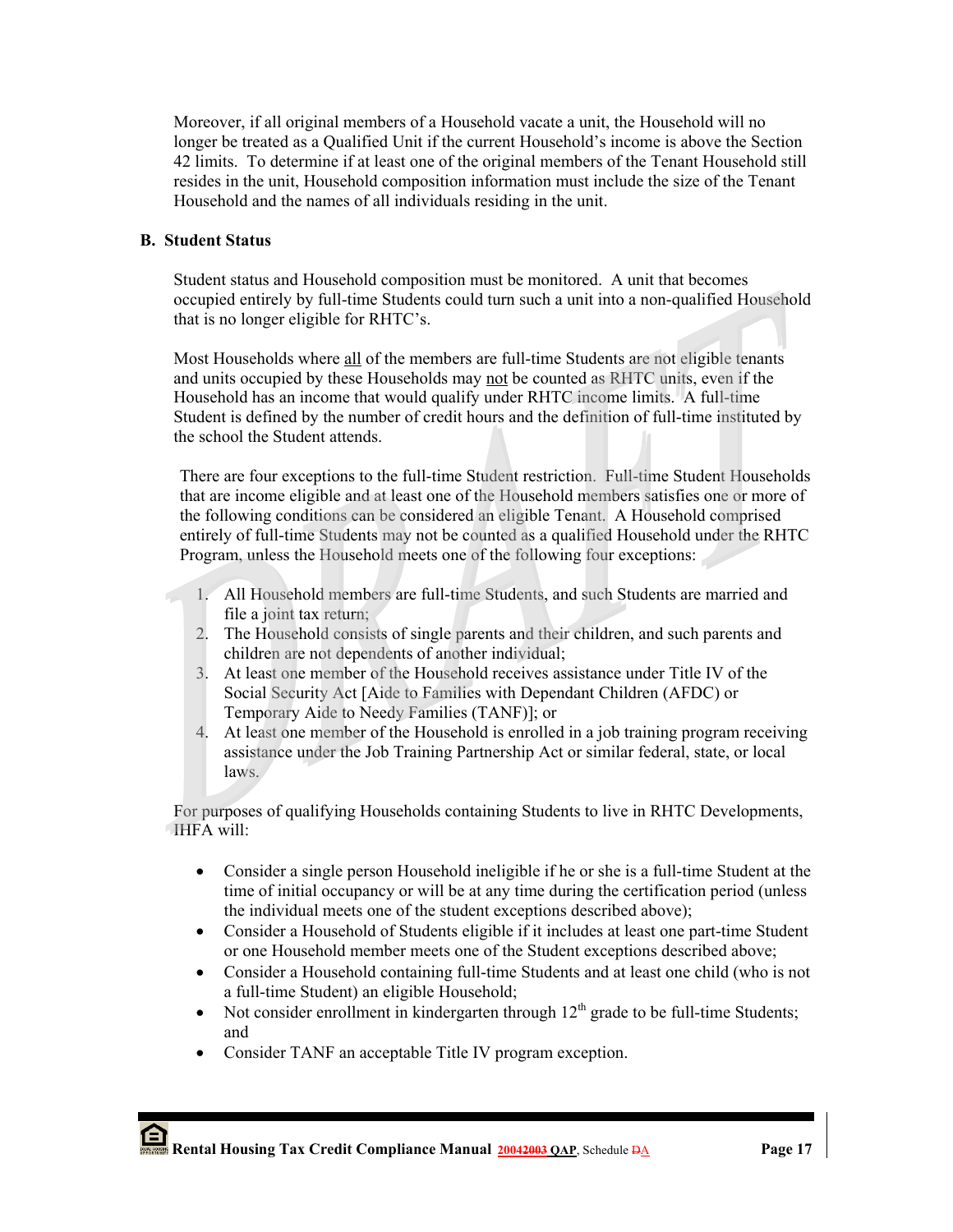Moreover, if all original members of a Household vacate a unit, the Household will no longer be treated as a Qualified Unit if the current Household's income is above the Section 42 limits. To determine if at least one of the original members of the Tenant Household still resides in the unit, Household composition information must include the size of the Tenant Household and the names of all individuals residing in the unit.

### B. Student Status

Student status and Household composition must be monitored. A unit that becomes occupied entirely by full-time Students could turn such a unit into a non-qualified Household that is no longer eligible for RHTC's.

Most Households where all of the members are full-time Students are not eligible tenants and units occupied by these Households may not be counted as RHTC units, even if the Household has an income that would qualify under RHTC income limits. A full-time Student is defined by the number of credit hours and the definition of full-time instituted by the school the Student attends.

There are four exceptions to the full-time Student restriction. Full-time Student Households that are income eligible and at least one of the Household members satisfies one or more of the following conditions can be considered an eligible Tenant. A Household comprised entirely of full-time Students may not be counted as a qualified Household under the RHTC Program, unless the Household meets one of the following four exceptions:

1. All Household members are full-time Students, and such Students are married and file a joint tax return;
2. The Household consists of single parents and their children, and such parents and children are not dependents of another individual;
3. At least one member of the Household receives assistance under Title IV of the Social Security Act [Aide to Families with Dependant Children (AFDC) or Temporary Aide to Needy Families (TANF)]; or
4. At least one member of the Household is enrolled in a job training program receiving assistance under the Job Training Partnership Act or similar federal, state, or local laws.

For purposes of qualifying Households containing Students to live in RHTC Developments, IHFA will:

- Consider a single person Household ineligible if he or she is a full-time Student at the time of initial occupancy or will be at any time during the certification period (unless the individual meets one of the student exceptions described above);
- Consider a Household of Students eligible if it includes at least one part-time Student or one Household member meets one of the Student exceptions described above;
- Consider a Household containing full-time Students and at least one child (who is not a full-time Student) an eligible Household;
- Not consider enrollment in kindergarten through 12th grade to be full-time Students; and
- Consider TANF an acceptable Title IV program exception.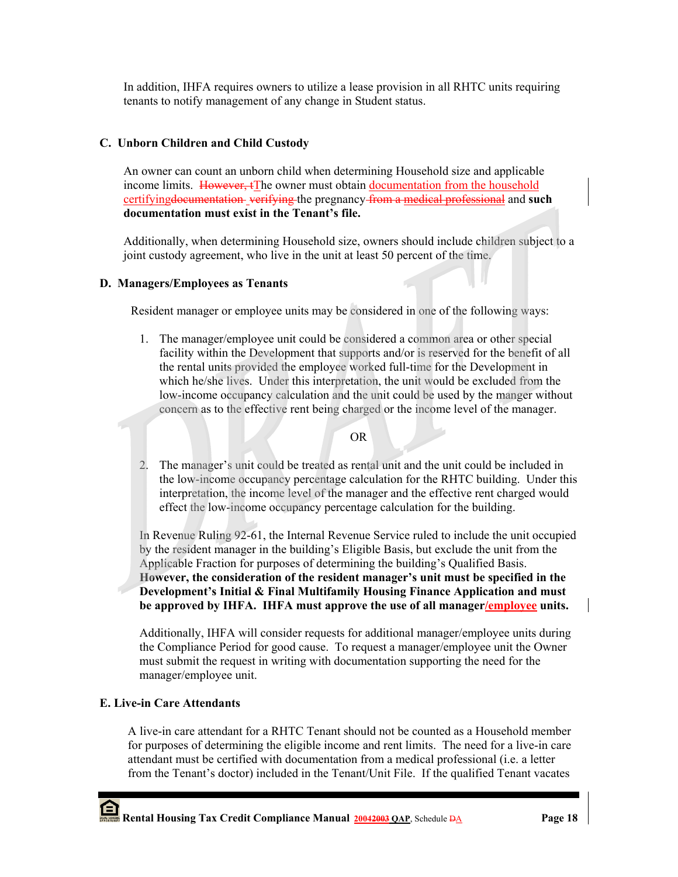In addition, IHFA requires owners to utilize a lease provision in all RHTC units requiring tenants to notify management of any change in Student status.

### C. Unborn Children and Child Custody

An owner can count an unborn child when determining Household size and applicable income limits. ~~However, t~~The owner must obtain documentation from the household certifying~~documentation verifying~~ the pregnancy ~~from a medical professional~~ and **such documentation must exist in the Tenant's file.**

Additionally, when determining Household size, owners should include children subject to a joint custody agreement, who live in the unit at least 50 percent of the time.

### D. Managers/Employees as Tenants

Resident manager or employee units may be considered in one of the following ways:

1. The manager/employee unit could be considered a common area or other special facility within the Development that supports and/or is reserved for the benefit of all the rental units provided the employee worked full-time for the Development in which he/she lives. Under this interpretation, the unit would be excluded from the low-income occupancy calculation and the unit could be used by the manger without concern as to the effective rent being charged or the income level of the manager.

OR

2. The manager's unit could be treated as rental unit and the unit could be included in the low-income occupancy percentage calculation for the RHTC building. Under this interpretation, the income level of the manager and the effective rent charged would effect the low-income occupancy percentage calculation for the building.

In Revenue Ruling 92-61, the Internal Revenue Service ruled to include the unit occupied by the resident manager in the building's Eligible Basis, but exclude the unit from the Applicable Fraction for purposes of determining the building's Qualified Basis. **However, the consideration of the resident manager's unit must be specified in the Development's Initial & Final Multifamily Housing Finance Application and must be approved by IHFA. IHFA must approve the use of all manager/employee units.**

Additionally, IHFA will consider requests for additional manager/employee units during the Compliance Period for good cause. To request a manager/employee unit the Owner must submit the request in writing with documentation supporting the need for the manager/employee unit.

### E. Live-in Care Attendants

A live-in care attendant for a RHTC Tenant should not be counted as a Household member for purposes of determining the eligible income and rent limits. The need for a live-in care attendant must be certified with documentation from a medical professional (i.e. a letter from the Tenant's doctor) included in the Tenant/Unit File. If the qualified Tenant vacates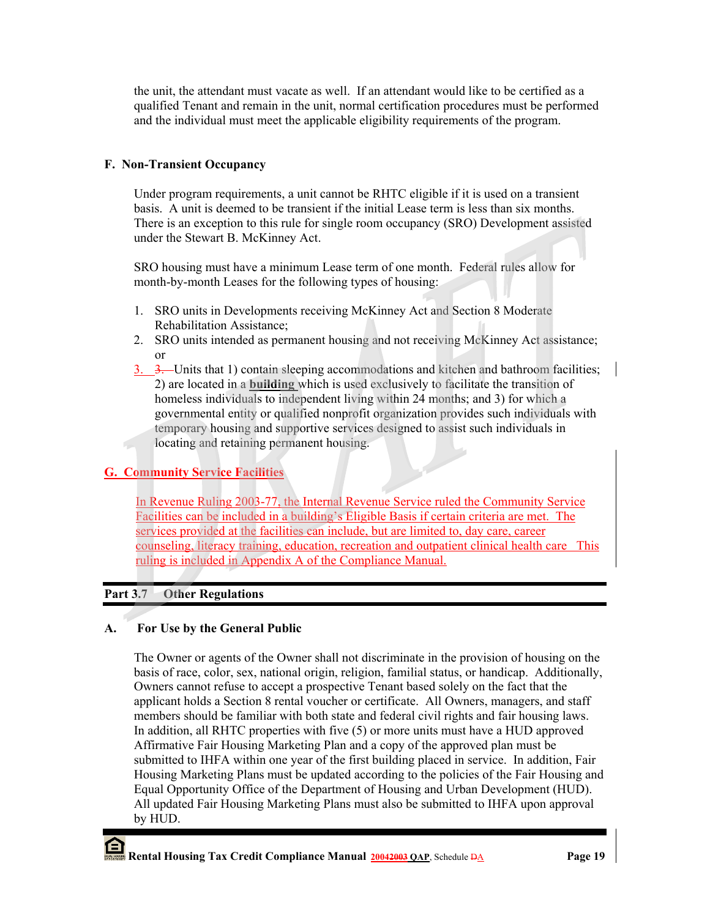the unit, the attendant must vacate as well. If an attendant would like to be certified as a qualified Tenant and remain in the unit, normal certification procedures must be performed and the individual must meet the applicable eligibility requirements of the program.

### F. Non-Transient Occupancy

Under program requirements, a unit cannot be RHTC eligible if it is used on a transient basis. A unit is deemed to be transient if the initial Lease term is less than six months. There is an exception to this rule for single room occupancy (SRO) Development assisted under the Stewart B. McKinney Act.

SRO housing must have a minimum Lease term of one month. Federal rules allow for month-by-month Leases for the following types of housing:

1. SRO units in Developments receiving McKinney Act and Section 8 Moderate Rehabilitation Assistance;
2. SRO units intended as permanent housing and not receiving McKinney Act assistance; or
3. Units that 1) contain sleeping accommodations and kitchen and bathroom facilities; 2) are located in a **building** which is used exclusively to facilitate the transition of homeless individuals to independent living within 24 months; and 3) for which a governmental entity or qualified nonprofit organization provides such individuals with temporary housing and supportive services designed to assist such individuals in locating and retaining permanent housing.

### G. Community Service Facilities

In Revenue Ruling 2003-77, the Internal Revenue Service ruled the Community Service Facilities can be included in a building's Eligible Basis if certain criteria are met. The services provided at the facilities can include, but are limited to, day care, career counseling, literacy training, education, recreation and outpatient clinical health care This ruling is included in Appendix A of the Compliance Manual.

## Part 3.7 Other Regulations

### A. For Use by the General Public

The Owner or agents of the Owner shall not discriminate in the provision of housing on the basis of race, color, sex, national origin, religion, familial status, or handicap. Additionally, Owners cannot refuse to accept a prospective Tenant based solely on the fact that the applicant holds a Section 8 rental voucher or certificate. All Owners, managers, and staff members should be familiar with both state and federal civil rights and fair housing laws. In addition, all RHTC properties with five (5) or more units must have a HUD approved Affirmative Fair Housing Marketing Plan and a copy of the approved plan must be submitted to IHFA within one year of the first building placed in service. In addition, Fair Housing Marketing Plans must be updated according to the policies of the Fair Housing and Equal Opportunity Office of the Department of Housing and Urban Development (HUD). All updated Fair Housing Marketing Plans must also be submitted to IHFA upon approval by HUD.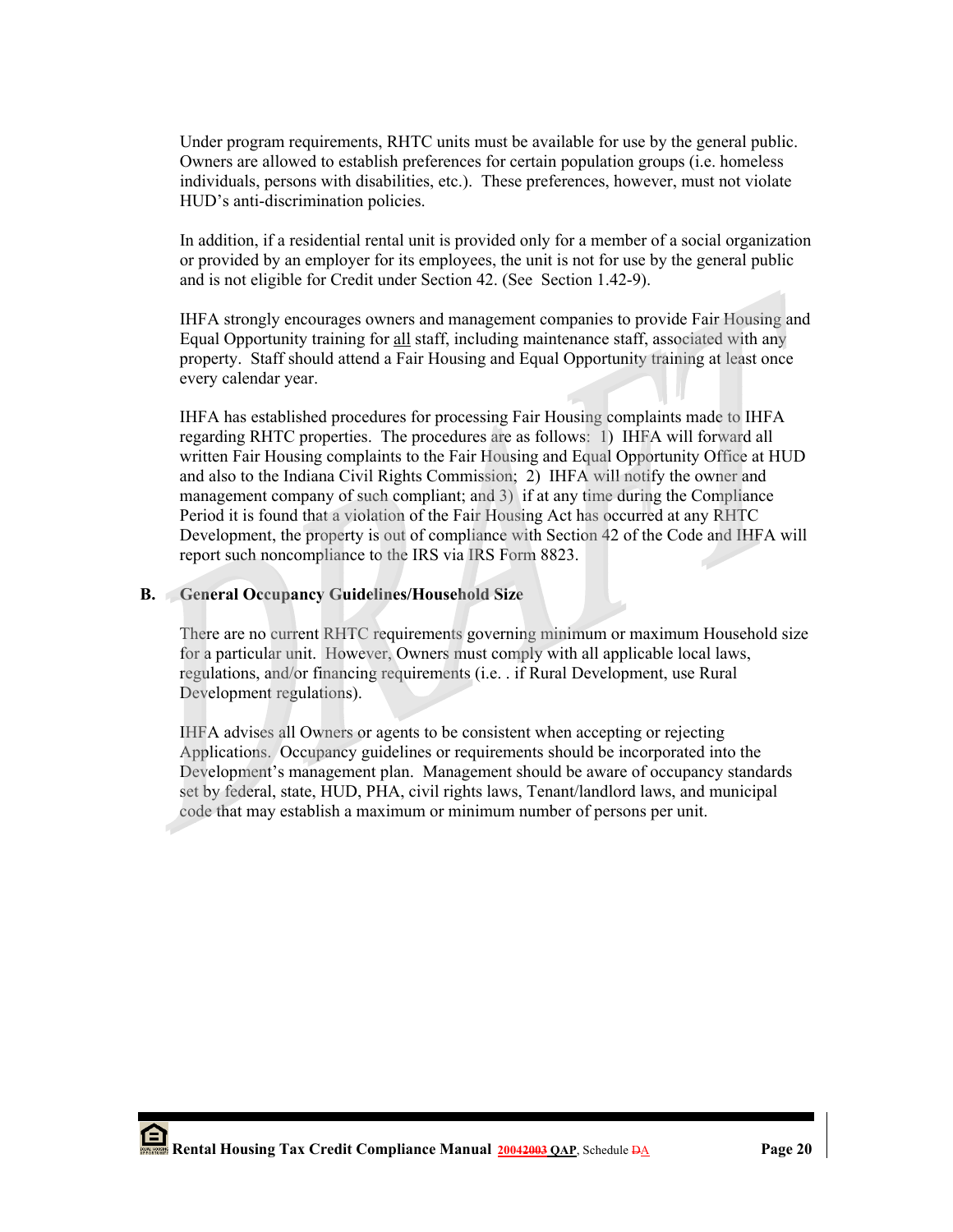Under program requirements, RHTC units must be available for use by the general public. Owners are allowed to establish preferences for certain population groups (i.e. homeless individuals, persons with disabilities, etc.). These preferences, however, must not violate HUD's anti-discrimination policies.

In addition, if a residential rental unit is provided only for a member of a social organization or provided by an employer for its employees, the unit is not for use by the general public and is not eligible for Credit under Section 42. (See Section 1.42-9).

IHFA strongly encourages owners and management companies to provide Fair Housing and Equal Opportunity training for all staff, including maintenance staff, associated with any property. Staff should attend a Fair Housing and Equal Opportunity training at least once every calendar year.

IHFA has established procedures for processing Fair Housing complaints made to IHFA regarding RHTC properties. The procedures are as follows: 1) IHFA will forward all written Fair Housing complaints to the Fair Housing and Equal Opportunity Office at HUD and also to the Indiana Civil Rights Commission; 2) IHFA will notify the owner and management company of such compliant; and 3) if at any time during the Compliance Period it is found that a violation of the Fair Housing Act has occurred at any RHTC Development, the property is out of compliance with Section 42 of the Code and IHFA will report such noncompliance to the IRS via IRS Form 8823.

### B. General Occupancy Guidelines/Household Size

There are no current RHTC requirements governing minimum or maximum Household size for a particular unit. However, Owners must comply with all applicable local laws, regulations, and/or financing requirements (i.e. . if Rural Development, use Rural Development regulations).

IHFA advises all Owners or agents to be consistent when accepting or rejecting Applications. Occupancy guidelines or requirements should be incorporated into the Development's management plan. Management should be aware of occupancy standards set by federal, state, HUD, PHA, civil rights laws, Tenant/landlord laws, and municipal code that may establish a maximum or minimum number of persons per unit.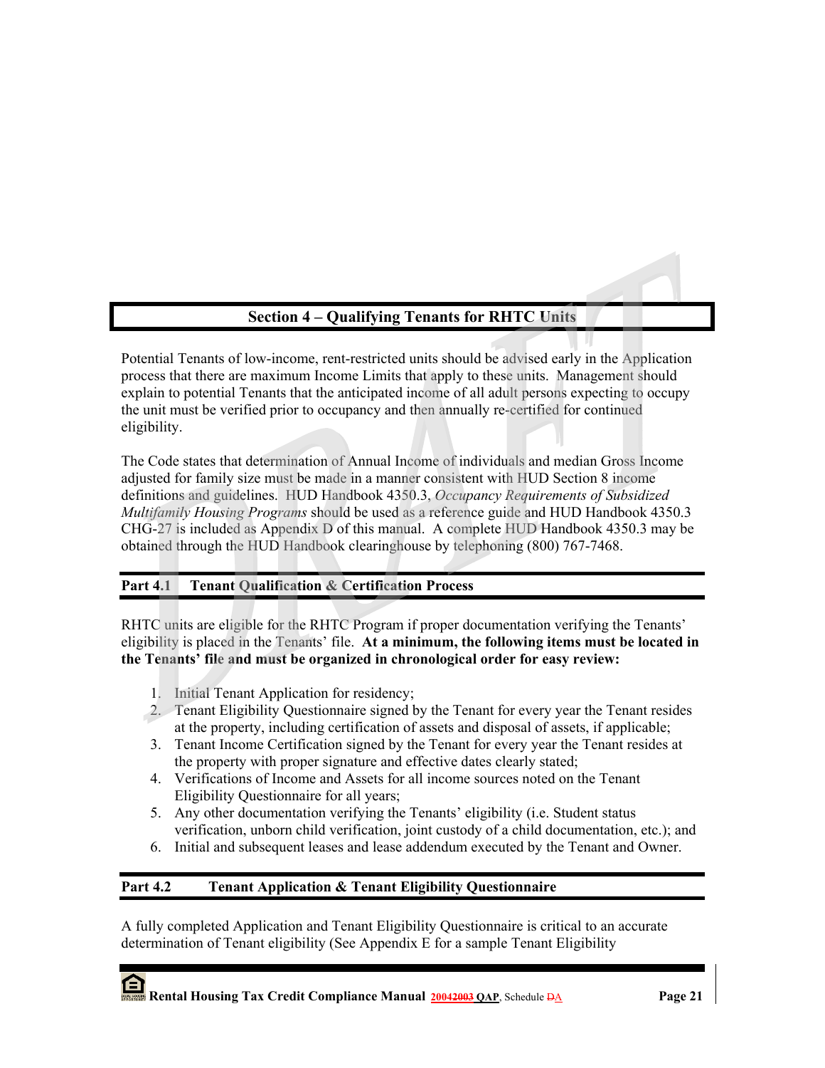## Section 4 – Qualifying Tenants for RHTC Units

Potential Tenants of low-income, rent-restricted units should be advised early in the Application process that there are maximum Income Limits that apply to these units. Management should explain to potential Tenants that the anticipated income of all adult persons expecting to occupy the unit must be verified prior to occupancy and then annually re-certified for continued eligibility.

The Code states that determination of Annual Income of individuals and median Gross Income adjusted for family size must be made in a manner consistent with HUD Section 8 income definitions and guidelines. HUD Handbook 4350.3, *Occupancy Requirements of Subsidized Multifamily Housing Programs* should be used as a reference guide and HUD Handbook 4350.3 CHG-27 is included as Appendix D of this manual. A complete HUD Handbook 4350.3 may be obtained through the HUD Handbook clearinghouse by telephoning (800) 767-7468.

### Part 4.1 Tenant Qualification & Certification Process

RHTC units are eligible for the RHTC Program if proper documentation verifying the Tenants' eligibility is placed in the Tenants' file. **At a minimum, the following items must be located in the Tenants' file and must be organized in chronological order for easy review:**

1. Initial Tenant Application for residency;
2. Tenant Eligibility Questionnaire signed by the Tenant for every year the Tenant resides at the property, including certification of assets and disposal of assets, if applicable;
3. Tenant Income Certification signed by the Tenant for every year the Tenant resides at the property with proper signature and effective dates clearly stated;
4. Verifications of Income and Assets for all income sources noted on the Tenant Eligibility Questionnaire for all years;
5. Any other documentation verifying the Tenants' eligibility (i.e. Student status verification, unborn child verification, joint custody of a child documentation, etc.); and
6. Initial and subsequent leases and lease addendum executed by the Tenant and Owner.

### Part 4.2 Tenant Application & Tenant Eligibility Questionnaire

A fully completed Application and Tenant Eligibility Questionnaire is critical to an accurate determination of Tenant eligibility (See Appendix E for a sample Tenant Eligibility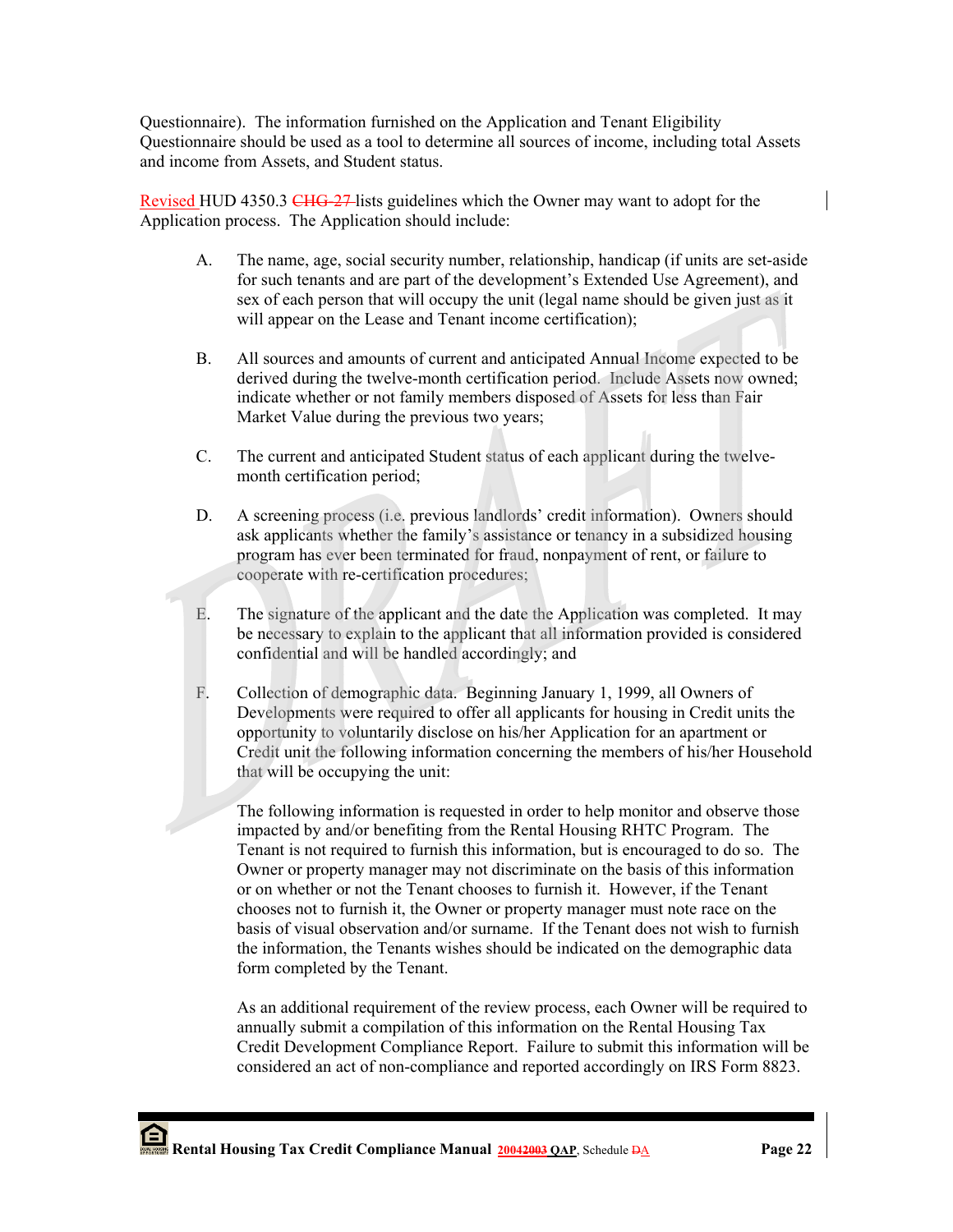Questionnaire). The information furnished on the Application and Tenant Eligibility Questionnaire should be used as a tool to determine all sources of income, including total Assets and income from Assets, and Student status.

Revised HUD 4350.3 ~~CHG-27~~ lists guidelines which the Owner may want to adopt for the Application process. The Application should include:

A. The name, age, social security number, relationship, handicap (if units are set-aside for such tenants and are part of the development's Extended Use Agreement), and sex of each person that will occupy the unit (legal name should be given just as it will appear on the Lease and Tenant income certification);

B. All sources and amounts of current and anticipated Annual Income expected to be derived during the twelve-month certification period. Include Assets now owned; indicate whether or not family members disposed of Assets for less than Fair Market Value during the previous two years;

C. The current and anticipated Student status of each applicant during the twelve-month certification period;

D. A screening process (i.e. previous landlords' credit information). Owners should ask applicants whether the family's assistance or tenancy in a subsidized housing program has ever been terminated for fraud, nonpayment of rent, or failure to cooperate with re-certification procedures;

E. The signature of the applicant and the date the Application was completed. It may be necessary to explain to the applicant that all information provided is considered confidential and will be handled accordingly; and

F. Collection of demographic data. Beginning January 1, 1999, all Owners of Developments were required to offer all applicants for housing in Credit units the opportunity to voluntarily disclose on his/her Application for an apartment or Credit unit the following information concerning the members of his/her Household that will be occupying the unit:

   The following information is requested in order to help monitor and observe those impacted by and/or benefiting from the Rental Housing RHTC Program. The Tenant is not required to furnish this information, but is encouraged to do so. The Owner or property manager may not discriminate on the basis of this information or on whether or not the Tenant chooses to furnish it. However, if the Tenant chooses not to furnish it, the Owner or property manager must note race on the basis of visual observation and/or surname. If the Tenant does not wish to furnish the information, the Tenants wishes should be indicated on the demographic data form completed by the Tenant.

   As an additional requirement of the review process, each Owner will be required to annually submit a compilation of this information on the Rental Housing Tax Credit Development Compliance Report. Failure to submit this information will be considered an act of non-compliance and reported accordingly on IRS Form 8823.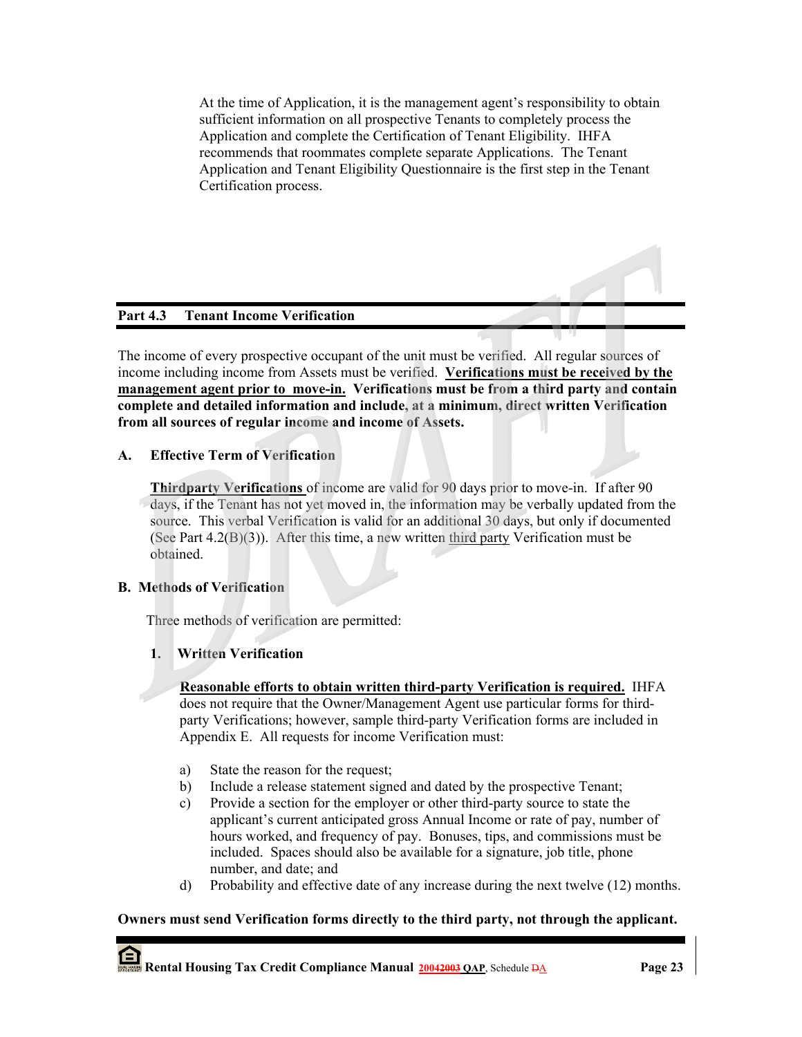At the time of Application, it is the management agent's responsibility to obtain sufficient information on all prospective Tenants to completely process the Application and complete the Certification of Tenant Eligibility. IHFA recommends that roommates complete separate Applications. The Tenant Application and Tenant Eligibility Questionnaire is the first step in the Tenant Certification process.

## Part 4.3 Tenant Income Verification

The income of every prospective occupant of the unit must be verified. All regular sources of income including income from Assets must be verified. **Verifications must be received by the management agent prior to move-in. Verifications must be from a third party and contain complete and detailed information and include, at a minimum, direct written Verification from all sources of regular income and income of Assets.**

### A. Effective Term of Verification

**Thirdparty Verifications** of income are valid for 90 days prior to move-in. If after 90 days, if the Tenant has not yet moved in, the information may be verbally updated from the source. This verbal Verification is valid for an additional 30 days, but only if documented (See Part 4.2(B)(3)). After this time, a new written third party Verification must be obtained.

### B. Methods of Verification

Three methods of verification are permitted:

#### 1. Written Verification

**Reasonable efforts to obtain written third-party Verification is required.** IHFA does not require that the Owner/Management Agent use particular forms for third-party Verifications; however, sample third-party Verification forms are included in Appendix E. All requests for income Verification must:

a) State the reason for the request;
b) Include a release statement signed and dated by the prospective Tenant;
c) Provide a section for the employer or other third-party source to state the applicant's current anticipated gross Annual Income or rate of pay, number of hours worked, and frequency of pay. Bonuses, tips, and commissions must be included. Spaces should also be available for a signature, job title, phone number, and date; and
d) Probability and effective date of any increase during the next twelve (12) months.

**Owners must send Verification forms directly to the third party, not through the applicant.**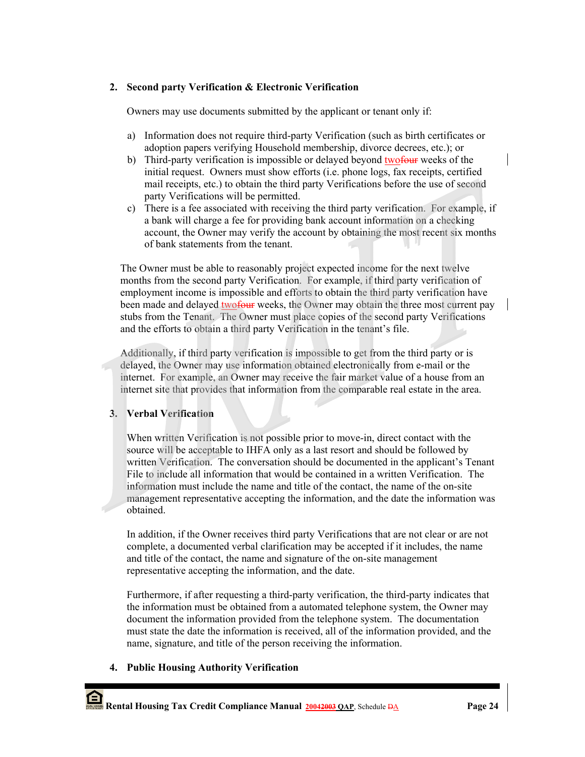2. **Second party Verification & Electronic Verification**

   Owners may use documents submitted by the applicant or tenant only if:

   a) Information does not require third-party Verification (such as birth certificates or adoption papers verifying Household membership, divorce decrees, etc.); or
   b) Third-party verification is impossible or delayed beyond ~~four~~ two weeks of the initial request. Owners must show efforts (i.e. phone logs, fax receipts, certified mail receipts, etc.) to obtain the third party Verifications before the use of second party Verifications will be permitted.
   c) There is a fee associated with receiving the third party verification. For example, if a bank will charge a fee for providing bank account information on a checking account, the Owner may verify the account by obtaining the most recent six months of bank statements from the tenant.

   The Owner must be able to reasonably project expected income for the next twelve months from the second party Verification. For example, if third party verification of employment income is impossible and efforts to obtain the third party verification have been made and delayed ~~four~~ two weeks, the Owner may obtain the three most current pay stubs from the Tenant. The Owner must place copies of the second party Verifications and the efforts to obtain a third party Verification in the tenant's file.

   Additionally, if third party verification is impossible to get from the third party or is delayed, the Owner may use information obtained electronically from e-mail or the internet. For example, an Owner may receive the fair market value of a house from an internet site that provides that information from the comparable real estate in the area.

3. **Verbal Verification**

   When written Verification is not possible prior to move-in, direct contact with the source will be acceptable to IHFA only as a last resort and should be followed by written Verification. The conversation should be documented in the applicant's Tenant File to include all information that would be contained in a written Verification. The information must include the name and title of the contact, the name of the on-site management representative accepting the information, and the date the information was obtained.

   In addition, if the Owner receives third party Verifications that are not clear or are not complete, a documented verbal clarification may be accepted if it includes, the name and title of the contact, the name and signature of the on-site management representative accepting the information, and the date.

   Furthermore, if after requesting a third-party verification, the third-party indicates that the information must be obtained from a automated telephone system, the Owner may document the information provided from the telephone system. The documentation must state the date the information is received, all of the information provided, and the name, signature, and title of the person receiving the information.

4. **Public Housing Authority Verification**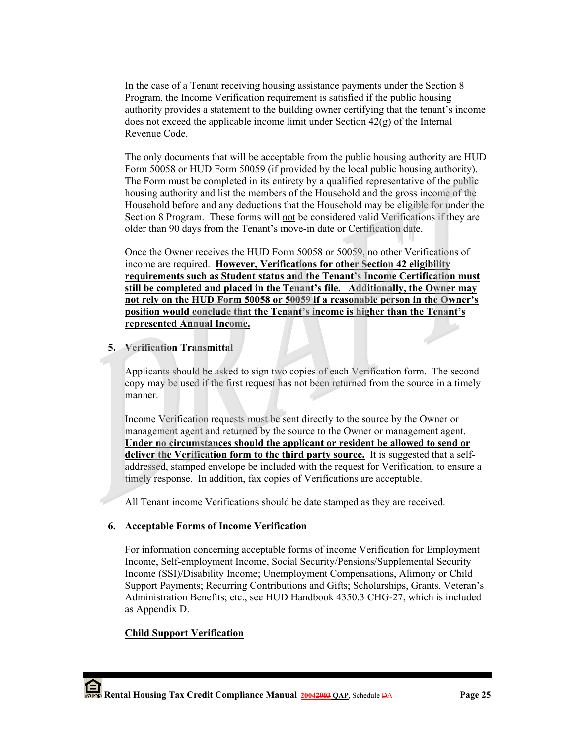In the case of a Tenant receiving housing assistance payments under the Section 8 Program, the Income Verification requirement is satisfied if the public housing authority provides a statement to the building owner certifying that the tenant's income does not exceed the applicable income limit under Section 42(g) of the Internal Revenue Code.

The only documents that will be acceptable from the public housing authority are HUD Form 50058 or HUD Form 50059 (if provided by the local public housing authority). The Form must be completed in its entirety by a qualified representative of the public housing authority and list the members of the Household and the gross income of the Household before and any deductions that the Household may be eligible for under the Section 8 Program. These forms will not be considered valid Verifications if they are older than 90 days from the Tenant's move-in date or Certification date.

Once the Owner receives the HUD Form 50058 or 50059, no other Verifications of income are required. **However, Verifications for other Section 42 eligibility requirements such as Student status and the Tenant's Income Certification must still be completed and placed in the Tenant's file. Additionally, the Owner may not rely on the HUD Form 50058 or 50059 if a reasonable person in the Owner's position would conclude that the Tenant's income is higher than the Tenant's represented Annual Income.**

**5. Verification Transmittal**

Applicants should be asked to sign two copies of each Verification form. The second copy may be used if the first request has not been returned from the source in a timely manner.

Income Verification requests must be sent directly to the source by the Owner or management agent and returned by the source to the Owner or management agent. **Under no circumstances should the applicant or resident be allowed to send or deliver the Verification form to the third party source.** It is suggested that a self-addressed, stamped envelope be included with the request for Verification, to ensure a timely response. In addition, fax copies of Verifications are acceptable.

All Tenant income Verifications should be date stamped as they are received.

**6. Acceptable Forms of Income Verification**

For information concerning acceptable forms of income Verification for Employment Income, Self-employment Income, Social Security/Pensions/Supplemental Security Income (SSI)/Disability Income; Unemployment Compensations, Alimony or Child Support Payments; Recurring Contributions and Gifts; Scholarships, Grants, Veteran's Administration Benefits; etc., see HUD Handbook 4350.3 CHG-27, which is included as Appendix D.

**Child Support Verification**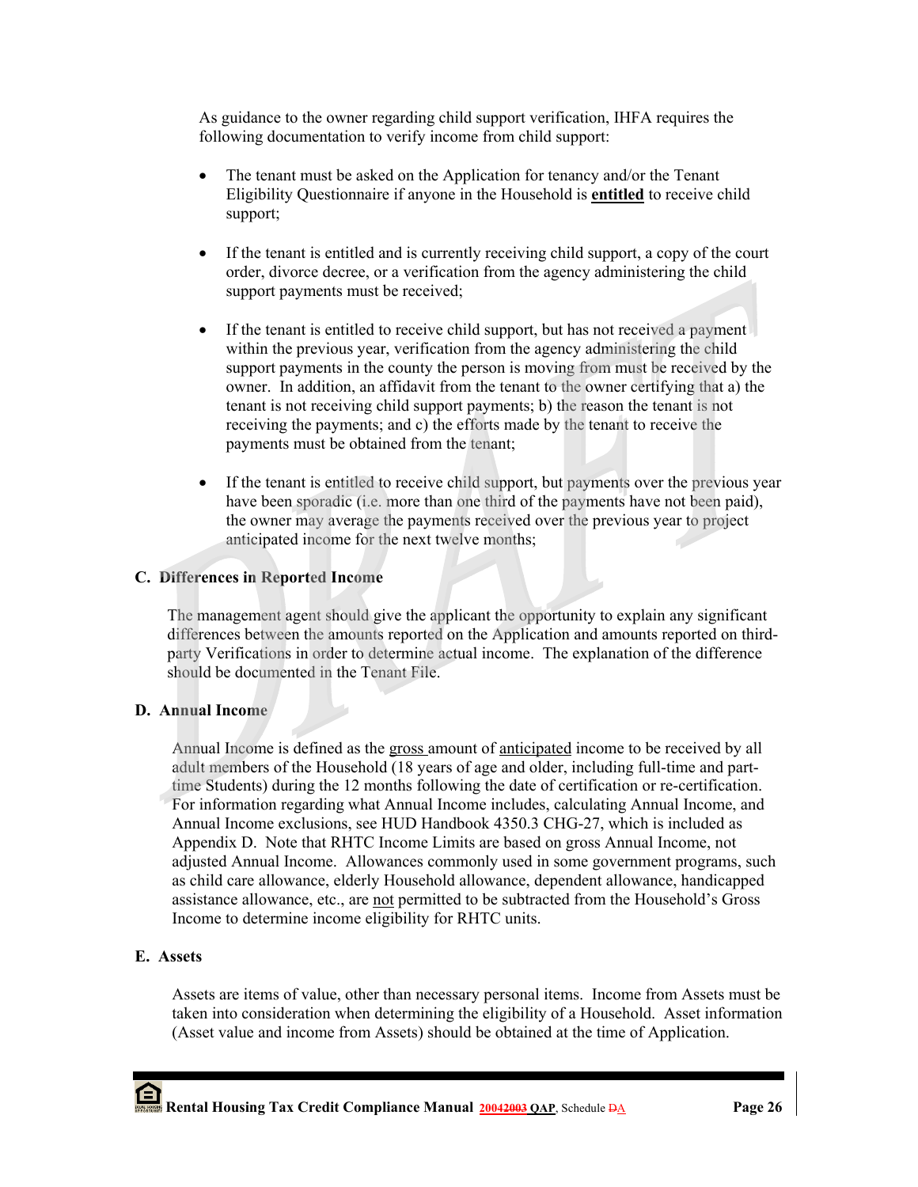As guidance to the owner regarding child support verification, IHFA requires the following documentation to verify income from child support:

- The tenant must be asked on the Application for tenancy and/or the Tenant Eligibility Questionnaire if anyone in the Household is **entitled** to receive child support;

- If the tenant is entitled and is currently receiving child support, a copy of the court order, divorce decree, or a verification from the agency administering the child support payments must be received;

- If the tenant is entitled to receive child support, but has not received a payment within the previous year, verification from the agency administering the child support payments in the county the person is moving from must be received by the owner. In addition, an affidavit from the tenant to the owner certifying that a) the tenant is not receiving child support payments; b) the reason the tenant is not receiving the payments; and c) the efforts made by the tenant to receive the payments must be obtained from the tenant;

- If the tenant is entitled to receive child support, but payments over the previous year have been sporadic (i.e. more than one third of the payments have not been paid), the owner may average the payments received over the previous year to project anticipated income for the next twelve months;

### C. Differences in Reported Income

The management agent should give the applicant the opportunity to explain any significant differences between the amounts reported on the Application and amounts reported on third-party Verifications in order to determine actual income. The explanation of the difference should be documented in the Tenant File.

### D. Annual Income

Annual Income is defined as the gross amount of anticipated income to be received by all adult members of the Household (18 years of age and older, including full-time and part-time Students) during the 12 months following the date of certification or re-certification. For information regarding what Annual Income includes, calculating Annual Income, and Annual Income exclusions, see HUD Handbook 4350.3 CHG-27, which is included as Appendix D. Note that RHTC Income Limits are based on gross Annual Income, not adjusted Annual Income. Allowances commonly used in some government programs, such as child care allowance, elderly Household allowance, dependent allowance, handicapped assistance allowance, etc., are not permitted to be subtracted from the Household's Gross Income to determine income eligibility for RHTC units.

### E. Assets

Assets are items of value, other than necessary personal items. Income from Assets must be taken into consideration when determining the eligibility of a Household. Asset information (Asset value and income from Assets) should be obtained at the time of Application.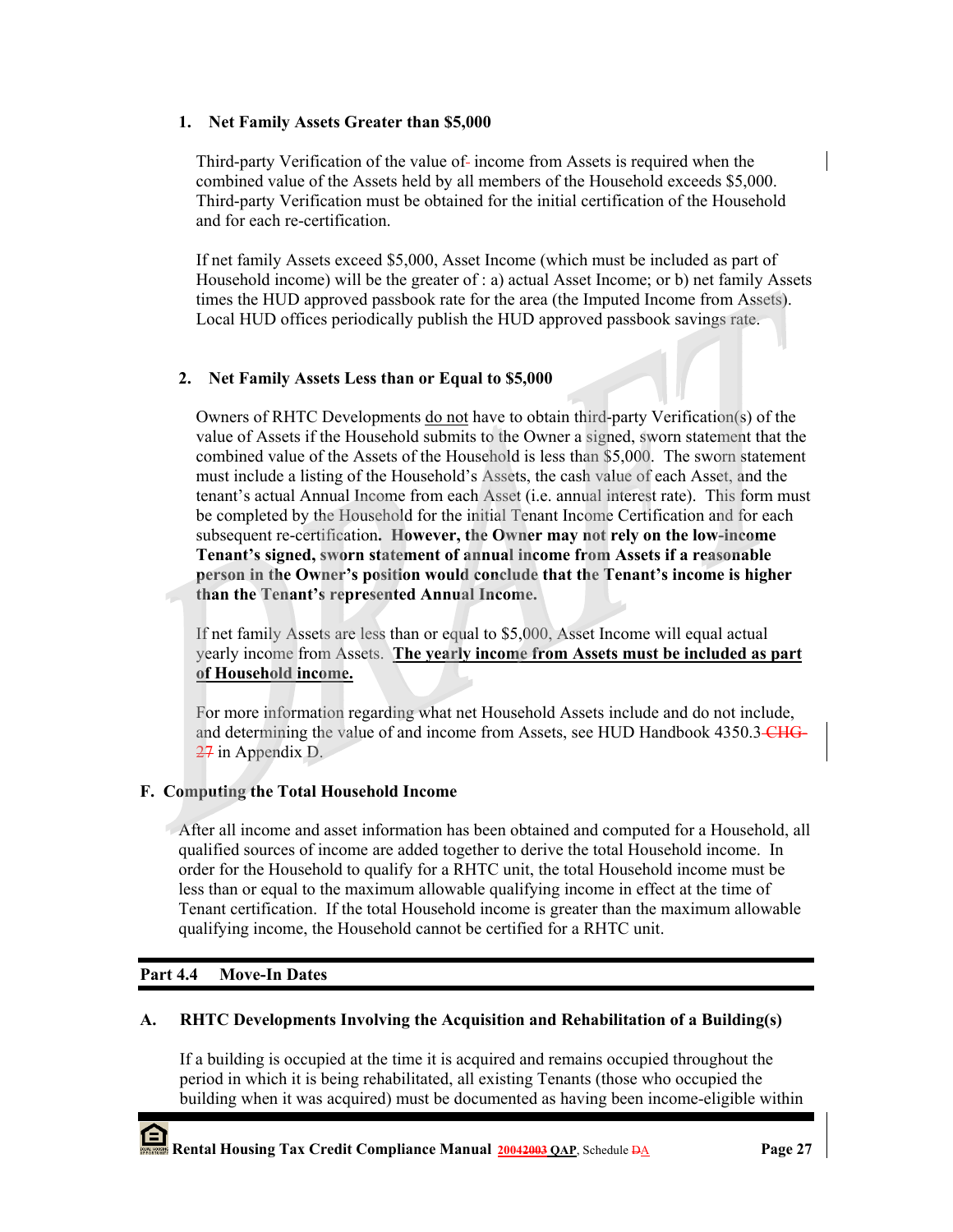### 1. Net Family Assets Greater than $5,000

Third-party Verification of the value of income from Assets is required when the combined value of the Assets held by all members of the Household exceeds $5,000. Third-party Verification must be obtained for the initial certification of the Household and for each re-certification.

If net family Assets exceed $5,000, Asset Income (which must be included as part of Household income) will be the greater of : a) actual Asset Income; or b) net family Assets times the HUD approved passbook rate for the area (the Imputed Income from Assets). Local HUD offices periodically publish the HUD approved passbook savings rate.

### 2. Net Family Assets Less than or Equal to $5,000

Owners of RHTC Developments do not have to obtain third-party Verification(s) of the value of Assets if the Household submits to the Owner a signed, sworn statement that the combined value of the Assets of the Household is less than $5,000. The sworn statement must include a listing of the Household's Assets, the cash value of each Asset, and the tenant's actual Annual Income from each Asset (i.e. annual interest rate). This form must be completed by the Household for the initial Tenant Income Certification and for each subsequent re-certification. **However, the Owner may not rely on the low-income Tenant's signed, sworn statement of annual income from Assets if a reasonable person in the Owner's position would conclude that the Tenant's income is higher than the Tenant's represented Annual Income.**

If net family Assets are less than or equal to $5,000, Asset Income will equal actual yearly income from Assets. **The yearly income from Assets must be included as part of Household income.**

For more information regarding what net Household Assets include and do not include, and determining the value of and income from Assets, see HUD Handbook 4350.3 CHG-27 in Appendix D.

## F. Computing the Total Household Income

After all income and asset information has been obtained and computed for a Household, all qualified sources of income are added together to derive the total Household income. In order for the Household to qualify for a RHTC unit, the total Household income must be less than or equal to the maximum allowable qualifying income in effect at the time of Tenant certification. If the total Household income is greater than the maximum allowable qualifying income, the Household cannot be certified for a RHTC unit.

## Part 4.4 Move-In Dates

### A. RHTC Developments Involving the Acquisition and Rehabilitation of a Building(s)

If a building is occupied at the time it is acquired and remains occupied throughout the period in which it is being rehabilitated, all existing Tenants (those who occupied the building when it was acquired) must be documented as having been income-eligible within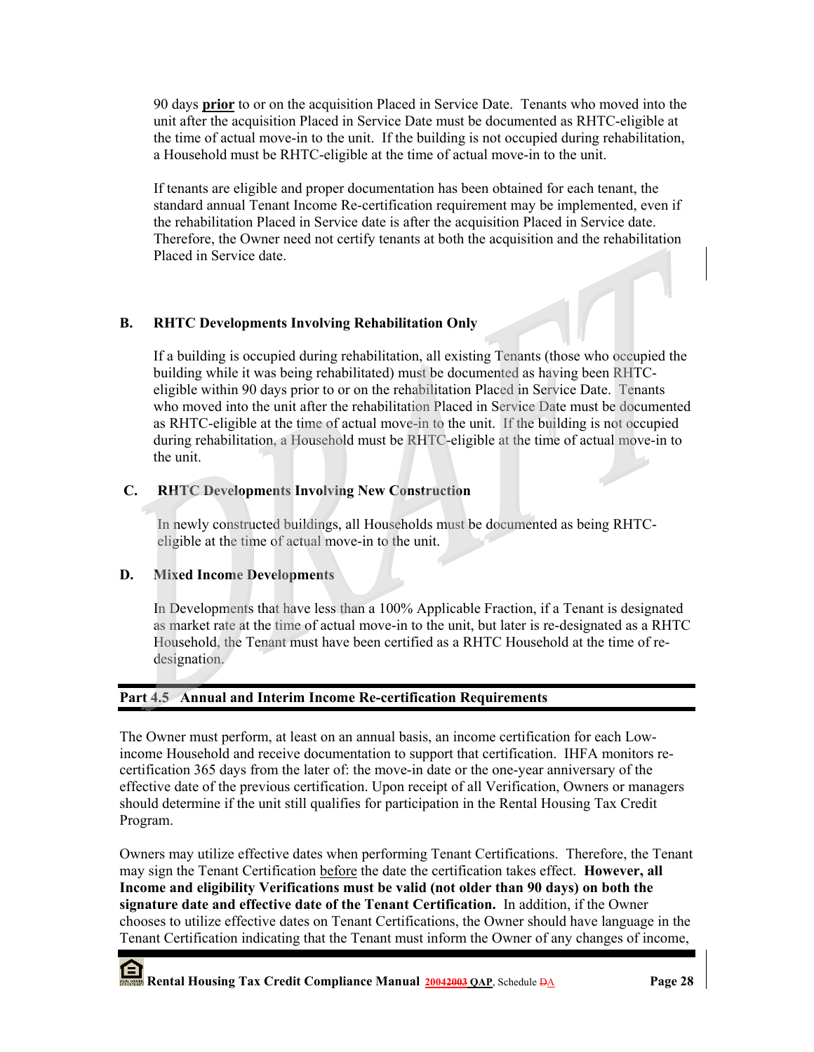90 days **prior** to or on the acquisition Placed in Service Date. Tenants who moved into the unit after the acquisition Placed in Service Date must be documented as RHTC-eligible at the time of actual move-in to the unit. If the building is not occupied during rehabilitation, a Household must be RHTC-eligible at the time of actual move-in to the unit.

If tenants are eligible and proper documentation has been obtained for each tenant, the standard annual Tenant Income Re-certification requirement may be implemented, even if the rehabilitation Placed in Service date is after the acquisition Placed in Service date. Therefore, the Owner need not certify tenants at both the acquisition and the rehabilitation Placed in Service date.

### B. RHTC Developments Involving Rehabilitation Only

If a building is occupied during rehabilitation, all existing Tenants (those who occupied the building while it was being rehabilitated) must be documented as having been RHTC-eligible within 90 days prior to or on the rehabilitation Placed in Service Date. Tenants who moved into the unit after the rehabilitation Placed in Service Date must be documented as RHTC-eligible at the time of actual move-in to the unit. If the building is not occupied during rehabilitation, a Household must be RHTC-eligible at the time of actual move-in to the unit.

### C. RHTC Developments Involving New Construction

In newly constructed buildings, all Households must be documented as being RHTC-eligible at the time of actual move-in to the unit.

### D. Mixed Income Developments

In Developments that have less than a 100% Applicable Fraction, if a Tenant is designated as market rate at the time of actual move-in to the unit, but later is re-designated as a RHTC Household, the Tenant must have been certified as a RHTC Household at the time of re-designation.

## Part 4.5 Annual and Interim Income Re-certification Requirements

The Owner must perform, at least on an annual basis, an income certification for each Low-income Household and receive documentation to support that certification. IHFA monitors re-certification 365 days from the later of: the move-in date or the one-year anniversary of the effective date of the previous certification. Upon receipt of all Verification, Owners or managers should determine if the unit still qualifies for participation in the Rental Housing Tax Credit Program.

Owners may utilize effective dates when performing Tenant Certifications. Therefore, the Tenant may sign the Tenant Certification before the date the certification takes effect. **However, all Income and eligibility Verifications must be valid (not older than 90 days) on both the signature date and effective date of the Tenant Certification.** In addition, if the Owner chooses to utilize effective dates on Tenant Certifications, the Owner should have language in the Tenant Certification indicating that the Tenant must inform the Owner of any changes of income,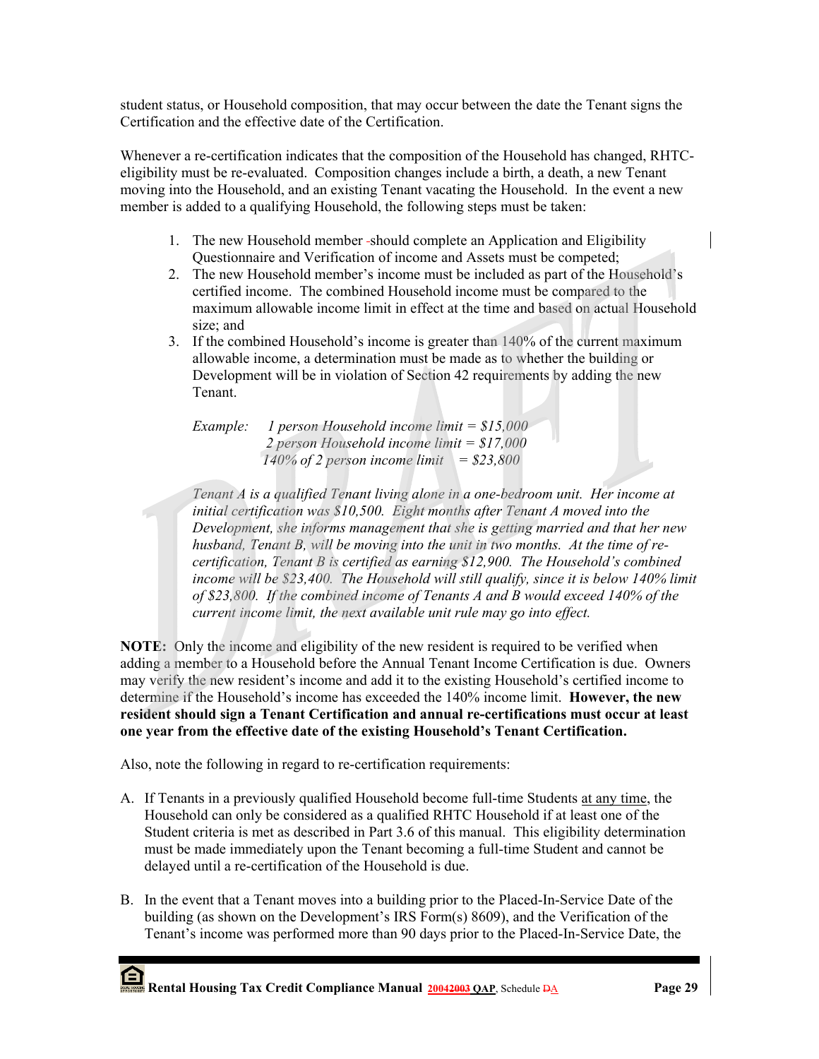student status, or Household composition, that may occur between the date the Tenant signs the Certification and the effective date of the Certification.

Whenever a re-certification indicates that the composition of the Household has changed, RHTC-eligibility must be re-evaluated. Composition changes include a birth, a death, a new Tenant moving into the Household, and an existing Tenant vacating the Household. In the event a new member is added to a qualifying Household, the following steps must be taken:

1. The new Household member should complete an Application and Eligibility Questionnaire and Verification of income and Assets must be competed;
2. The new Household member's income must be included as part of the Household's certified income. The combined Household income must be compared to the maximum allowable income limit in effect at the time and based on actual Household size; and
3. If the combined Household's income is greater than 140% of the current maximum allowable income, a determination must be made as to whether the building or Development will be in violation of Section 42 requirements by adding the new Tenant.

   *Example: 1 person Household income limit = $15,000*
   *2 person Household income limit = $17,000*
   *140% of 2 person income limit = $23,800*

   *Tenant A is a qualified Tenant living alone in a one-bedroom unit. Her income at initial certification was $10,500. Eight months after Tenant A moved into the Development, she informs management that she is getting married and that her new husband, Tenant B, will be moving into the unit in two months. At the time of re-certification, Tenant B is certified as earning $12,900. The Household's combined income will be $23,400. The Household will still qualify, since it is below 140% limit of $23,800. If the combined income of Tenants A and B would exceed 140% of the current income limit, the next available unit rule may go into effect.*

**NOTE:** Only the income and eligibility of the new resident is required to be verified when adding a member to a Household before the Annual Tenant Income Certification is due. Owners may verify the new resident's income and add it to the existing Household's certified income to determine if the Household's income has exceeded the 140% income limit. **However, the new resident should sign a Tenant Certification and annual re-certifications must occur at least one year from the effective date of the existing Household's Tenant Certification.**

Also, note the following in regard to re-certification requirements:

A. If Tenants in a previously qualified Household become full-time Students <u>at any time</u>, the Household can only be considered as a qualified RHTC Household if at least one of the Student criteria is met as described in Part 3.6 of this manual. This eligibility determination must be made immediately upon the Tenant becoming a full-time Student and cannot be delayed until a re-certification of the Household is due.

B. In the event that a Tenant moves into a building prior to the Placed-In-Service Date of the building (as shown on the Development's IRS Form(s) 8609), and the Verification of the Tenant's income was performed more than 90 days prior to the Placed-In-Service Date, the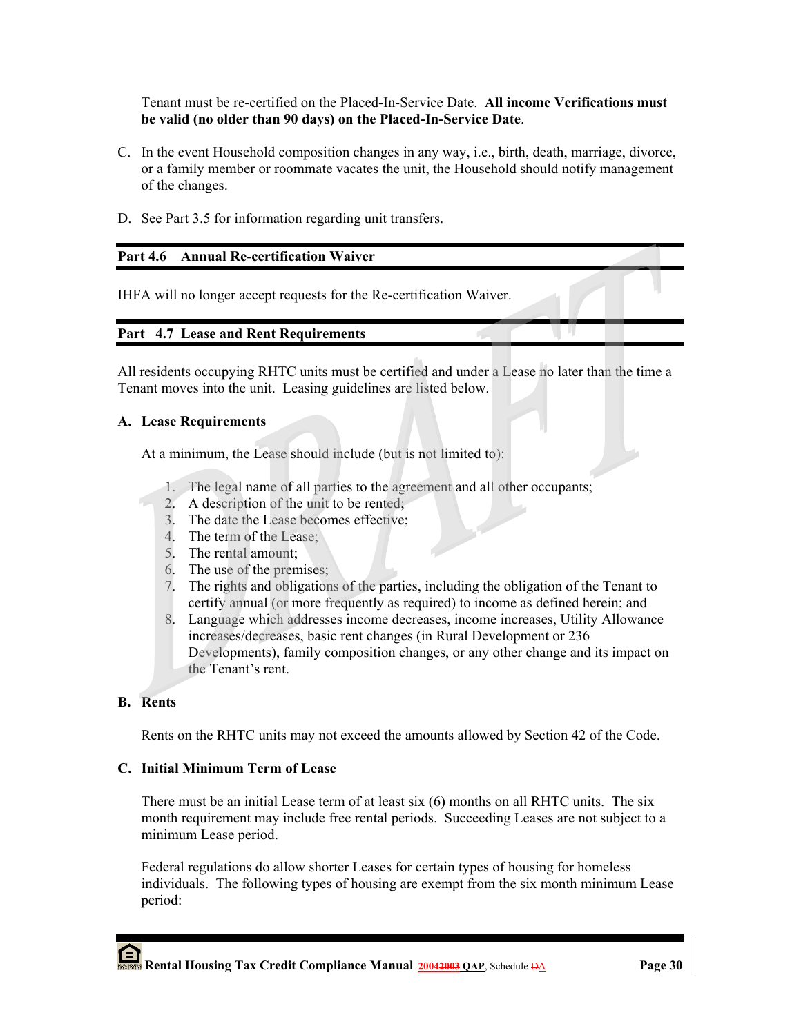Tenant must be re-certified on the Placed-In-Service Date. **All income Verifications must be valid (no older than 90 days) on the Placed-In-Service Date**.

C. In the event Household composition changes in any way, i.e., birth, death, marriage, divorce, or a family member or roommate vacates the unit, the Household should notify management of the changes.

D. See Part 3.5 for information regarding unit transfers.

## Part 4.6 Annual Re-certification Waiver

IHFA will no longer accept requests for the Re-certification Waiver.

## Part 4.7 Lease and Rent Requirements

All residents occupying RHTC units must be certified and under a Lease no later than the time a Tenant moves into the unit. Leasing guidelines are listed below.

### A. Lease Requirements

At a minimum, the Lease should include (but is not limited to):

1. The legal name of all parties to the agreement and all other occupants;
2. A description of the unit to be rented;
3. The date the Lease becomes effective;
4. The term of the Lease;
5. The rental amount;
6. The use of the premises;
7. The rights and obligations of the parties, including the obligation of the Tenant to certify annual (or more frequently as required) to income as defined herein; and
8. Language which addresses income decreases, income increases, Utility Allowance increases/decreases, basic rent changes (in Rural Development or 236 Developments), family composition changes, or any other change and its impact on the Tenant's rent.

### B. Rents

Rents on the RHTC units may not exceed the amounts allowed by Section 42 of the Code.

### C. Initial Minimum Term of Lease

There must be an initial Lease term of at least six (6) months on all RHTC units. The six month requirement may include free rental periods. Succeeding Leases are not subject to a minimum Lease period.

Federal regulations do allow shorter Leases for certain types of housing for homeless individuals. The following types of housing are exempt from the six month minimum Lease period: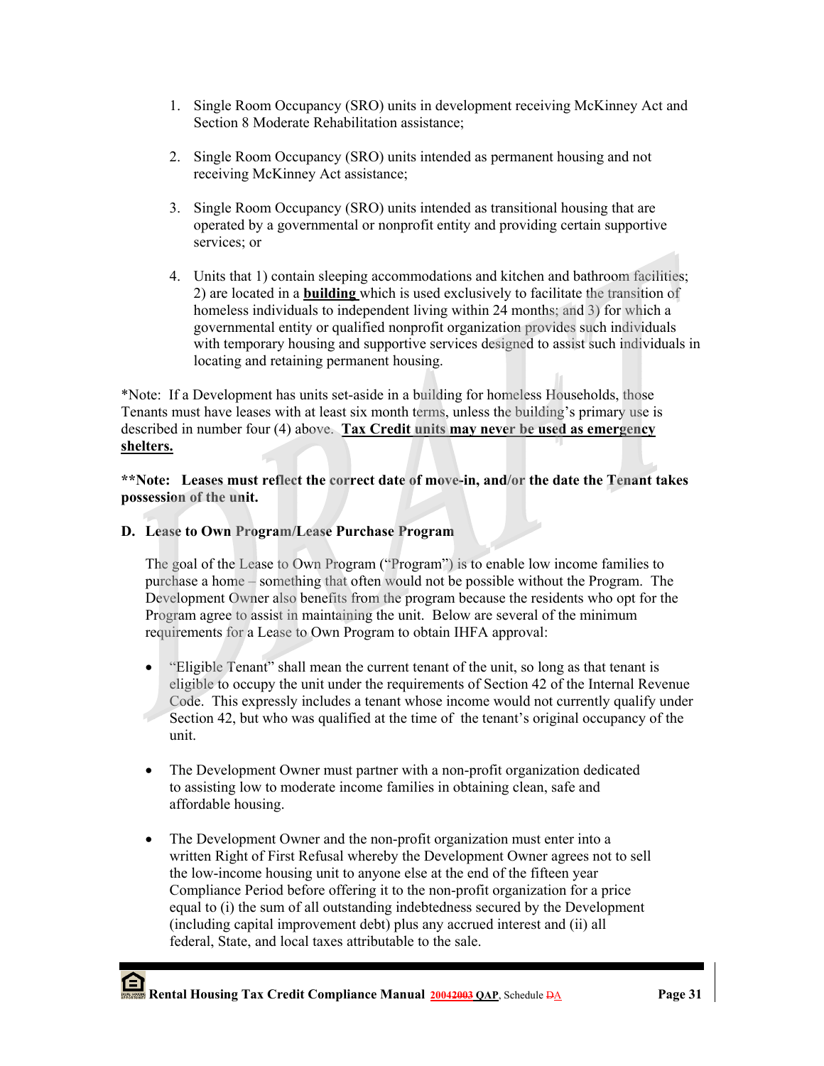1. Single Room Occupancy (SRO) units in development receiving McKinney Act and Section 8 Moderate Rehabilitation assistance;

2. Single Room Occupancy (SRO) units intended as permanent housing and not receiving McKinney Act assistance;

3. Single Room Occupancy (SRO) units intended as transitional housing that are operated by a governmental or nonprofit entity and providing certain supportive services; or

4. Units that 1) contain sleeping accommodations and kitchen and bathroom facilities; 2) are located in a **building** which is used exclusively to facilitate the transition of homeless individuals to independent living within 24 months; and 3) for which a governmental entity or qualified nonprofit organization provides such individuals with temporary housing and supportive services designed to assist such individuals in locating and retaining permanent housing.

*Note: If a Development has units set-aside in a building for homeless Households, those Tenants must have leases with at least six month terms, unless the building's primary use is described in number four (4) above. **Tax Credit units may never be used as emergency shelters.**

**\*\*Note: Leases must reflect the correct date of move-in, and/or the date the Tenant takes possession of the unit.**

### D. Lease to Own Program/Lease Purchase Program

The goal of the Lease to Own Program ("Program") is to enable low income families to purchase a home – something that often would not be possible without the Program. The Development Owner also benefits from the program because the residents who opt for the Program agree to assist in maintaining the unit. Below are several of the minimum requirements for a Lease to Own Program to obtain IHFA approval:

- "Eligible Tenant" shall mean the current tenant of the unit, so long as that tenant is eligible to occupy the unit under the requirements of Section 42 of the Internal Revenue Code. This expressly includes a tenant whose income would not currently qualify under Section 42, but who was qualified at the time of the tenant's original occupancy of the unit.

- The Development Owner must partner with a non-profit organization dedicated to assisting low to moderate income families in obtaining clean, safe and affordable housing.

- The Development Owner and the non-profit organization must enter into a written Right of First Refusal whereby the Development Owner agrees not to sell the low-income housing unit to anyone else at the end of the fifteen year Compliance Period before offering it to the non-profit organization for a price equal to (i) the sum of all outstanding indebtedness secured by the Development (including capital improvement debt) plus any accrued interest and (ii) all federal, State, and local taxes attributable to the sale.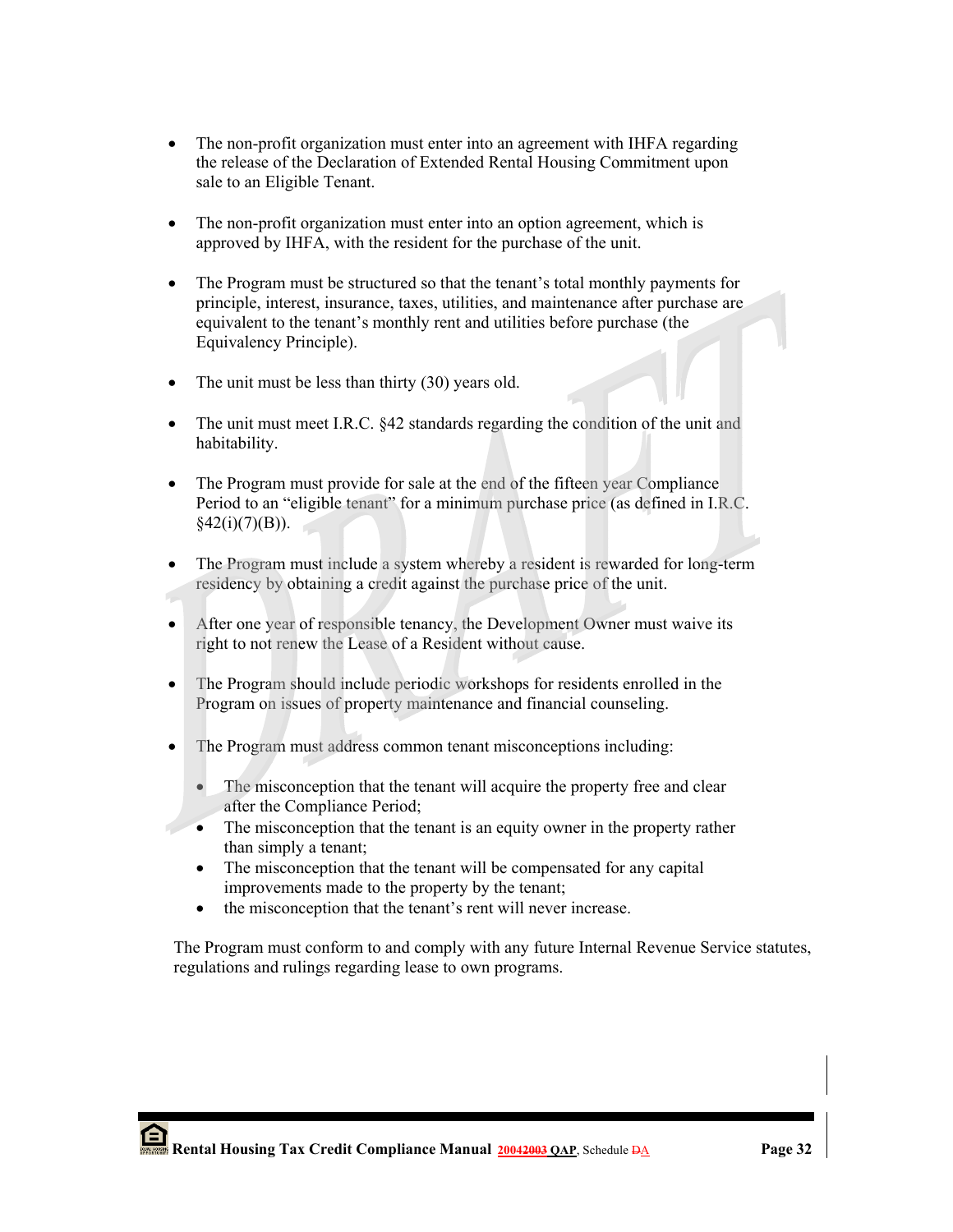- The non-profit organization must enter into an agreement with IHFA regarding the release of the Declaration of Extended Rental Housing Commitment upon sale to an Eligible Tenant.

- The non-profit organization must enter into an option agreement, which is approved by IHFA, with the resident for the purchase of the unit.

- The Program must be structured so that the tenant's total monthly payments for principle, interest, insurance, taxes, utilities, and maintenance after purchase are equivalent to the tenant's monthly rent and utilities before purchase (the Equivalency Principle).

- The unit must be less than thirty (30) years old.

- The unit must meet I.R.C. §42 standards regarding the condition of the unit and habitability.

- The Program must provide for sale at the end of the fifteen year Compliance Period to an "eligible tenant" for a minimum purchase price (as defined in I.R.C. §42(i)(7)(B)).

- The Program must include a system whereby a resident is rewarded for long-term residency by obtaining a credit against the purchase price of the unit.

- After one year of responsible tenancy, the Development Owner must waive its right to not renew the Lease of a Resident without cause.

- The Program should include periodic workshops for residents enrolled in the Program on issues of property maintenance and financial counseling.

- The Program must address common tenant misconceptions including:

  - The misconception that the tenant will acquire the property free and clear after the Compliance Period;
  - The misconception that the tenant is an equity owner in the property rather than simply a tenant;
  - The misconception that the tenant will be compensated for any capital improvements made to the property by the tenant;
  - the misconception that the tenant's rent will never increase.

The Program must conform to and comply with any future Internal Revenue Service statutes, regulations and rulings regarding lease to own programs.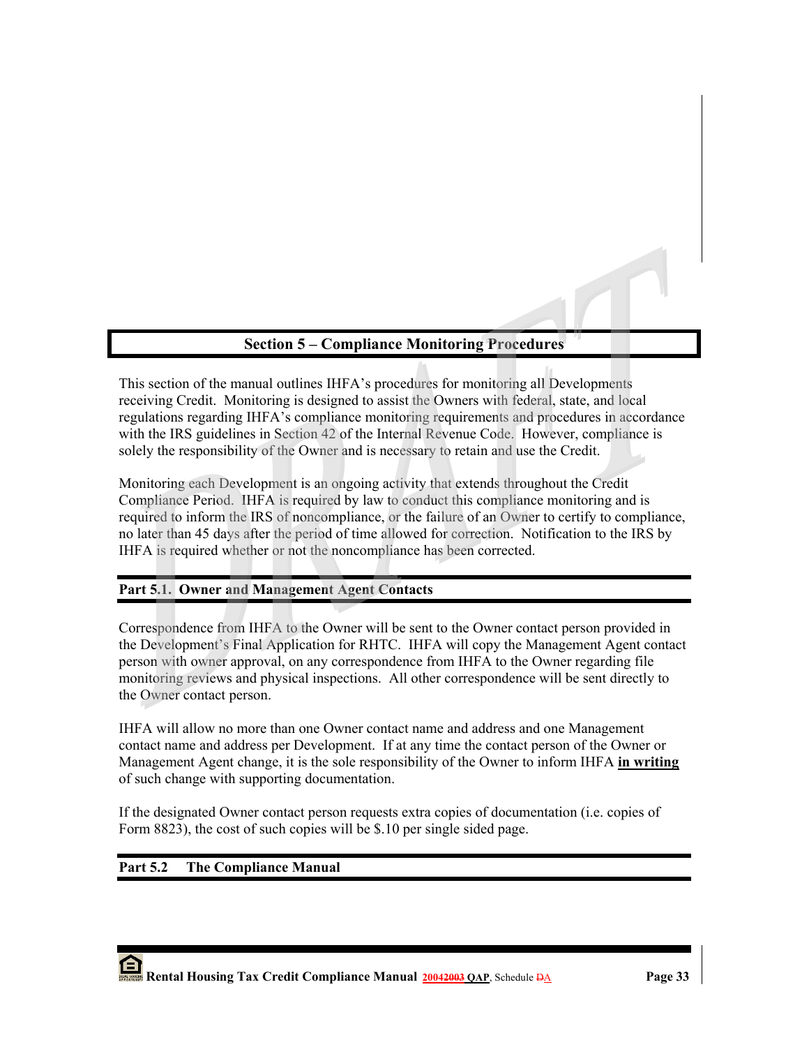## Section 5 – Compliance Monitoring Procedures

This section of the manual outlines IHFA's procedures for monitoring all Developments receiving Credit. Monitoring is designed to assist the Owners with federal, state, and local regulations regarding IHFA's compliance monitoring requirements and procedures in accordance with the IRS guidelines in Section 42 of the Internal Revenue Code. However, compliance is solely the responsibility of the Owner and is necessary to retain and use the Credit.

Monitoring each Development is an ongoing activity that extends throughout the Credit Compliance Period. IHFA is required by law to conduct this compliance monitoring and is required to inform the IRS of noncompliance, or the failure of an Owner to certify to compliance, no later than 45 days after the period of time allowed for correction. Notification to the IRS by IHFA is required whether or not the noncompliance has been corrected.

### Part 5.1. Owner and Management Agent Contacts

Correspondence from IHFA to the Owner will be sent to the Owner contact person provided in the Development's Final Application for RHTC. IHFA will copy the Management Agent contact person with owner approval, on any correspondence from IHFA to the Owner regarding file monitoring reviews and physical inspections. All other correspondence will be sent directly to the Owner contact person.

IHFA will allow no more than one Owner contact name and address and one Management contact name and address per Development. If at any time the contact person of the Owner or Management Agent change, it is the sole responsibility of the Owner to inform IHFA **in writing** of such change with supporting documentation.

If the designated Owner contact person requests extra copies of documentation (i.e. copies of Form 8823), the cost of such copies will be $.10 per single sided page.

### Part 5.2 The Compliance Manual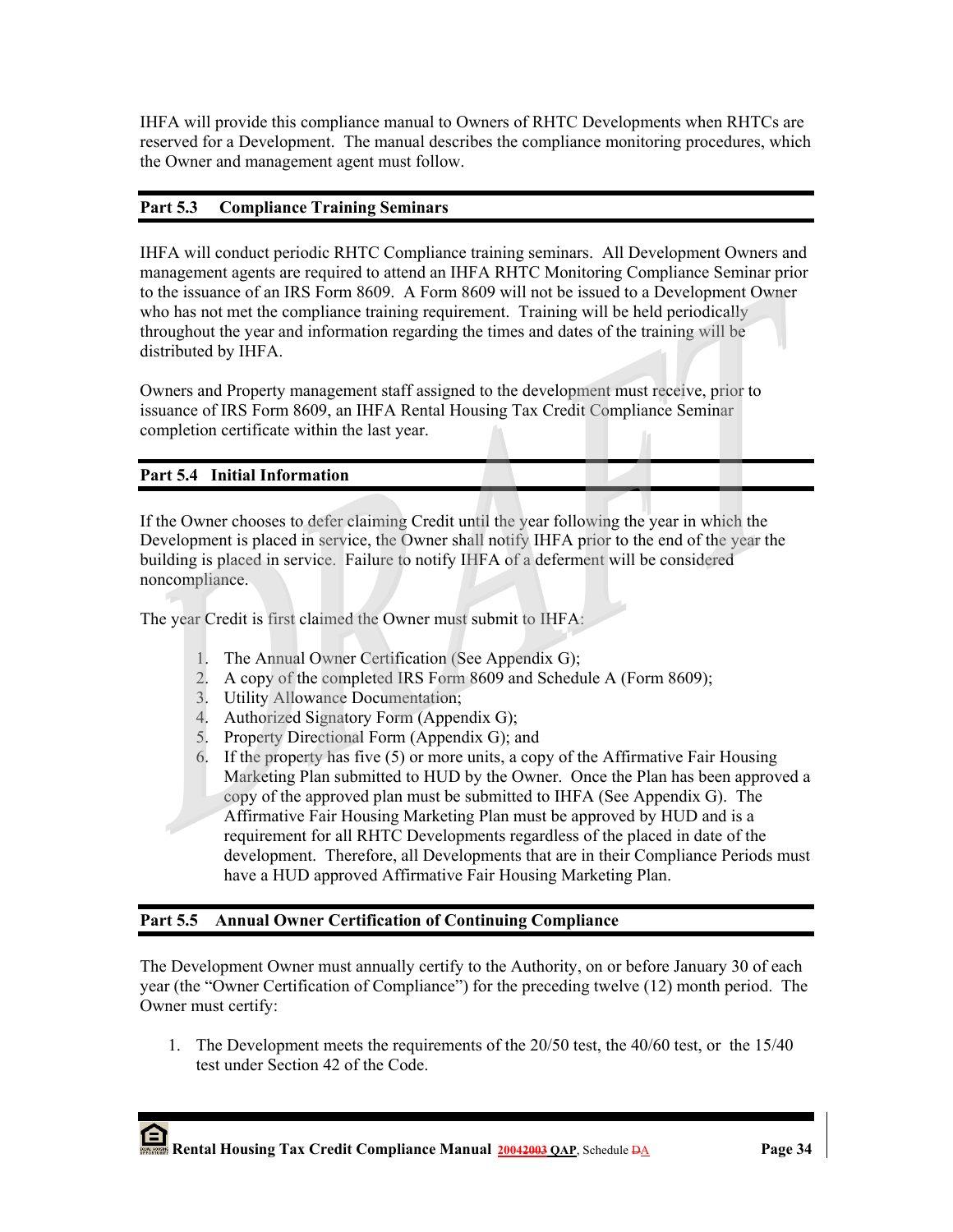IHFA will provide this compliance manual to Owners of RHTC Developments when RHTCs are reserved for a Development. The manual describes the compliance monitoring procedures, which the Owner and management agent must follow.

## Part 5.3 Compliance Training Seminars

IHFA will conduct periodic RHTC Compliance training seminars. All Development Owners and management agents are required to attend an IHFA RHTC Monitoring Compliance Seminar prior to the issuance of an IRS Form 8609. A Form 8609 will not be issued to a Development Owner who has not met the compliance training requirement. Training will be held periodically throughout the year and information regarding the times and dates of the training will be distributed by IHFA.

Owners and Property management staff assigned to the development must receive, prior to issuance of IRS Form 8609, an IHFA Rental Housing Tax Credit Compliance Seminar completion certificate within the last year.

## Part 5.4 Initial Information

If the Owner chooses to defer claiming Credit until the year following the year in which the Development is placed in service, the Owner shall notify IHFA prior to the end of the year the building is placed in service. Failure to notify IHFA of a deferment will be considered noncompliance.

The year Credit is first claimed the Owner must submit to IHFA:

1. The Annual Owner Certification (See Appendix G);
2. A copy of the completed IRS Form 8609 and Schedule A (Form 8609);
3. Utility Allowance Documentation;
4. Authorized Signatory Form (Appendix G);
5. Property Directional Form (Appendix G); and
6. If the property has five (5) or more units, a copy of the Affirmative Fair Housing Marketing Plan submitted to HUD by the Owner. Once the Plan has been approved a copy of the approved plan must be submitted to IHFA (See Appendix G). The Affirmative Fair Housing Marketing Plan must be approved by HUD and is a requirement for all RHTC Developments regardless of the placed in date of the development. Therefore, all Developments that are in their Compliance Periods must have a HUD approved Affirmative Fair Housing Marketing Plan.

## Part 5.5 Annual Owner Certification of Continuing Compliance

The Development Owner must annually certify to the Authority, on or before January 30 of each year (the "Owner Certification of Compliance") for the preceding twelve (12) month period. The Owner must certify:

1. The Development meets the requirements of the 20/50 test, the 40/60 test, or the 15/40 test under Section 42 of the Code.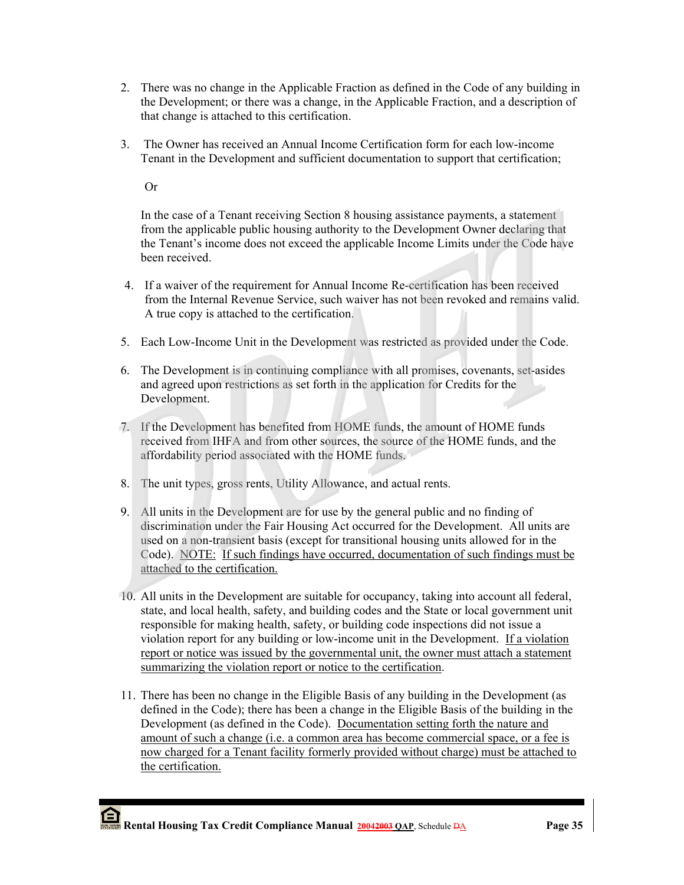2. There was no change in the Applicable Fraction as defined in the Code of any building in the Development; or there was a change, in the Applicable Fraction, and a description of that change is attached to this certification.

3. The Owner has received an Annual Income Certification form for each low-income Tenant in the Development and sufficient documentation to support that certification;

   Or

   In the case of a Tenant receiving Section 8 housing assistance payments, a statement from the applicable public housing authority to the Development Owner declaring that the Tenant's income does not exceed the applicable Income Limits under the Code have been received.

4. If a waiver of the requirement for Annual Income Re-certification has been received from the Internal Revenue Service, such waiver has not been revoked and remains valid. A true copy is attached to the certification.

5. Each Low-Income Unit in the Development was restricted as provided under the Code.

6. The Development is in continuing compliance with all promises, covenants, set-asides and agreed upon restrictions as set forth in the application for Credits for the Development.

7. If the Development has benefited from HOME funds, the amount of HOME funds received from IHFA and from other sources, the source of the HOME funds, and the affordability period associated with the HOME funds.

8. The unit types, gross rents, Utility Allowance, and actual rents.

9. All units in the Development are for use by the general public and no finding of discrimination under the Fair Housing Act occurred for the Development. All units are used on a non-transient basis (except for transitional housing units allowed for in the Code). NOTE: If such findings have occurred, documentation of such findings must be attached to the certification.

10. All units in the Development are suitable for occupancy, taking into account all federal, state, and local health, safety, and building codes and the State or local government unit responsible for making health, safety, or building code inspections did not issue a violation report for any building or low-income unit in the Development. If a violation report or notice was issued by the governmental unit, the owner must attach a statement summarizing the violation report or notice to the certification.

11. There has been no change in the Eligible Basis of any building in the Development (as defined in the Code); there has been a change in the Eligible Basis of the building in the Development (as defined in the Code). Documentation setting forth the nature and amount of such a change (i.e. a common area has become commercial space, or a fee is now charged for a Tenant facility formerly provided without charge) must be attached to the certification.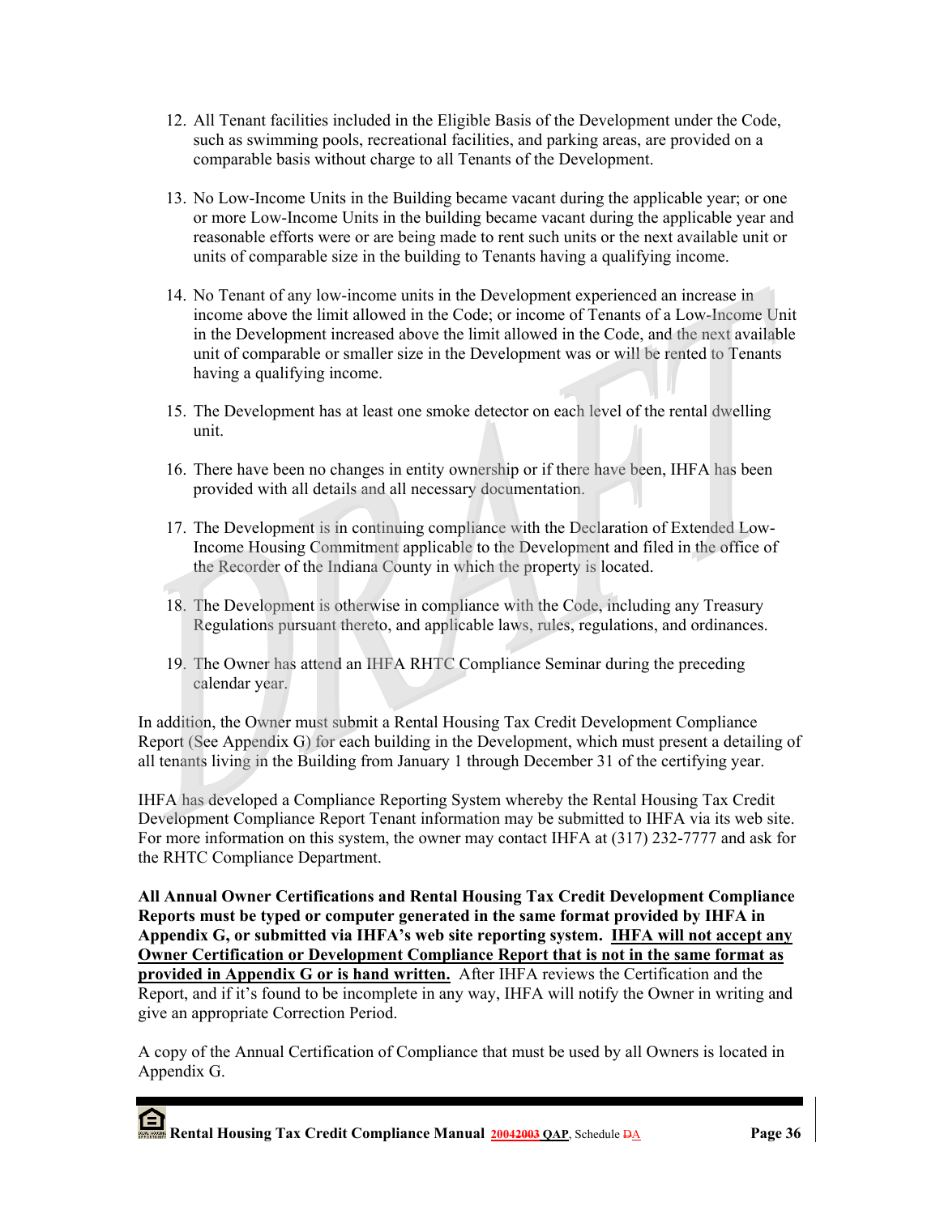12. All Tenant facilities included in the Eligible Basis of the Development under the Code, such as swimming pools, recreational facilities, and parking areas, are provided on a comparable basis without charge to all Tenants of the Development.

13. No Low-Income Units in the Building became vacant during the applicable year; or one or more Low-Income Units in the building became vacant during the applicable year and reasonable efforts were or are being made to rent such units or the next available unit or units of comparable size in the building to Tenants having a qualifying income.

14. No Tenant of any low-income units in the Development experienced an increase in income above the limit allowed in the Code; or income of Tenants of a Low-Income Unit in the Development increased above the limit allowed in the Code, and the next available unit of comparable or smaller size in the Development was or will be rented to Tenants having a qualifying income.

15. The Development has at least one smoke detector on each level of the rental dwelling unit.

16. There have been no changes in entity ownership or if there have been, IHFA has been provided with all details and all necessary documentation.

17. The Development is in continuing compliance with the Declaration of Extended Low-Income Housing Commitment applicable to the Development and filed in the office of the Recorder of the Indiana County in which the property is located.

18. The Development is otherwise in compliance with the Code, including any Treasury Regulations pursuant thereto, and applicable laws, rules, regulations, and ordinances.

19. The Owner has attend an IHFA RHTC Compliance Seminar during the preceding calendar year.

In addition, the Owner must submit a Rental Housing Tax Credit Development Compliance Report (See Appendix G) for each building in the Development, which must present a detailing of all tenants living in the Building from January 1 through December 31 of the certifying year.

IHFA has developed a Compliance Reporting System whereby the Rental Housing Tax Credit Development Compliance Report Tenant information may be submitted to IHFA via its web site. For more information on this system, the owner may contact IHFA at (317) 232-7777 and ask for the RHTC Compliance Department.

**All Annual Owner Certifications and Rental Housing Tax Credit Development Compliance Reports must be typed or computer generated in the same format provided by IHFA in Appendix G, or submitted via IHFA's web site reporting system. IHFA will not accept any Owner Certification or Development Compliance Report that is not in the same format as provided in Appendix G or is hand written.** After IHFA reviews the Certification and the Report, and if it's found to be incomplete in any way, IHFA will notify the Owner in writing and give an appropriate Correction Period.

A copy of the Annual Certification of Compliance that must be used by all Owners is located in Appendix G.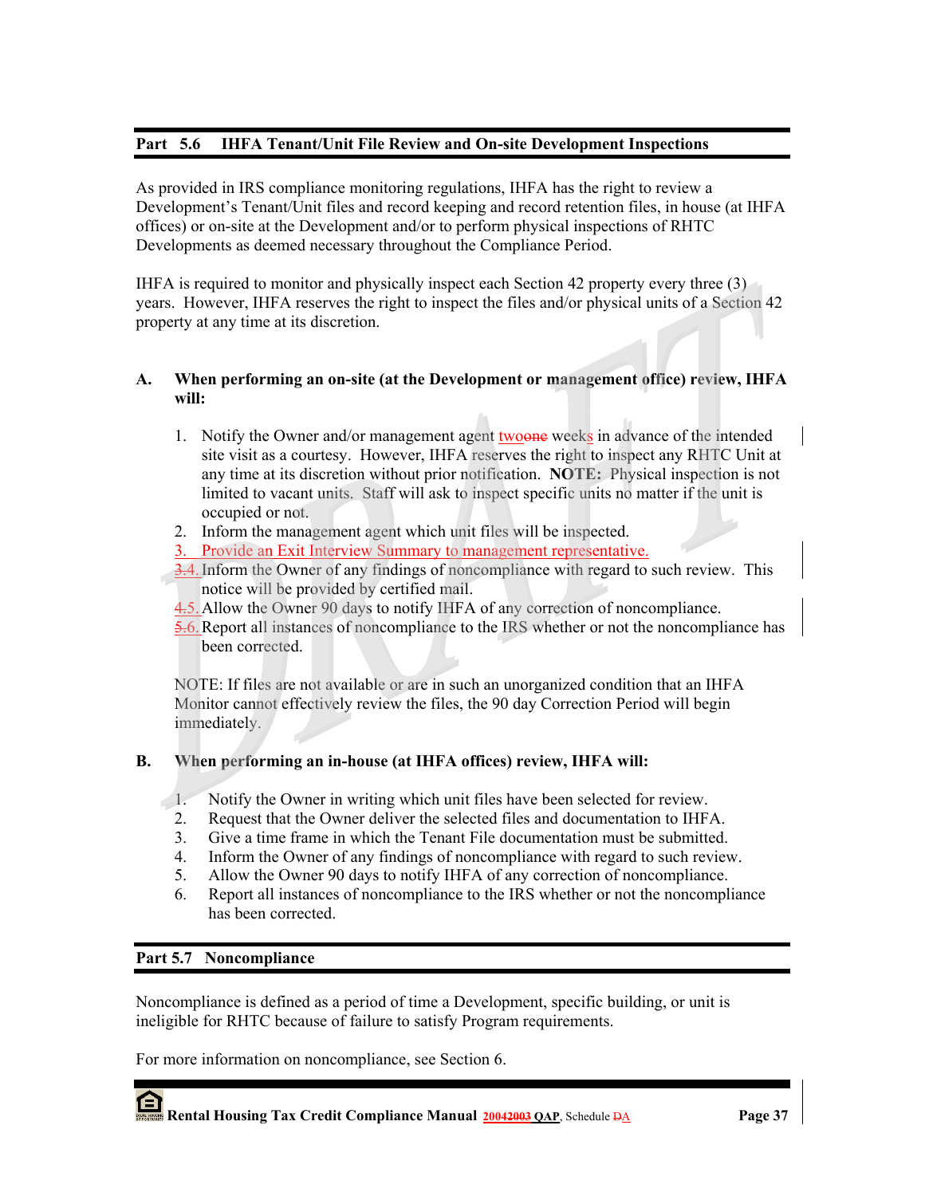## Part 5.6 IHFA Tenant/Unit File Review and On-site Development Inspections

As provided in IRS compliance monitoring regulations, IHFA has the right to review a Development's Tenant/Unit files and record keeping and record retention files, in house (at IHFA offices) or on-site at the Development and/or to perform physical inspections of RHTC Developments as deemed necessary throughout the Compliance Period.

IHFA is required to monitor and physically inspect each Section 42 property every three (3) years. However, IHFA reserves the right to inspect the files and/or physical units of a Section 42 property at any time at its discretion.

**A. When performing an on-site (at the Development or management office) review, IHFA will:**

1. Notify the Owner and/or management agent twoone weeks in advance of the intended site visit as a courtesy. However, IHFA reserves the right to inspect any RHTC Unit at any time at its discretion without prior notification. **NOTE:** Physical inspection is not limited to vacant units. Staff will ask to inspect specific units no matter if the unit is occupied or not.
2. Inform the management agent which unit files will be inspected.
3. Provide an Exit Interview Summary to management representative.
4. Inform the Owner of any findings of noncompliance with regard to such review. This notice will be provided by certified mail.
5. Allow the Owner 90 days to notify IHFA of any correction of noncompliance.
6. Report all instances of noncompliance to the IRS whether or not the noncompliance has been corrected.

NOTE: If files are not available or are in such an unorganized condition that an IHFA Monitor cannot effectively review the files, the 90 day Correction Period will begin immediately.

**B. When performing an in-house (at IHFA offices) review, IHFA will:**

1. Notify the Owner in writing which unit files have been selected for review.
2. Request that the Owner deliver the selected files and documentation to IHFA.
3. Give a time frame in which the Tenant File documentation must be submitted.
4. Inform the Owner of any findings of noncompliance with regard to such review.
5. Allow the Owner 90 days to notify IHFA of any correction of noncompliance.
6. Report all instances of noncompliance to the IRS whether or not the noncompliance has been corrected.

## Part 5.7 Noncompliance

Noncompliance is defined as a period of time a Development, specific building, or unit is ineligible for RHTC because of failure to satisfy Program requirements.

For more information on noncompliance, see Section 6.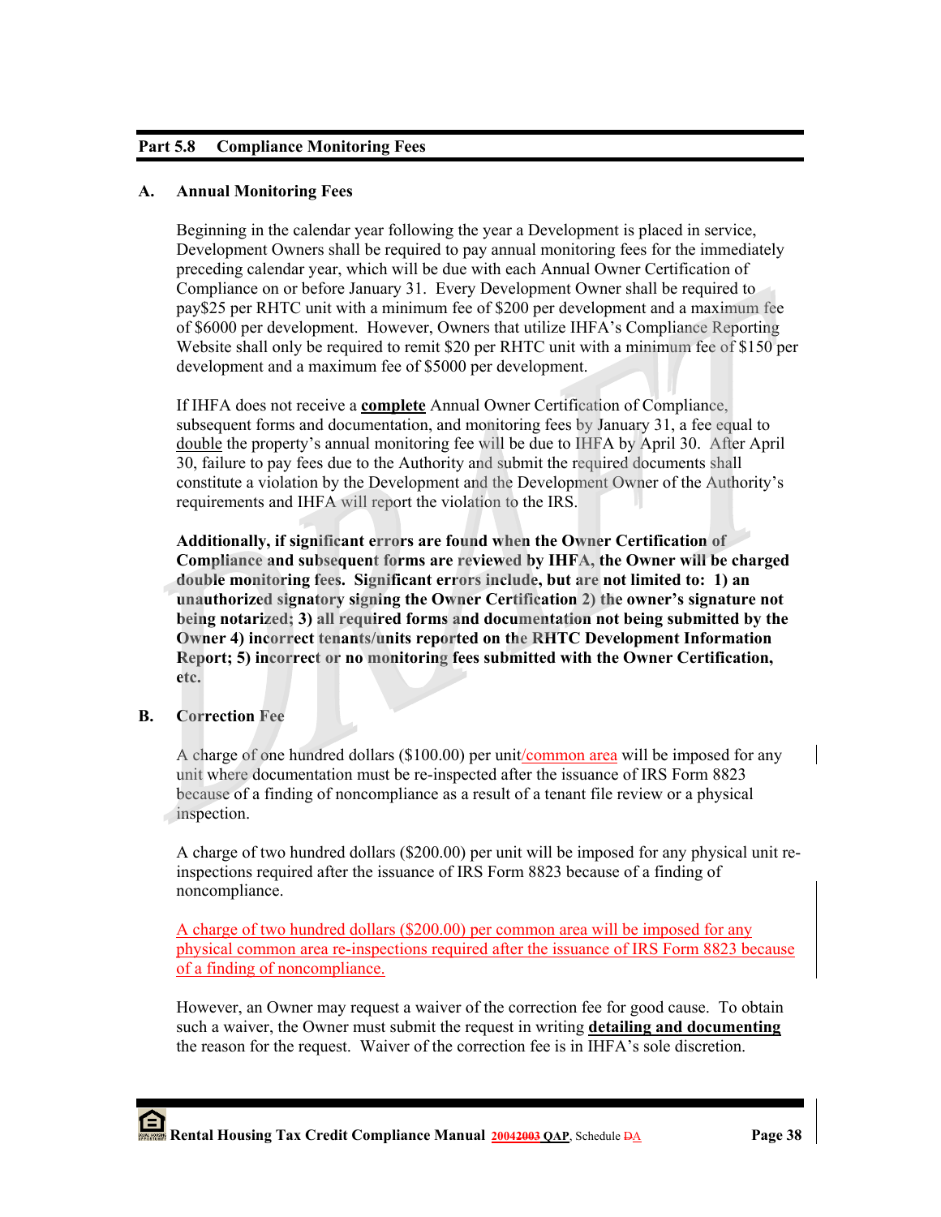## Part 5.8 Compliance Monitoring Fees

### A. Annual Monitoring Fees

Beginning in the calendar year following the year a Development is placed in service, Development Owners shall be required to pay annual monitoring fees for the immediately preceding calendar year, which will be due with each Annual Owner Certification of Compliance on or before January 31. Every Development Owner shall be required to pay$25 per RHTC unit with a minimum fee of $200 per development and a maximum fee of $6000 per development. However, Owners that utilize IHFA's Compliance Reporting Website shall only be required to remit $20 per RHTC unit with a minimum fee of $150 per development and a maximum fee of $5000 per development.

If IHFA does not receive a **complete** Annual Owner Certification of Compliance, subsequent forms and documentation, and monitoring fees by January 31, a fee equal to double the property's annual monitoring fee will be due to IHFA by April 30. After April 30, failure to pay fees due to the Authority and submit the required documents shall constitute a violation by the Development and the Development Owner of the Authority's requirements and IHFA will report the violation to the IRS.

**Additionally, if significant errors are found when the Owner Certification of Compliance and subsequent forms are reviewed by IHFA, the Owner will be charged double monitoring fees. Significant errors include, but are not limited to: 1) an unauthorized signatory signing the Owner Certification 2) the owner's signature not being notarized; 3) all required forms and documentation not being submitted by the Owner 4) incorrect tenants/units reported on the RHTC Development Information Report; 5) incorrect or no monitoring fees submitted with the Owner Certification, etc.**

### B. Correction Fee

A charge of one hundred dollars ($100.00) per unit/common area will be imposed for any unit where documentation must be re-inspected after the issuance of IRS Form 8823 because of a finding of noncompliance as a result of a tenant file review or a physical inspection.

A charge of two hundred dollars ($200.00) per unit will be imposed for any physical unit re-inspections required after the issuance of IRS Form 8823 because of a finding of noncompliance.

A charge of two hundred dollars ($200.00) per common area will be imposed for any physical common area re-inspections required after the issuance of IRS Form 8823 because of a finding of noncompliance.

However, an Owner may request a waiver of the correction fee for good cause. To obtain such a waiver, the Owner must submit the request in writing **detailing and documenting** the reason for the request. Waiver of the correction fee is in IHFA's sole discretion.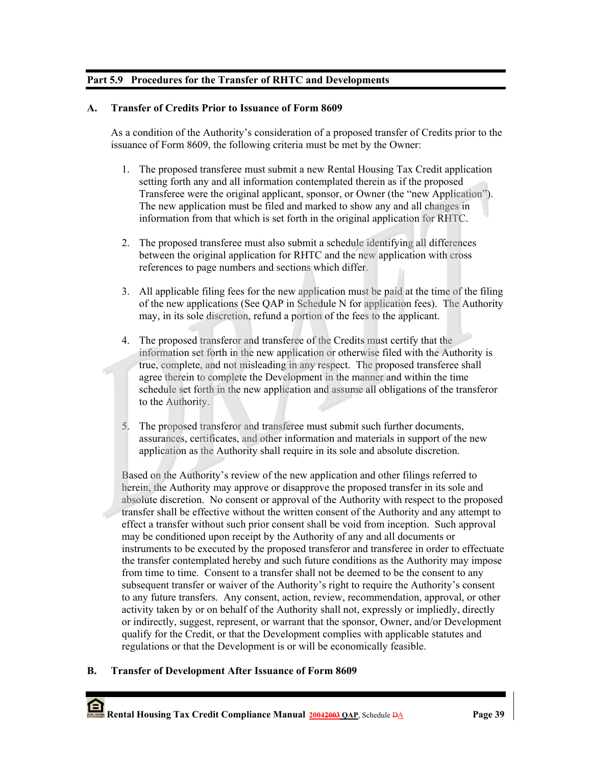## Part 5.9 Procedures for the Transfer of RHTC and Developments

### A. Transfer of Credits Prior to Issuance of Form 8609

As a condition of the Authority's consideration of a proposed transfer of Credits prior to the issuance of Form 8609, the following criteria must be met by the Owner:

1. The proposed transferee must submit a new Rental Housing Tax Credit application setting forth any and all information contemplated therein as if the proposed Transferee were the original applicant, sponsor, or Owner (the "new Application"). The new application must be filed and marked to show any and all changes in information from that which is set forth in the original application for RHTC.

2. The proposed transferee must also submit a schedule identifying all differences between the original application for RHTC and the new application with cross references to page numbers and sections which differ.

3. All applicable filing fees for the new application must be paid at the time of the filing of the new applications (See QAP in Schedule N for application fees). The Authority may, in its sole discretion, refund a portion of the fees to the applicant.

4. The proposed transferor and transferee of the Credits must certify that the information set forth in the new application or otherwise filed with the Authority is true, complete, and not misleading in any respect. The proposed transferee shall agree therein to complete the Development in the manner and within the time schedule set forth in the new application and assume all obligations of the transferor to the Authority.

5. The proposed transferor and transferee must submit such further documents, assurances, certificates, and other information and materials in support of the new application as the Authority shall require in its sole and absolute discretion.

Based on the Authority's review of the new application and other filings referred to herein, the Authority may approve or disapprove the proposed transfer in its sole and absolute discretion. No consent or approval of the Authority with respect to the proposed transfer shall be effective without the written consent of the Authority and any attempt to effect a transfer without such prior consent shall be void from inception. Such approval may be conditioned upon receipt by the Authority of any and all documents or instruments to be executed by the proposed transferor and transferee in order to effectuate the transfer contemplated hereby and such future conditions as the Authority may impose from time to time. Consent to a transfer shall not be deemed to be the consent to any subsequent transfer or waiver of the Authority's right to require the Authority's consent to any future transfers. Any consent, action, review, recommendation, approval, or other activity taken by or on behalf of the Authority shall not, expressly or impliedly, directly or indirectly, suggest, represent, or warrant that the sponsor, Owner, and/or Development qualify for the Credit, or that the Development complies with applicable statutes and regulations or that the Development is or will be economically feasible.

### B. Transfer of Development After Issuance of Form 8609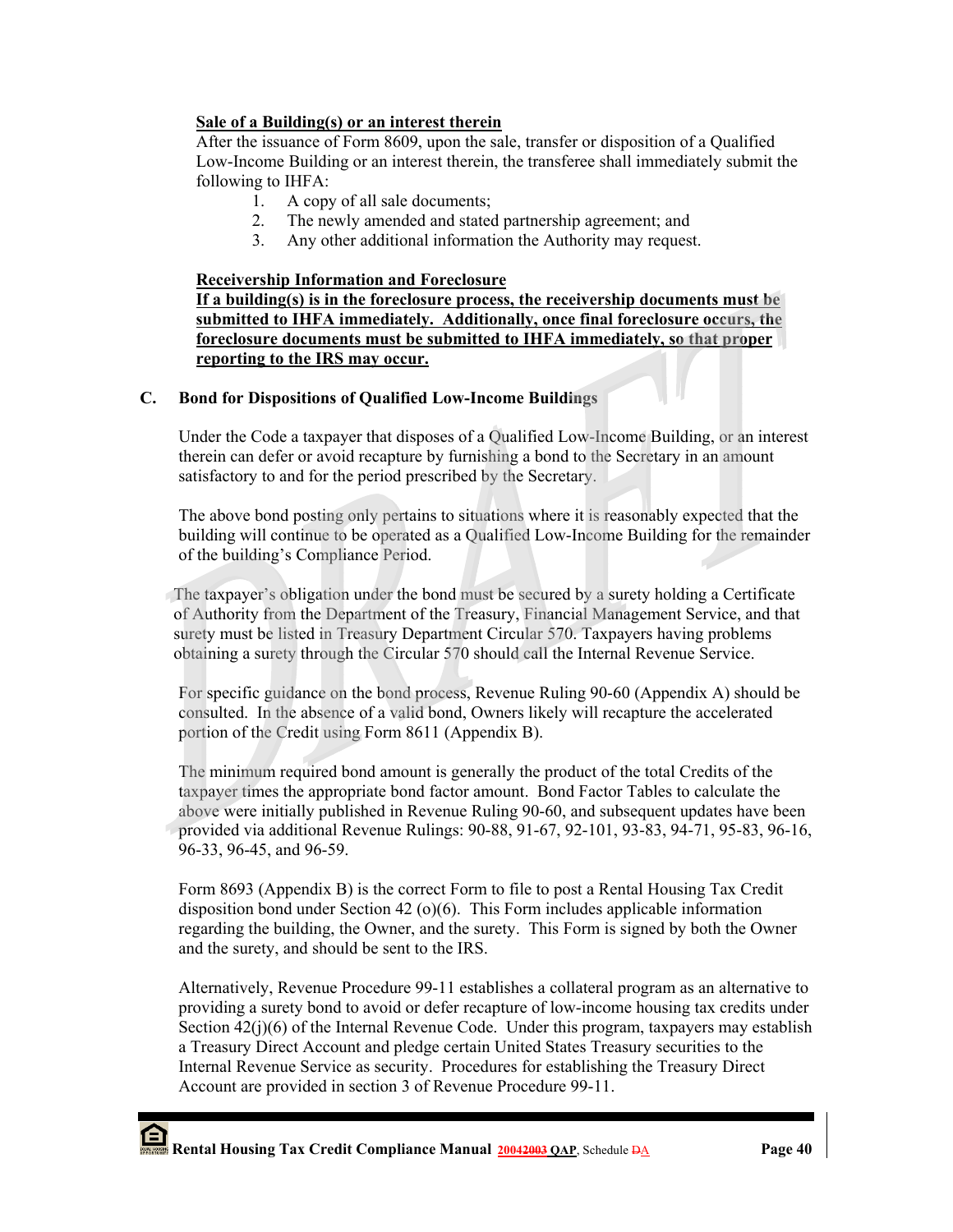**Sale of a Building(s) or an interest therein**

After the issuance of Form 8609, upon the sale, transfer or disposition of a Qualified Low-Income Building or an interest therein, the transferee shall immediately submit the following to IHFA:

1. A copy of all sale documents;
2. The newly amended and stated partnership agreement; and
3. Any other additional information the Authority may request.

**Receivership Information and Foreclosure**

**If a building(s) is in the foreclosure process, the receivership documents must be submitted to IHFA immediately. Additionally, once final foreclosure occurs, the foreclosure documents must be submitted to IHFA immediately, so that proper reporting to the IRS may occur.**

## C. Bond for Dispositions of Qualified Low-Income Buildings

Under the Code a taxpayer that disposes of a Qualified Low-Income Building, or an interest therein can defer or avoid recapture by furnishing a bond to the Secretary in an amount satisfactory to and for the period prescribed by the Secretary.

The above bond posting only pertains to situations where it is reasonably expected that the building will continue to be operated as a Qualified Low-Income Building for the remainder of the building's Compliance Period.

The taxpayer's obligation under the bond must be secured by a surety holding a Certificate of Authority from the Department of the Treasury, Financial Management Service, and that surety must be listed in Treasury Department Circular 570. Taxpayers having problems obtaining a surety through the Circular 570 should call the Internal Revenue Service.

For specific guidance on the bond process, Revenue Ruling 90-60 (Appendix A) should be consulted. In the absence of a valid bond, Owners likely will recapture the accelerated portion of the Credit using Form 8611 (Appendix B).

The minimum required bond amount is generally the product of the total Credits of the taxpayer times the appropriate bond factor amount. Bond Factor Tables to calculate the above were initially published in Revenue Ruling 90-60, and subsequent updates have been provided via additional Revenue Rulings: 90-88, 91-67, 92-101, 93-83, 94-71, 95-83, 96-16, 96-33, 96-45, and 96-59.

Form 8693 (Appendix B) is the correct Form to file to post a Rental Housing Tax Credit disposition bond under Section 42 (o)(6). This Form includes applicable information regarding the building, the Owner, and the surety. This Form is signed by both the Owner and the surety, and should be sent to the IRS.

Alternatively, Revenue Procedure 99-11 establishes a collateral program as an alternative to providing a surety bond to avoid or defer recapture of low-income housing tax credits under Section 42(j)(6) of the Internal Revenue Code. Under this program, taxpayers may establish a Treasury Direct Account and pledge certain United States Treasury securities to the Internal Revenue Service as security. Procedures for establishing the Treasury Direct Account are provided in section 3 of Revenue Procedure 99-11.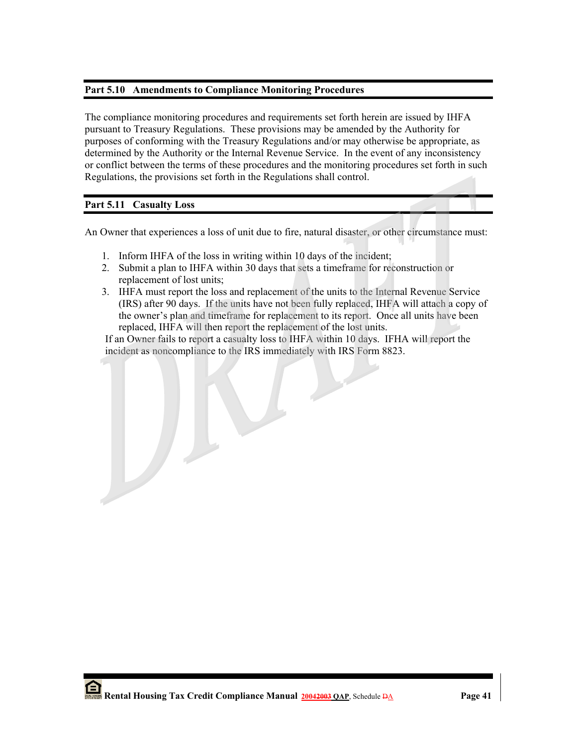## Part 5.10 Amendments to Compliance Monitoring Procedures

The compliance monitoring procedures and requirements set forth herein are issued by IHFA pursuant to Treasury Regulations. These provisions may be amended by the Authority for purposes of conforming with the Treasury Regulations and/or may otherwise be appropriate, as determined by the Authority or the Internal Revenue Service. In the event of any inconsistency or conflict between the terms of these procedures and the monitoring procedures set forth in such Regulations, the provisions set forth in the Regulations shall control.

## Part 5.11 Casualty Loss

An Owner that experiences a loss of unit due to fire, natural disaster, or other circumstance must:

1. Inform IHFA of the loss in writing within 10 days of the incident;
2. Submit a plan to IHFA within 30 days that sets a timeframe for reconstruction or replacement of lost units;
3. IHFA must report the loss and replacement of the units to the Internal Revenue Service (IRS) after 90 days. If the units have not been fully replaced, IHFA will attach a copy of the owner's plan and timeframe for replacement to its report. Once all units have been replaced, IHFA will then report the replacement of the lost units.

If an Owner fails to report a casualty loss to IHFA within 10 days. IFHA will report the incident as noncompliance to the IRS immediately with IRS Form 8823.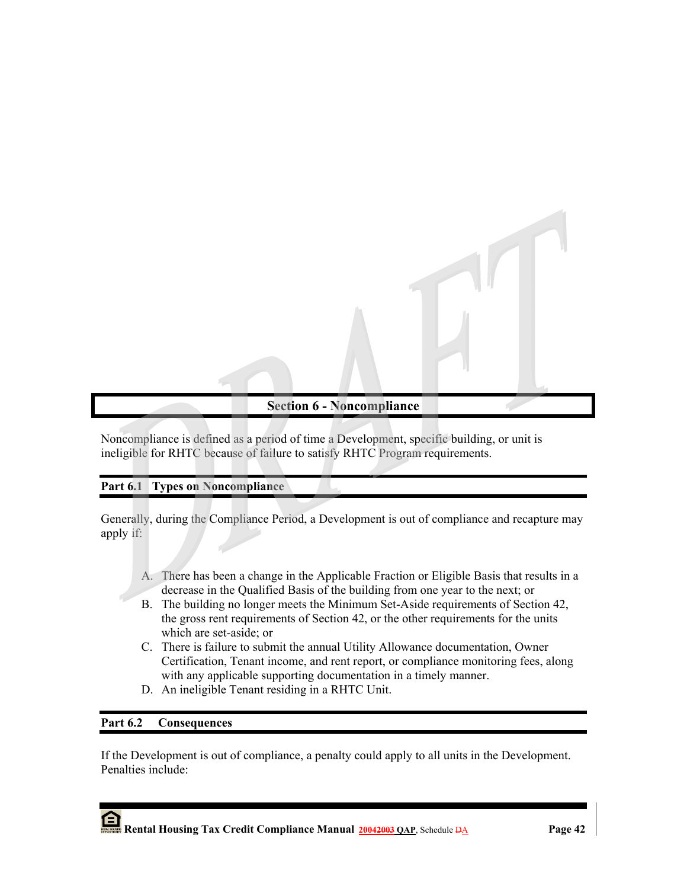## Section 6 - Noncompliance

Noncompliance is defined as a period of time a Development, specific building, or unit is ineligible for RHTC because of failure to satisfy RHTC Program requirements.

### Part 6.1 Types on Noncompliance

Generally, during the Compliance Period, a Development is out of compliance and recapture may apply if:

A. There has been a change in the Applicable Fraction or Eligible Basis that results in a decrease in the Qualified Basis of the building from one year to the next; or
B. The building no longer meets the Minimum Set-Aside requirements of Section 42, the gross rent requirements of Section 42, or the other requirements for the units which are set-aside; or
C. There is failure to submit the annual Utility Allowance documentation, Owner Certification, Tenant income, and rent report, or compliance monitoring fees, along with any applicable supporting documentation in a timely manner.
D. An ineligible Tenant residing in a RHTC Unit.

### Part 6.2 Consequences

If the Development is out of compliance, a penalty could apply to all units in the Development. Penalties include: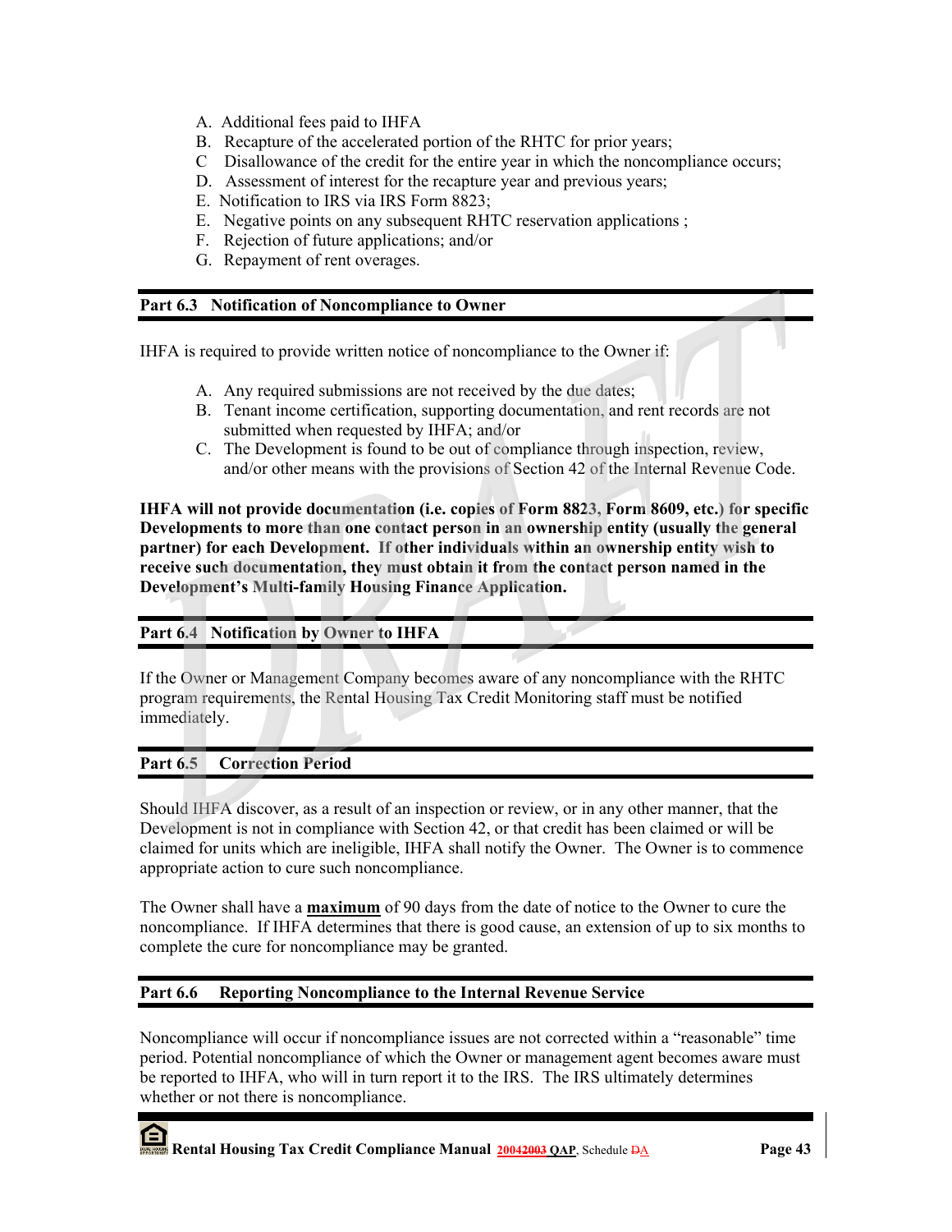A. Additional fees paid to IHFA
B. Recapture of the accelerated portion of the RHTC for prior years;
C Disallowance of the credit for the entire year in which the noncompliance occurs;
D. Assessment of interest for the recapture year and previous years;
E. Notification to IRS via IRS Form 8823;
E. Negative points on any subsequent RHTC reservation applications ;
F. Rejection of future applications; and/or
G. Repayment of rent overages.

## Part 6.3 Notification of Noncompliance to Owner

IHFA is required to provide written notice of noncompliance to the Owner if:

A. Any required submissions are not received by the due dates;
B. Tenant income certification, supporting documentation, and rent records are not submitted when requested by IHFA; and/or
C. The Development is found to be out of compliance through inspection, review, and/or other means with the provisions of Section 42 of the Internal Revenue Code.

**IHFA will not provide documentation (i.e. copies of Form 8823, Form 8609, etc.) for specific Developments to more than one contact person in an ownership entity (usually the general partner) for each Development. If other individuals within an ownership entity wish to receive such documentation, they must obtain it from the contact person named in the Development's Multi-family Housing Finance Application.**

## Part 6.4 Notification by Owner to IHFA

If the Owner or Management Company becomes aware of any noncompliance with the RHTC program requirements, the Rental Housing Tax Credit Monitoring staff must be notified immediately.

## Part 6.5 Correction Period

Should IHFA discover, as a result of an inspection or review, or in any other manner, that the Development is not in compliance with Section 42, or that credit has been claimed or will be claimed for units which are ineligible, IHFA shall notify the Owner. The Owner is to commence appropriate action to cure such noncompliance.

The Owner shall have a **maximum** of 90 days from the date of notice to the Owner to cure the noncompliance. If IHFA determines that there is good cause, an extension of up to six months to complete the cure for noncompliance may be granted.

## Part 6.6 Reporting Noncompliance to the Internal Revenue Service

Noncompliance will occur if noncompliance issues are not corrected within a "reasonable" time period. Potential noncompliance of which the Owner or management agent becomes aware must be reported to IHFA, who will in turn report it to the IRS. The IRS ultimately determines whether or not there is noncompliance.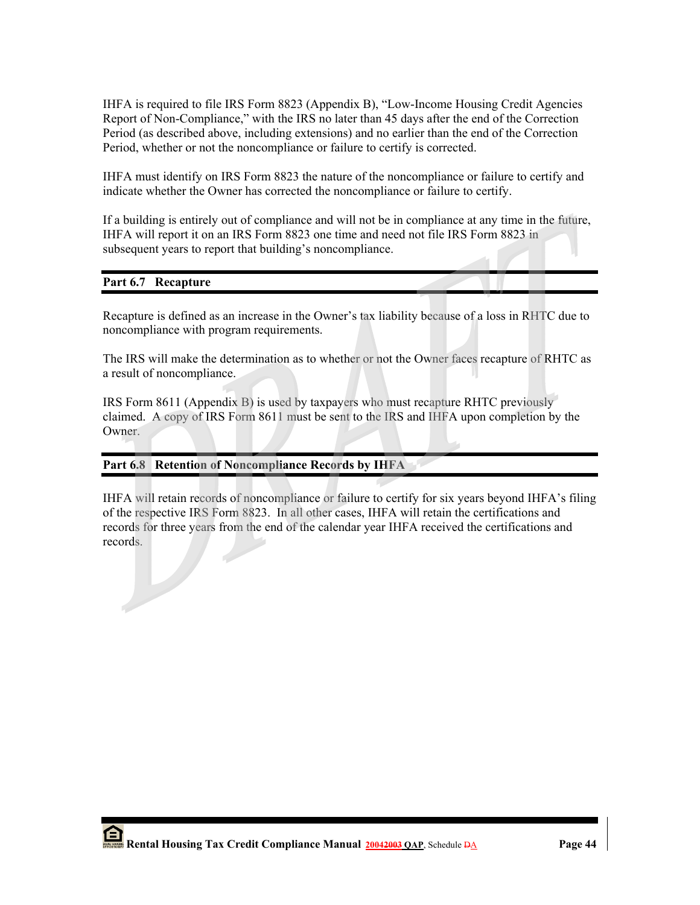IHFA is required to file IRS Form 8823 (Appendix B), "Low-Income Housing Credit Agencies Report of Non-Compliance," with the IRS no later than 45 days after the end of the Correction Period (as described above, including extensions) and no earlier than the end of the Correction Period, whether or not the noncompliance or failure to certify is corrected.

IHFA must identify on IRS Form 8823 the nature of the noncompliance or failure to certify and indicate whether the Owner has corrected the noncompliance or failure to certify.

If a building is entirely out of compliance and will not be in compliance at any time in the future, IHFA will report it on an IRS Form 8823 one time and need not file IRS Form 8823 in subsequent years to report that building's noncompliance.

## Part 6.7 Recapture

Recapture is defined as an increase in the Owner's tax liability because of a loss in RHTC due to noncompliance with program requirements.

The IRS will make the determination as to whether or not the Owner faces recapture of RHTC as a result of noncompliance.

IRS Form 8611 (Appendix B) is used by taxpayers who must recapture RHTC previously claimed. A copy of IRS Form 8611 must be sent to the IRS and IHFA upon completion by the Owner.

## Part 6.8 Retention of Noncompliance Records by IHFA

IHFA will retain records of noncompliance or failure to certify for six years beyond IHFA's filing of the respective IRS Form 8823. In all other cases, IHFA will retain the certifications and records for three years from the end of the calendar year IHFA received the certifications and records.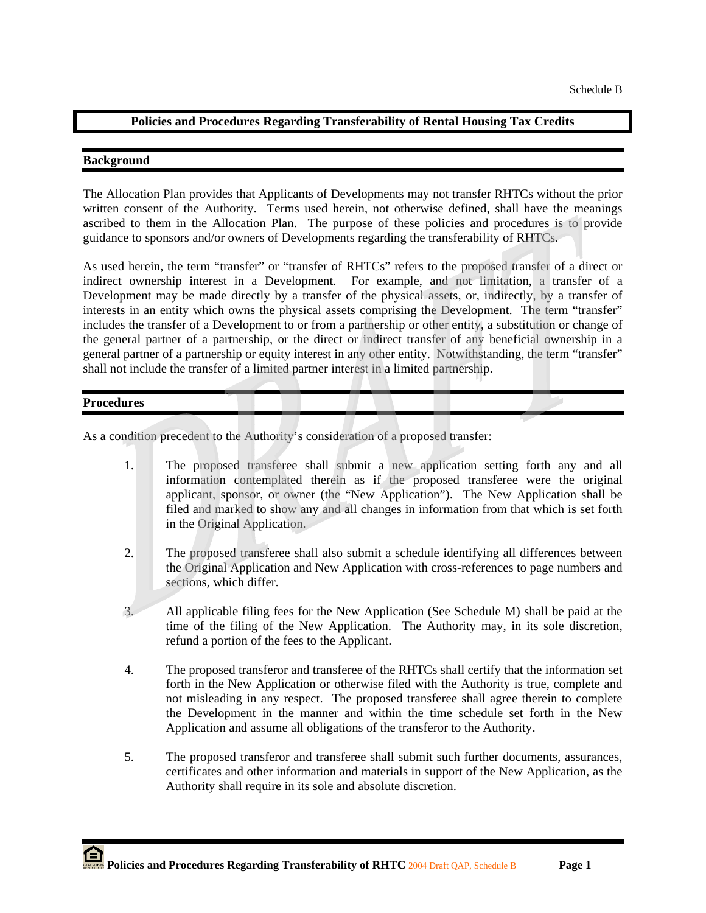Schedule B

# Policies and Procedures Regarding Transferability of Rental Housing Tax Credits

## Background

The Allocation Plan provides that Applicants of Developments may not transfer RHTCs without the prior written consent of the Authority. Terms used herein, not otherwise defined, shall have the meanings ascribed to them in the Allocation Plan. The purpose of these policies and procedures is to provide guidance to sponsors and/or owners of Developments regarding the transferability of RHTCs.

As used herein, the term "transfer" or "transfer of RHTCs" refers to the proposed transfer of a direct or indirect ownership interest in a Development. For example, and not limitation, a transfer of a Development may be made directly by a transfer of the physical assets, or, indirectly, by a transfer of interests in an entity which owns the physical assets comprising the Development. The term "transfer" includes the transfer of a Development to or from a partnership or other entity, a substitution or change of the general partner of a partnership, or the direct or indirect transfer of any beneficial ownership in a general partner of a partnership or equity interest in any other entity. Notwithstanding, the term "transfer" shall not include the transfer of a limited partner interest in a limited partnership.

## Procedures

As a condition precedent to the Authority's consideration of a proposed transfer:

1. The proposed transferee shall submit a new application setting forth any and all information contemplated therein as if the proposed transferee were the original applicant, sponsor, or owner (the "New Application"). The New Application shall be filed and marked to show any and all changes in information from that which is set forth in the Original Application.

2. The proposed transferee shall also submit a schedule identifying all differences between the Original Application and New Application with cross-references to page numbers and sections, which differ.

3. All applicable filing fees for the New Application (See Schedule M) shall be paid at the time of the filing of the New Application. The Authority may, in its sole discretion, refund a portion of the fees to the Applicant.

4. The proposed transferor and transferee of the RHTCs shall certify that the information set forth in the New Application or otherwise filed with the Authority is true, complete and not misleading in any respect. The proposed transferee shall agree therein to complete the Development in the manner and within the time schedule set forth in the New Application and assume all obligations of the transferor to the Authority.

5. The proposed transferor and transferee shall submit such further documents, assurances, certificates and other information and materials in support of the New Application, as the Authority shall require in its sole and absolute discretion.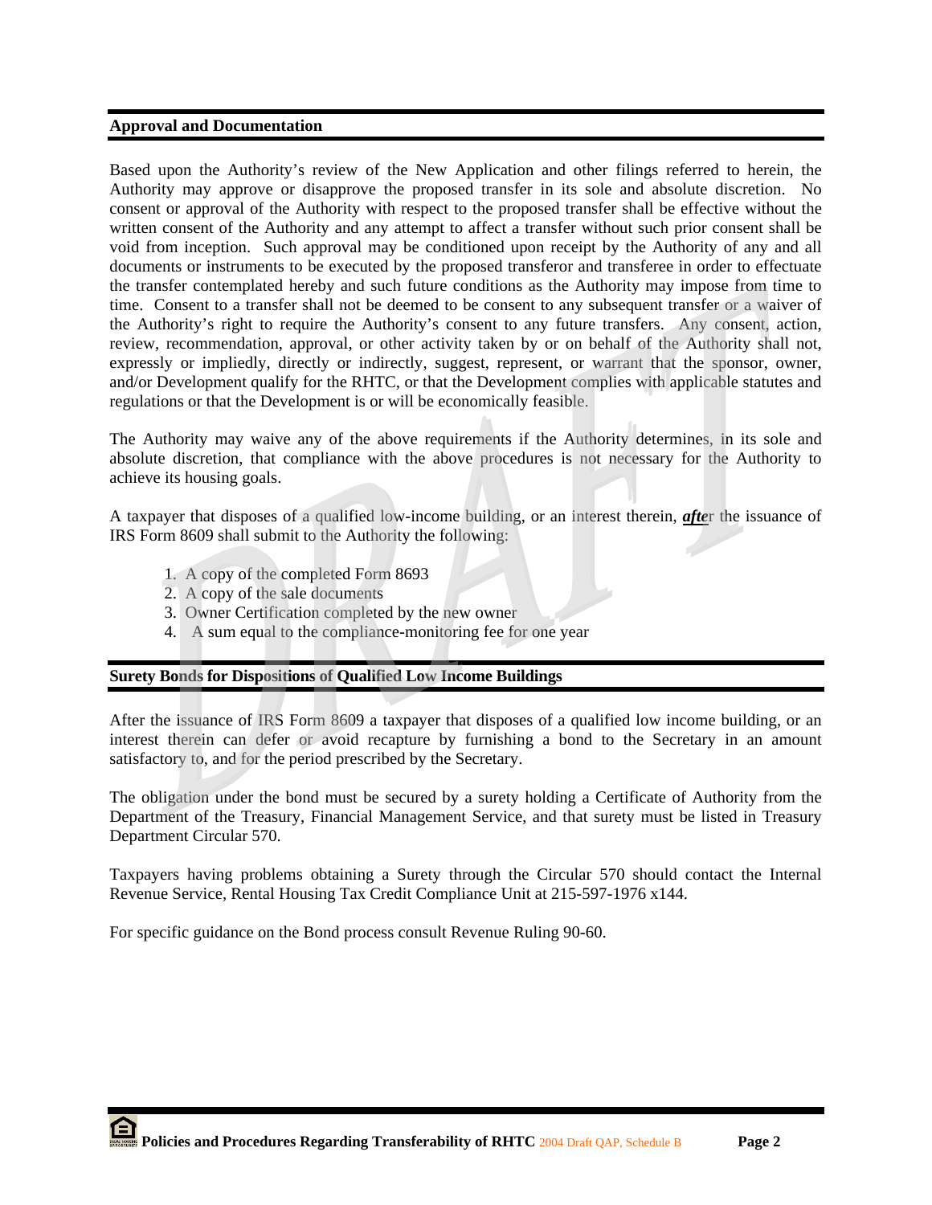## Approval and Documentation

Based upon the Authority's review of the New Application and other filings referred to herein, the Authority may approve or disapprove the proposed transfer in its sole and absolute discretion. No consent or approval of the Authority with respect to the proposed transfer shall be effective without the written consent of the Authority and any attempt to affect a transfer without such prior consent shall be void from inception. Such approval may be conditioned upon receipt by the Authority of any and all documents or instruments to be executed by the proposed transferor and transferee in order to effectuate the transfer contemplated hereby and such future conditions as the Authority may impose from time to time. Consent to a transfer shall not be deemed to be consent to any subsequent transfer or a waiver of the Authority's right to require the Authority's consent to any future transfers. Any consent, action, review, recommendation, approval, or other activity taken by or on behalf of the Authority shall not, expressly or impliedly, directly or indirectly, suggest, represent, or warrant that the sponsor, owner, and/or Development qualify for the RHTC, or that the Development complies with applicable statutes and regulations or that the Development is or will be economically feasible.

The Authority may waive any of the above requirements if the Authority determines, in its sole and absolute discretion, that compliance with the above procedures is not necessary for the Authority to achieve its housing goals.

A taxpayer that disposes of a qualified low-income building, or an interest therein, ***after*** the issuance of IRS Form 8609 shall submit to the Authority the following:

1. A copy of the completed Form 8693
2. A copy of the sale documents
3. Owner Certification completed by the new owner
4. A sum equal to the compliance-monitoring fee for one year

## Surety Bonds for Dispositions of Qualified Low Income Buildings

After the issuance of IRS Form 8609 a taxpayer that disposes of a qualified low income building, or an interest therein can defer or avoid recapture by furnishing a bond to the Secretary in an amount satisfactory to, and for the period prescribed by the Secretary.

The obligation under the bond must be secured by a surety holding a Certificate of Authority from the Department of the Treasury, Financial Management Service, and that surety must be listed in Treasury Department Circular 570.

Taxpayers having problems obtaining a Surety through the Circular 570 should contact the Internal Revenue Service, Rental Housing Tax Credit Compliance Unit at 215-597-1976 x144.

For specific guidance on the Bond process consult Revenue Ruling 90-60.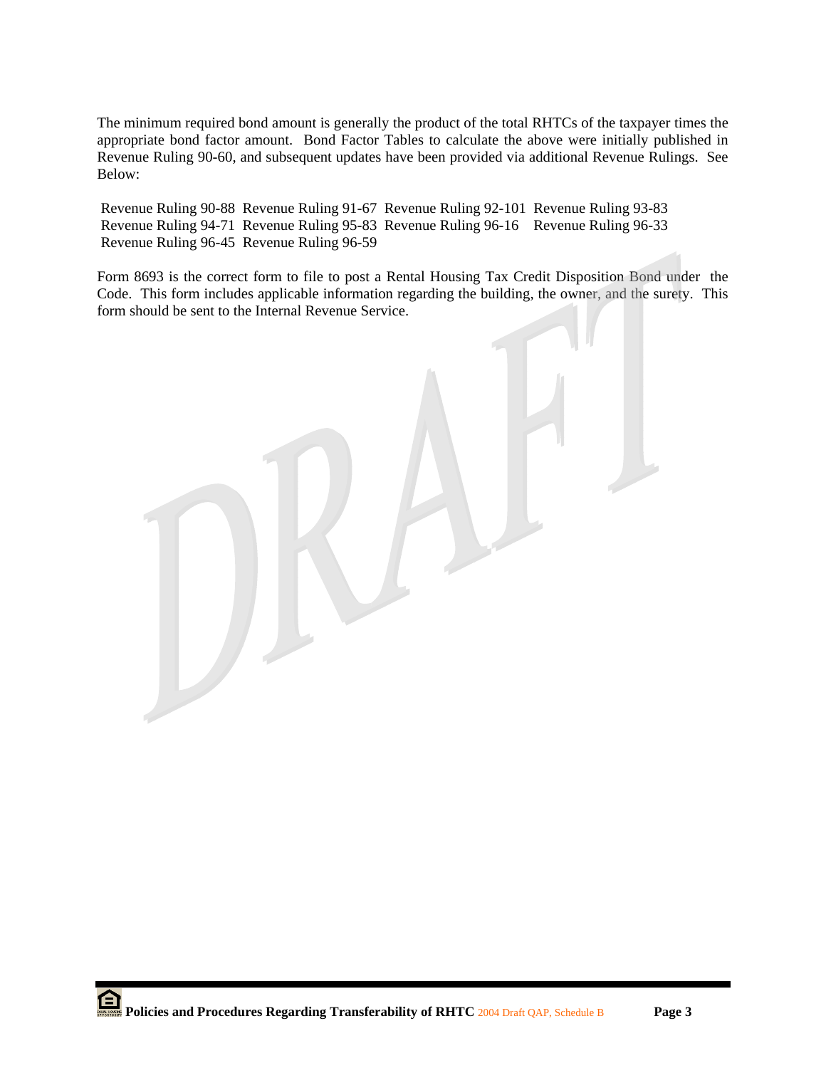The minimum required bond amount is generally the product of the total RHTCs of the taxpayer times the appropriate bond factor amount. Bond Factor Tables to calculate the above were initially published in Revenue Ruling 90-60, and subsequent updates have been provided via additional Revenue Rulings. See Below:

Revenue Ruling 90-88 Revenue Ruling 91-67 Revenue Ruling 92-101 Revenue Ruling 93-83
Revenue Ruling 94-71 Revenue Ruling 95-83 Revenue Ruling 96-16 Revenue Ruling 96-33
Revenue Ruling 96-45 Revenue Ruling 96-59

Form 8693 is the correct form to file to post a Rental Housing Tax Credit Disposition Bond under the Code. This form includes applicable information regarding the building, the owner, and the surety. This form should be sent to the Internal Revenue Service.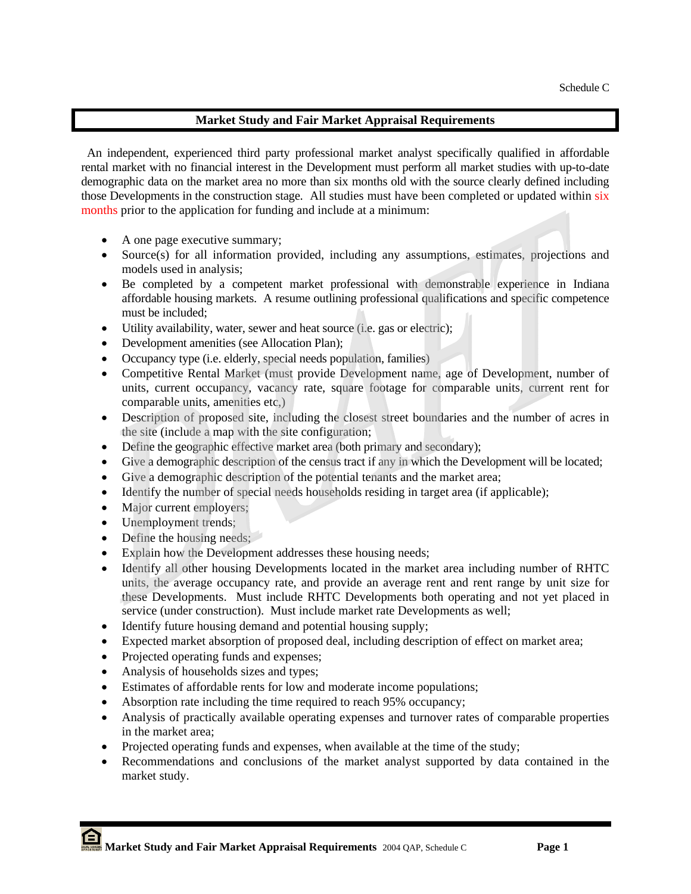Schedule C

## Market Study and Fair Market Appraisal Requirements

An independent, experienced third party professional market analyst specifically qualified in affordable rental market with no financial interest in the Development must perform all market studies with up-to-date demographic data on the market area no more than six months old with the source clearly defined including those Developments in the construction stage. All studies must have been completed or updated within six months prior to the application for funding and include at a minimum:

- A one page executive summary;
- Source(s) for all information provided, including any assumptions, estimates, projections and models used in analysis;
- Be completed by a competent market professional with demonstrable experience in Indiana affordable housing markets. A resume outlining professional qualifications and specific competence must be included;
- Utility availability, water, sewer and heat source (i.e. gas or electric);
- Development amenities (see Allocation Plan);
- Occupancy type (i.e. elderly, special needs population, families)
- Competitive Rental Market (must provide Development name, age of Development, number of units, current occupancy, vacancy rate, square footage for comparable units, current rent for comparable units, amenities etc,)
- Description of proposed site, including the closest street boundaries and the number of acres in the site (include a map with the site configuration;
- Define the geographic effective market area (both primary and secondary);
- Give a demographic description of the census tract if any in which the Development will be located;
- Give a demographic description of the potential tenants and the market area;
- Identify the number of special needs households residing in target area (if applicable);
- Major current employers;
- Unemployment trends;
- Define the housing needs;
- Explain how the Development addresses these housing needs;
- Identify all other housing Developments located in the market area including number of RHTC units, the average occupancy rate, and provide an average rent and rent range by unit size for these Developments. Must include RHTC Developments both operating and not yet placed in service (under construction). Must include market rate Developments as well;
- Identify future housing demand and potential housing supply;
- Expected market absorption of proposed deal, including description of effect on market area;
- Projected operating funds and expenses;
- Analysis of households sizes and types;
- Estimates of affordable rents for low and moderate income populations;
- Absorption rate including the time required to reach 95% occupancy;
- Analysis of practically available operating expenses and turnover rates of comparable properties in the market area;
- Projected operating funds and expenses, when available at the time of the study;
- Recommendations and conclusions of the market analyst supported by data contained in the market study.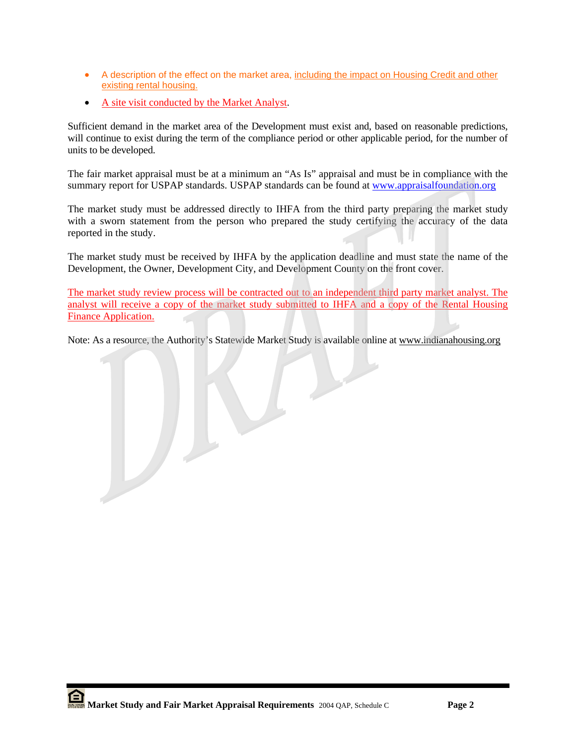- A description of the effect on the market area, including the impact on Housing Credit and other existing rental housing.
- A site visit conducted by the Market Analyst.

Sufficient demand in the market area of the Development must exist and, based on reasonable predictions, will continue to exist during the term of the compliance period or other applicable period, for the number of units to be developed.

The fair market appraisal must be at a minimum an "As Is" appraisal and must be in compliance with the summary report for USPAP standards. USPAP standards can be found at www.appraisalfoundation.org

The market study must be addressed directly to IHFA from the third party preparing the market study with a sworn statement from the person who prepared the study certifying the accuracy of the data reported in the study.

The market study must be received by IHFA by the application deadline and must state the name of the Development, the Owner, Development City, and Development County on the front cover.

The market study review process will be contracted out to an independent third party market analyst. The analyst will receive a copy of the market study submitted to IHFA and a copy of the Rental Housing Finance Application.

Note: As a resource, the Authority's Statewide Market Study is available online at www.indianahousing.org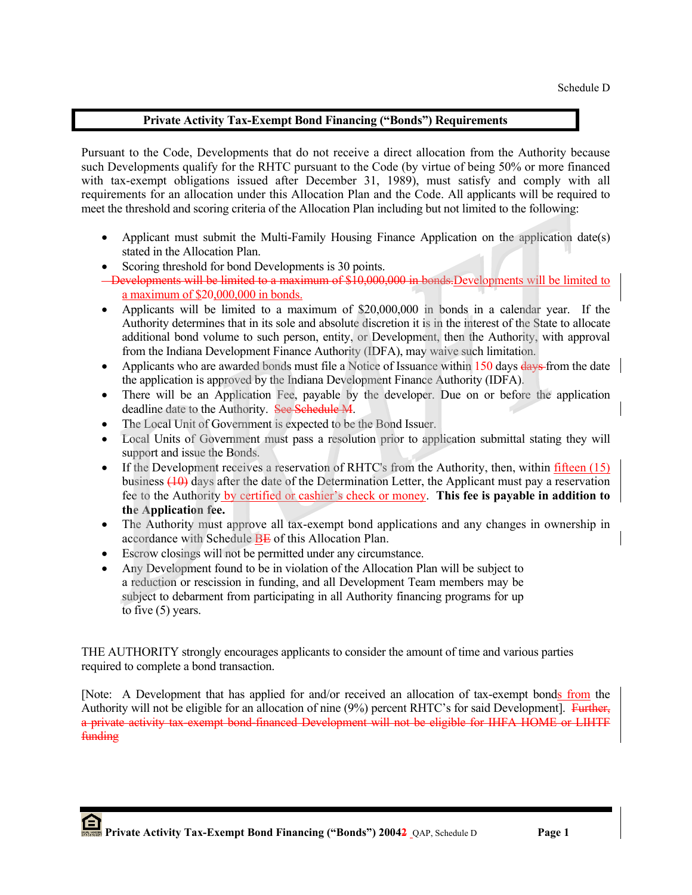Schedule D

## Private Activity Tax-Exempt Bond Financing ("Bonds") Requirements

Pursuant to the Code, Developments that do not receive a direct allocation from the Authority because such Developments qualify for the RHTC pursuant to the Code (by virtue of being 50% or more financed with tax-exempt obligations issued after December 31, 1989), must satisfy and comply with all requirements for an allocation under this Allocation Plan and the Code. All applicants will be required to meet the threshold and scoring criteria of the Allocation Plan including but not limited to the following:

- Applicant must submit the Multi-Family Housing Finance Application on the application date(s) stated in the Allocation Plan.
- Scoring threshold for bond Developments is 30 points.
- ~~Developments will be limited to a maximum of $10,000,000 in bonds.~~Developments will be limited to a maximum of $20,000,000 in bonds.
- Applicants will be limited to a maximum of $20,000,000 in bonds in a calendar year. If the Authority determines that in its sole and absolute discretion it is in the interest of the State to allocate additional bond volume to such person, entity, or Development, then the Authority, with approval from the Indiana Development Finance Authority (IDFA), may waive such limitation.
- Applicants who are awarded bonds must file a Notice of Issuance within 150 days ~~days~~ from the date the application is approved by the Indiana Development Finance Authority (IDFA).
- There will be an Application Fee, payable by the developer. Due on or before the application deadline date to the Authority. ~~See Schedule M~~.
- The Local Unit of Government is expected to be the Bond Issuer.
- Local Units of Government must pass a resolution prior to application submittal stating they will support and issue the Bonds.
- If the Development receives a reservation of RHTC's from the Authority, then, within fifteen (15) business ~~(10)~~ days after the date of the Determination Letter, the Applicant must pay a reservation fee to the Authority by certified or cashier's check or money. **This fee is payable in addition to the Application fee.**
- The Authority must approve all tax-exempt bond applications and any changes in ownership in accordance with Schedule B~~E~~ of this Allocation Plan.
- Escrow closings will not be permitted under any circumstance.
- Any Development found to be in violation of the Allocation Plan will be subject to a reduction or rescission in funding, and all Development Team members may be subject to debarment from participating in all Authority financing programs for up to five (5) years.

THE AUTHORITY strongly encourages applicants to consider the amount of time and various parties required to complete a bond transaction.

[Note: A Development that has applied for and/or received an allocation of tax-exempt bonds from the Authority will not be eligible for an allocation of nine (9%) percent RHTC's for said Development]. ~~Further, a private activity tax-exempt bond-financed Development will not be eligible for IHFA HOME or LIHTF funding~~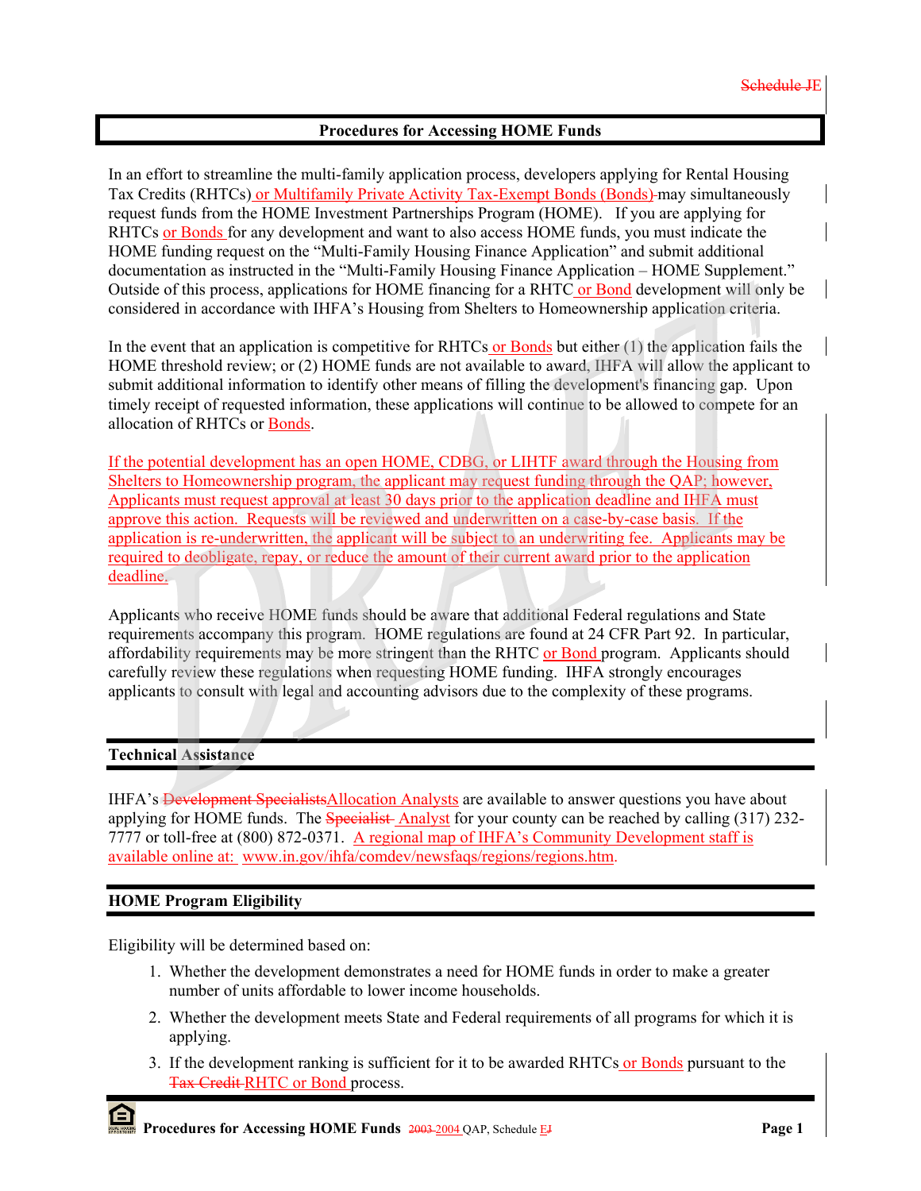Schedule ~~J~~E

## Procedures for Accessing HOME Funds

In an effort to streamline the multi-family application process, developers applying for Rental Housing Tax Credits (RHTCs) or Multifamily Private Activity Tax-Exempt Bonds (Bonds) may simultaneously request funds from the HOME Investment Partnerships Program (HOME). If you are applying for RHTCs or Bonds for any development and want to also access HOME funds, you must indicate the HOME funding request on the "Multi-Family Housing Finance Application" and submit additional documentation as instructed in the "Multi-Family Housing Finance Application – HOME Supplement." Outside of this process, applications for HOME financing for a RHTC or Bond development will only be considered in accordance with IHFA's Housing from Shelters to Homeownership application criteria.

In the event that an application is competitive for RHTCs or Bonds but either (1) the application fails the HOME threshold review; or (2) HOME funds are not available to award, IHFA will allow the applicant to submit additional information to identify other means of filling the development's financing gap. Upon timely receipt of requested information, these applications will continue to be allowed to compete for an allocation of RHTCs or Bonds.

If the potential development has an open HOME, CDBG, or LIHTF award through the Housing from Shelters to Homeownership program, the applicant may request funding through the QAP; however, Applicants must request approval at least 30 days prior to the application deadline and IHFA must approve this action. Requests will be reviewed and underwritten on a case-by-case basis. If the application is re-underwritten, the applicant will be subject to an underwriting fee. Applicants may be required to deobligate, repay, or reduce the amount of their current award prior to the application deadline.

Applicants who receive HOME funds should be aware that additional Federal regulations and State requirements accompany this program. HOME regulations are found at 24 CFR Part 92. In particular, affordability requirements may be more stringent than the RHTC or Bond program. Applicants should carefully review these regulations when requesting HOME funding. IHFA strongly encourages applicants to consult with legal and accounting advisors due to the complexity of these programs.

### Technical Assistance

IHFA's ~~Development Specialists~~Allocation Analysts are available to answer questions you have about applying for HOME funds. The ~~Specialist~~ Analyst for your county can be reached by calling (317) 232-7777 or toll-free at (800) 872-0371. A regional map of IHFA's Community Development staff is available online at: www.in.gov/ihfa/comdev/newsfaqs/regions/regions.htm.

### HOME Program Eligibility

Eligibility will be determined based on:

1. Whether the development demonstrates a need for HOME funds in order to make a greater number of units affordable to lower income households.
2. Whether the development meets State and Federal requirements of all programs for which it is applying.
3. If the development ranking is sufficient for it to be awarded RHTCs or Bonds pursuant to the ~~Tax Credit~~ RHTC or Bond process.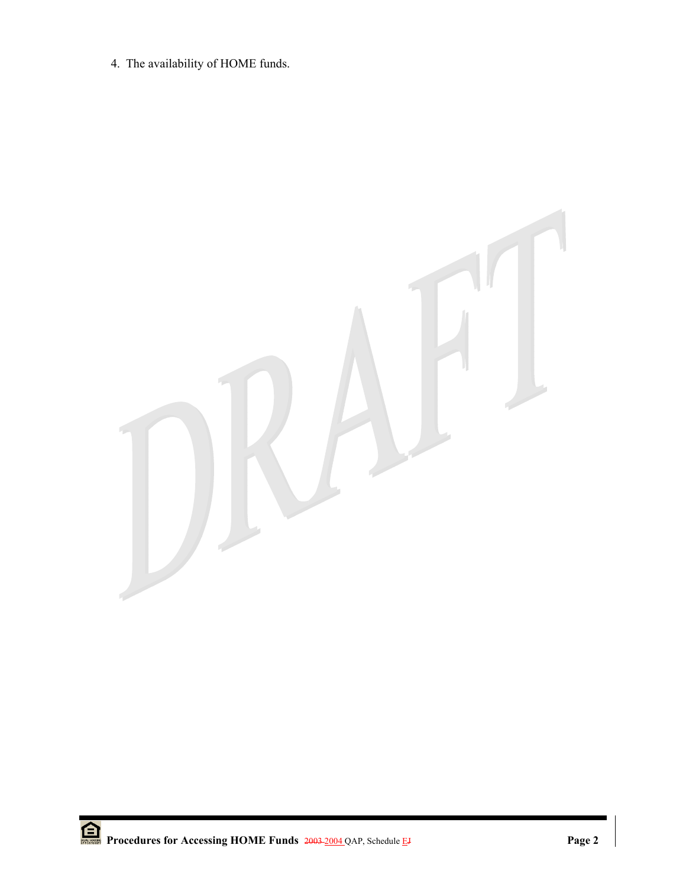4. The availability of HOME funds.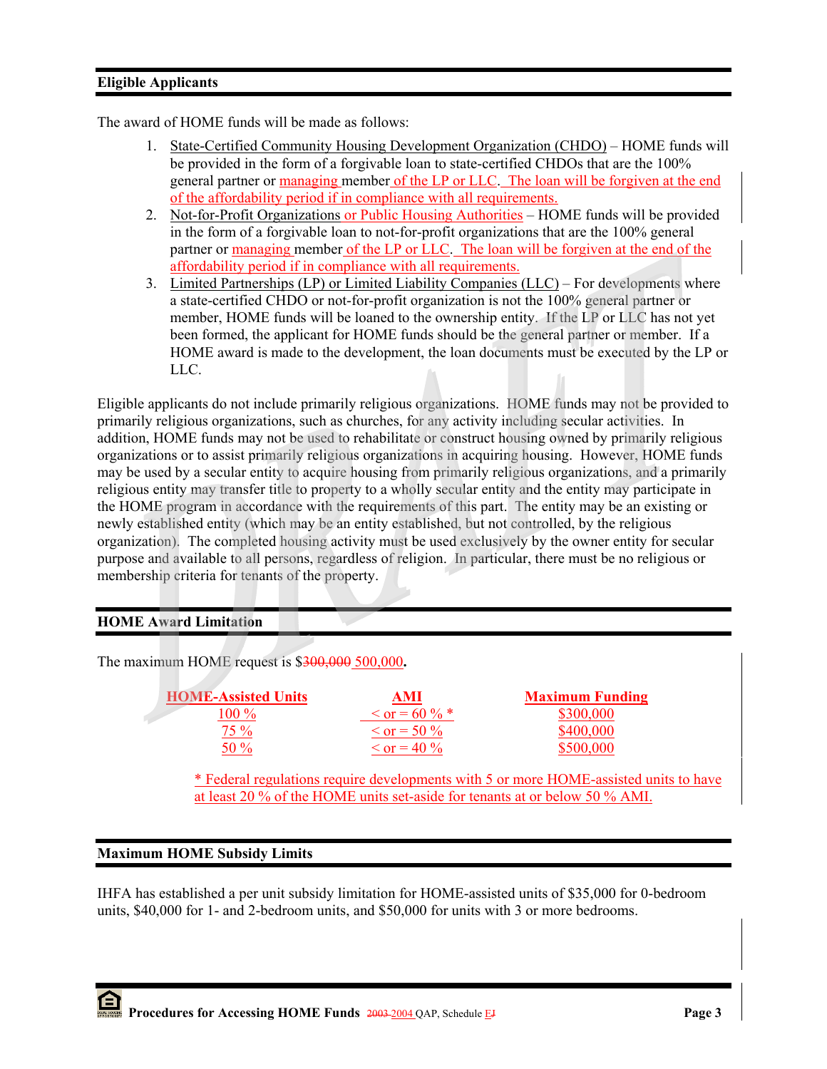## Eligible Applicants

The award of HOME funds will be made as follows:

1. State-Certified Community Housing Development Organization (CHDO) – HOME funds will be provided in the form of a forgivable loan to state-certified CHDOs that are the 100% general partner or managing member of the LP or LLC. The loan will be forgiven at the end of the affordability period if in compliance with all requirements.
2. Not-for-Profit Organizations or Public Housing Authorities – HOME funds will be provided in the form of a forgivable loan to not-for-profit organizations that are the 100% general partner or managing member of the LP or LLC. The loan will be forgiven at the end of the affordability period if in compliance with all requirements.
3. Limited Partnerships (LP) or Limited Liability Companies (LLC) – For developments where a state-certified CHDO or not-for-profit organization is not the 100% general partner or member, HOME funds will be loaned to the ownership entity. If the LP or LLC has not yet been formed, the applicant for HOME funds should be the general partner or member. If a HOME award is made to the development, the loan documents must be executed by the LP or LLC.

Eligible applicants do not include primarily religious organizations. HOME funds may not be provided to primarily religious organizations, such as churches, for any activity including secular activities. In addition, HOME funds may not be used to rehabilitate or construct housing owned by primarily religious organizations or to assist primarily religious organizations in acquiring housing. However, HOME funds may be used by a secular entity to acquire housing from primarily religious organizations, and a primarily religious entity may transfer title to property to a wholly secular entity and the entity may participate in the HOME program in accordance with the requirements of this part. The entity may be an existing or newly established entity (which may be an entity established, but not controlled, by the religious organization). The completed housing activity must be used exclusively by the owner entity for secular purpose and available to all persons, regardless of religion. In particular, there must be no religious or membership criteria for tenants of the property.

## HOME Award Limitation

The maximum HOME request is $~~300,000~~ 500,000**.**

| HOME-Assisted Units | AMI | Maximum Funding |
|---|---|---|
| 100 % | < or = 60 % * | $300,000 |
| 75 % | < or = 50 % | $400,000 |
| 50 % | < or = 40 % | $500,000 |

\* Federal regulations require developments with 5 or more HOME-assisted units to have at least 20 % of the HOME units set-aside for tenants at or below 50 % AMI.

## Maximum HOME Subsidy Limits

IHFA has established a per unit subsidy limitation for HOME-assisted units of $35,000 for 0-bedroom units, $40,000 for 1- and 2-bedroom units, and $50,000 for units with 3 or more bedrooms.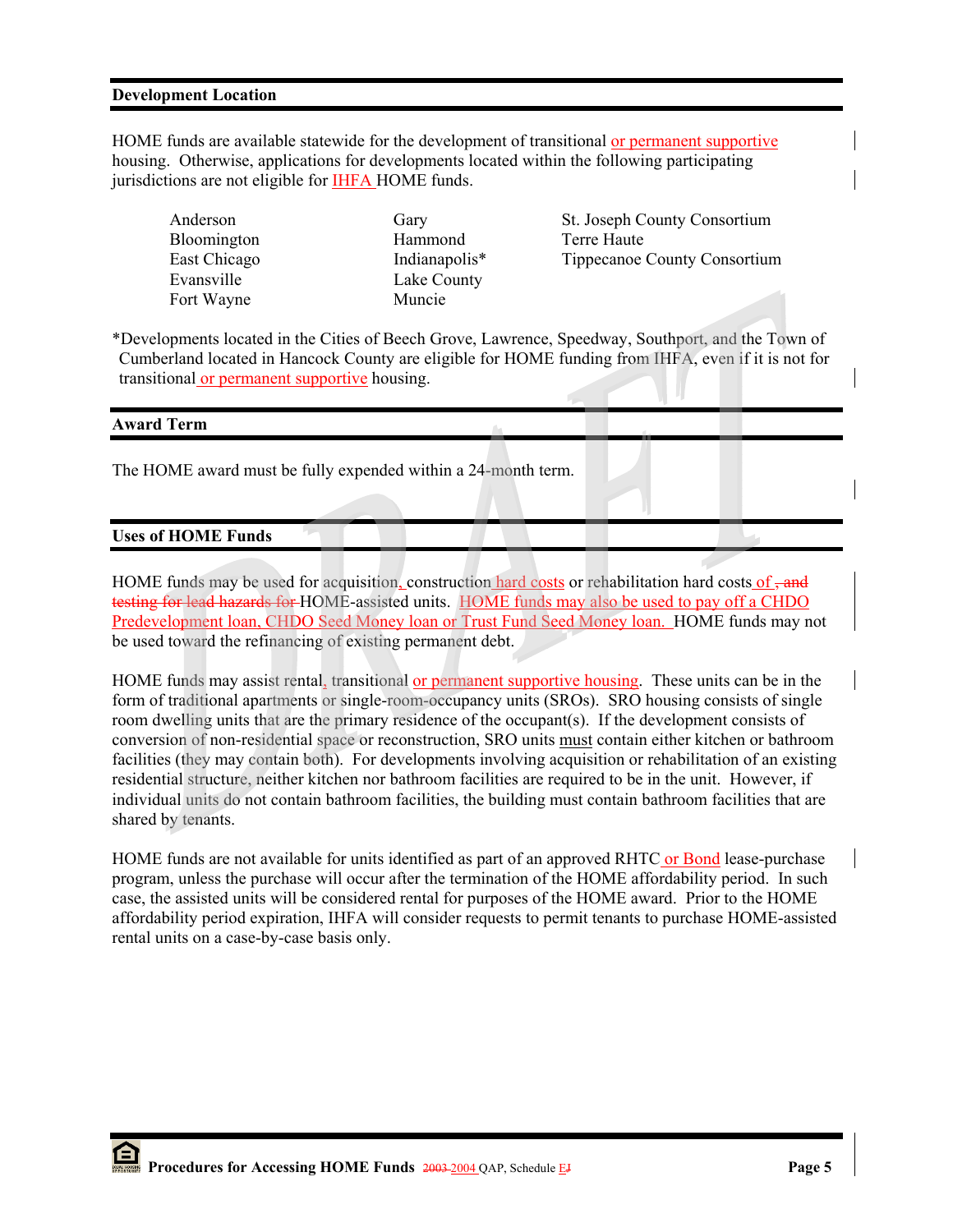## Development Location

HOME funds are available statewide for the development of transitional or permanent supportive housing. Otherwise, applications for developments located within the following participating jurisdictions are not eligible for IHFA HOME funds.

| | | |
|---|---|---|
| Anderson | Gary | St. Joseph County Consortium |
| Bloomington | Hammond | Terre Haute |
| East Chicago | Indianapolis* | Tippecanoe County Consortium |
| Evansville | Lake County | |
| Fort Wayne | Muncie | |

*Developments located in the Cities of Beech Grove, Lawrence, Speedway, Southport, and the Town of Cumberland located in Hancock County are eligible for HOME funding from IHFA, even if it is not for transitional or permanent supportive housing.

## Award Term

The HOME award must be fully expended within a 24-month term.

## Uses of HOME Funds

HOME funds may be used for acquisition, construction hard costs or rehabilitation hard costs of ~~, and testing for lead hazards for~~ HOME-assisted units. HOME funds may also be used to pay off a CHDO Predevelopment loan, CHDO Seed Money loan or Trust Fund Seed Money loan. HOME funds may not be used toward the refinancing of existing permanent debt.

HOME funds may assist rental, transitional or permanent supportive housing. These units can be in the form of traditional apartments or single-room-occupancy units (SROs). SRO housing consists of single room dwelling units that are the primary residence of the occupant(s). If the development consists of conversion of non-residential space or reconstruction, SRO units must contain either kitchen or bathroom facilities (they may contain both). For developments involving acquisition or rehabilitation of an existing residential structure, neither kitchen nor bathroom facilities are required to be in the unit. However, if individual units do not contain bathroom facilities, the building must contain bathroom facilities that are shared by tenants.

HOME funds are not available for units identified as part of an approved RHTC or Bond lease-purchase program, unless the purchase will occur after the termination of the HOME affordability period. In such case, the assisted units will be considered rental for purposes of the HOME award. Prior to the HOME affordability period expiration, IHFA will consider requests to permit tenants to purchase HOME-assisted rental units on a case-by-case basis only.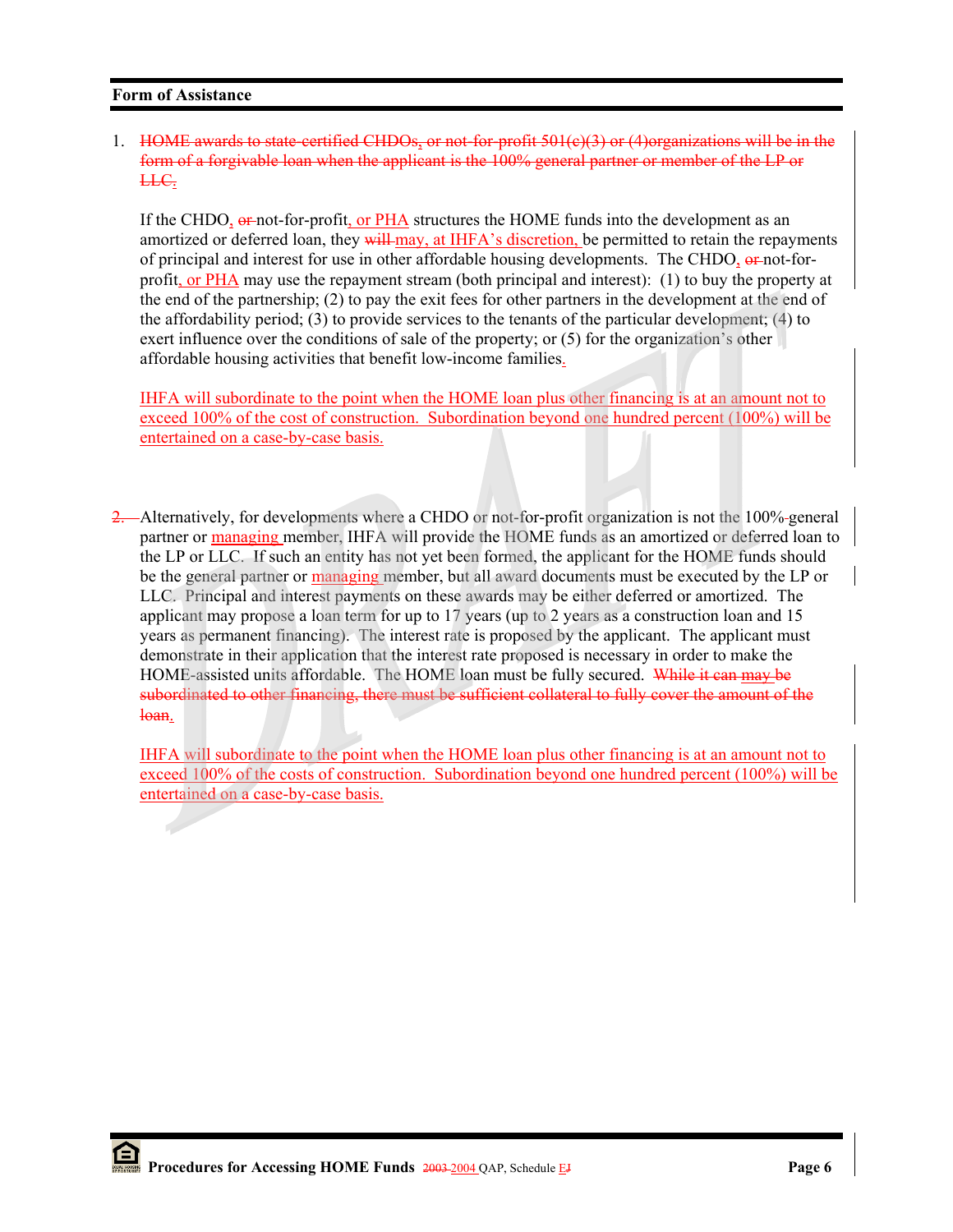**Form of Assistance**

1. ~~HOME awards to state-certified CHDOs, or not-for-profit 501(c)(3) or (4)organizations will be in the form of a forgivable loan when the applicant is the 100% general partner or member of the LP or LLC.~~

   If the CHDO, ~~or~~ not-for-profit, or PHA structures the HOME funds into the development as an amortized or deferred loan, they ~~will~~ may, at IHFA's discretion, be permitted to retain the repayments of principal and interest for use in other affordable housing developments. The CHDO, ~~or~~ not-for-profit, or PHA may use the repayment stream (both principal and interest): (1) to buy the property at the end of the partnership; (2) to pay the exit fees for other partners in the development at the end of the affordability period; (3) to provide services to the tenants of the particular development; (4) to exert influence over the conditions of sale of the property; or (5) for the organization's other affordable housing activities that benefit low-income families.

   IHFA will subordinate to the point when the HOME loan plus other financing is at an amount not to exceed 100% of the cost of construction. Subordination beyond one hundred percent (100%) will be entertained on a case-by-case basis.

~~2.~~ Alternatively, for developments where a CHDO or not-for-profit organization is not the 100% general partner or managing member, IHFA will provide the HOME funds as an amortized or deferred loan to the LP or LLC. If such an entity has not yet been formed, the applicant for the HOME funds should be the general partner or managing member, but all award documents must be executed by the LP or LLC. Principal and interest payments on these awards may be either deferred or amortized. The applicant may propose a loan term for up to 17 years (up to 2 years as a construction loan and 15 years as permanent financing). The interest rate is proposed by the applicant. The applicant must demonstrate in their application that the interest rate proposed is necessary in order to make the HOME-assisted units affordable. The HOME loan must be fully secured. ~~While it can may be subordinated to other financing, there must be sufficient collateral to fully cover the amount of the loan.~~

IHFA will subordinate to the point when the HOME loan plus other financing is at an amount not to exceed 100% of the costs of construction. Subordination beyond one hundred percent (100%) will be entertained on a case-by-case basis.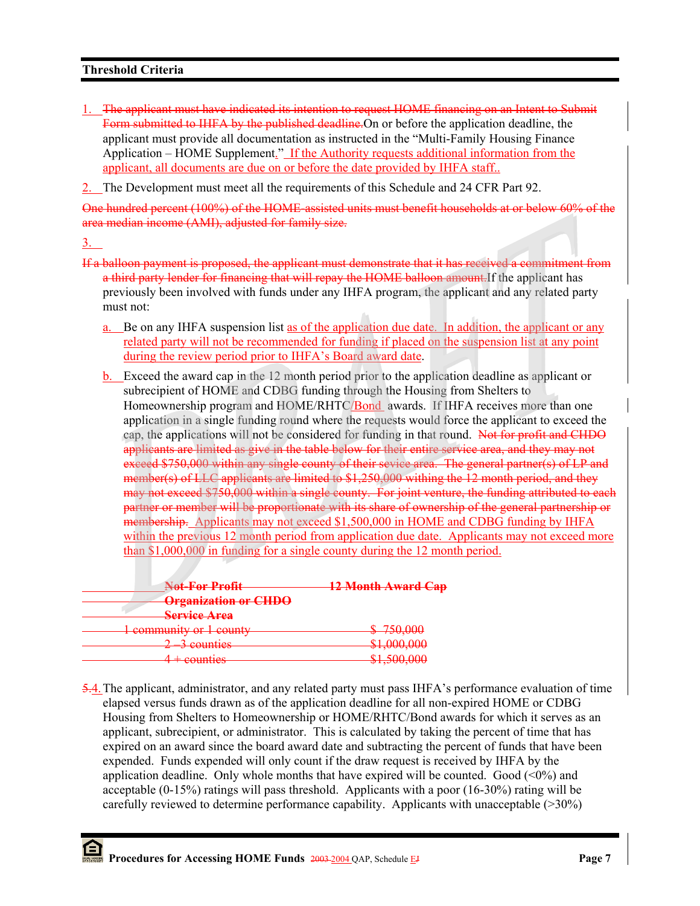## Threshold Criteria

1. ~~The applicant must have indicated its intention to request HOME financing on an Intent to Submit Form submitted to IHFA by the published deadline.~~On or before the application deadline, the applicant must provide all documentation as instructed in the "Multi-Family Housing Finance Application – HOME Supplement." If the Authority requests additional information from the applicant, all documents are due on or before the date provided by IHFA staff..

2. The Development must meet all the requirements of this Schedule and 24 CFR Part 92.

~~One hundred percent (100%) of the HOME-assisted units must benefit households at or below 60% of the area median income (AMI), adjusted for family size.~~

3. ~~If a balloon payment is proposed, the applicant must demonstrate that it has received a commitment from a third party lender for financing that will repay the HOME balloon amount.~~If the applicant has previously been involved with funds under any IHFA program, the applicant and any related party must not:

   a. Be on any IHFA suspension list as of the application due date. In addition, the applicant or any related party will not be recommended for funding if placed on the suspension list at any point during the review period prior to IHFA's Board award date.

   b. Exceed the award cap in the 12 month period prior to the application deadline as applicant or subrecipient of HOME and CDBG funding through the Housing from Shelters to Homeownership program and HOME/RHTC/Bond awards. If IHFA receives more than one application in a single funding round where the requests would force the applicant to exceed the cap, the applications will not be considered for funding in that round. ~~Not for profit and CHDO applicants are limited as give in the table below for their entire service area, and they may not exceed $750,000 within any single county of their sevice area. The general partner(s) of LP and member(s) of LLC applicants are limited to $1,250,000 withing the 12 month period, and they may not exceed $750,000 within a single county. For joint venture, the funding attributed to each partner or member will be proportionate with its share of ownership of the general partnership or membership.~~ Applicants may not exceed $1,500,000 in HOME and CDBG funding by IHFA within the previous 12 month period from application due date. Applicants may not exceed more than $1,000,000 in funding for a single county during the 12 month period.

| ~~Not-For Profit Organization or CHDO Service Area~~ | ~~12 Month Award Cap~~ |
|---|---|
| ~~1 community or 1 county~~ | ~~$ 750,000~~ |
| ~~2 –3 counties~~ | ~~$1,000,000~~ |
| ~~4 + counties~~ | ~~$1,500,000~~ |

~~5.~~4. The applicant, administrator, and any related party must pass IHFA's performance evaluation of time elapsed versus funds drawn as of the application deadline for all non-expired HOME or CDBG Housing from Shelters to Homeownership or HOME/RHTC/Bond awards for which it serves as an applicant, subrecipient, or administrator. This is calculated by taking the percent of time that has expired on an award since the board award date and subtracting the percent of funds that have been expended. Funds expended will only count if the draw request is received by IHFA by the application deadline. Only whole months that have expired will be counted. Good (<0%) and acceptable (0-15%) ratings will pass threshold. Applicants with a poor (16-30%) rating will be carefully reviewed to determine performance capability. Applicants with unacceptable (>30%)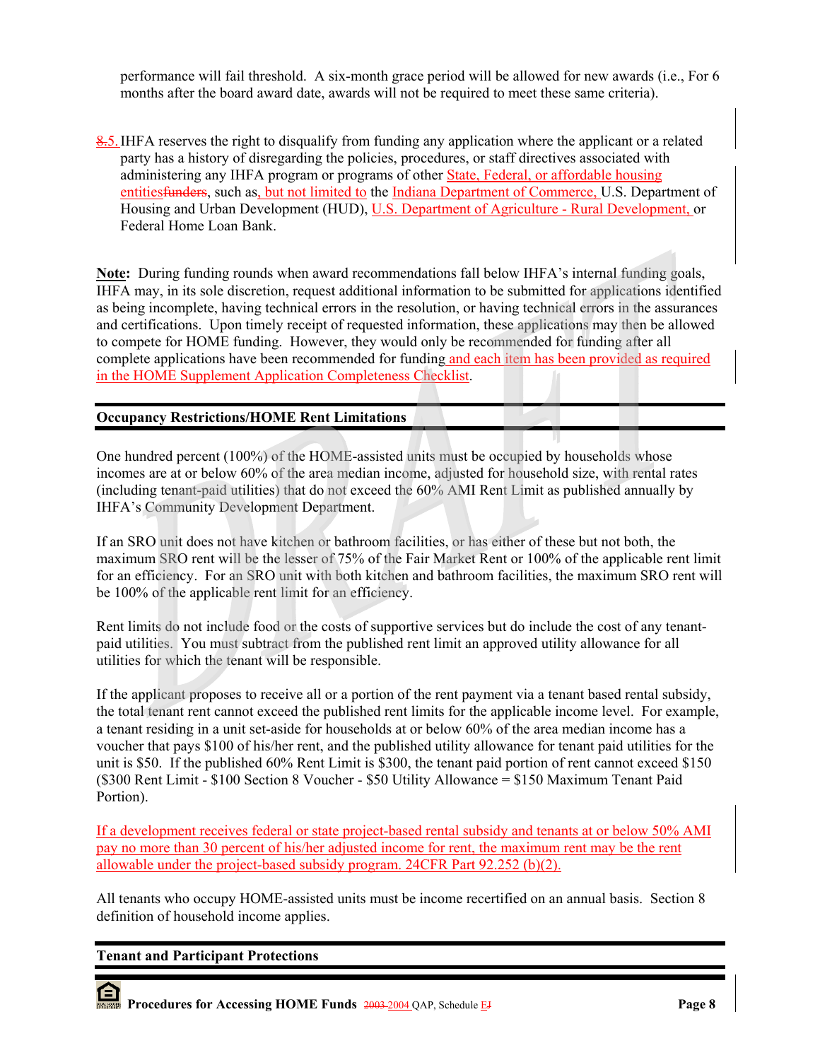performance will fail threshold. A six-month grace period will be allowed for new awards (i.e., For 6 months after the board award date, awards will not be required to meet these same criteria).

8.5. IHFA reserves the right to disqualify from funding any application where the applicant or a related party has a history of disregarding the policies, procedures, or staff directives associated with administering any IHFA program or programs of other State, Federal, or affordable housing entitiesfunders, such as, but not limited to the Indiana Department of Commerce, U.S. Department of Housing and Urban Development (HUD), U.S. Department of Agriculture - Rural Development, or Federal Home Loan Bank.

**Note:** During funding rounds when award recommendations fall below IHFA's internal funding goals, IHFA may, in its sole discretion, request additional information to be submitted for applications identified as being incomplete, having technical errors in the resolution, or having technical errors in the assurances and certifications. Upon timely receipt of requested information, these applications may then be allowed to compete for HOME funding. However, they would only be recommended for funding after all complete applications have been recommended for funding and each item has been provided as required in the HOME Supplement Application Completeness Checklist.

## Occupancy Restrictions/HOME Rent Limitations

One hundred percent (100%) of the HOME-assisted units must be occupied by households whose incomes are at or below 60% of the area median income, adjusted for household size, with rental rates (including tenant-paid utilities) that do not exceed the 60% AMI Rent Limit as published annually by IHFA's Community Development Department.

If an SRO unit does not have kitchen or bathroom facilities, or has either of these but not both, the maximum SRO rent will be the lesser of 75% of the Fair Market Rent or 100% of the applicable rent limit for an efficiency. For an SRO unit with both kitchen and bathroom facilities, the maximum SRO rent will be 100% of the applicable rent limit for an efficiency.

Rent limits do not include food or the costs of supportive services but do include the cost of any tenant-paid utilities. You must subtract from the published rent limit an approved utility allowance for all utilities for which the tenant will be responsible.

If the applicant proposes to receive all or a portion of the rent payment via a tenant based rental subsidy, the total tenant rent cannot exceed the published rent limits for the applicable income level. For example, a tenant residing in a unit set-aside for households at or below 60% of the area median income has a voucher that pays $100 of his/her rent, and the published utility allowance for tenant paid utilities for the unit is $50. If the published 60% Rent Limit is $300, the tenant paid portion of rent cannot exceed $150 ($300 Rent Limit - $100 Section 8 Voucher - $50 Utility Allowance = $150 Maximum Tenant Paid Portion).

If a development receives federal or state project-based rental subsidy and tenants at or below 50% AMI pay no more than 30 percent of his/her adjusted income for rent, the maximum rent may be the rent allowable under the project-based subsidy program. 24CFR Part 92.252 (b)(2).

All tenants who occupy HOME-assisted units must be income recertified on an annual basis. Section 8 definition of household income applies.

## Tenant and Participant Protections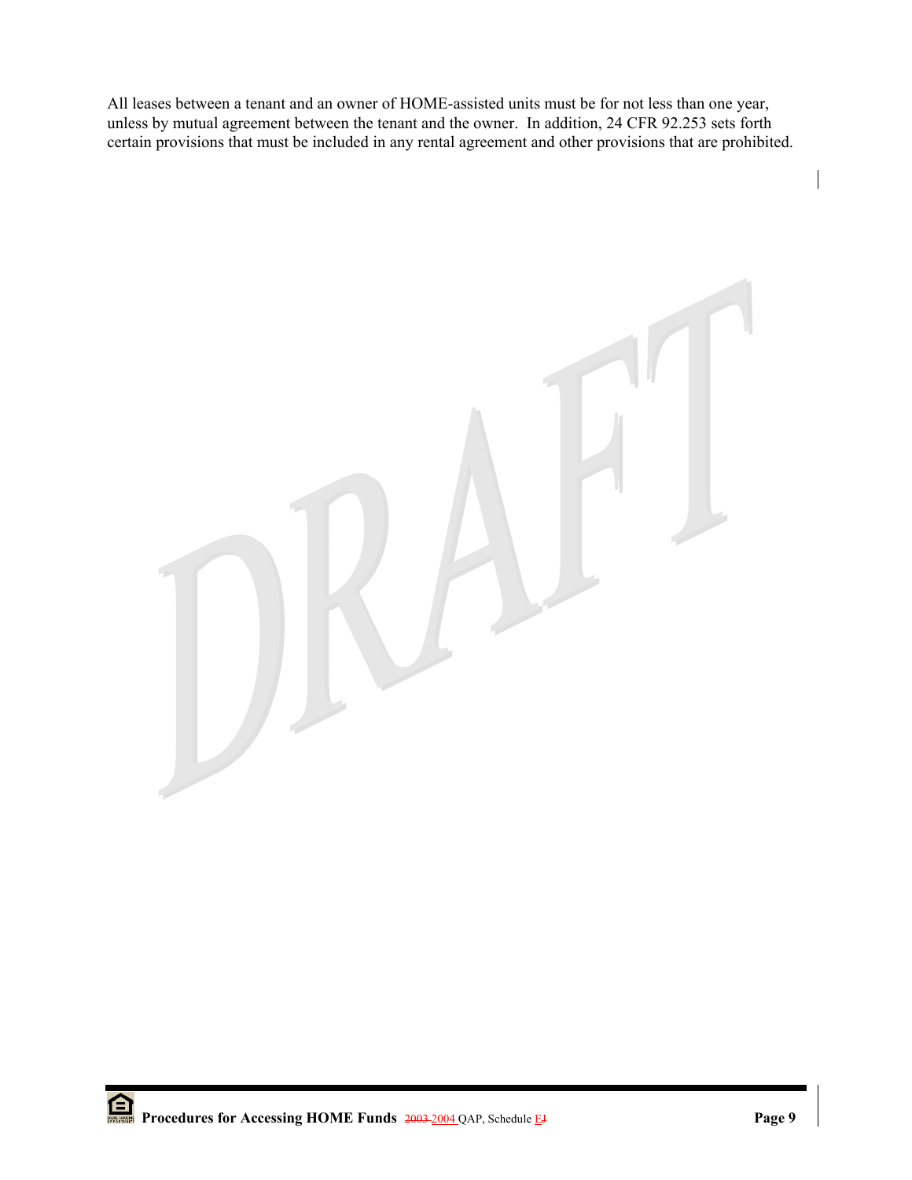All leases between a tenant and an owner of HOME-assisted units must be for not less than one year, unless by mutual agreement between the tenant and the owner. In addition, 24 CFR 92.253 sets forth certain provisions that must be included in any rental agreement and other provisions that are prohibited.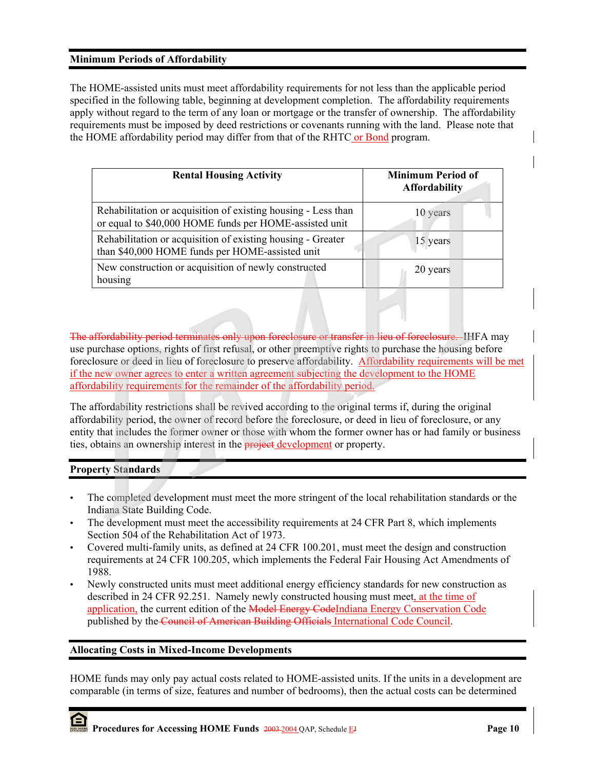## Minimum Periods of Affordability

The HOME-assisted units must meet affordability requirements for not less than the applicable period specified in the following table, beginning at development completion. The affordability requirements apply without regard to the term of any loan or mortgage or the transfer of ownership. The affordability requirements must be imposed by deed restrictions or covenants running with the land. Please note that the HOME affordability period may differ from that of the RHTC or Bond program.

| Rental Housing Activity | Minimum Period of Affordability |
|---|---|
| Rehabilitation or acquisition of existing housing - Less than or equal to $40,000 HOME funds per HOME-assisted unit | 10 years |
| Rehabilitation or acquisition of existing housing - Greater than $40,000 HOME funds per HOME-assisted unit | 15 years |
| New construction or acquisition of newly constructed housing | 20 years |

~~The affordability period terminates only upon foreclosure or transfer in lieu of foreclosure.~~ IHFA may use purchase options, rights of first refusal, or other preemptive rights to purchase the housing before foreclosure or deed in lieu of foreclosure to preserve affordability. Affordability requirements will be met if the new owner agrees to enter a written agreement subjecting the development to the HOME affordability requirements for the remainder of the affordability period.

The affordability restrictions shall be revived according to the original terms if, during the original affordability period, the owner of record before the foreclosure, or deed in lieu of foreclosure, or any entity that includes the former owner or those with whom the former owner has or had family or business ties, obtains an ownership interest in the ~~project~~ development or property.

## Property Standards

- The completed development must meet the more stringent of the local rehabilitation standards or the Indiana State Building Code.
- The development must meet the accessibility requirements at 24 CFR Part 8, which implements Section 504 of the Rehabilitation Act of 1973.
- Covered multi-family units, as defined at 24 CFR 100.201, must meet the design and construction requirements at 24 CFR 100.205, which implements the Federal Fair Housing Act Amendments of 1988.
- Newly constructed units must meet additional energy efficiency standards for new construction as described in 24 CFR 92.251. Namely newly constructed housing must meet, at the time of application, the current edition of the ~~Model Energy Code~~Indiana Energy Conservation Code published by the ~~Council of American Building Officials~~ International Code Council.

## Allocating Costs in Mixed-Income Developments

HOME funds may only pay actual costs related to HOME-assisted units. If the units in a development are comparable (in terms of size, features and number of bedrooms), then the actual costs can be determined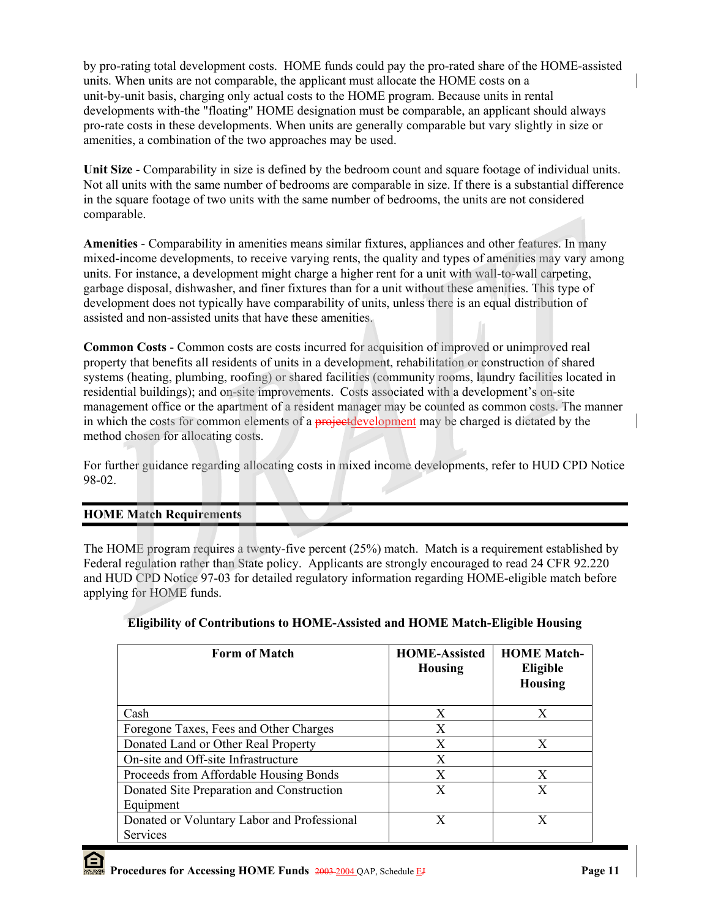by pro-rating total development costs. HOME funds could pay the pro-rated share of the HOME-assisted units. When units are not comparable, the applicant must allocate the HOME costs on a unit-by-unit basis, charging only actual costs to the HOME program. Because units in rental developments with-the "floating" HOME designation must be comparable, an applicant should always pro-rate costs in these developments. When units are generally comparable but vary slightly in size or amenities, a combination of the two approaches may be used.

**Unit Size** - Comparability in size is defined by the bedroom count and square footage of individual units. Not all units with the same number of bedrooms are comparable in size. If there is a substantial difference in the square footage of two units with the same number of bedrooms, the units are not considered comparable.

**Amenities** - Comparability in amenities means similar fixtures, appliances and other features. In many mixed-income developments, to receive varying rents, the quality and types of amenities may vary among units. For instance, a development might charge a higher rent for a unit with wall-to-wall carpeting, garbage disposal, dishwasher, and finer fixtures than for a unit without these amenities. This type of development does not typically have comparability of units, unless there is an equal distribution of assisted and non-assisted units that have these amenities.

**Common Costs** - Common costs are costs incurred for acquisition of improved or unimproved real property that benefits all residents of units in a development, rehabilitation or construction of shared systems (heating, plumbing, roofing) or shared facilities (community rooms, laundry facilities located in residential buildings); and on-site improvements. Costs associated with a development's on-site management office or the apartment of a resident manager may be counted as common costs. The manner in which the costs for common elements of a ~~project~~development may be charged is dictated by the method chosen for allocating costs.

For further guidance regarding allocating costs in mixed income developments, refer to HUD CPD Notice 98-02.

## HOME Match Requirements

The HOME program requires a twenty-five percent (25%) match. Match is a requirement established by Federal regulation rather than State policy. Applicants are strongly encouraged to read 24 CFR 92.220 and HUD CPD Notice 97-03 for detailed regulatory information regarding HOME-eligible match before applying for HOME funds.

**Eligibility of Contributions to HOME-Assisted and HOME Match-Eligible Housing**

| Form of Match | HOME-Assisted Housing | HOME Match-Eligible Housing |
|---|---|---|
| Cash | X | X |
| Foregone Taxes, Fees and Other Charges | X | |
| Donated Land or Other Real Property | X | X |
| On-site and Off-site Infrastructure | X | |
| Proceeds from Affordable Housing Bonds | X | X |
| Donated Site Preparation and Construction Equipment | X | X |
| Donated or Voluntary Labor and Professional Services | X | X |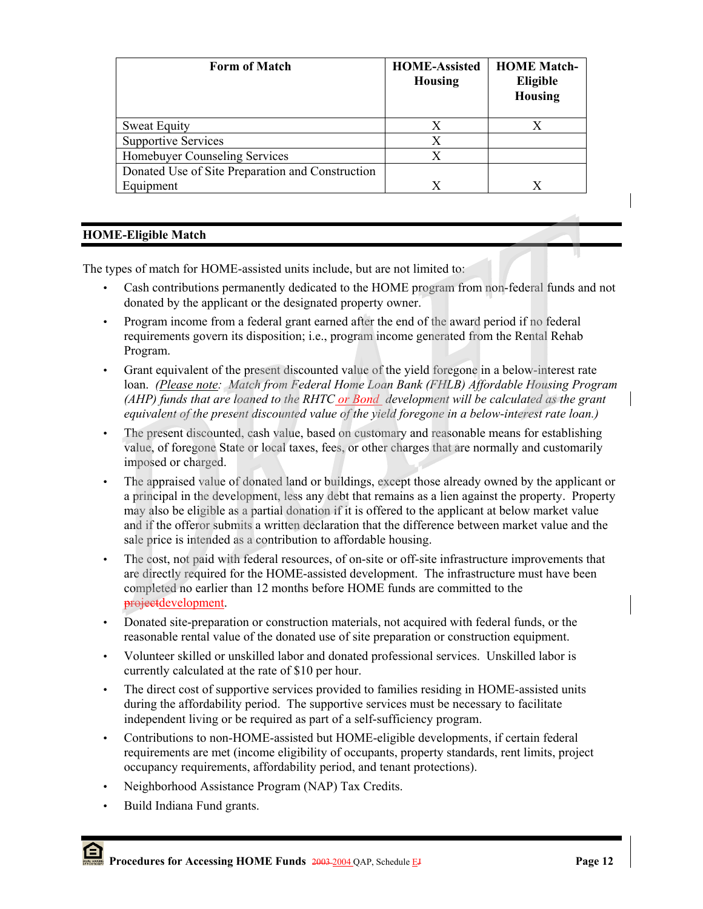| Form of Match | HOME-Assisted Housing | HOME Match-Eligible Housing |
|---|---|---|
| Sweat Equity | X | X |
| Supportive Services | X | |
| Homebuyer Counseling Services | X | |
| Donated Use of Site Preparation and Construction Equipment | X | X |

## HOME-Eligible Match

The types of match for HOME-assisted units include, but are not limited to:

- Cash contributions permanently dedicated to the HOME program from non-federal funds and not donated by the applicant or the designated property owner.
- Program income from a federal grant earned after the end of the award period if no federal requirements govern its disposition; i.e., program income generated from the Rental Rehab Program.
- Grant equivalent of the present discounted value of the yield foregone in a below-interest rate loan. *(Please note: Match from Federal Home Loan Bank (FHLB) Affordable Housing Program (AHP) funds that are loaned to the RHTC or Bond development will be calculated as the grant equivalent of the present discounted value of the yield foregone in a below-interest rate loan.)*
- The present discounted, cash value, based on customary and reasonable means for establishing value, of foregone State or local taxes, fees, or other charges that are normally and customarily imposed or charged.
- The appraised value of donated land or buildings, except those already owned by the applicant or a principal in the development, less any debt that remains as a lien against the property. Property may also be eligible as a partial donation if it is offered to the applicant at below market value and if the offeror submits a written declaration that the difference between market value and the sale price is intended as a contribution to affordable housing.
- The cost, not paid with federal resources, of on-site or off-site infrastructure improvements that are directly required for the HOME-assisted development. The infrastructure must have been completed no earlier than 12 months before HOME funds are committed to the ~~project~~development.
- Donated site-preparation or construction materials, not acquired with federal funds, or the reasonable rental value of the donated use of site preparation or construction equipment.
- Volunteer skilled or unskilled labor and donated professional services. Unskilled labor is currently calculated at the rate of $10 per hour.
- The direct cost of supportive services provided to families residing in HOME-assisted units during the affordability period. The supportive services must be necessary to facilitate independent living or be required as part of a self-sufficiency program.
- Contributions to non-HOME-assisted but HOME-eligible developments, if certain federal requirements are met (income eligibility of occupants, property standards, rent limits, project occupancy requirements, affordability period, and tenant protections).
- Neighborhood Assistance Program (NAP) Tax Credits.
- Build Indiana Fund grants.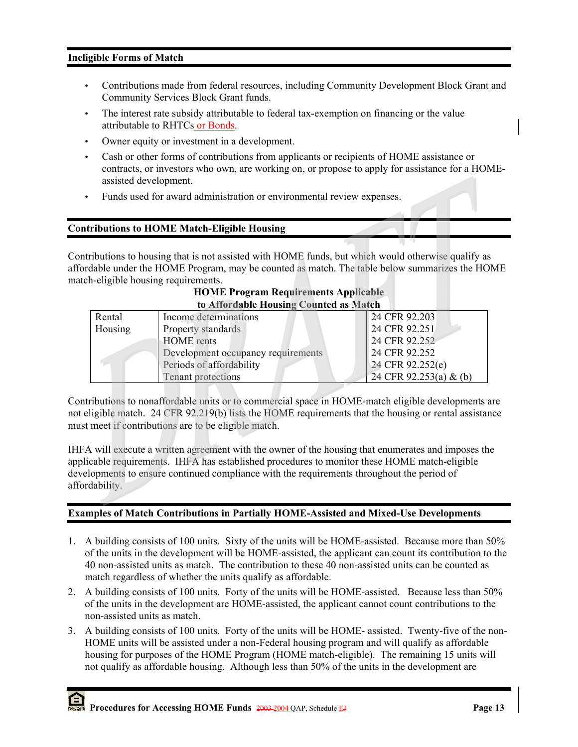## Ineligible Forms of Match

- Contributions made from federal resources, including Community Development Block Grant and Community Services Block Grant funds.
- The interest rate subsidy attributable to federal tax-exemption on financing or the value attributable to RHTCs or Bonds.
- Owner equity or investment in a development.
- Cash or other forms of contributions from applicants or recipients of HOME assistance or contracts, or investors who own, are working on, or propose to apply for assistance for a HOME-assisted development.
- Funds used for award administration or environmental review expenses.

## Contributions to HOME Match-Eligible Housing

Contributions to housing that is not assisted with HOME funds, but which would otherwise qualify as affordable under the HOME Program, may be counted as match. The table below summarizes the HOME match-eligible housing requirements.

**HOME Program Requirements Applicable to Affordable Housing Counted as Match**

| | | |
|---|---|---|
| Rental Housing | Income determinations | 24 CFR 92.203 |
| | Property standards | 24 CFR 92.251 |
| | HOME rents | 24 CFR 92.252 |
| | Development occupancy requirements | 24 CFR 92.252 |
| | Periods of affordability | 24 CFR 92.252(e) |
| | Tenant protections | 24 CFR 92.253(a) & (b) |

Contributions to nonaffordable units or to commercial space in HOME-match eligible developments are not eligible match. 24 CFR 92.219(b) lists the HOME requirements that the housing or rental assistance must meet if contributions are to be eligible match.

IHFA will execute a written agreement with the owner of the housing that enumerates and imposes the applicable requirements. IHFA has established procedures to monitor these HOME match-eligible developments to ensure continued compliance with the requirements throughout the period of affordability.

## Examples of Match Contributions in Partially HOME-Assisted and Mixed-Use Developments

1. A building consists of 100 units. Sixty of the units will be HOME-assisted. Because more than 50% of the units in the development will be HOME-assisted, the applicant can count its contribution to the 40 non-assisted units as match. The contribution to these 40 non-assisted units can be counted as match regardless of whether the units qualify as affordable.
2. A building consists of 100 units. Forty of the units will be HOME-assisted. Because less than 50% of the units in the development are HOME-assisted, the applicant cannot count contributions to the non-assisted units as match.
3. A building consists of 100 units. Forty of the units will be HOME- assisted. Twenty-five of the non-HOME units will be assisted under a non-Federal housing program and will qualify as affordable housing for purposes of the HOME Program (HOME match-eligible). The remaining 15 units will not qualify as affordable housing. Although less than 50% of the units in the development are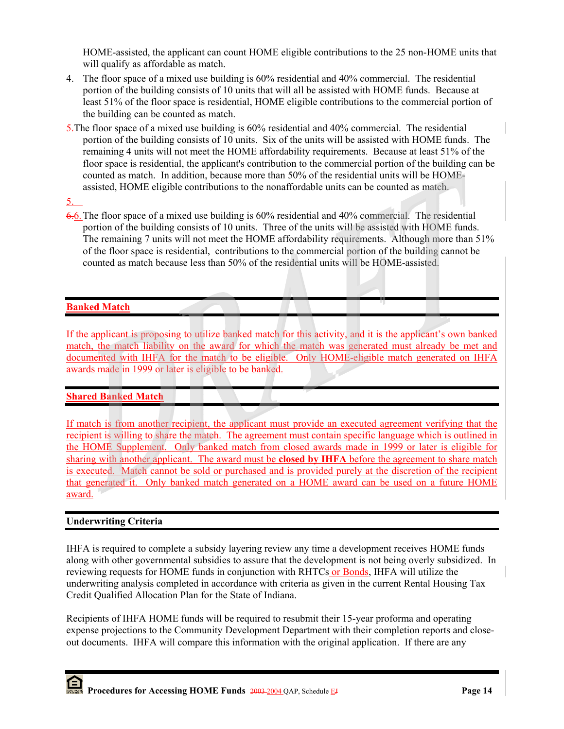HOME-assisted, the applicant can count HOME eligible contributions to the 25 non-HOME units that will qualify as affordable as match.

4. The floor space of a mixed use building is 60% residential and 40% commercial. The residential portion of the building consists of 10 units that will all be assisted with HOME funds. Because at least 51% of the floor space is residential, HOME eligible contributions to the commercial portion of the building can be counted as match.

5. The floor space of a mixed use building is 60% residential and 40% commercial. The residential portion of the building consists of 10 units. Six of the units will be assisted with HOME funds. The remaining 4 units will not meet the HOME affordability requirements. Because at least 51% of the floor space is residential, the applicant's contribution to the commercial portion of the building can be counted as match. In addition, because more than 50% of the residential units will be HOME-assisted, HOME eligible contributions to the nonaffordable units can be counted as match.

6. The floor space of a mixed use building is 60% residential and 40% commercial. The residential portion of the building consists of 10 units. Three of the units will be assisted with HOME funds. The remaining 7 units will not meet the HOME affordability requirements. Although more than 51% of the floor space is residential, contributions to the commercial portion of the building cannot be counted as match because less than 50% of the residential units will be HOME-assisted.

## Banked Match

If the applicant is proposing to utilize banked match for this activity, and it is the applicant's own banked match, the match liability on the award for which the match was generated must already be met and documented with IHFA for the match to be eligible. Only HOME-eligible match generated on IHFA awards made in 1999 or later is eligible to be banked.

## Shared Banked Match

If match is from another recipient, the applicant must provide an executed agreement verifying that the recipient is willing to share the match. The agreement must contain specific language which is outlined in the HOME Supplement. Only banked match from closed awards made in 1999 or later is eligible for sharing with another applicant. The award must be **closed by IHFA** before the agreement to share match is executed. Match cannot be sold or purchased and is provided purely at the discretion of the recipient that generated it. Only banked match generated on a HOME award can be used on a future HOME award.

## Underwriting Criteria

IHFA is required to complete a subsidy layering review any time a development receives HOME funds along with other governmental subsidies to assure that the development is not being overly subsidized. In reviewing requests for HOME funds in conjunction with RHTCs or Bonds, IHFA will utilize the underwriting analysis completed in accordance with criteria as given in the current Rental Housing Tax Credit Qualified Allocation Plan for the State of Indiana.

Recipients of IHFA HOME funds will be required to resubmit their 15-year proforma and operating expense projections to the Community Development Department with their completion reports and close-out documents. IHFA will compare this information with the original application. If there are any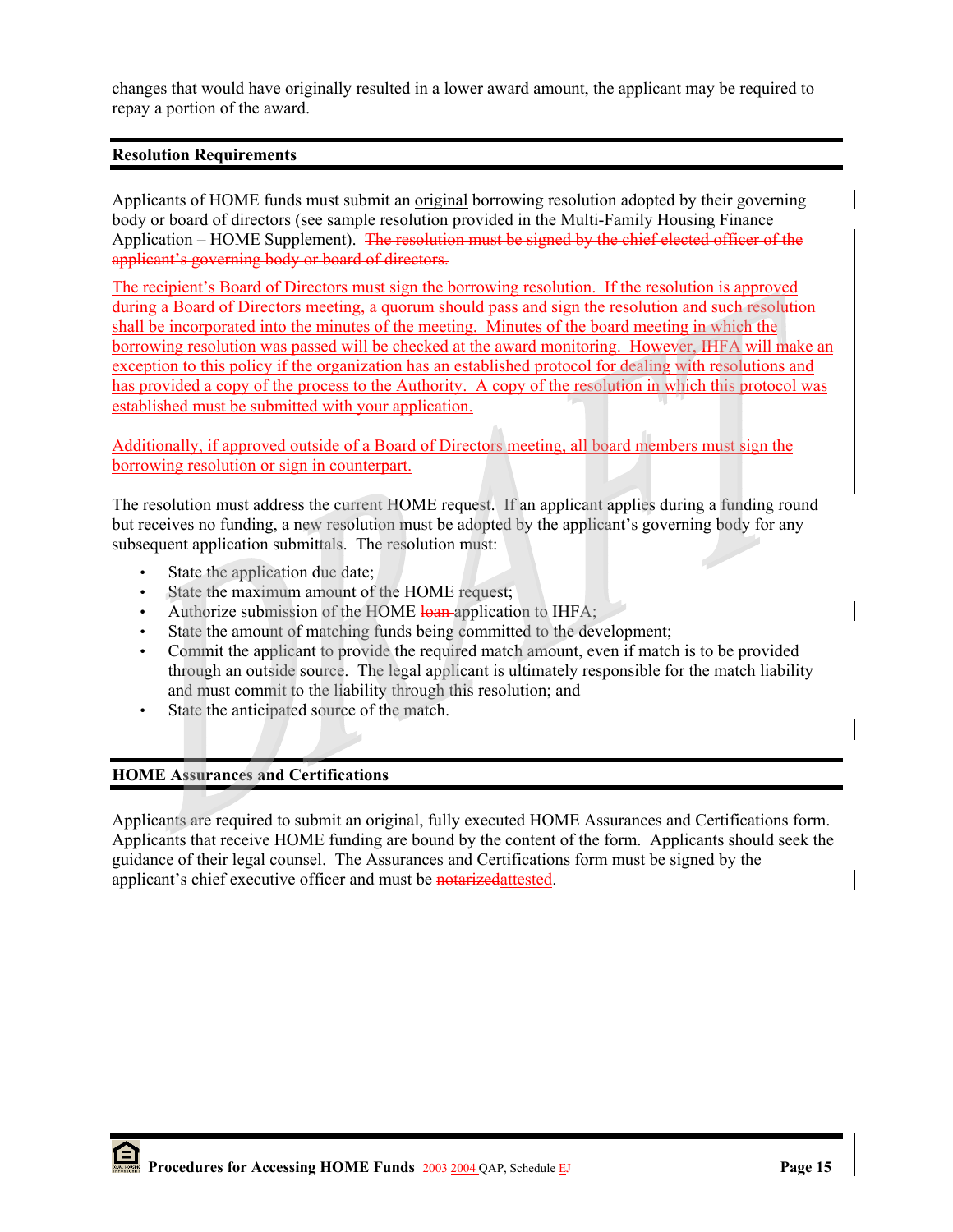changes that would have originally resulted in a lower award amount, the applicant may be required to repay a portion of the award.

## Resolution Requirements

Applicants of HOME funds must submit an original borrowing resolution adopted by their governing body or board of directors (see sample resolution provided in the Multi-Family Housing Finance Application – HOME Supplement). ~~The resolution must be signed by the chief elected officer of the applicant's governing body or board of directors.~~

The recipient's Board of Directors must sign the borrowing resolution. If the resolution is approved during a Board of Directors meeting, a quorum should pass and sign the resolution and such resolution shall be incorporated into the minutes of the meeting. Minutes of the board meeting in which the borrowing resolution was passed will be checked at the award monitoring. However, IHFA will make an exception to this policy if the organization has an established protocol for dealing with resolutions and has provided a copy of the process to the Authority. A copy of the resolution in which this protocol was established must be submitted with your application.

Additionally, if approved outside of a Board of Directors meeting, all board members must sign the borrowing resolution or sign in counterpart.

The resolution must address the current HOME request. If an applicant applies during a funding round but receives no funding, a new resolution must be adopted by the applicant's governing body for any subsequent application submittals. The resolution must:

- State the application due date;
- State the maximum amount of the HOME request;
- Authorize submission of the HOME ~~loan~~ application to IHFA;
- State the amount of matching funds being committed to the development;
- Commit the applicant to provide the required match amount, even if match is to be provided through an outside source. The legal applicant is ultimately responsible for the match liability and must commit to the liability through this resolution; and
- State the anticipated source of the match.

## HOME Assurances and Certifications

Applicants are required to submit an original, fully executed HOME Assurances and Certifications form. Applicants that receive HOME funding are bound by the content of the form. Applicants should seek the guidance of their legal counsel. The Assurances and Certifications form must be signed by the applicant's chief executive officer and must be ~~notarized~~attested.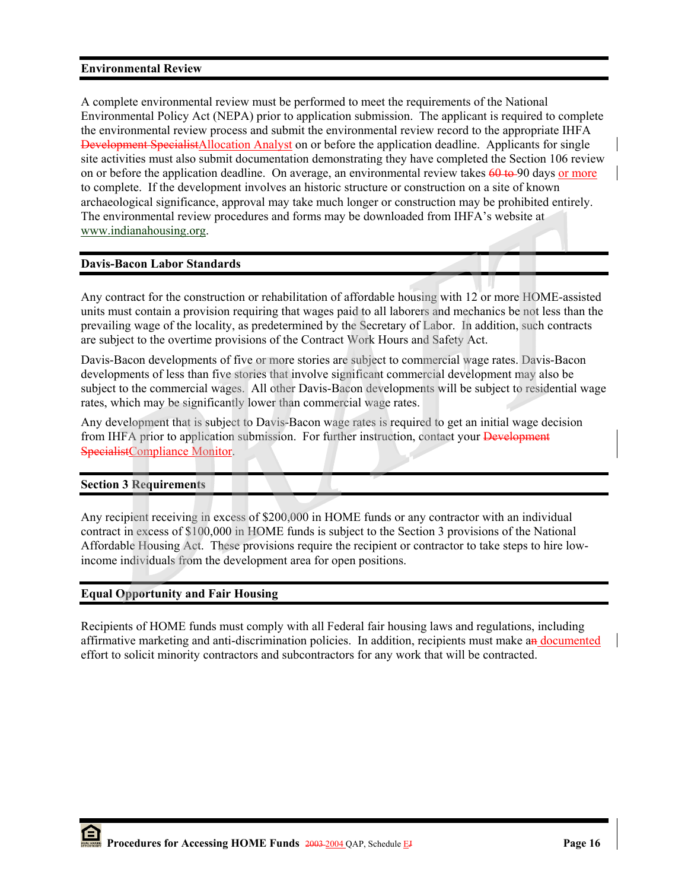## Environmental Review

A complete environmental review must be performed to meet the requirements of the National Environmental Policy Act (NEPA) prior to application submission. The applicant is required to complete the environmental review process and submit the environmental review record to the appropriate IHFA ~~Development Specialist~~Allocation Analyst on or before the application deadline. Applicants for single site activities must also submit documentation demonstrating they have completed the Section 106 review on or before the application deadline. On average, an environmental review takes ~~60 to~~ 90 days or more to complete. If the development involves an historic structure or construction on a site of known archaeological significance, approval may take much longer or construction may be prohibited entirely. The environmental review procedures and forms may be downloaded from IHFA's website at www.indianahousing.org.

## Davis-Bacon Labor Standards

Any contract for the construction or rehabilitation of affordable housing with 12 or more HOME-assisted units must contain a provision requiring that wages paid to all laborers and mechanics be not less than the prevailing wage of the locality, as predetermined by the Secretary of Labor. In addition, such contracts are subject to the overtime provisions of the Contract Work Hours and Safety Act.

Davis-Bacon developments of five or more stories are subject to commercial wage rates. Davis-Bacon developments of less than five stories that involve significant commercial development may also be subject to the commercial wages. All other Davis-Bacon developments will be subject to residential wage rates, which may be significantly lower than commercial wage rates.

Any development that is subject to Davis-Bacon wage rates is required to get an initial wage decision from IHFA prior to application submission. For further instruction, contact your ~~Development Specialist~~Compliance Monitor.

## Section 3 Requirements

Any recipient receiving in excess of $200,000 in HOME funds or any contractor with an individual contract in excess of $100,000 in HOME funds is subject to the Section 3 provisions of the National Affordable Housing Act. These provisions require the recipient or contractor to take steps to hire low-income individuals from the development area for open positions.

## Equal Opportunity and Fair Housing

Recipients of HOME funds must comply with all Federal fair housing laws and regulations, including affirmative marketing and anti-discrimination policies. In addition, recipients must make a~~n~~ documented effort to solicit minority contractors and subcontractors for any work that will be contracted.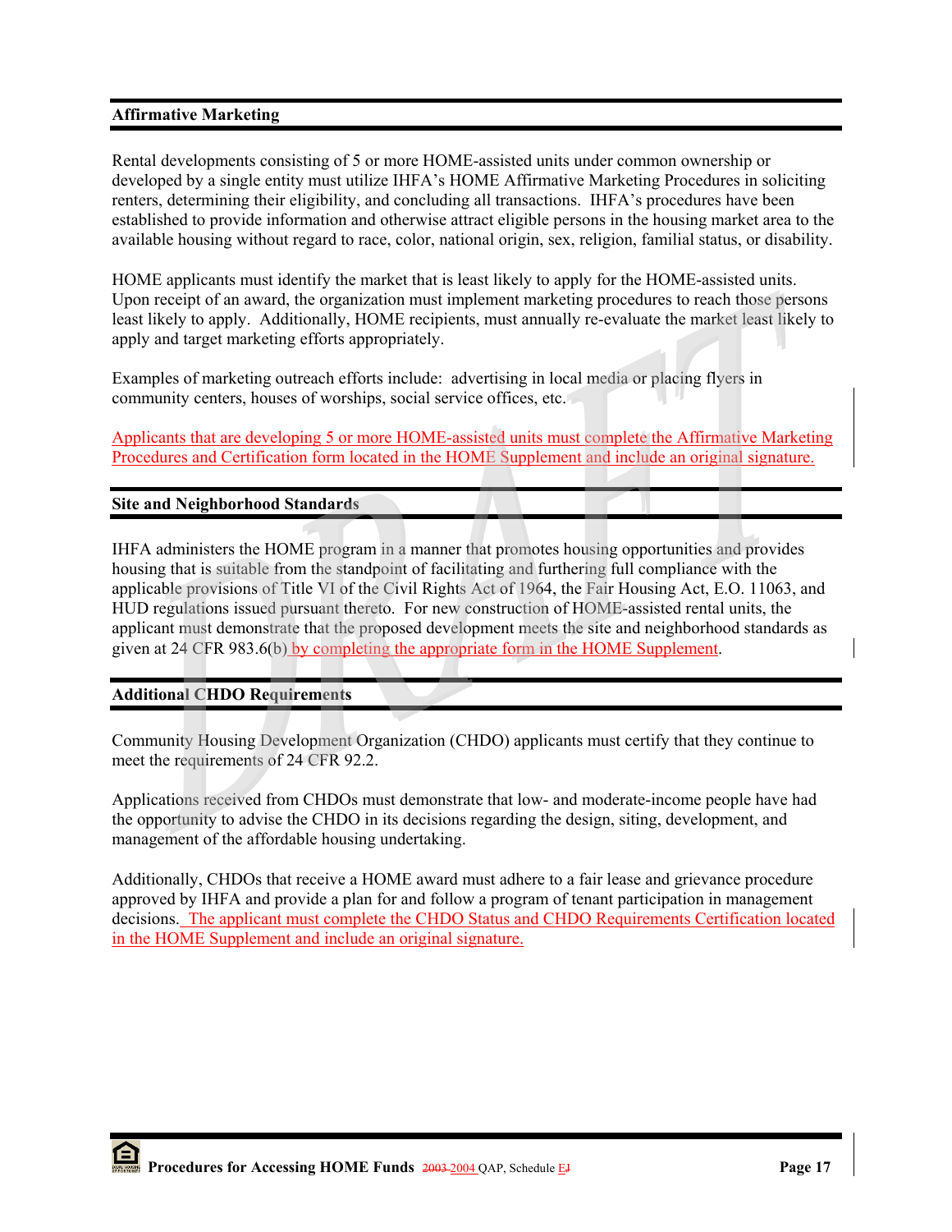## Affirmative Marketing

Rental developments consisting of 5 or more HOME-assisted units under common ownership or developed by a single entity must utilize IHFA's HOME Affirmative Marketing Procedures in soliciting renters, determining their eligibility, and concluding all transactions. IHFA's procedures have been established to provide information and otherwise attract eligible persons in the housing market area to the available housing without regard to race, color, national origin, sex, religion, familial status, or disability.

HOME applicants must identify the market that is least likely to apply for the HOME-assisted units. Upon receipt of an award, the organization must implement marketing procedures to reach those persons least likely to apply. Additionally, HOME recipients, must annually re-evaluate the market least likely to apply and target marketing efforts appropriately.

Examples of marketing outreach efforts include: advertising in local media or placing flyers in community centers, houses of worships, social service offices, etc.

Applicants that are developing 5 or more HOME-assisted units must complete the Affirmative Marketing Procedures and Certification form located in the HOME Supplement and include an original signature.

## Site and Neighborhood Standards

IHFA administers the HOME program in a manner that promotes housing opportunities and provides housing that is suitable from the standpoint of facilitating and furthering full compliance with the applicable provisions of Title VI of the Civil Rights Act of 1964, the Fair Housing Act, E.O. 11063, and HUD regulations issued pursuant thereto. For new construction of HOME-assisted rental units, the applicant must demonstrate that the proposed development meets the site and neighborhood standards as given at 24 CFR 983.6(b) by completing the appropriate form in the HOME Supplement.

## Additional CHDO Requirements

Community Housing Development Organization (CHDO) applicants must certify that they continue to meet the requirements of 24 CFR 92.2.

Applications received from CHDOs must demonstrate that low- and moderate-income people have had the opportunity to advise the CHDO in its decisions regarding the design, siting, development, and management of the affordable housing undertaking.

Additionally, CHDOs that receive a HOME award must adhere to a fair lease and grievance procedure approved by IHFA and provide a plan for and follow a program of tenant participation in management decisions. The applicant must complete the CHDO Status and CHDO Requirements Certification located in the HOME Supplement and include an original signature.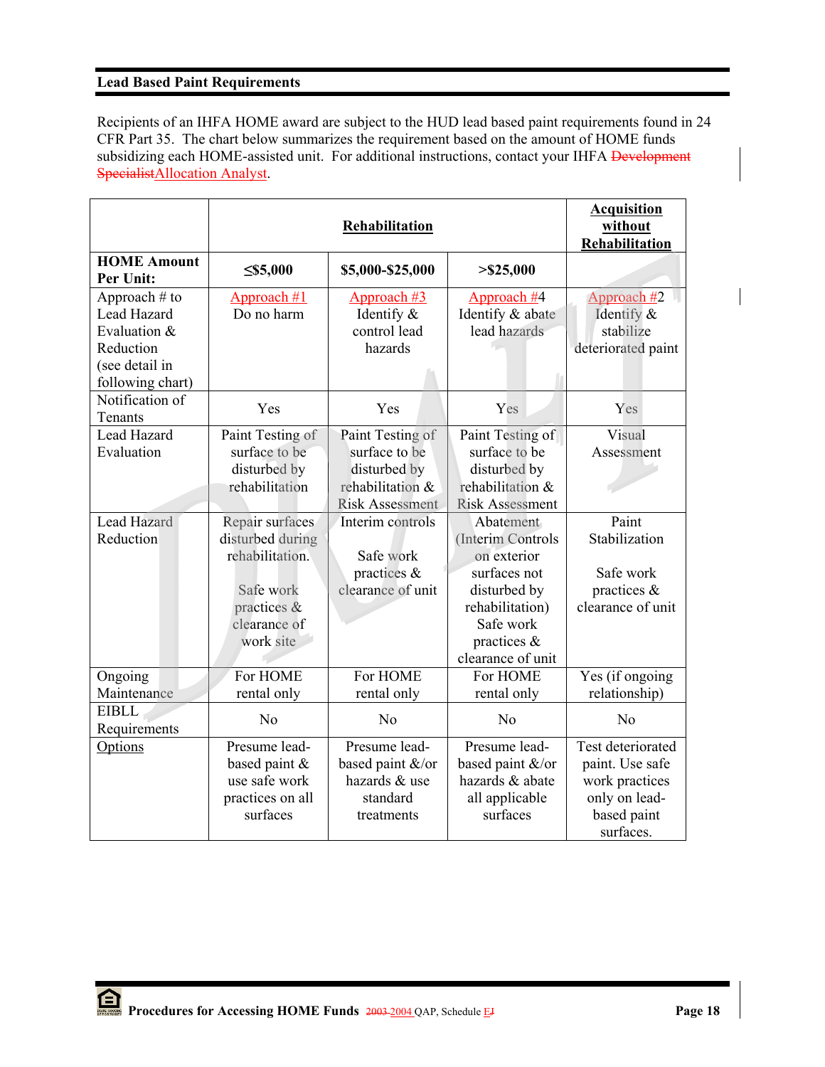## Lead Based Paint Requirements

Recipients of an IHFA HOME award are subject to the HUD lead based paint requirements found in 24 CFR Part 35. The chart below summarizes the requirement based on the amount of HOME funds subsidizing each HOME-assisted unit. For additional instructions, contact your IHFA ~~Development Specialist~~Allocation Analyst.

| | **Rehabilitation** | | | **Acquisition without Rehabilitation** |
|---|---|---|---|---|
| **HOME Amount Per Unit:** | **≤$5,000** | **$5,000-$25,000** | **>$25,000** | |
| Approach # to Lead Hazard Evaluation & Reduction (see detail in following chart) | Approach #1 Do no harm | Approach #3 Identify & control lead hazards | Approach #4 Identify & abate lead hazards | Approach #2 Identify & stabilize deteriorated paint |
| Notification of Tenants | Yes | Yes | Yes | Yes |
| Lead Hazard Evaluation | Paint Testing of surface to be disturbed by rehabilitation | Paint Testing of surface to be disturbed by rehabilitation & Risk Assessment | Paint Testing of surface to be disturbed by rehabilitation & Risk Assessment | Visual Assessment |
| Lead Hazard Reduction | Repair surfaces disturbed during rehabilitation. Safe work practices & clearance of work site | Interim controls Safe work practices & clearance of unit | Abatement (Interim Controls on exterior surfaces not disturbed by rehabilitation) Safe work practices & clearance of unit | Paint Stabilization Safe work practices & clearance of unit |
| Ongoing Maintenance | For HOME rental only | For HOME rental only | For HOME rental only | Yes (if ongoing relationship) |
| EIBLL Requirements | No | No | No | No |
| Options | Presume lead-based paint & use safe work practices on all surfaces | Presume lead-based paint &/or hazards & use standard treatments | Presume lead-based paint &/or hazards & abate all applicable surfaces | Test deteriorated paint. Use safe work practices only on lead-based paint surfaces. |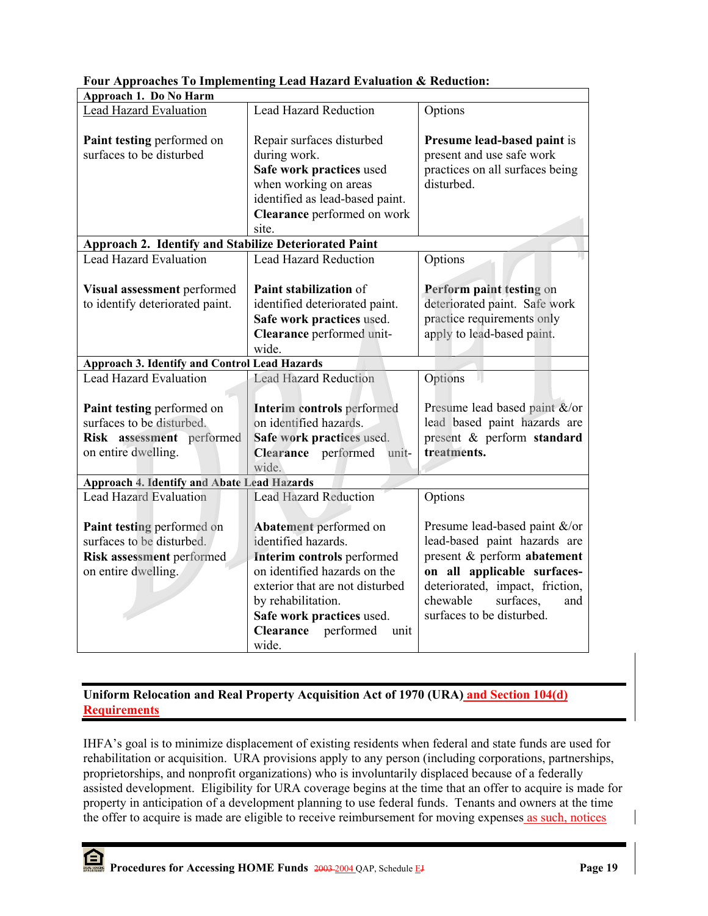**Four Approaches To Implementing Lead Hazard Evaluation & Reduction:**

| Lead Hazard Evaluation | Lead Hazard Reduction | Options |
|---|---|---|
| **Approach 1. Do No Harm** | | |
| **Paint testing** performed on surfaces to be disturbed | Repair surfaces disturbed during work. **Safe work practices** used when working on areas identified as lead-based paint. **Clearance** performed on work site. | **Presume lead-based paint** is present and use safe work practices on all surfaces being disturbed. |
| **Approach 2. Identify and Stabilize Deteriorated Paint** | | |
| **Visual assessment** performed to identify deteriorated paint. | **Paint stabilization** of identified deteriorated paint. **Safe work practices** used. **Clearance** performed unit-wide. | **Perform paint testing** on deteriorated paint. Safe work practice requirements only apply to lead-based paint. |
| **Approach 3. Identify and Control Lead Hazards** | | |
| **Paint testing** performed on surfaces to be disturbed. **Risk assessment** performed on entire dwelling. | **Interim controls** performed on identified hazards. **Safe work practices** used. **Clearance** performed unit-wide. | Presume lead based paint &/or lead based paint hazards are present & perform **standard treatments.** |
| **Approach 4. Identify and Abate Lead Hazards** | | |
| **Paint testing** performed on surfaces to be disturbed. **Risk assessment** performed on entire dwelling. | **Abatement** performed on identified hazards. **Interim controls** performed on identified hazards on the exterior that are not disturbed by rehabilitation. **Safe work practices** used. **Clearance** performed unit wide. | Presume lead-based paint &/or lead-based paint hazards are present & perform **abatement on all applicable surfaces-** deteriorated, impact, friction, chewable surfaces, and surfaces to be disturbed. |

## Uniform Relocation and Real Property Acquisition Act of 1970 (URA) and Section 104(d) Requirements

IHFA's goal is to minimize displacement of existing residents when federal and state funds are used for rehabilitation or acquisition. URA provisions apply to any person (including corporations, partnerships, proprietorships, and nonprofit organizations) who is involuntarily displaced because of a federally assisted development. Eligibility for URA coverage begins at the time that an offer to acquire is made for property in anticipation of a development planning to use federal funds. Tenants and owners at the time the offer to acquire is made are eligible to receive reimbursement for moving expenses as such, notices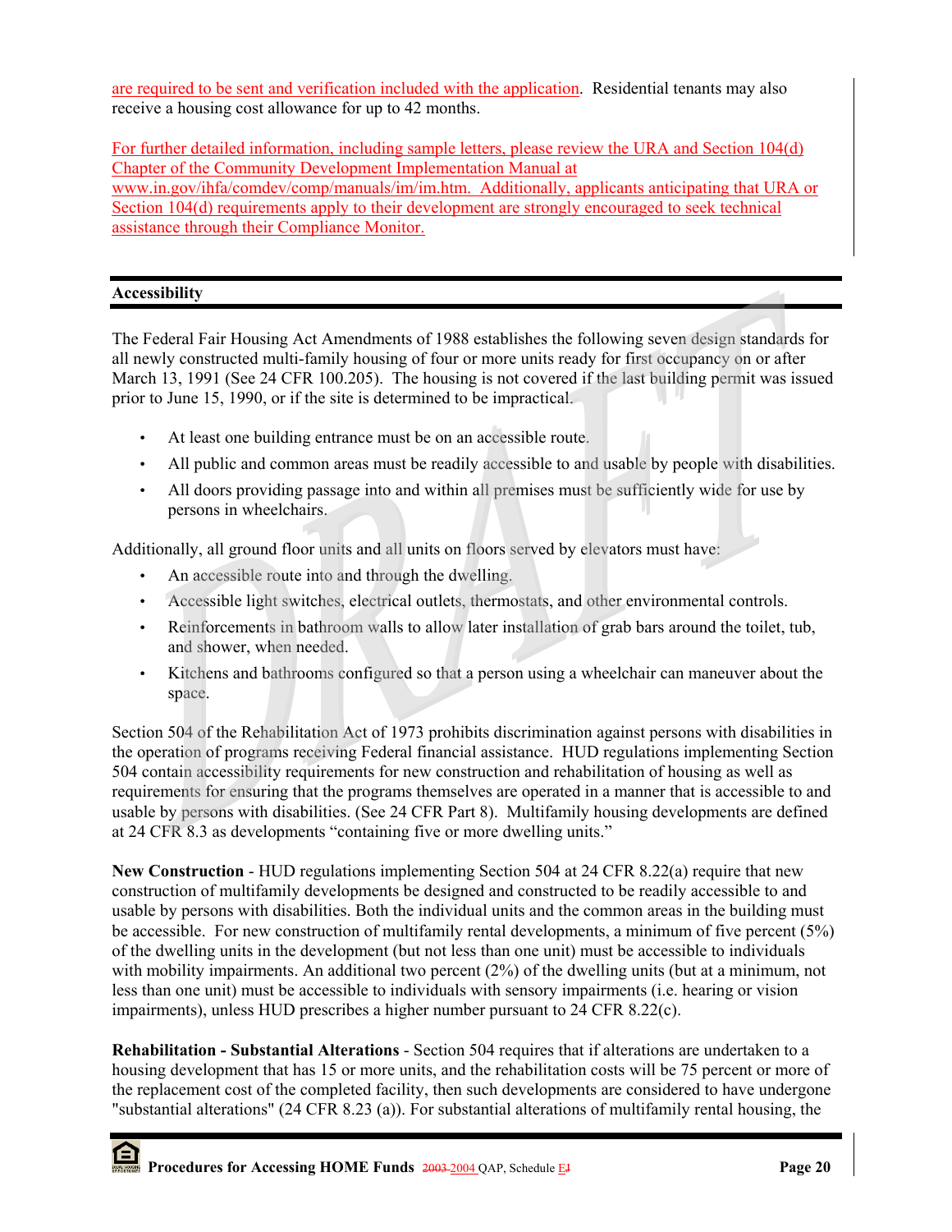are required to be sent and verification included with the application. Residential tenants may also receive a housing cost allowance for up to 42 months.

For further detailed information, including sample letters, please review the URA and Section 104(d) Chapter of the Community Development Implementation Manual at www.in.gov/ihfa/comdev/comp/manuals/im/im.htm. Additionally, applicants anticipating that URA or Section 104(d) requirements apply to their development are strongly encouraged to seek technical assistance through their Compliance Monitor.

## Accessibility

The Federal Fair Housing Act Amendments of 1988 establishes the following seven design standards for all newly constructed multi-family housing of four or more units ready for first occupancy on or after March 13, 1991 (See 24 CFR 100.205). The housing is not covered if the last building permit was issued prior to June 15, 1990, or if the site is determined to be impractical.

- At least one building entrance must be on an accessible route.
- All public and common areas must be readily accessible to and usable by people with disabilities.
- All doors providing passage into and within all premises must be sufficiently wide for use by persons in wheelchairs.

Additionally, all ground floor units and all units on floors served by elevators must have:

- An accessible route into and through the dwelling.
- Accessible light switches, electrical outlets, thermostats, and other environmental controls.
- Reinforcements in bathroom walls to allow later installation of grab bars around the toilet, tub, and shower, when needed.
- Kitchens and bathrooms configured so that a person using a wheelchair can maneuver about the space.

Section 504 of the Rehabilitation Act of 1973 prohibits discrimination against persons with disabilities in the operation of programs receiving Federal financial assistance. HUD regulations implementing Section 504 contain accessibility requirements for new construction and rehabilitation of housing as well as requirements for ensuring that the programs themselves are operated in a manner that is accessible to and usable by persons with disabilities. (See 24 CFR Part 8). Multifamily housing developments are defined at 24 CFR 8.3 as developments "containing five or more dwelling units."

**New Construction** - HUD regulations implementing Section 504 at 24 CFR 8.22(a) require that new construction of multifamily developments be designed and constructed to be readily accessible to and usable by persons with disabilities. Both the individual units and the common areas in the building must be accessible. For new construction of multifamily rental developments, a minimum of five percent (5%) of the dwelling units in the development (but not less than one unit) must be accessible to individuals with mobility impairments. An additional two percent (2%) of the dwelling units (but at a minimum, not less than one unit) must be accessible to individuals with sensory impairments (i.e. hearing or vision impairments), unless HUD prescribes a higher number pursuant to 24 CFR 8.22(c).

**Rehabilitation - Substantial Alterations** - Section 504 requires that if alterations are undertaken to a housing development that has 15 or more units, and the rehabilitation costs will be 75 percent or more of the replacement cost of the completed facility, then such developments are considered to have undergone "substantial alterations" (24 CFR 8.23 (a)). For substantial alterations of multifamily rental housing, the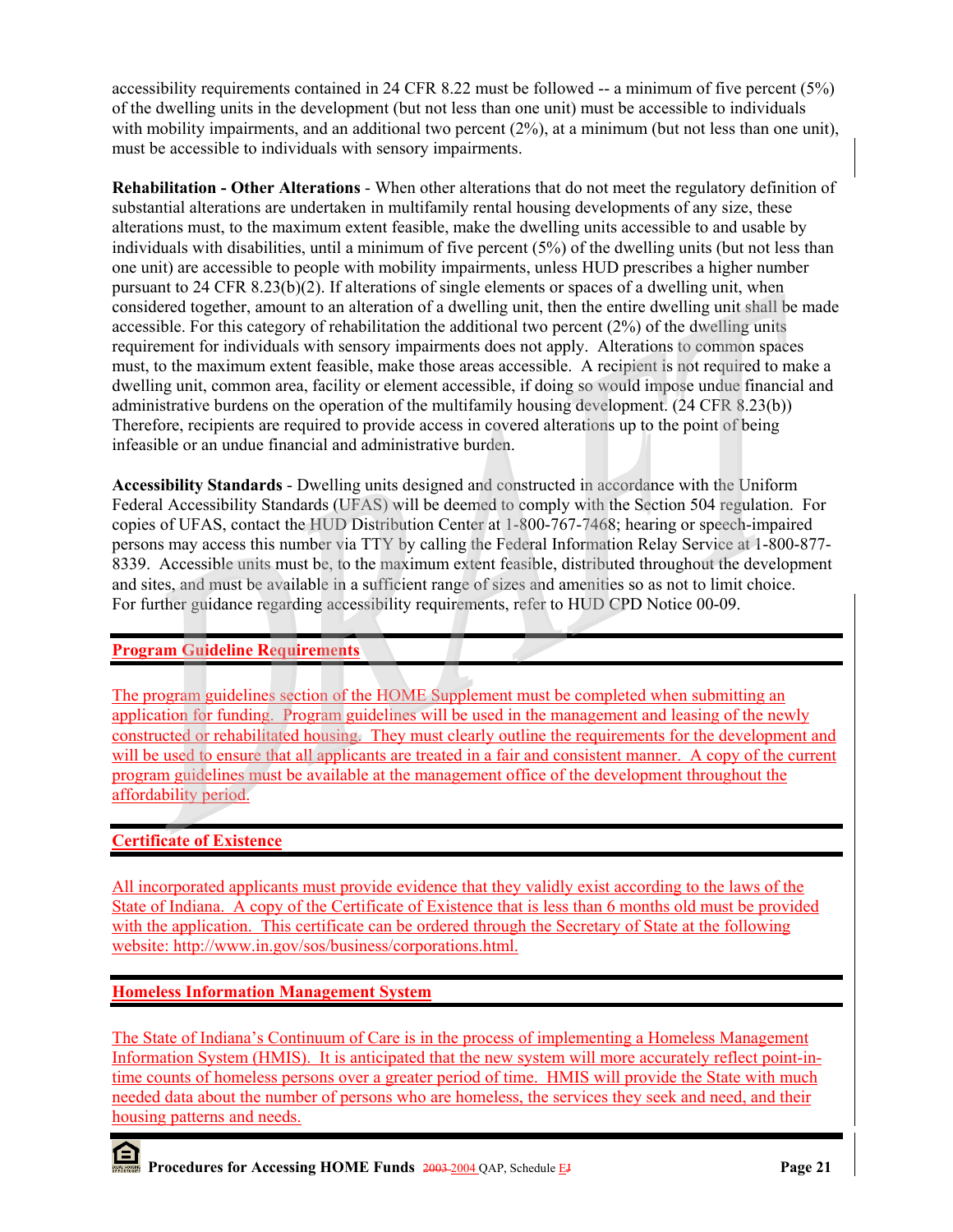accessibility requirements contained in 24 CFR 8.22 must be followed -- a minimum of five percent (5%) of the dwelling units in the development (but not less than one unit) must be accessible to individuals with mobility impairments, and an additional two percent (2%), at a minimum (but not less than one unit), must be accessible to individuals with sensory impairments.

**Rehabilitation - Other Alterations** - When other alterations that do not meet the regulatory definition of substantial alterations are undertaken in multifamily rental housing developments of any size, these alterations must, to the maximum extent feasible, make the dwelling units accessible to and usable by individuals with disabilities, until a minimum of five percent (5%) of the dwelling units (but not less than one unit) are accessible to people with mobility impairments, unless HUD prescribes a higher number pursuant to 24 CFR 8.23(b)(2). If alterations of single elements or spaces of a dwelling unit, when considered together, amount to an alteration of a dwelling unit, then the entire dwelling unit shall be made accessible. For this category of rehabilitation the additional two percent (2%) of the dwelling units requirement for individuals with sensory impairments does not apply. Alterations to common spaces must, to the maximum extent feasible, make those areas accessible. A recipient is not required to make a dwelling unit, common area, facility or element accessible, if doing so would impose undue financial and administrative burdens on the operation of the multifamily housing development. (24 CFR 8.23(b)) Therefore, recipients are required to provide access in covered alterations up to the point of being infeasible or an undue financial and administrative burden.

**Accessibility Standards** - Dwelling units designed and constructed in accordance with the Uniform Federal Accessibility Standards (UFAS) will be deemed to comply with the Section 504 regulation. For copies of UFAS, contact the HUD Distribution Center at 1-800-767-7468; hearing or speech-impaired persons may access this number via TTY by calling the Federal Information Relay Service at 1-800-877-8339. Accessible units must be, to the maximum extent feasible, distributed throughout the development and sites, and must be available in a sufficient range of sizes and amenities so as not to limit choice. For further guidance regarding accessibility requirements, refer to HUD CPD Notice 00-09.

## Program Guideline Requirements

The program guidelines section of the HOME Supplement must be completed when submitting an application for funding. Program guidelines will be used in the management and leasing of the newly constructed or rehabilitated housing. They must clearly outline the requirements for the development and will be used to ensure that all applicants are treated in a fair and consistent manner. A copy of the current program guidelines must be available at the management office of the development throughout the affordability period.

## Certificate of Existence

All incorporated applicants must provide evidence that they validly exist according to the laws of the State of Indiana. A copy of the Certificate of Existence that is less than 6 months old must be provided with the application. This certificate can be ordered through the Secretary of State at the following website: http://www.in.gov/sos/business/corporations.html.

## Homeless Information Management System

The State of Indiana's Continuum of Care is in the process of implementing a Homeless Management Information System (HMIS). It is anticipated that the new system will more accurately reflect point-in-time counts of homeless persons over a greater period of time. HMIS will provide the State with much needed data about the number of persons who are homeless, the services they seek and need, and their housing patterns and needs.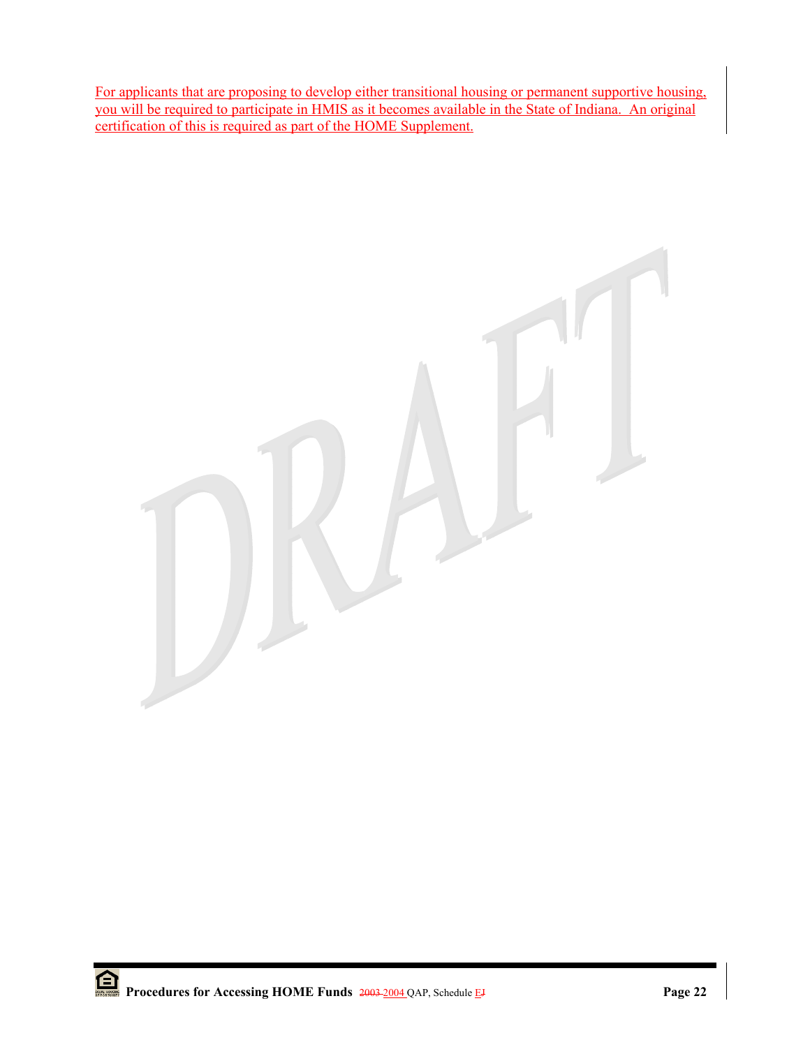For applicants that are proposing to develop either transitional housing or permanent supportive housing, you will be required to participate in HMIS as it becomes available in the State of Indiana. An original certification of this is required as part of the HOME Supplement.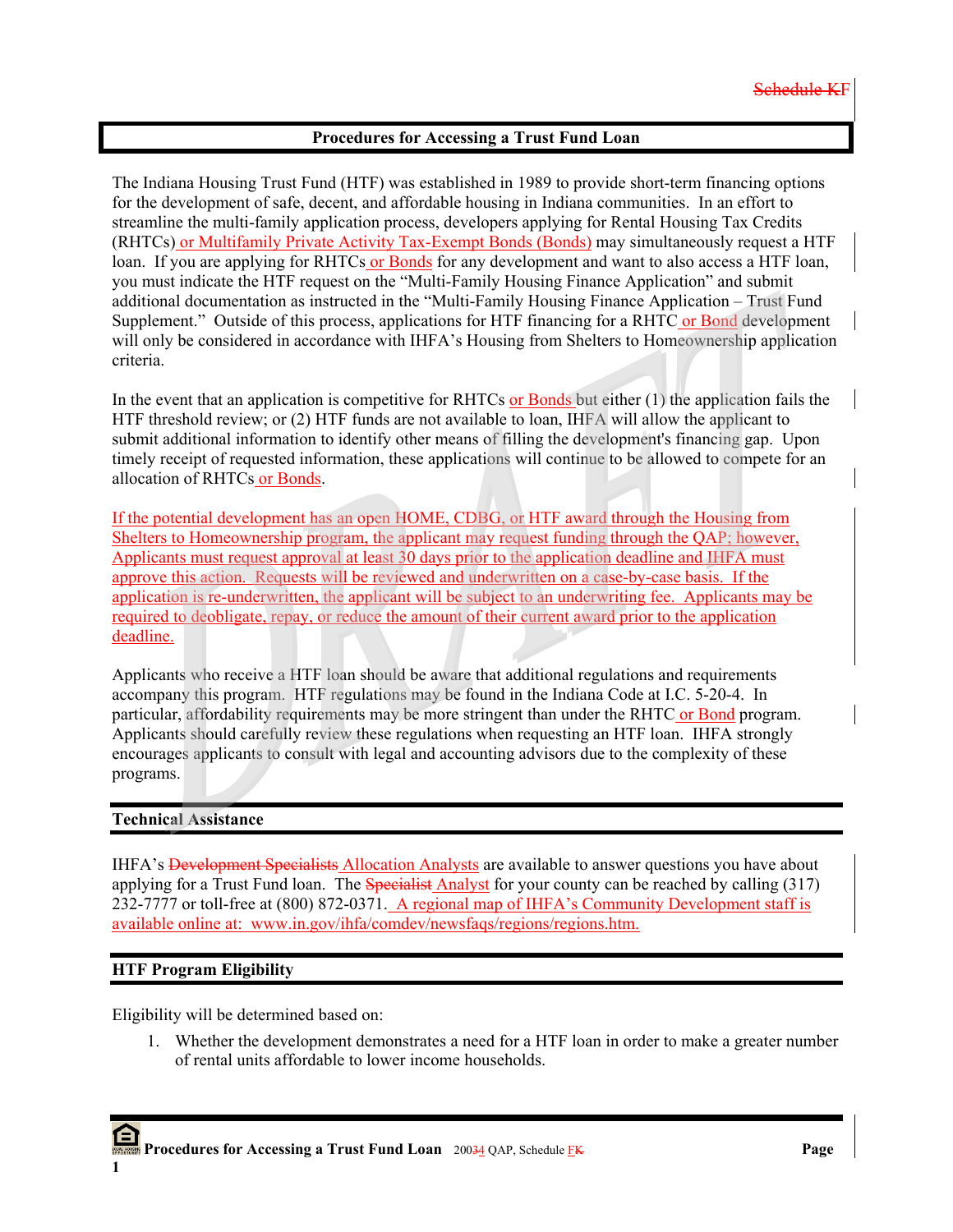Schedule KF

## Procedures for Accessing a Trust Fund Loan

The Indiana Housing Trust Fund (HTF) was established in 1989 to provide short-term financing options for the development of safe, decent, and affordable housing in Indiana communities. In an effort to streamline the multi-family application process, developers applying for Rental Housing Tax Credits (RHTCs) or Multifamily Private Activity Tax-Exempt Bonds (Bonds) may simultaneously request a HTF loan. If you are applying for RHTCs or Bonds for any development and want to also access a HTF loan, you must indicate the HTF request on the "Multi-Family Housing Finance Application" and submit additional documentation as instructed in the "Multi-Family Housing Finance Application – Trust Fund Supplement." Outside of this process, applications for HTF financing for a RHTC or Bond development will only be considered in accordance with IHFA's Housing from Shelters to Homeownership application criteria.

In the event that an application is competitive for RHTCs or Bonds but either (1) the application fails the HTF threshold review; or (2) HTF funds are not available to loan, IHFA will allow the applicant to submit additional information to identify other means of filling the development's financing gap. Upon timely receipt of requested information, these applications will continue to be allowed to compete for an allocation of RHTCs or Bonds.

If the potential development has an open HOME, CDBG, or HTF award through the Housing from Shelters to Homeownership program, the applicant may request funding through the QAP; however, Applicants must request approval at least 30 days prior to the application deadline and IHFA must approve this action. Requests will be reviewed and underwritten on a case-by-case basis. If the application is re-underwritten, the applicant will be subject to an underwriting fee. Applicants may be required to deobligate, repay, or reduce the amount of their current award prior to the application deadline.

Applicants who receive a HTF loan should be aware that additional regulations and requirements accompany this program. HTF regulations may be found in the Indiana Code at I.C. 5-20-4. In particular, affordability requirements may be more stringent than under the RHTC or Bond program. Applicants should carefully review these regulations when requesting an HTF loan. IHFA strongly encourages applicants to consult with legal and accounting advisors due to the complexity of these programs.

### Technical Assistance

IHFA's ~~Development Specialists~~ Allocation Analysts are available to answer questions you have about applying for a Trust Fund loan. The ~~Specialist~~ Analyst for your county can be reached by calling (317) 232-7777 or toll-free at (800) 872-0371. A regional map of IHFA's Community Development staff is available online at: www.in.gov/ihfa/comdev/newsfaqs/regions/regions.htm.

### HTF Program Eligibility

Eligibility will be determined based on:

1. Whether the development demonstrates a need for a HTF loan in order to make a greater number of rental units affordable to lower income households.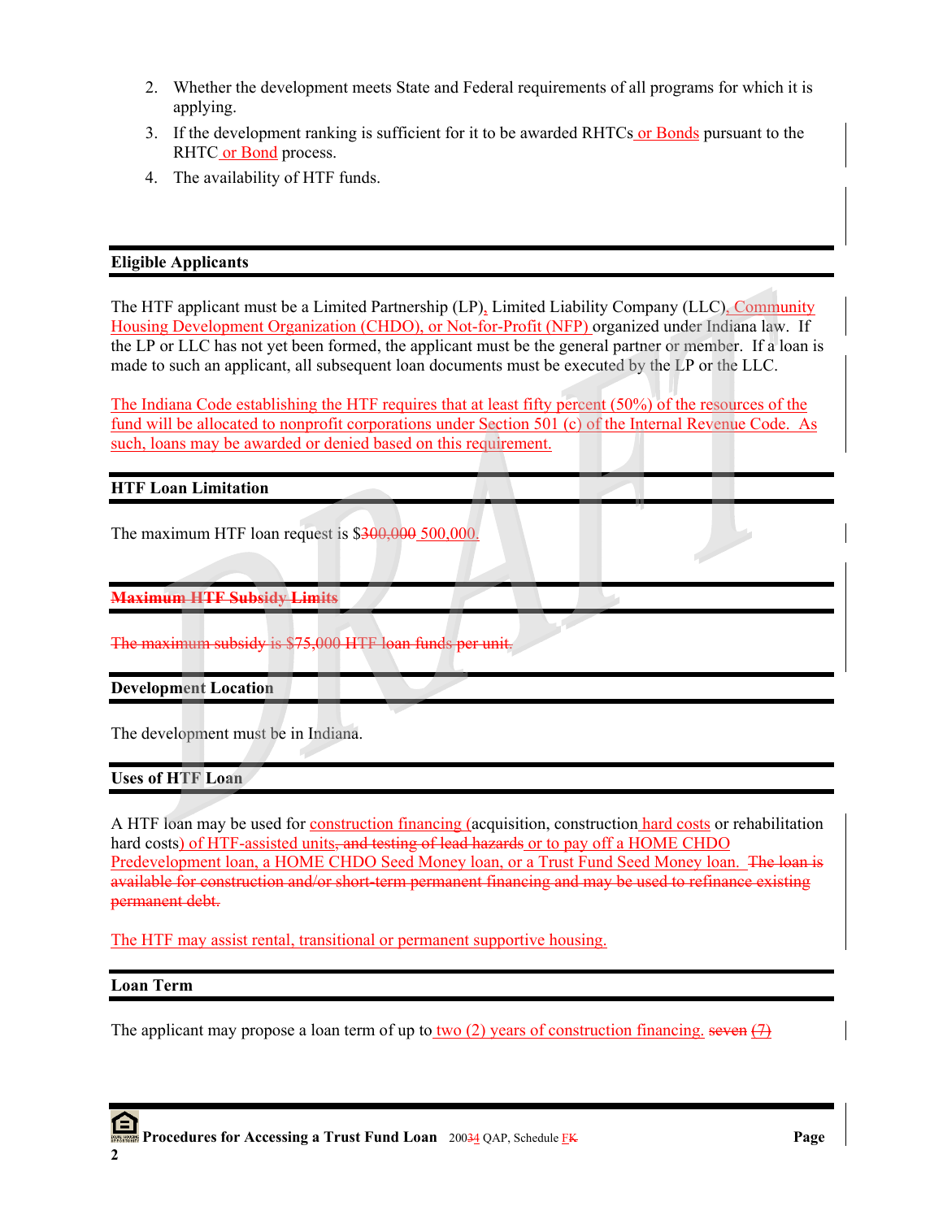2. Whether the development meets State and Federal requirements of all programs for which it is applying.
3. If the development ranking is sufficient for it to be awarded RHTCs or Bonds pursuant to the RHTC or Bond process.
4. The availability of HTF funds.

## Eligible Applicants

The HTF applicant must be a Limited Partnership (LP), Limited Liability Company (LLC), Community Housing Development Organization (CHDO), or Not-for-Profit (NFP) organized under Indiana law. If the LP or LLC has not yet been formed, the applicant must be the general partner or member. If a loan is made to such an applicant, all subsequent loan documents must be executed by the LP or the LLC.

The Indiana Code establishing the HTF requires that at least fifty percent (50%) of the resources of the fund will be allocated to nonprofit corporations under Section 501 (c) of the Internal Revenue Code. As such, loans may be awarded or denied based on this requirement.

## HTF Loan Limitation

The maximum HTF loan request is $~~300,000~~ 500,000.

## ~~Maximum HTF Subsidy Limits~~

~~The maximum subsidy is $75,000 HTF loan funds per unit.~~

## Development Location

The development must be in Indiana.

## Uses of HTF Loan

A HTF loan may be used for construction financing (acquisition, construction hard costs or rehabilitation hard costs) of HTF-assisted units~~, and testing of lead hazards~~ or to pay off a HOME CHDO Predevelopment loan, a HOME CHDO Seed Money loan, or a Trust Fund Seed Money loan. ~~The loan is available for construction and/or short-term permanent financing and may be used to refinance existing permanent debt.~~

The HTF may assist rental, transitional or permanent supportive housing.

## Loan Term

The applicant may propose a loan term of up to two (2) years of construction financing. ~~seven (7)~~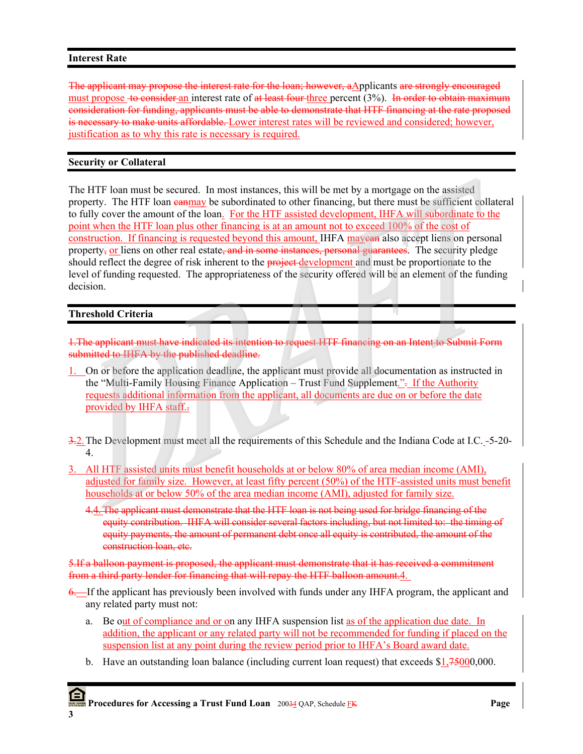## Interest Rate

~~The applicant may propose the interest rate for the loan; however, a~~Applicants ~~are strongly encouraged~~ must propose ~~to consider~~ an interest rate of ~~at least four~~ three percent (3%). ~~In order to obtain maximum consideration for funding, applicants must be able to demonstrate that HTF financing at the rate proposed is necessary to make units affordable.~~ Lower interest rates will be reviewed and considered; however, justification as to why this rate is necessary is required.

## Security or Collateral

The HTF loan must be secured. In most instances, this will be met by a mortgage on the assisted property. The HTF loan ~~can~~may be subordinated to other financing, but there must be sufficient collateral to fully cover the amount of the loan. For the HTF assisted development, IHFA will subordinate to the point when the HTF loan plus other financing is at an amount not to exceed 100% of the cost of construction. If financing is requested beyond this amount, IHFA may~~can~~ also accept liens on personal property~~,~~ or liens on other real estate~~, and in some instances, personal guarantees~~. The security pledge should reflect the degree of risk inherent to the ~~project~~ development and must be proportionate to the level of funding requested. The appropriateness of the security offered will be an element of the funding decision.

## Threshold Criteria

~~1.The applicant must have indicated its intention to request HTF financing on an Intent to Submit Form submitted to IHFA by the published deadline.~~

1. On or before the application deadline, the applicant must provide all documentation as instructed in the "Multi-Family Housing Finance Application – Trust Fund Supplement."~~.~~ If the Authority requests additional information from the applicant, all documents are due on or before the date provided by IHFA staff.~~.~~

~~3.~~2. The Development must meet all the requirements of this Schedule and the Indiana Code at I.C. ~~-~~5-20-4.

3. All HTF assisted units must benefit households at or below 80% of area median income (AMI), adjusted for family size. However, at least fifty percent (50%) of the HTF-assisted units must benefit households at or below 50% of the area median income (AMI), adjusted for family size.

   ~~4.~~4. ~~The applicant must demonstrate that the HTF loan is not being used for bridge financing of the equity contribution. IHFA will consider several factors including, but not limited to: the timing of equity payments, the amount of permanent debt once all equity is contributed, the amount of the construction loan, etc.~~

~~5.If a balloon payment is proposed, the applicant must demonstrate that it has received a commitment from a third party lender for financing that will repay the HTF balloon amount.~~4.

~~6.~~ If the applicant has previously been involved with funds under any IHFA program, the applicant and any related party must not:

   a. Be out of compliance and or on any IHFA suspension list as of the application due date. In addition, the applicant or any related party will not be recommended for funding if placed on the suspension list at any point during the review period prior to IHFA's Board award date.

   b. Have an outstanding loan balance (including current loan request) that exceeds $1,~~75~~000,000.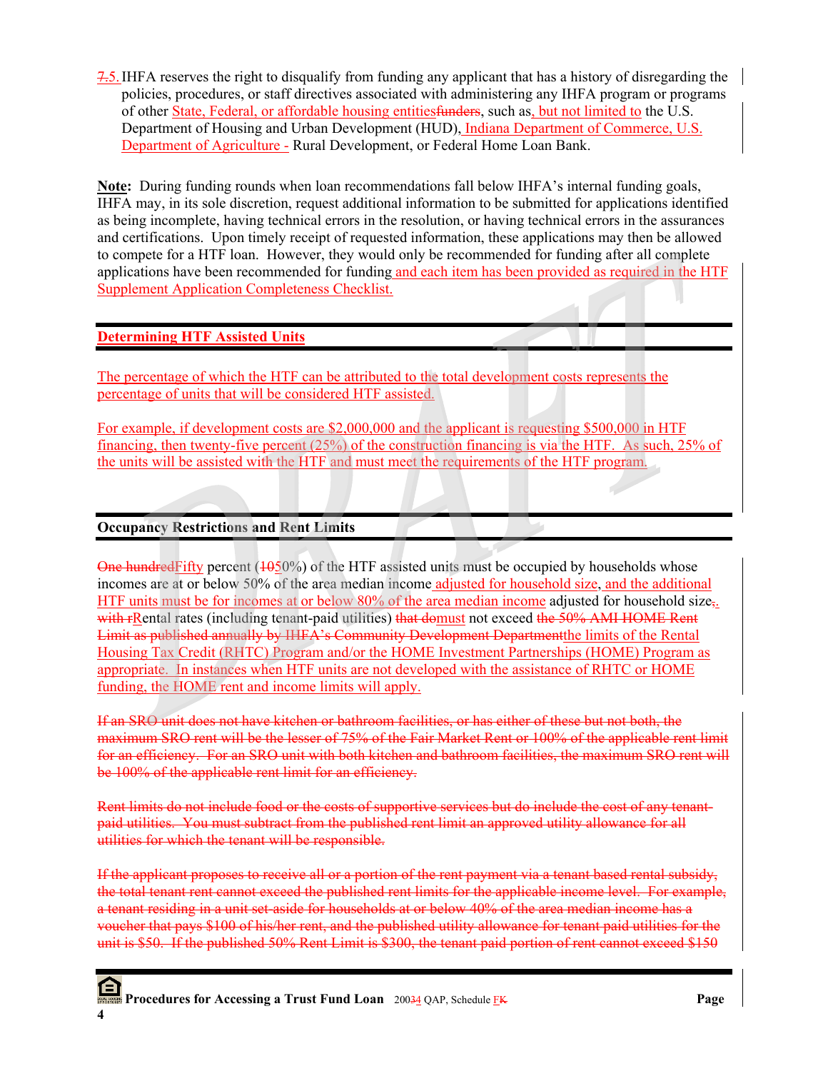~~7.~~5. IHFA reserves the right to disqualify from funding any applicant that has a history of disregarding the policies, procedures, or staff directives associated with administering any IHFA program or programs of other State, Federal, or affordable housing entities~~funders~~, such as, but not limited to the U.S. Department of Housing and Urban Development (HUD), Indiana Department of Commerce, U.S. Department of Agriculture - Rural Development, or Federal Home Loan Bank.

**Note:** During funding rounds when loan recommendations fall below IHFA's internal funding goals, IHFA may, in its sole discretion, request additional information to be submitted for applications identified as being incomplete, having technical errors in the resolution, or having technical errors in the assurances and certifications. Upon timely receipt of requested information, these applications may then be allowed to compete for a HTF loan. However, they would only be recommended for funding after all complete applications have been recommended for funding and each item has been provided as required in the HTF Supplement Application Completeness Checklist.

## Determining HTF Assisted Units

The percentage of which the HTF can be attributed to the total development costs represents the percentage of units that will be considered HTF assisted.

For example, if development costs are $2,000,000 and the applicant is requesting $500,000 in HTF financing, then twenty-five percent (25%) of the construction financing is via the HTF. As such, 25% of the units will be assisted with the HTF and must meet the requirements of the HTF program.

## Occupancy Restrictions and Rent Limits

~~One hundred~~Fifty percent (~~10~~50%) of the HTF assisted units must be occupied by households whose incomes are at or below 50% of the area median income adjusted for household size, and the additional HTF units must be for incomes at or below 80% of the area median income adjusted for household size~~,~~. ~~with r~~Rental rates (including tenant-paid utilities) ~~that do~~must not exceed ~~the 50% AMI HOME Rent Limit as published annually by IHFA's Community Development Department~~the limits of the Rental Housing Tax Credit (RHTC) Program and/or the HOME Investment Partnerships (HOME) Program as appropriate. In instances when HTF units are not developed with the assistance of RHTC or HOME funding, the HOME rent and income limits will apply.

~~If an SRO unit does not have kitchen or bathroom facilities, or has either of these but not both, the maximum SRO rent will be the lesser of 75% of the Fair Market Rent or 100% of the applicable rent limit for an efficiency. For an SRO unit with both kitchen and bathroom facilities, the maximum SRO rent will be 100% of the applicable rent limit for an efficiency.~~

~~Rent limits do not include food or the costs of supportive services but do include the cost of any tenant-paid utilities. You must subtract from the published rent limit an approved utility allowance for all utilities for which the tenant will be responsible.~~

~~If the applicant proposes to receive all or a portion of the rent payment via a tenant based rental subsidy, the total tenant rent cannot exceed the published rent limits for the applicable income level. For example, a tenant residing in a unit set-aside for households at or below 40% of the area median income has a voucher that pays $100 of his/her rent, and the published utility allowance for tenant paid utilities for the unit is $50. If the published 50% Rent Limit is $300, the tenant paid portion of rent cannot exceed $150~~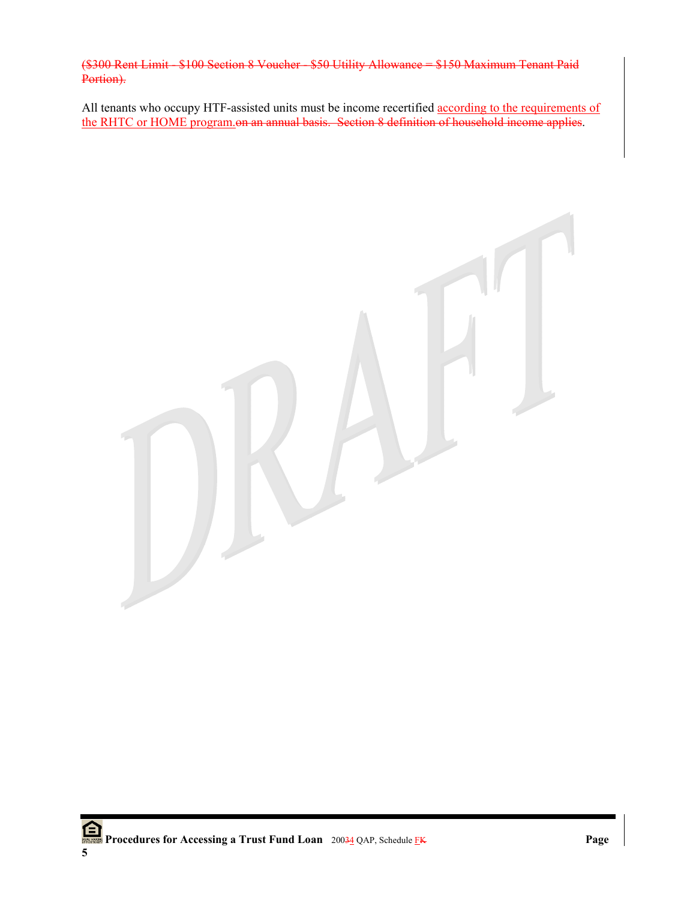~~($300 Rent Limit - $100 Section 8 Voucher - $50 Utility Allowance = $150 Maximum Tenant Paid Portion).~~

All tenants who occupy HTF-assisted units must be income recertified according to the requirements of the RHTC or HOME program.~~on an annual basis. Section 8 definition of household income applies~~.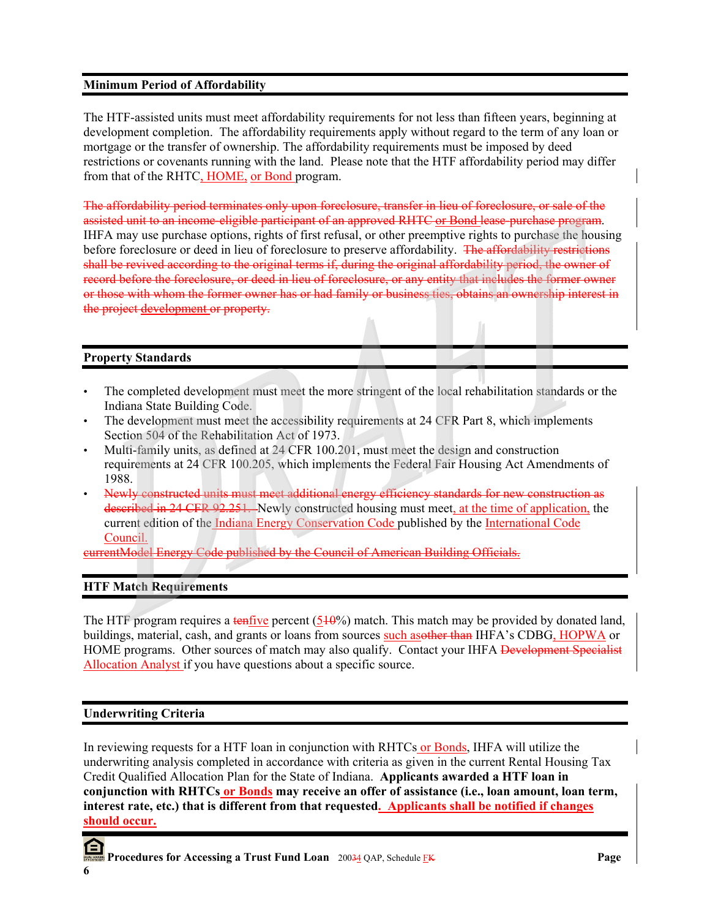## Minimum Period of Affordability

The HTF-assisted units must meet affordability requirements for not less than fifteen years, beginning at development completion. The affordability requirements apply without regard to the term of any loan or mortgage or the transfer of ownership. The affordability requirements must be imposed by deed restrictions or covenants running with the land. Please note that the HTF affordability period may differ from that of the RHTC, HOME, or Bond program.

~~The affordability period terminates only upon foreclosure, transfer in lieu of foreclosure, or sale of the assisted unit to an income-eligible participant of an approved RHTC or Bond lease-purchase program.~~ IHFA may use purchase options, rights of first refusal, or other preemptive rights to purchase the housing before foreclosure or deed in lieu of foreclosure to preserve affordability. ~~The affordability restrictions shall be revived according to the original terms if, during the original affordability period, the owner of record before the foreclosure, or deed in lieu of foreclosure, or any entity that includes the former owner or those with whom the former owner has or had family or business ties, obtains an ownership interest in the project development or property.~~

## Property Standards

- The completed development must meet the more stringent of the local rehabilitation standards or the Indiana State Building Code.
- The development must meet the accessibility requirements at 24 CFR Part 8, which implements Section 504 of the Rehabilitation Act of 1973.
- Multi-family units, as defined at 24 CFR 100.201, must meet the design and construction requirements at 24 CFR 100.205, which implements the Federal Fair Housing Act Amendments of 1988.
- ~~Newly constructed units must meet additional energy efficiency standards for new construction as described in 24 CFR 92.251.~~ Newly constructed housing must meet, at the time of application, the current edition of the Indiana Energy Conservation Code published by the International Code Council.

~~currentModel Energy Code published by the Council of American Building Officials.~~

## HTF Match Requirements

The HTF program requires a ~~ten~~five percent (5~~10~~%) match. This match may be provided by donated land, buildings, material, cash, and grants or loans from sources such as~~other than~~ IHFA's CDBG, HOPWA or HOME programs. Other sources of match may also qualify. Contact your IHFA ~~Development Specialist~~ Allocation Analyst if you have questions about a specific source.

## Underwriting Criteria

In reviewing requests for a HTF loan in conjunction with RHTCs or Bonds, IHFA will utilize the underwriting analysis completed in accordance with criteria as given in the current Rental Housing Tax Credit Qualified Allocation Plan for the State of Indiana. **Applicants awarded a HTF loan in conjunction with RHTCs or Bonds may receive an offer of assistance (i.e., loan amount, loan term, interest rate, etc.) that is different from that requested. Applicants shall be notified if changes should occur.**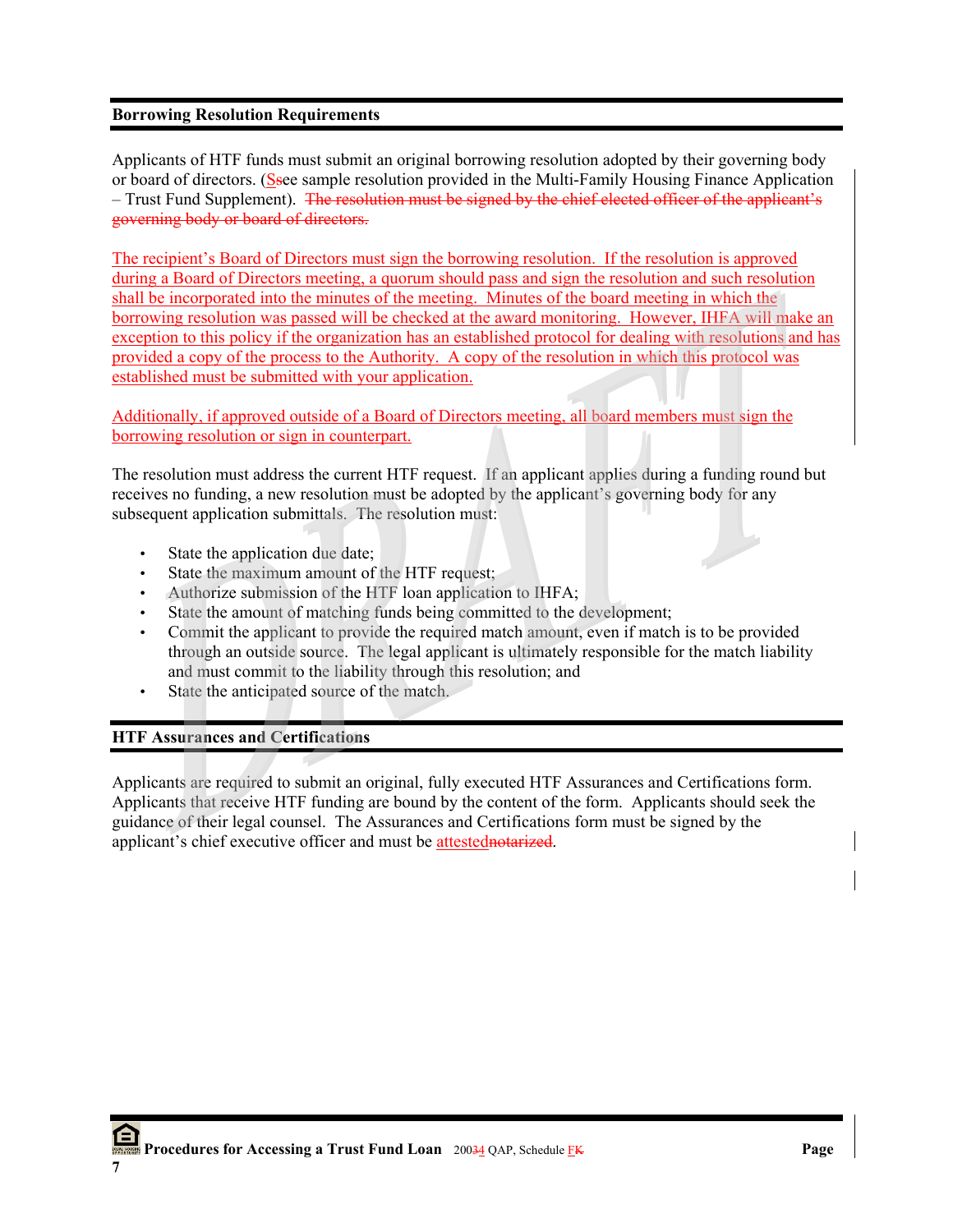**Borrowing Resolution Requirements**

Applicants of HTF funds must submit an original borrowing resolution adopted by their governing body or board of directors. (Ssee sample resolution provided in the Multi-Family Housing Finance Application – Trust Fund Supplement). ~~The resolution must be signed by the chief elected officer of the applicant's governing body or board of directors.~~

The recipient's Board of Directors must sign the borrowing resolution. If the resolution is approved during a Board of Directors meeting, a quorum should pass and sign the resolution and such resolution shall be incorporated into the minutes of the meeting. Minutes of the board meeting in which the borrowing resolution was passed will be checked at the award monitoring. However, IHFA will make an exception to this policy if the organization has an established protocol for dealing with resolutions and has provided a copy of the process to the Authority. A copy of the resolution in which this protocol was established must be submitted with your application.

Additionally, if approved outside of a Board of Directors meeting, all board members must sign the borrowing resolution or sign in counterpart.

The resolution must address the current HTF request. If an applicant applies during a funding round but receives no funding, a new resolution must be adopted by the applicant's governing body for any subsequent application submittals. The resolution must:

- State the application due date;
- State the maximum amount of the HTF request;
- Authorize submission of the HTF loan application to IHFA;
- State the amount of matching funds being committed to the development;
- Commit the applicant to provide the required match amount, even if match is to be provided through an outside source. The legal applicant is ultimately responsible for the match liability and must commit to the liability through this resolution; and
- State the anticipated source of the match.

**HTF Assurances and Certifications**

Applicants are required to submit an original, fully executed HTF Assurances and Certifications form. Applicants that receive HTF funding are bound by the content of the form. Applicants should seek the guidance of their legal counsel. The Assurances and Certifications form must be signed by the applicant's chief executive officer and must be attested~~notarized~~.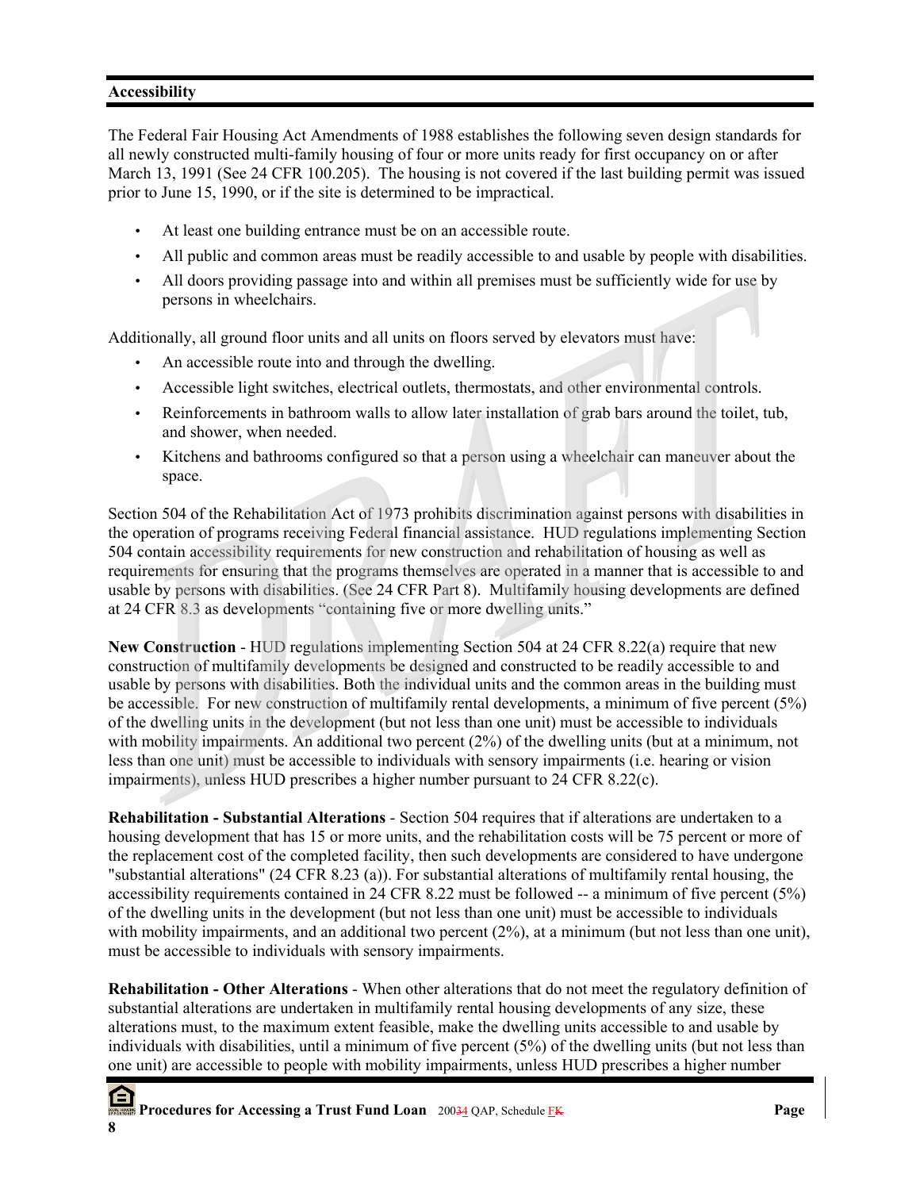## Accessibility

The Federal Fair Housing Act Amendments of 1988 establishes the following seven design standards for all newly constructed multi-family housing of four or more units ready for first occupancy on or after March 13, 1991 (See 24 CFR 100.205). The housing is not covered if the last building permit was issued prior to June 15, 1990, or if the site is determined to be impractical.

- At least one building entrance must be on an accessible route.
- All public and common areas must be readily accessible to and usable by people with disabilities.
- All doors providing passage into and within all premises must be sufficiently wide for use by persons in wheelchairs.

Additionally, all ground floor units and all units on floors served by elevators must have:

- An accessible route into and through the dwelling.
- Accessible light switches, electrical outlets, thermostats, and other environmental controls.
- Reinforcements in bathroom walls to allow later installation of grab bars around the toilet, tub, and shower, when needed.
- Kitchens and bathrooms configured so that a person using a wheelchair can maneuver about the space.

Section 504 of the Rehabilitation Act of 1973 prohibits discrimination against persons with disabilities in the operation of programs receiving Federal financial assistance. HUD regulations implementing Section 504 contain accessibility requirements for new construction and rehabilitation of housing as well as requirements for ensuring that the programs themselves are operated in a manner that is accessible to and usable by persons with disabilities. (See 24 CFR Part 8). Multifamily housing developments are defined at 24 CFR 8.3 as developments "containing five or more dwelling units."

**New Construction** - HUD regulations implementing Section 504 at 24 CFR 8.22(a) require that new construction of multifamily developments be designed and constructed to be readily accessible to and usable by persons with disabilities. Both the individual units and the common areas in the building must be accessible. For new construction of multifamily rental developments, a minimum of five percent (5%) of the dwelling units in the development (but not less than one unit) must be accessible to individuals with mobility impairments. An additional two percent (2%) of the dwelling units (but at a minimum, not less than one unit) must be accessible to individuals with sensory impairments (i.e. hearing or vision impairments), unless HUD prescribes a higher number pursuant to 24 CFR 8.22(c).

**Rehabilitation - Substantial Alterations** - Section 504 requires that if alterations are undertaken to a housing development that has 15 or more units, and the rehabilitation costs will be 75 percent or more of the replacement cost of the completed facility, then such developments are considered to have undergone "substantial alterations" (24 CFR 8.23 (a)). For substantial alterations of multifamily rental housing, the accessibility requirements contained in 24 CFR 8.22 must be followed -- a minimum of five percent (5%) of the dwelling units in the development (but not less than one unit) must be accessible to individuals with mobility impairments, and an additional two percent (2%), at a minimum (but not less than one unit), must be accessible to individuals with sensory impairments.

**Rehabilitation - Other Alterations** - When other alterations that do not meet the regulatory definition of substantial alterations are undertaken in multifamily rental housing developments of any size, these alterations must, to the maximum extent feasible, make the dwelling units accessible to and usable by individuals with disabilities, until a minimum of five percent (5%) of the dwelling units (but not less than one unit) are accessible to people with mobility impairments, unless HUD prescribes a higher number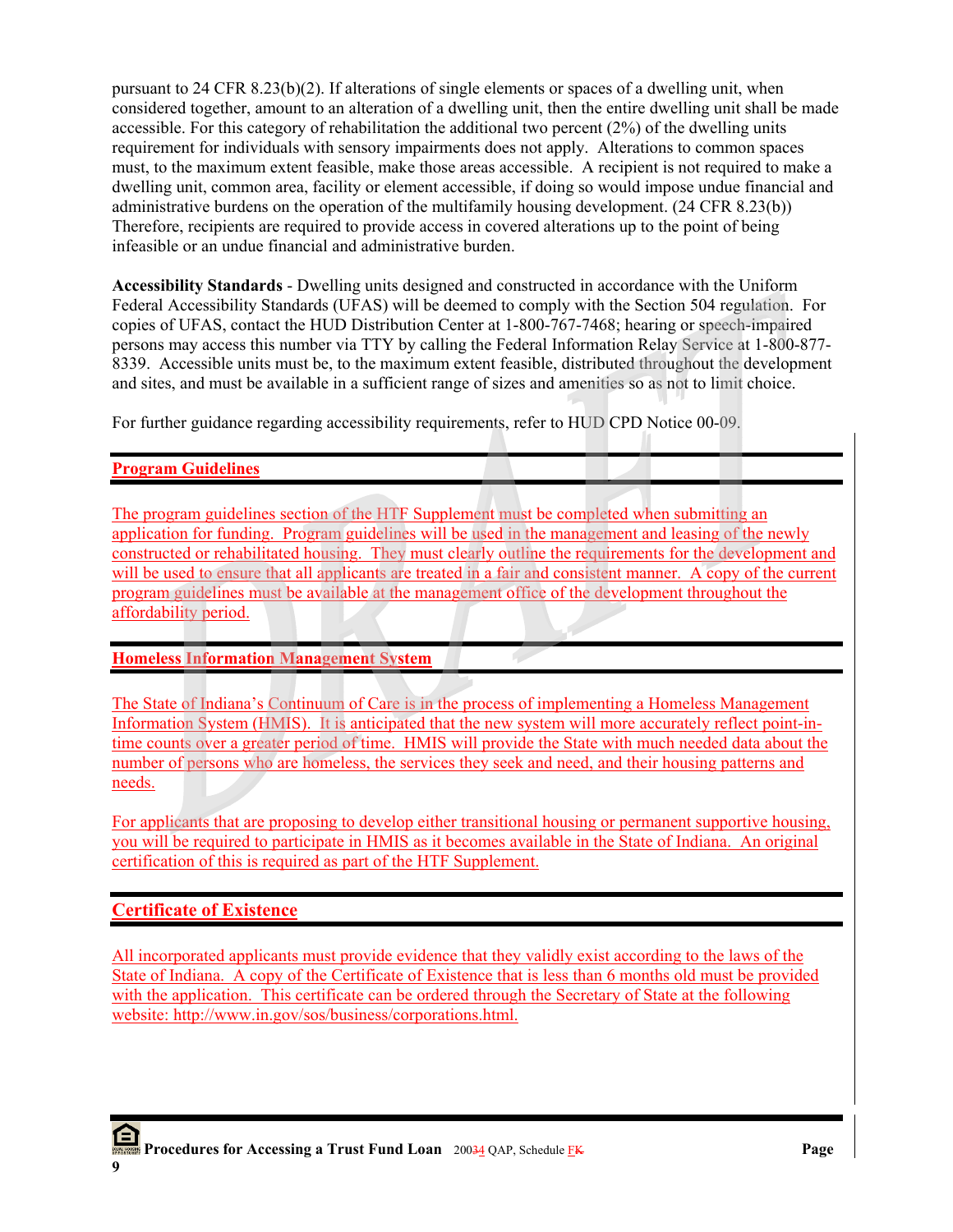pursuant to 24 CFR 8.23(b)(2). If alterations of single elements or spaces of a dwelling unit, when considered together, amount to an alteration of a dwelling unit, then the entire dwelling unit shall be made accessible. For this category of rehabilitation the additional two percent (2%) of the dwelling units requirement for individuals with sensory impairments does not apply. Alterations to common spaces must, to the maximum extent feasible, make those areas accessible. A recipient is not required to make a dwelling unit, common area, facility or element accessible, if doing so would impose undue financial and administrative burdens on the operation of the multifamily housing development. (24 CFR 8.23(b)) Therefore, recipients are required to provide access in covered alterations up to the point of being infeasible or an undue financial and administrative burden.

**Accessibility Standards** - Dwelling units designed and constructed in accordance with the Uniform Federal Accessibility Standards (UFAS) will be deemed to comply with the Section 504 regulation. For copies of UFAS, contact the HUD Distribution Center at 1-800-767-7468; hearing or speech-impaired persons may access this number via TTY by calling the Federal Information Relay Service at 1-800-877-8339. Accessible units must be, to the maximum extent feasible, distributed throughout the development and sites, and must be available in a sufficient range of sizes and amenities so as not to limit choice.

For further guidance regarding accessibility requirements, refer to HUD CPD Notice 00-09.

## Program Guidelines

The program guidelines section of the HTF Supplement must be completed when submitting an application for funding. Program guidelines will be used in the management and leasing of the newly constructed or rehabilitated housing. They must clearly outline the requirements for the development and will be used to ensure that all applicants are treated in a fair and consistent manner. A copy of the current program guidelines must be available at the management office of the development throughout the affordability period.

## Homeless Information Management System

The State of Indiana's Continuum of Care is in the process of implementing a Homeless Management Information System (HMIS). It is anticipated that the new system will more accurately reflect point-in-time counts over a greater period of time. HMIS will provide the State with much needed data about the number of persons who are homeless, the services they seek and need, and their housing patterns and needs.

For applicants that are proposing to develop either transitional housing or permanent supportive housing, you will be required to participate in HMIS as it becomes available in the State of Indiana. An original certification of this is required as part of the HTF Supplement.

## Certificate of Existence

All incorporated applicants must provide evidence that they validly exist according to the laws of the State of Indiana. A copy of the Certificate of Existence that is less than 6 months old must be provided with the application. This certificate can be ordered through the Secretary of State at the following website: http://www.in.gov/sos/business/corporations.html.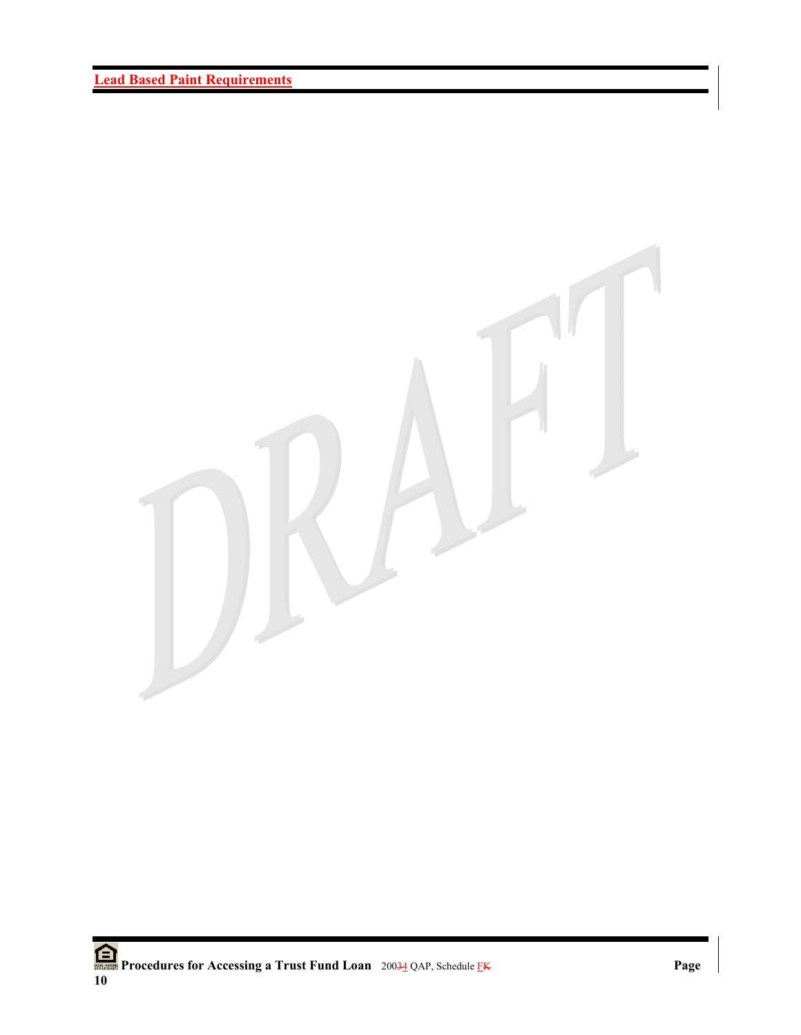## Lead Based Paint Requirements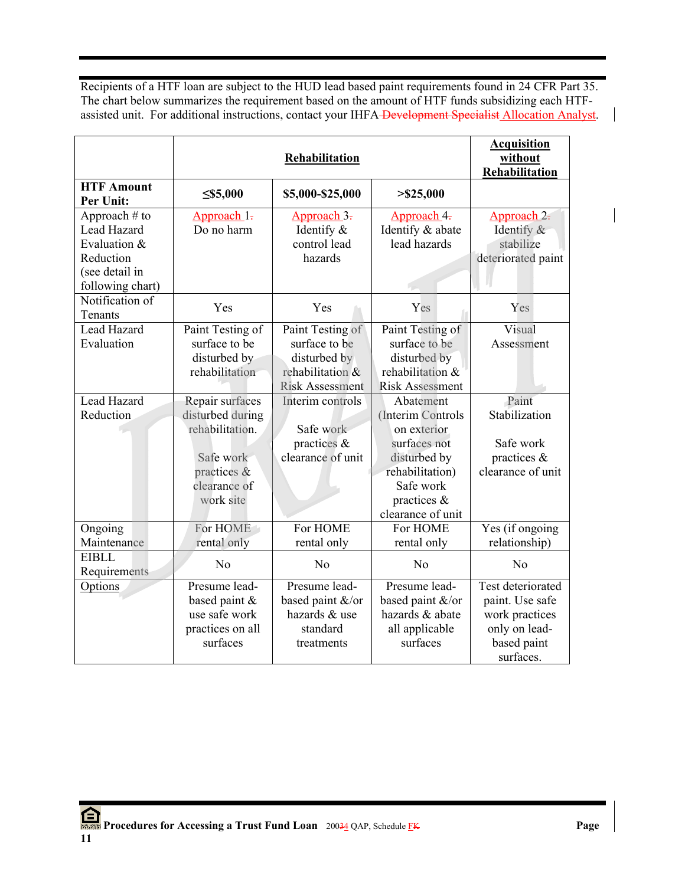Recipients of a HTF loan are subject to the HUD lead based paint requirements found in 24 CFR Part 35. The chart below summarizes the requirement based on the amount of HTF funds subsidizing each HTF-assisted unit. For additional instructions, contact your IHFA ~~Development Specialist~~ Allocation Analyst.

| | **Rehabilitation** | | | **Acquisition without Rehabilitation** |
|---|---|---|---|---|
| **HTF Amount Per Unit:** | **≤$5,000** | **$5,000-$25,000** | **>$25,000** | |
| Approach # to Lead Hazard Evaluation & Reduction (see detail in following chart) | Approach 1~~.~~ Do no harm | Approach 3~~.~~ Identify & control lead hazards | Approach 4~~.~~ Identify & abate lead hazards | Approach 2~~.~~ Identify & stabilize deteriorated paint |
| Notification of Tenants | Yes | Yes | Yes | Yes |
| Lead Hazard Evaluation | Paint Testing of surface to be disturbed by rehabilitation | Paint Testing of surface to be disturbed by rehabilitation & Risk Assessment | Paint Testing of surface to be disturbed by rehabilitation & Risk Assessment | Visual Assessment |
| Lead Hazard Reduction | Repair surfaces disturbed during rehabilitation. Safe work practices & clearance of work site | Interim controls Safe work practices & clearance of unit | Abatement (Interim Controls on exterior surfaces not disturbed by rehabilitation) Safe work practices & clearance of unit | Paint Stabilization Safe work practices & clearance of unit |
| Ongoing Maintenance | For HOME rental only | For HOME rental only | For HOME rental only | Yes (if ongoing relationship) |
| EIBLL Requirements | No | No | No | No |
| Options | Presume lead-based paint & use safe work practices on all surfaces | Presume lead-based paint &/or hazards & use standard treatments | Presume lead-based paint &/or hazards & abate all applicable surfaces | Test deteriorated paint. Use safe work practices only on lead-based paint surfaces. |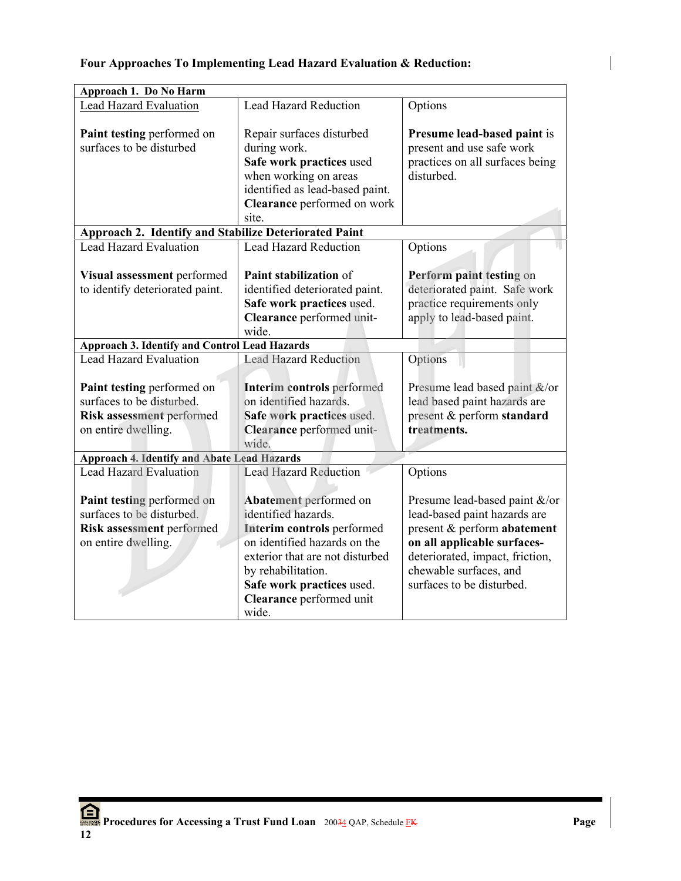**Four Approaches To Implementing Lead Hazard Evaluation & Reduction:**

| **Approach 1. Do No Harm** | | |
|---|---|---|
| Lead Hazard Evaluation<br><br>**Paint testing** performed on surfaces to be disturbed | Lead Hazard Reduction<br><br>Repair surfaces disturbed during work.<br>**Safe work practices** used when working on areas identified as lead-based paint.<br>**Clearance** performed on work site. | Options<br><br>**Presume lead-based paint** is present and use safe work practices on all surfaces being disturbed. |
| **Approach 2. Identify and Stabilize Deteriorated Paint** | | |
| Lead Hazard Evaluation<br><br>**Visual assessment** performed to identify deteriorated paint. | Lead Hazard Reduction<br><br>**Paint stabilization** of identified deteriorated paint.<br>**Safe work practices** used.<br>**Clearance** performed unit-wide. | Options<br><br>**Perform paint testing** on deteriorated paint. Safe work practice requirements only apply to lead-based paint. |
| **Approach 3. Identify and Control Lead Hazards** | | |
| Lead Hazard Evaluation<br><br>**Paint testing** performed on surfaces to be disturbed.<br>**Risk assessment** performed on entire dwelling. | Lead Hazard Reduction<br><br>**Interim controls** performed on identified hazards.<br>**Safe work practices** used.<br>**Clearance** performed unit-wide. | Options<br><br>Presume lead based paint &/or lead based paint hazards are present & perform **standard treatments.** |
| **Approach 4. Identify and Abate Lead Hazards** | | |
| Lead Hazard Evaluation<br><br>**Paint testing** performed on surfaces to be disturbed.<br>**Risk assessment** performed on entire dwelling. | Lead Hazard Reduction<br><br>**Abatement** performed on identified hazards.<br>**Interim controls** performed on identified hazards on the exterior that are not disturbed by rehabilitation.<br>**Safe work practices** used.<br>**Clearance** performed unit wide. | Options<br><br>Presume lead-based paint &/or lead-based paint hazards are present & perform **abatement on all applicable surfaces-** deteriorated, impact, friction, chewable surfaces, and surfaces to be disturbed. |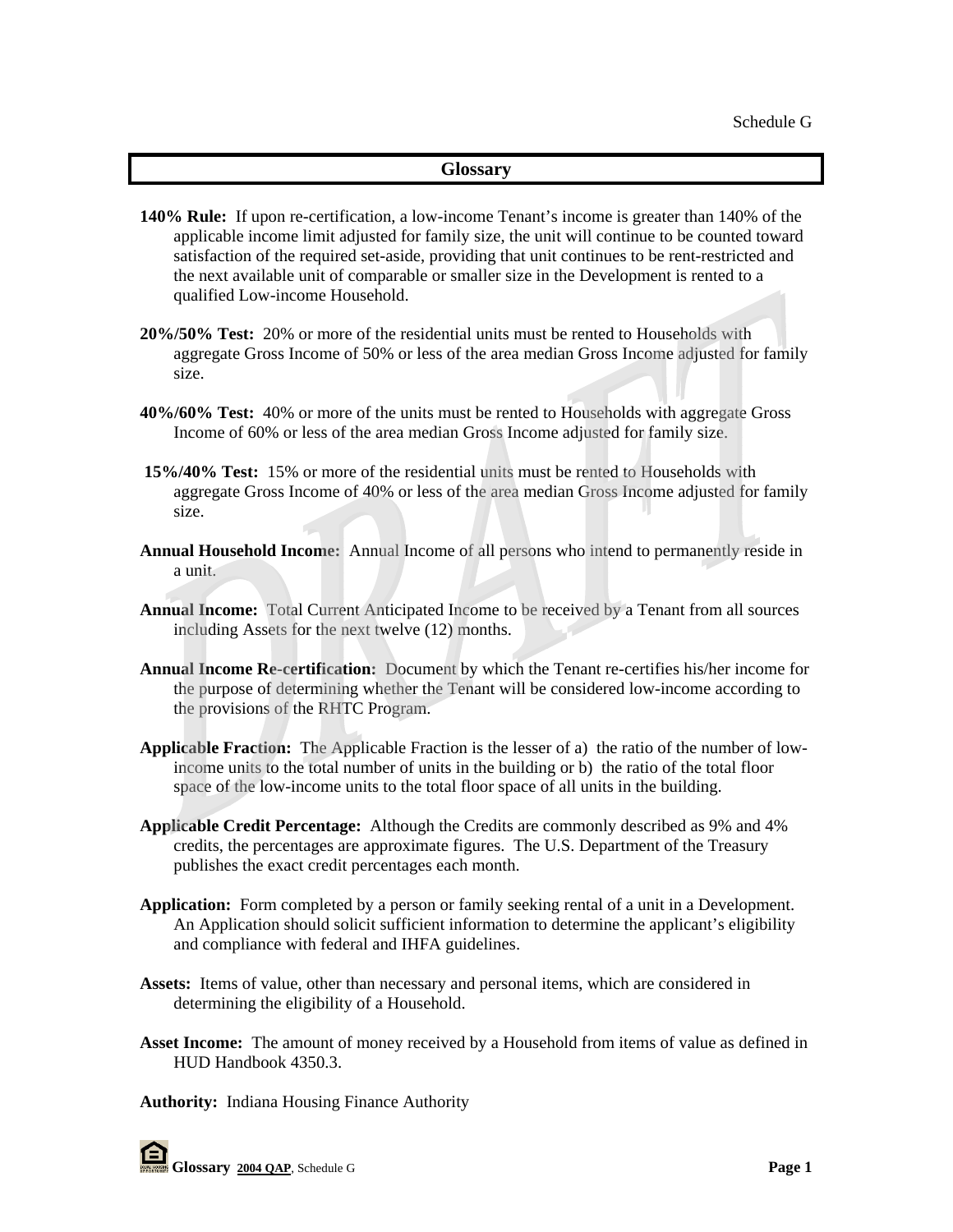Schedule G

## Glossary

**140% Rule:** If upon re-certification, a low-income Tenant's income is greater than 140% of the applicable income limit adjusted for family size, the unit will continue to be counted toward satisfaction of the required set-aside, providing that unit continues to be rent-restricted and the next available unit of comparable or smaller size in the Development is rented to a qualified Low-income Household.

**20%/50% Test:** 20% or more of the residential units must be rented to Households with aggregate Gross Income of 50% or less of the area median Gross Income adjusted for family size.

**40%/60% Test:** 40% or more of the units must be rented to Households with aggregate Gross Income of 60% or less of the area median Gross Income adjusted for family size.

**15%/40% Test:** 15% or more of the residential units must be rented to Households with aggregate Gross Income of 40% or less of the area median Gross Income adjusted for family size.

**Annual Household Income:** Annual Income of all persons who intend to permanently reside in a unit.

**Annual Income:** Total Current Anticipated Income to be received by a Tenant from all sources including Assets for the next twelve (12) months.

**Annual Income Re-certification:** Document by which the Tenant re-certifies his/her income for the purpose of determining whether the Tenant will be considered low-income according to the provisions of the RHTC Program.

**Applicable Fraction:** The Applicable Fraction is the lesser of a) the ratio of the number of low-income units to the total number of units in the building or b) the ratio of the total floor space of the low-income units to the total floor space of all units in the building.

**Applicable Credit Percentage:** Although the Credits are commonly described as 9% and 4% credits, the percentages are approximate figures. The U.S. Department of the Treasury publishes the exact credit percentages each month.

**Application:** Form completed by a person or family seeking rental of a unit in a Development. An Application should solicit sufficient information to determine the applicant's eligibility and compliance with federal and IHFA guidelines.

**Assets:** Items of value, other than necessary and personal items, which are considered in determining the eligibility of a Household.

**Asset Income:** The amount of money received by a Household from items of value as defined in HUD Handbook 4350.3.

**Authority:** Indiana Housing Finance Authority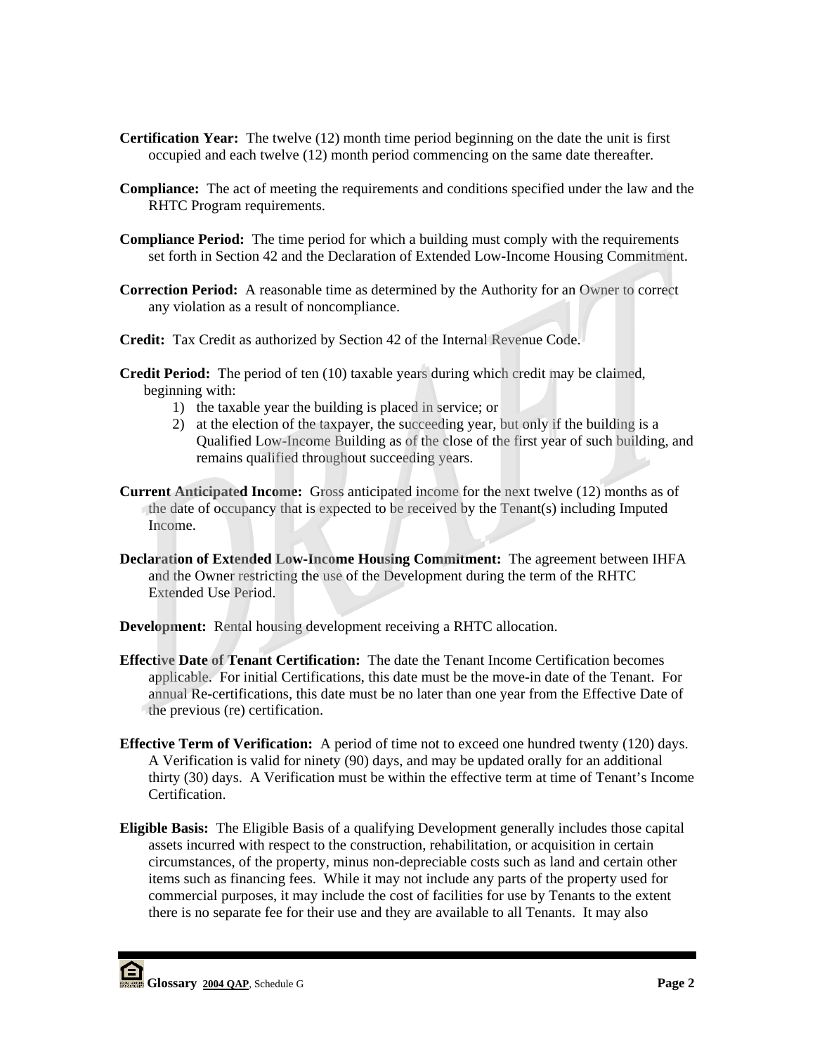**Certification Year:** The twelve (12) month time period beginning on the date the unit is first occupied and each twelve (12) month period commencing on the same date thereafter.

**Compliance:** The act of meeting the requirements and conditions specified under the law and the RHTC Program requirements.

**Compliance Period:** The time period for which a building must comply with the requirements set forth in Section 42 and the Declaration of Extended Low-Income Housing Commitment.

**Correction Period:** A reasonable time as determined by the Authority for an Owner to correct any violation as a result of noncompliance.

**Credit:** Tax Credit as authorized by Section 42 of the Internal Revenue Code.

**Credit Period:** The period of ten (10) taxable years during which credit may be claimed, beginning with:

1) the taxable year the building is placed in service; or
2) at the election of the taxpayer, the succeeding year, but only if the building is a Qualified Low-Income Building as of the close of the first year of such building, and remains qualified throughout succeeding years.

**Current Anticipated Income:** Gross anticipated income for the next twelve (12) months as of the date of occupancy that is expected to be received by the Tenant(s) including Imputed Income.

**Declaration of Extended Low-Income Housing Commitment:** The agreement between IHFA and the Owner restricting the use of the Development during the term of the RHTC Extended Use Period.

**Development:** Rental housing development receiving a RHTC allocation.

**Effective Date of Tenant Certification:** The date the Tenant Income Certification becomes applicable. For initial Certifications, this date must be the move-in date of the Tenant. For annual Re-certifications, this date must be no later than one year from the Effective Date of the previous (re) certification.

**Effective Term of Verification:** A period of time not to exceed one hundred twenty (120) days. A Verification is valid for ninety (90) days, and may be updated orally for an additional thirty (30) days. A Verification must be within the effective term at time of Tenant's Income Certification.

**Eligible Basis:** The Eligible Basis of a qualifying Development generally includes those capital assets incurred with respect to the construction, rehabilitation, or acquisition in certain circumstances, of the property, minus non-depreciable costs such as land and certain other items such as financing fees. While it may not include any parts of the property used for commercial purposes, it may include the cost of facilities for use by Tenants to the extent there is no separate fee for their use and they are available to all Tenants. It may also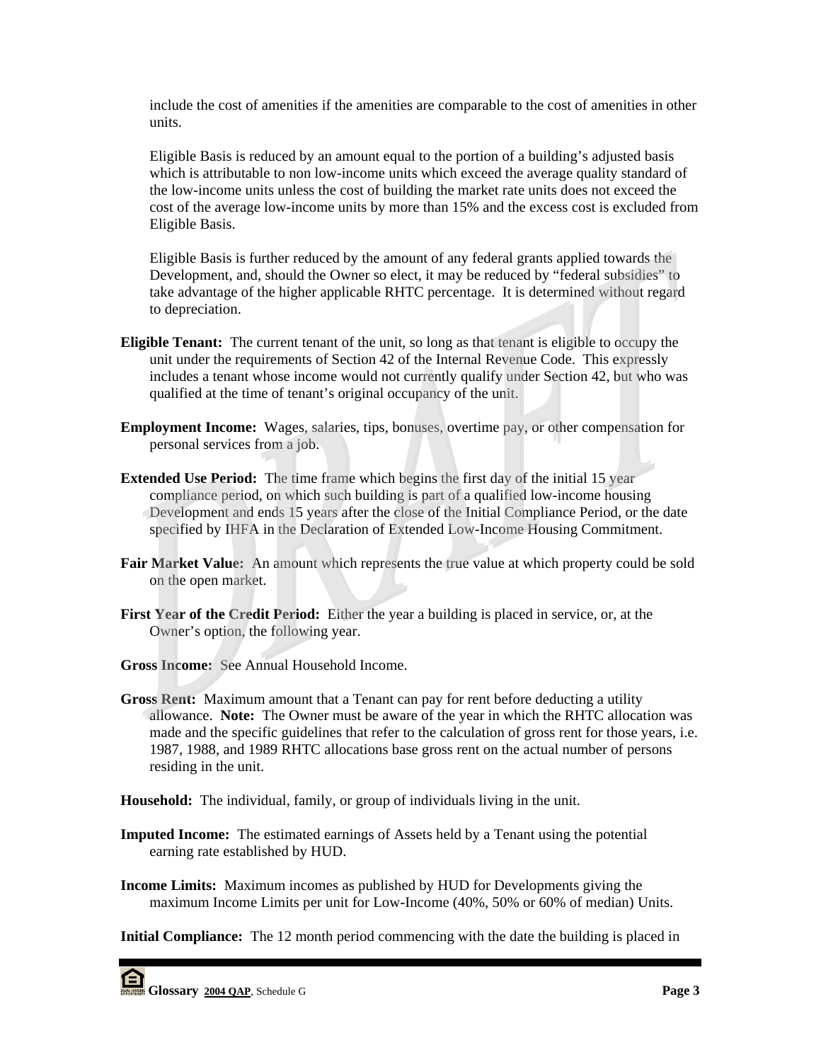include the cost of amenities if the amenities are comparable to the cost of amenities in other units.

Eligible Basis is reduced by an amount equal to the portion of a building's adjusted basis which is attributable to non low-income units which exceed the average quality standard of the low-income units unless the cost of building the market rate units does not exceed the cost of the average low-income units by more than 15% and the excess cost is excluded from Eligible Basis.

Eligible Basis is further reduced by the amount of any federal grants applied towards the Development, and, should the Owner so elect, it may be reduced by "federal subsidies" to take advantage of the higher applicable RHTC percentage. It is determined without regard to depreciation.

**Eligible Tenant:** The current tenant of the unit, so long as that tenant is eligible to occupy the unit under the requirements of Section 42 of the Internal Revenue Code. This expressly includes a tenant whose income would not currently qualify under Section 42, but who was qualified at the time of tenant's original occupancy of the unit.

**Employment Income:** Wages, salaries, tips, bonuses, overtime pay, or other compensation for personal services from a job.

**Extended Use Period:** The time frame which begins the first day of the initial 15 year compliance period, on which such building is part of a qualified low-income housing Development and ends 15 years after the close of the Initial Compliance Period, or the date specified by IHFA in the Declaration of Extended Low-Income Housing Commitment.

**Fair Market Value:** An amount which represents the true value at which property could be sold on the open market.

**First Year of the Credit Period:** Either the year a building is placed in service, or, at the Owner's option, the following year.

**Gross Income:** See Annual Household Income.

**Gross Rent:** Maximum amount that a Tenant can pay for rent before deducting a utility allowance. **Note:** The Owner must be aware of the year in which the RHTC allocation was made and the specific guidelines that refer to the calculation of gross rent for those years, i.e. 1987, 1988, and 1989 RHTC allocations base gross rent on the actual number of persons residing in the unit.

**Household:** The individual, family, or group of individuals living in the unit.

**Imputed Income:** The estimated earnings of Assets held by a Tenant using the potential earning rate established by HUD.

**Income Limits:** Maximum incomes as published by HUD for Developments giving the maximum Income Limits per unit for Low-Income (40%, 50% or 60% of median) Units.

**Initial Compliance:** The 12 month period commencing with the date the building is placed in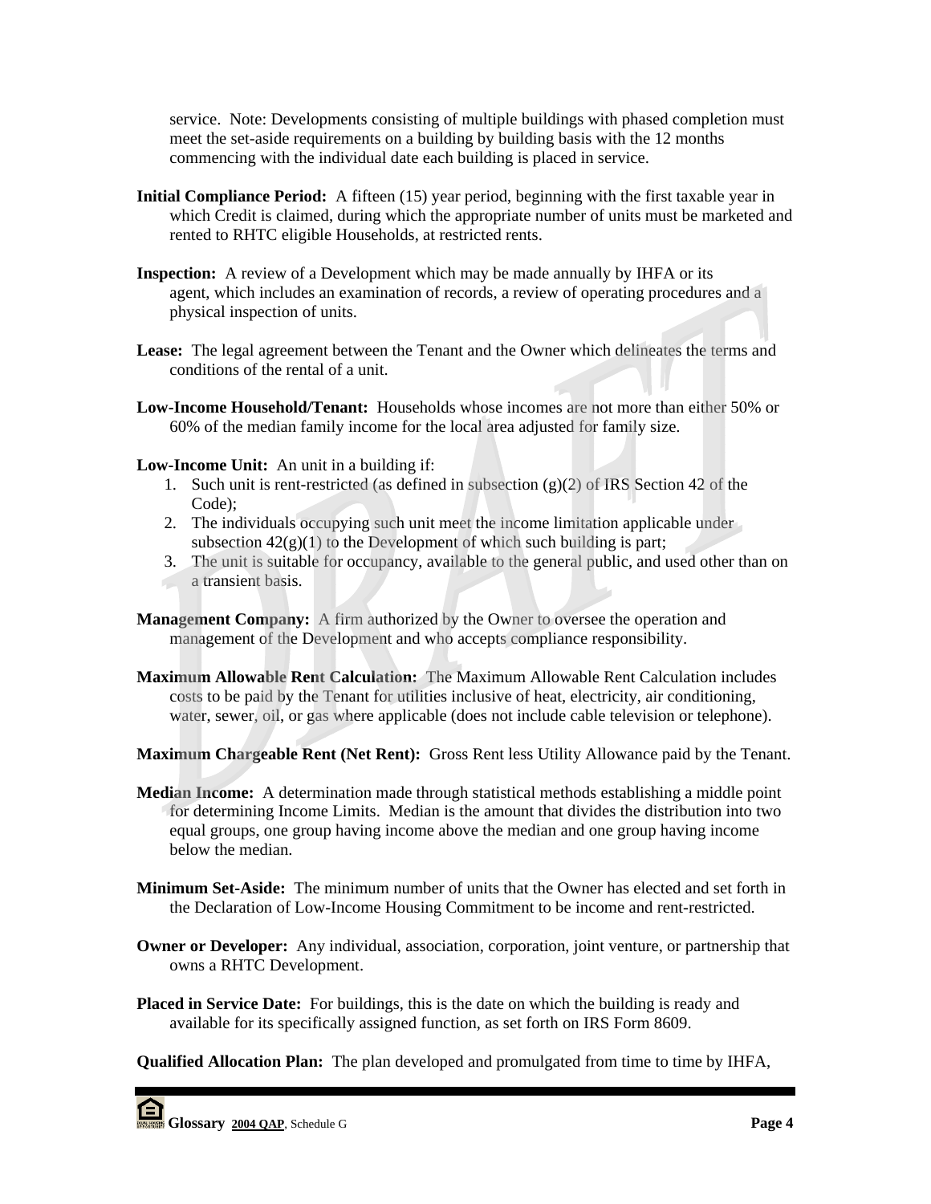service. Note: Developments consisting of multiple buildings with phased completion must meet the set-aside requirements on a building by building basis with the 12 months commencing with the individual date each building is placed in service.

**Initial Compliance Period:** A fifteen (15) year period, beginning with the first taxable year in which Credit is claimed, during which the appropriate number of units must be marketed and rented to RHTC eligible Households, at restricted rents.

**Inspection:** A review of a Development which may be made annually by IHFA or its agent, which includes an examination of records, a review of operating procedures and a physical inspection of units.

**Lease:** The legal agreement between the Tenant and the Owner which delineates the terms and conditions of the rental of a unit.

**Low-Income Household/Tenant:** Households whose incomes are not more than either 50% or 60% of the median family income for the local area adjusted for family size.

**Low-Income Unit:** An unit in a building if:

1. Such unit is rent-restricted (as defined in subsection (g)(2) of IRS Section 42 of the Code);
2. The individuals occupying such unit meet the income limitation applicable under subsection 42(g)(1) to the Development of which such building is part;
3. The unit is suitable for occupancy, available to the general public, and used other than on a transient basis.

**Management Company:** A firm authorized by the Owner to oversee the operation and management of the Development and who accepts compliance responsibility.

**Maximum Allowable Rent Calculation:** The Maximum Allowable Rent Calculation includes costs to be paid by the Tenant for utilities inclusive of heat, electricity, air conditioning, water, sewer, oil, or gas where applicable (does not include cable television or telephone).

**Maximum Chargeable Rent (Net Rent):** Gross Rent less Utility Allowance paid by the Tenant.

**Median Income:** A determination made through statistical methods establishing a middle point for determining Income Limits. Median is the amount that divides the distribution into two equal groups, one group having income above the median and one group having income below the median.

**Minimum Set-Aside:** The minimum number of units that the Owner has elected and set forth in the Declaration of Low-Income Housing Commitment to be income and rent-restricted.

**Owner or Developer:** Any individual, association, corporation, joint venture, or partnership that owns a RHTC Development.

**Placed in Service Date:** For buildings, this is the date on which the building is ready and available for its specifically assigned function, as set forth on IRS Form 8609.

**Qualified Allocation Plan:** The plan developed and promulgated from time to time by IHFA,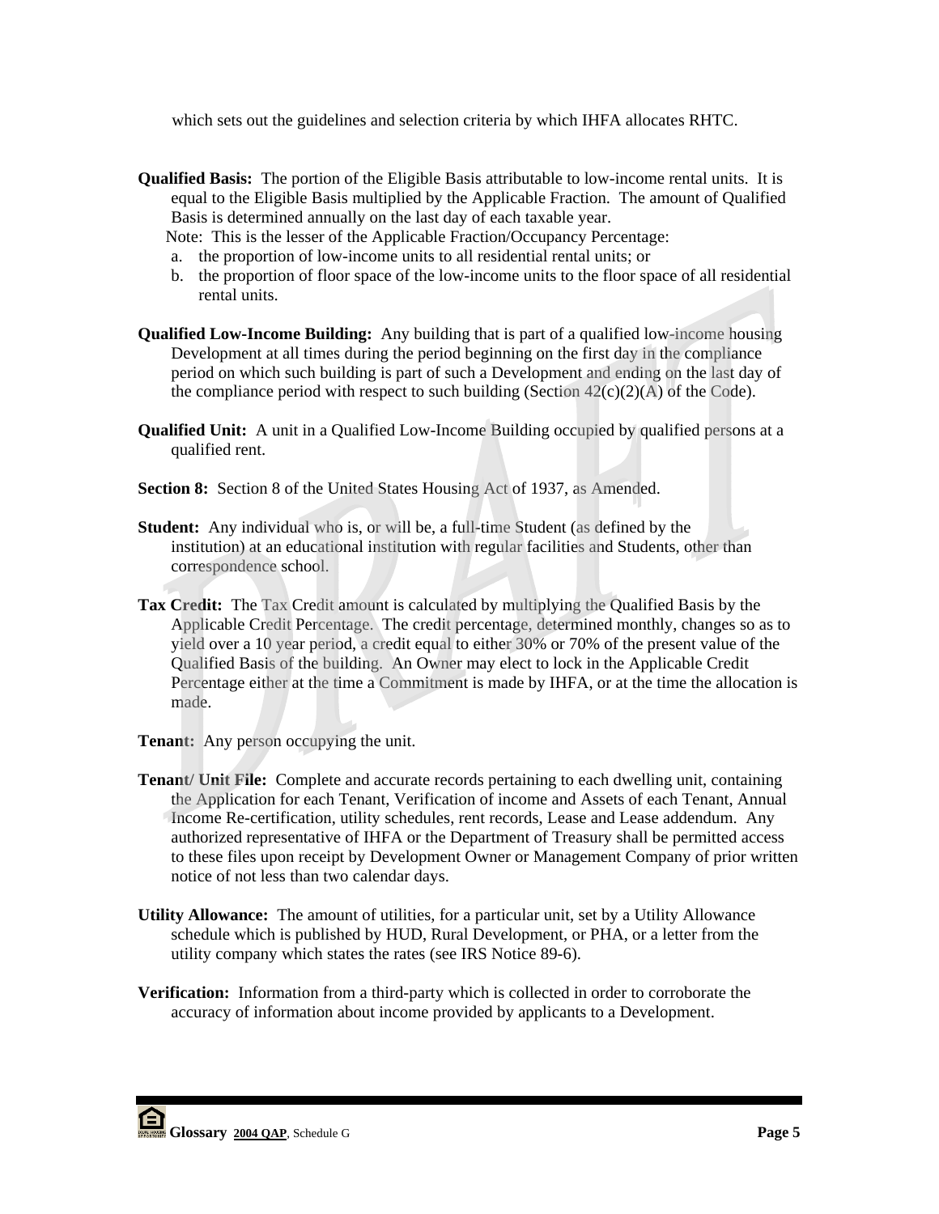which sets out the guidelines and selection criteria by which IHFA allocates RHTC.

**Qualified Basis:** The portion of the Eligible Basis attributable to low-income rental units. It is equal to the Eligible Basis multiplied by the Applicable Fraction. The amount of Qualified Basis is determined annually on the last day of each taxable year.

Note: This is the lesser of the Applicable Fraction/Occupancy Percentage:

a. the proportion of low-income units to all residential rental units; or
b. the proportion of floor space of the low-income units to the floor space of all residential rental units.

**Qualified Low-Income Building:** Any building that is part of a qualified low-income housing Development at all times during the period beginning on the first day in the compliance period on which such building is part of such a Development and ending on the last day of the compliance period with respect to such building (Section 42(c)(2)(A) of the Code).

**Qualified Unit:** A unit in a Qualified Low-Income Building occupied by qualified persons at a qualified rent.

**Section 8:** Section 8 of the United States Housing Act of 1937, as Amended.

**Student:** Any individual who is, or will be, a full-time Student (as defined by the institution) at an educational institution with regular facilities and Students, other than correspondence school.

**Tax Credit:** The Tax Credit amount is calculated by multiplying the Qualified Basis by the Applicable Credit Percentage. The credit percentage, determined monthly, changes so as to yield over a 10 year period, a credit equal to either 30% or 70% of the present value of the Qualified Basis of the building. An Owner may elect to lock in the Applicable Credit Percentage either at the time a Commitment is made by IHFA, or at the time the allocation is made.

**Tenant:** Any person occupying the unit.

**Tenant/ Unit File:** Complete and accurate records pertaining to each dwelling unit, containing the Application for each Tenant, Verification of income and Assets of each Tenant, Annual Income Re-certification, utility schedules, rent records, Lease and Lease addendum. Any authorized representative of IHFA or the Department of Treasury shall be permitted access to these files upon receipt by Development Owner or Management Company of prior written notice of not less than two calendar days.

**Utility Allowance:** The amount of utilities, for a particular unit, set by a Utility Allowance schedule which is published by HUD, Rural Development, or PHA, or a letter from the utility company which states the rates (see IRS Notice 89-6).

**Verification:** Information from a third-party which is collected in order to corroborate the accuracy of information about income provided by applicants to a Development.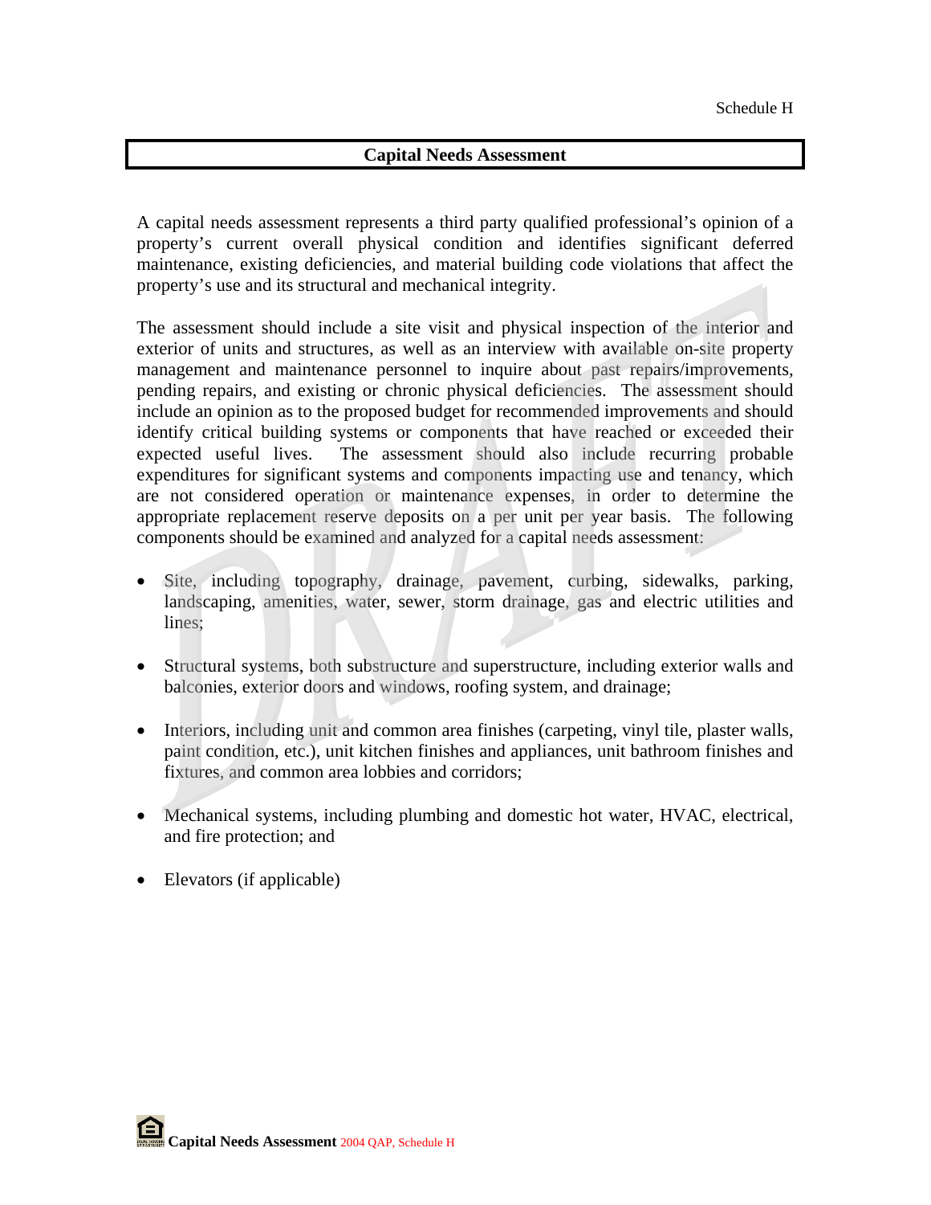Schedule H

# Capital Needs Assessment

A capital needs assessment represents a third party qualified professional's opinion of a property's current overall physical condition and identifies significant deferred maintenance, existing deficiencies, and material building code violations that affect the property's use and its structural and mechanical integrity.

The assessment should include a site visit and physical inspection of the interior and exterior of units and structures, as well as an interview with available on-site property management and maintenance personnel to inquire about past repairs/improvements, pending repairs, and existing or chronic physical deficiencies. The assessment should include an opinion as to the proposed budget for recommended improvements and should identify critical building systems or components that have reached or exceeded their expected useful lives. The assessment should also include recurring probable expenditures for significant systems and components impacting use and tenancy, which are not considered operation or maintenance expenses, in order to determine the appropriate replacement reserve deposits on a per unit per year basis. The following components should be examined and analyzed for a capital needs assessment:

- Site, including topography, drainage, pavement, curbing, sidewalks, parking, landscaping, amenities, water, sewer, storm drainage, gas and electric utilities and lines;
- Structural systems, both substructure and superstructure, including exterior walls and balconies, exterior doors and windows, roofing system, and drainage;
- Interiors, including unit and common area finishes (carpeting, vinyl tile, plaster walls, paint condition, etc.), unit kitchen finishes and appliances, unit bathroom finishes and fixtures, and common area lobbies and corridors;
- Mechanical systems, including plumbing and domestic hot water, HVAC, electrical, and fire protection; and
- Elevators (if applicable)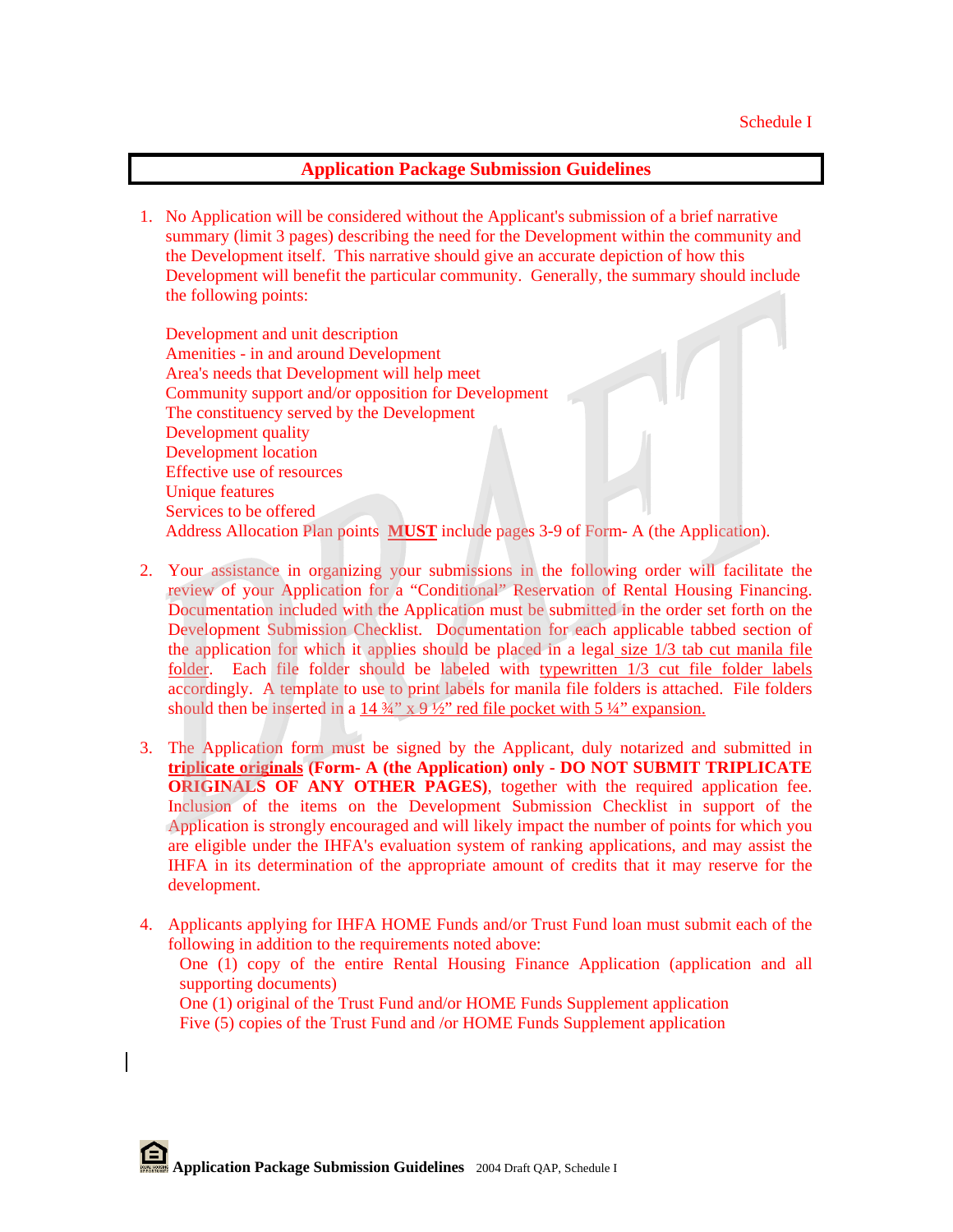Schedule I

## Application Package Submission Guidelines

1. No Application will be considered without the Applicant's submission of a brief narrative summary (limit 3 pages) describing the need for the Development within the community and the Development itself. This narrative should give an accurate depiction of how this Development will benefit the particular community. Generally, the summary should include the following points:

   Development and unit description
   Amenities - in and around Development
   Area's needs that Development will help meet
   Community support and/or opposition for Development
   The constituency served by the Development
   Development quality
   Development location
   Effective use of resources
   Unique features
   Services to be offered
   Address Allocation Plan points **MUST** include pages 3-9 of Form- A (the Application).

2. Your assistance in organizing your submissions in the following order will facilitate the review of your Application for a "Conditional" Reservation of Rental Housing Financing. Documentation included with the Application must be submitted in the order set forth on the Development Submission Checklist. Documentation for each applicable tabbed section of the application for which it applies should be placed in a legal size 1/3 tab cut manila file folder. Each file folder should be labeled with typewritten 1/3 cut file folder labels accordingly. A template to use to print labels for manila file folders is attached. File folders should then be inserted in a 14 ¾" x 9 ½" red file pocket with 5 ¼" expansion.

3. The Application form must be signed by the Applicant, duly notarized and submitted in **triplicate originals (Form- A (the Application) only - DO NOT SUBMIT TRIPLICATE ORIGINALS OF ANY OTHER PAGES)**, together with the required application fee. Inclusion of the items on the Development Submission Checklist in support of the Application is strongly encouraged and will likely impact the number of points for which you are eligible under the IHFA's evaluation system of ranking applications, and may assist the IHFA in its determination of the appropriate amount of credits that it may reserve for the development.

4. Applicants applying for IHFA HOME Funds and/or Trust Fund loan must submit each of the following in addition to the requirements noted above:
   One (1) copy of the entire Rental Housing Finance Application (application and all supporting documents)
   One (1) original of the Trust Fund and/or HOME Funds Supplement application
   Five (5) copies of the Trust Fund and /or HOME Funds Supplement application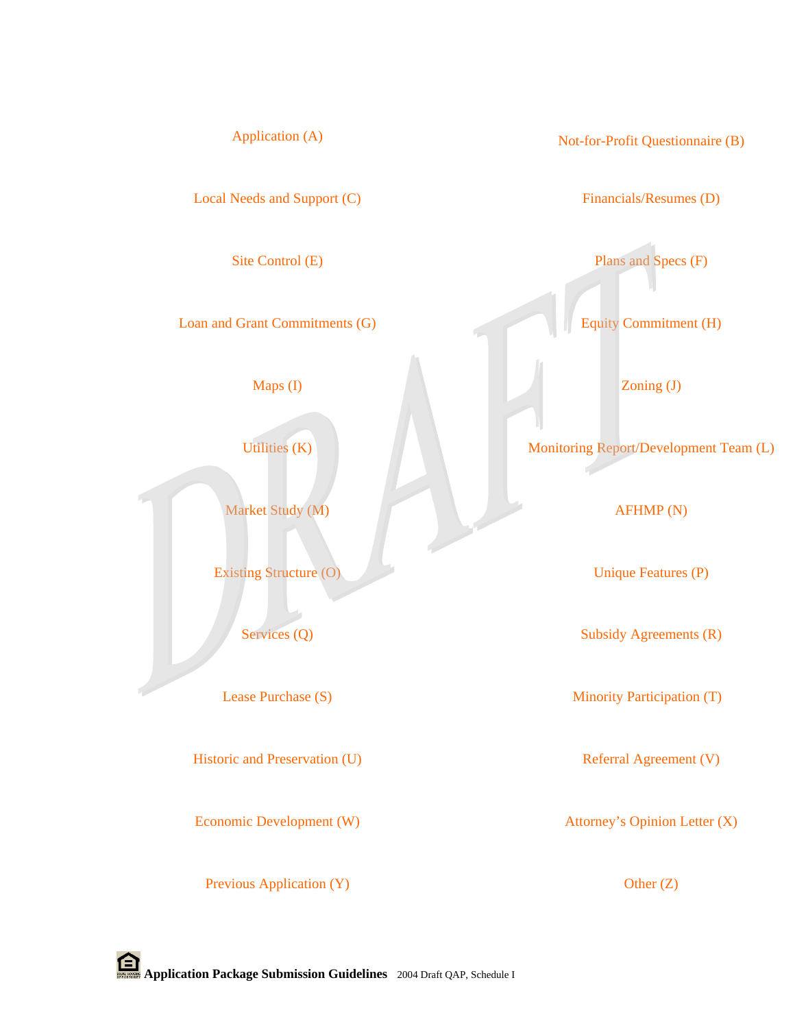Application (A)

Not-for-Profit Questionnaire (B)

Local Needs and Support (C)

Financials/Resumes (D)

Site Control (E)

Plans and Specs (F)

Loan and Grant Commitments (G)

Equity Commitment (H)

Maps (I)

Zoning (J)

Utilities (K)

Monitoring Report/Development Team (L)

Market Study (M)

AFHMP (N)

Existing Structure (O)

Unique Features (P)

Services (Q)

Subsidy Agreements (R)

Lease Purchase (S)

Minority Participation (T)

Historic and Preservation (U)

Referral Agreement (V)

Economic Development (W)

Attorney's Opinion Letter (X)

Previous Application (Y)

Other (Z)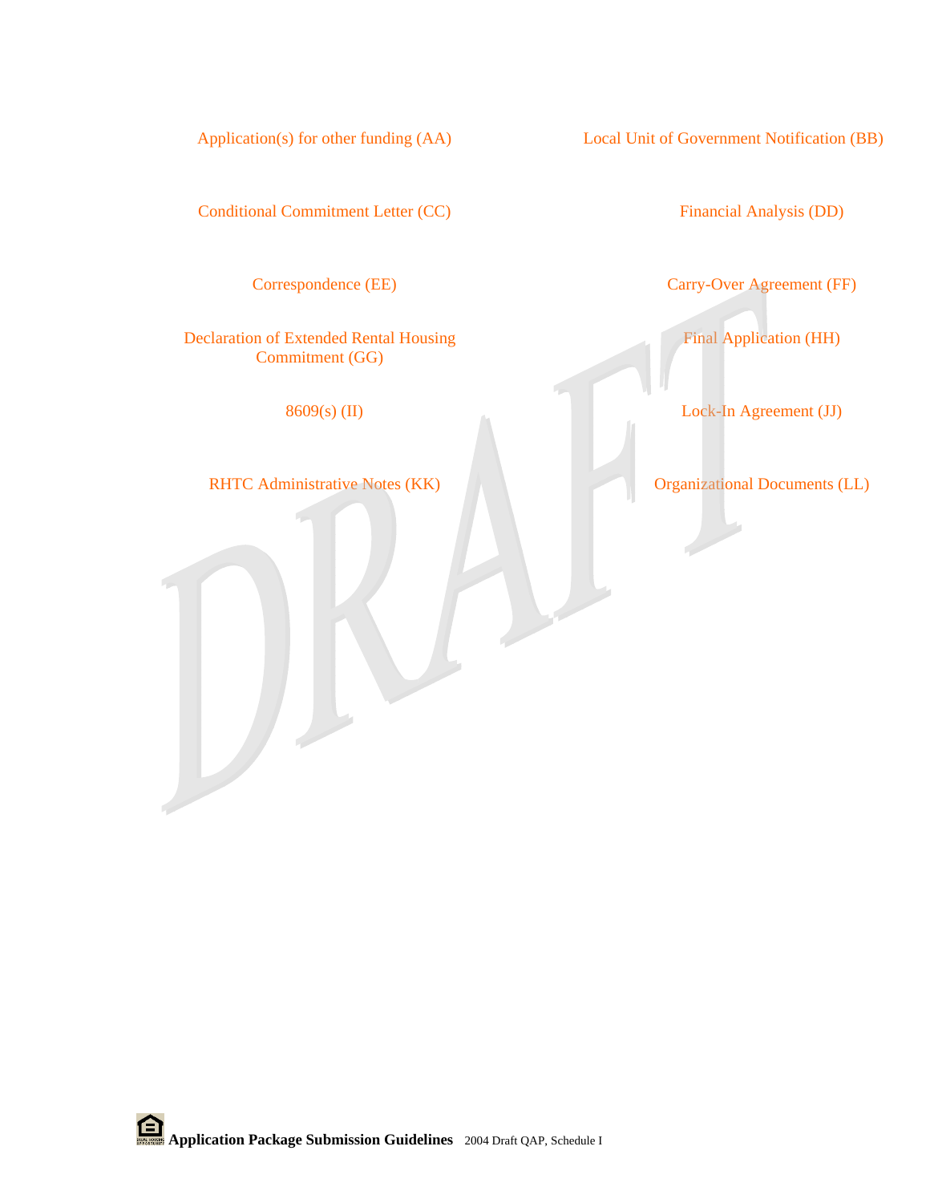Application(s) for other funding (AA)

Local Unit of Government Notification (BB)

Conditional Commitment Letter (CC)

Financial Analysis (DD)

Correspondence (EE)

Carry-Over Agreement (FF)

Declaration of Extended Rental Housing Commitment (GG)

Final Application (HH)

8609(s) (II)

Lock-In Agreement (JJ)

RHTC Administrative Notes (KK)

Organizational Documents (LL)